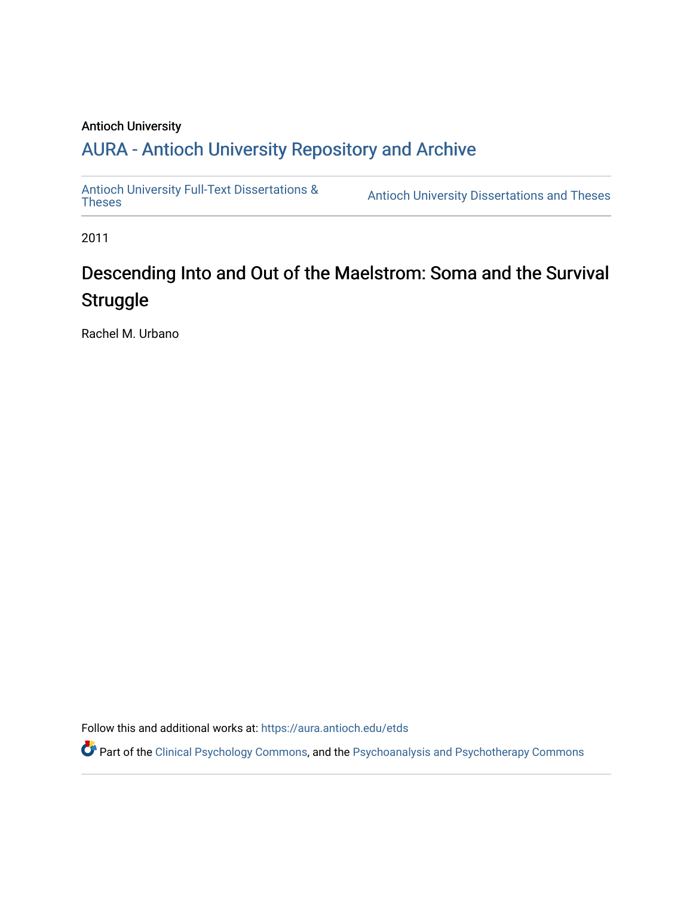Antioch University

# AURA - Antioch University Repository and Archive

Antioch University Full-Text Dissertations & Theses | Antioch University Dissertations and Theses

2011

## Descending Into and Out of the Maelstrom: Soma and the Survival Struggle

Rachel M. Urbano

Follow this and additional works at: https://aura.antioch.edu/etds

Part of the Clinical Psychology Commons, and the Psychoanalysis and Psychotherapy Commons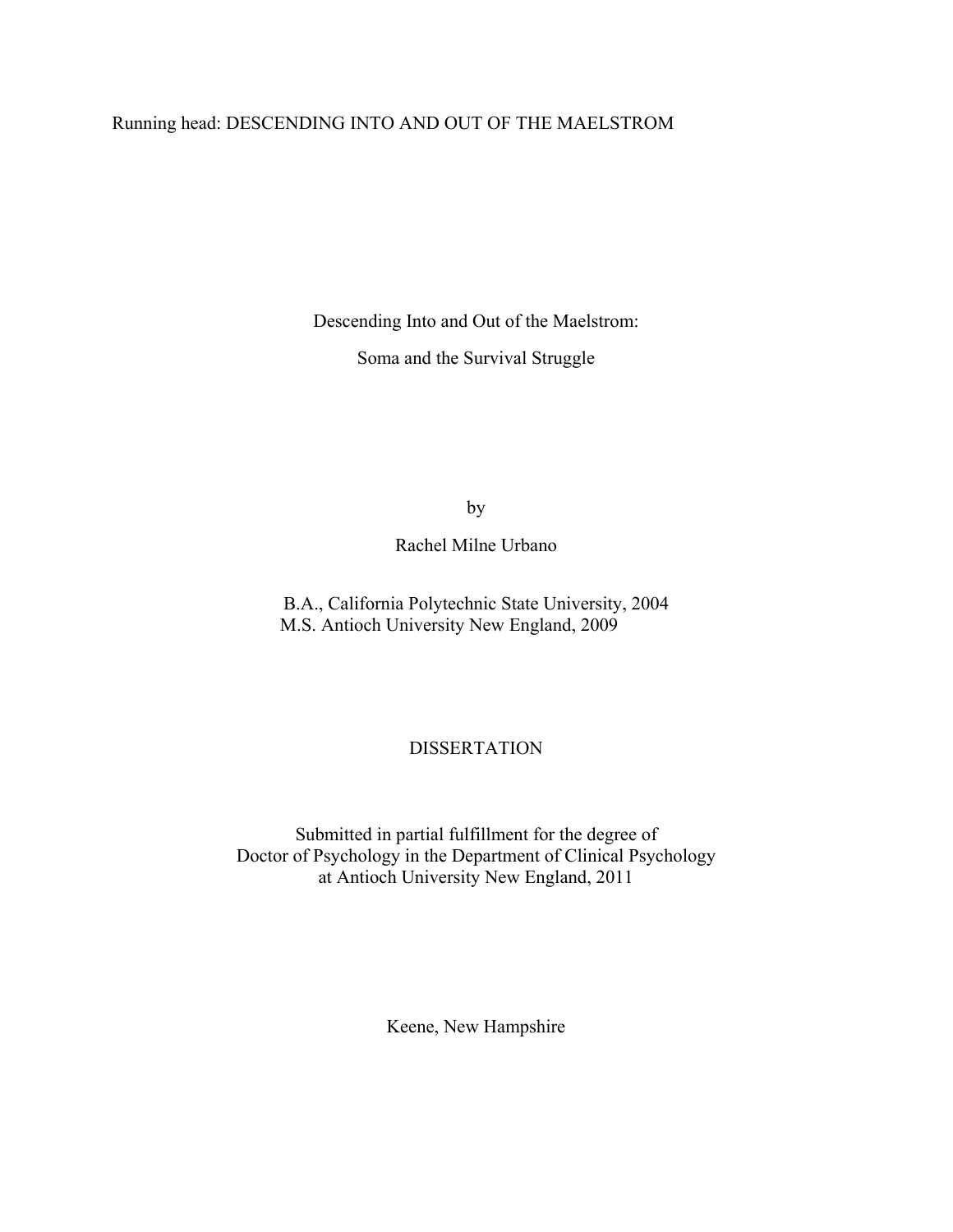# Descending Into and Out of the Maelstrom:

## Soma and the Survival Struggle

by

Rachel Milne Urbano

B.A., California Polytechnic State University, 2004
M.S. Antioch University New England, 2009

DISSERTATION

Submitted in partial fulfillment for the degree of
Doctor of Psychology in the Department of Clinical Psychology
at Antioch University New England, 2011

Keene, New Hampshire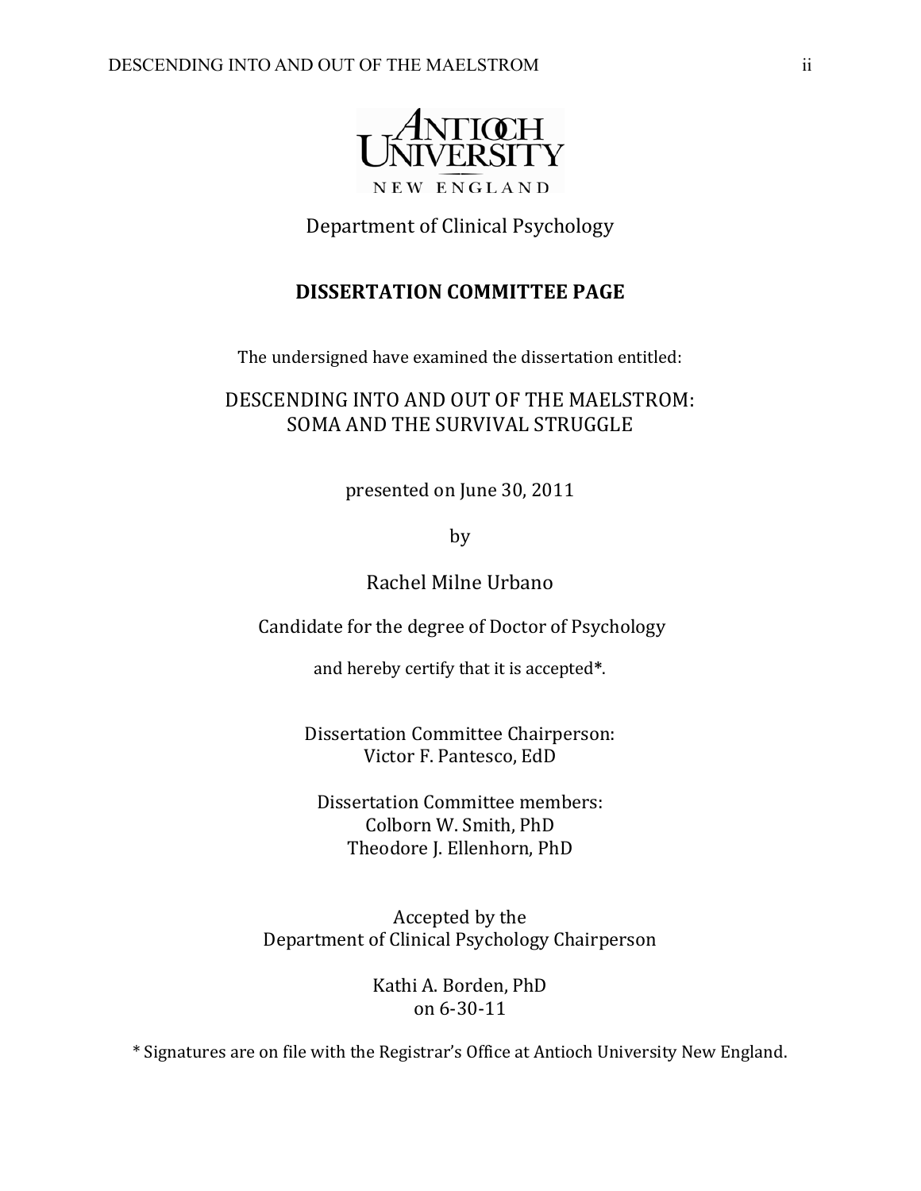Antioch University New England

Department of Clinical Psychology

**DISSERTATION COMMITTEE PAGE**

The undersigned have examined the dissertation entitled:

DESCENDING INTO AND OUT OF THE MAELSTROM:
SOMA AND THE SURVIVAL STRUGGLE

presented on June 30, 2011

by

Rachel Milne Urbano

Candidate for the degree of Doctor of Psychology

and hereby certify that it is accepted**\***.

Dissertation Committee Chairperson:
Victor F. Pantesco, EdD

Dissertation Committee members:
Colborn W. Smith, PhD
Theodore J. Ellenhorn, PhD

Accepted by the
Department of Clinical Psychology Chairperson

Kathi A. Borden, PhD
on 6-30-11

* Signatures are on file with the Registrar's Office at Antioch University New England.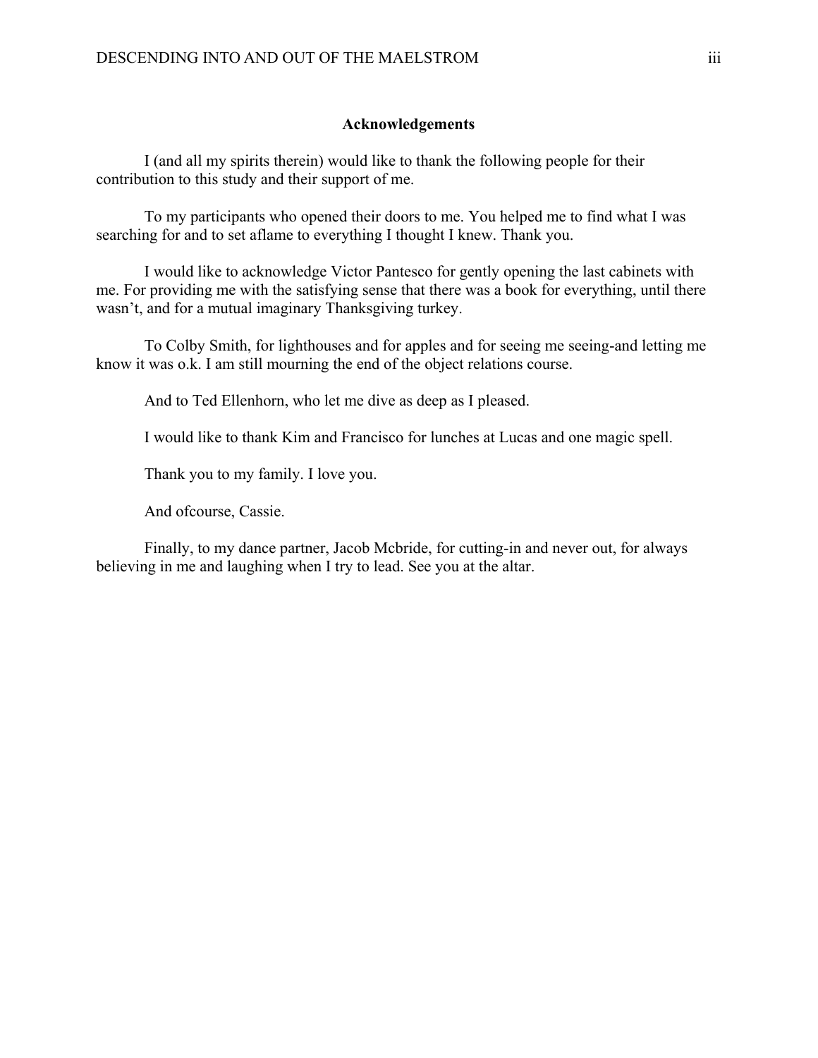## Acknowledgements

I (and all my spirits therein) would like to thank the following people for their contribution to this study and their support of me.

To my participants who opened their doors to me. You helped me to find what I was searching for and to set aflame to everything I thought I knew. Thank you.

I would like to acknowledge Victor Pantesco for gently opening the last cabinets with me. For providing me with the satisfying sense that there was a book for everything, until there wasn't, and for a mutual imaginary Thanksgiving turkey.

To Colby Smith, for lighthouses and for apples and for seeing me seeing-and letting me know it was o.k. I am still mourning the end of the object relations course.

And to Ted Ellenhorn, who let me dive as deep as I pleased.

I would like to thank Kim and Francisco for lunches at Lucas and one magic spell.

Thank you to my family. I love you.

And ofcourse, Cassie.

Finally, to my dance partner, Jacob Mcbride, for cutting-in and never out, for always believing in me and laughing when I try to lead. See you at the altar.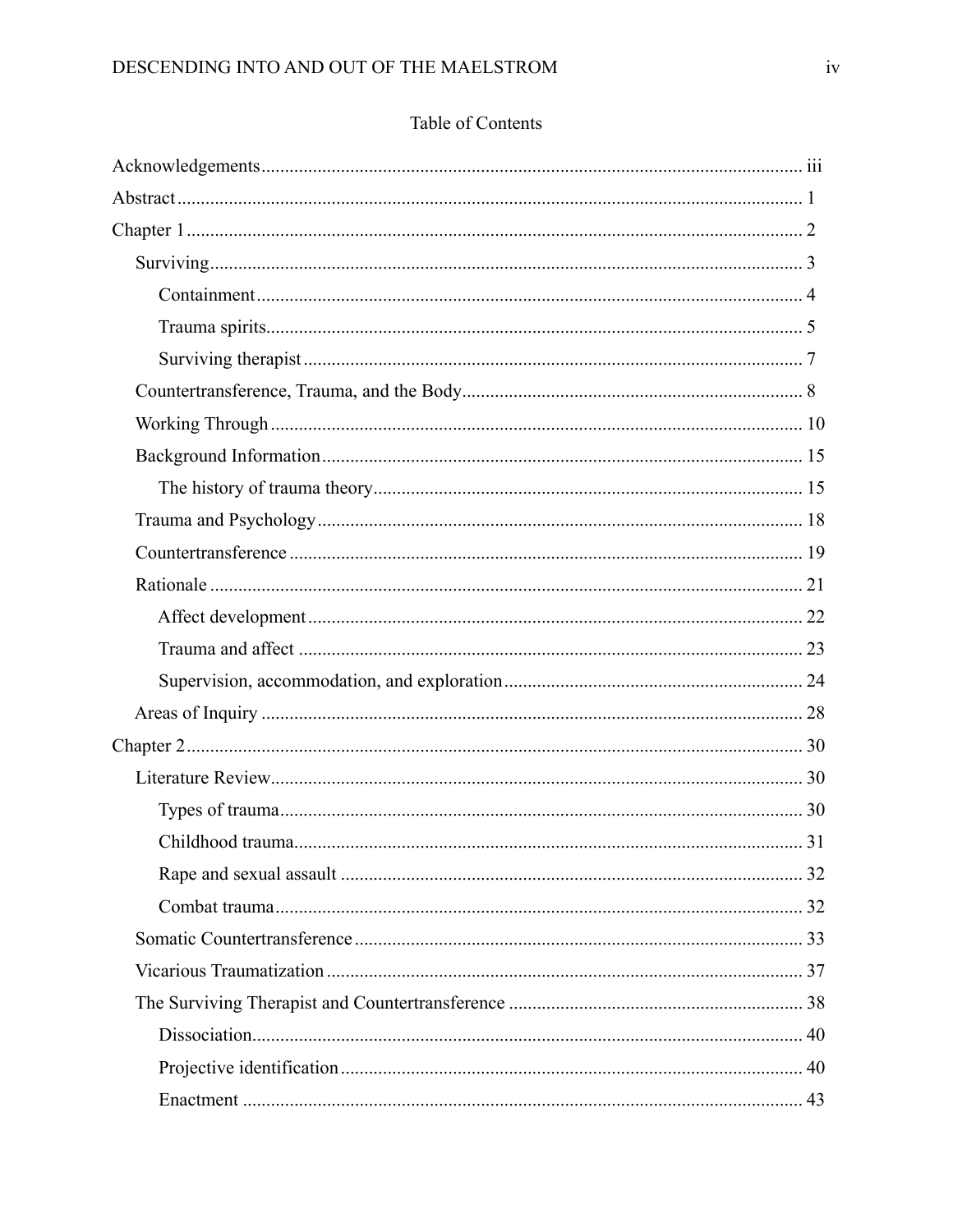# Table of Contents

- Acknowledgements ........ iii
- Abstract ........ 1
- Chapter 1 ........ 2
  - Surviving ........ 3
    - Containment ........ 4
    - Trauma spirits ........ 5
    - Surviving therapist ........ 7
  - Countertransference, Trauma, and the Body ........ 8
  - Working Through ........ 10
  - Background Information ........ 15
    - The history of trauma theory ........ 15
  - Trauma and Psychology ........ 18
  - Countertransference ........ 19
  - Rationale ........ 21
    - Affect development ........ 22
    - Trauma and affect ........ 23
    - Supervision, accommodation, and exploration ........ 24
  - Areas of Inquiry ........ 28
- Chapter 2 ........ 30
  - Literature Review ........ 30
    - Types of trauma ........ 30
    - Childhood trauma ........ 31
    - Rape and sexual assault ........ 32
    - Combat trauma ........ 32
  - Somatic Countertransference ........ 33
  - Vicarious Traumatization ........ 37
  - The Surviving Therapist and Countertransference ........ 38
    - Dissociation ........ 40
    - Projective identification ........ 40
    - Enactment ........ 43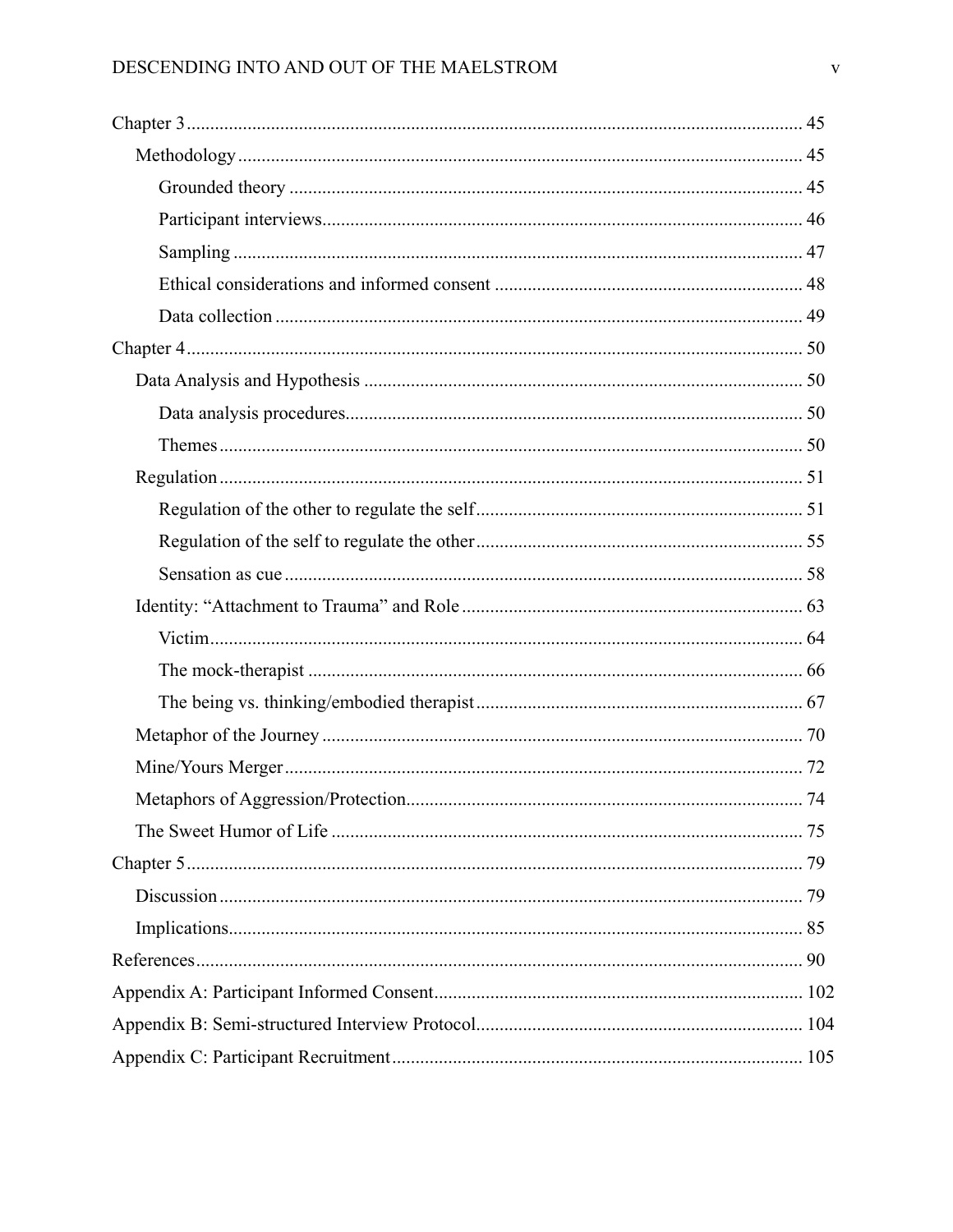Chapter 3 ........................................................................................................................ 45

  Methodology ............................................................................................................... 45

    Grounded theory .................................................................................................. 45

    Participant interviews............................................................................................ 46

    Sampling .............................................................................................................. 47

    Ethical considerations and informed consent ...................................................... 48

    Data collection ..................................................................................................... 49

Chapter 4 ........................................................................................................................ 50

  Data Analysis and Hypothesis .................................................................................... 50

    Data analysis procedures....................................................................................... 50

    Themes .................................................................................................................. 50

  Regulation ................................................................................................................... 51

    Regulation of the other to regulate the self ........................................................... 51

    Regulation of the self to regulate the other ........................................................... 55

    Sensation as cue .................................................................................................... 58

  Identity: “Attachment to Trauma” and Role ............................................................... 63

    Victim.................................................................................................................... 64

    The mock-therapist ............................................................................................... 66

    The being vs. thinking/embodied therapist ........................................................... 67

  Metaphor of the Journey ............................................................................................. 70

  Mine/Yours Merger ..................................................................................................... 72

  Metaphors of Aggression/Protection........................................................................... 74

  The Sweet Humor of Life ........................................................................................... 75

Chapter 5 ........................................................................................................................ 79

  Discussion ................................................................................................................... 79

  Implications................................................................................................................. 85

References....................................................................................................................... 90

Appendix A: Participant Informed Consent.................................................................... 102

Appendix B: Semi-structured Interview Protocol........................................................... 104

Appendix C: Participant Recruitment............................................................................. 105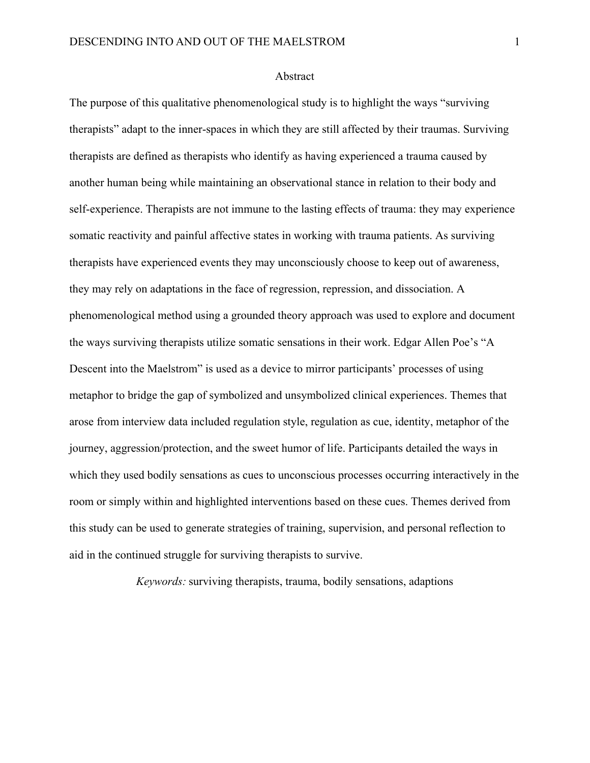## Abstract

The purpose of this qualitative phenomenological study is to highlight the ways "surviving therapists" adapt to the inner-spaces in which they are still affected by their traumas. Surviving therapists are defined as therapists who identify as having experienced a trauma caused by another human being while maintaining an observational stance in relation to their body and self-experience. Therapists are not immune to the lasting effects of trauma: they may experience somatic reactivity and painful affective states in working with trauma patients. As surviving therapists have experienced events they may unconsciously choose to keep out of awareness, they may rely on adaptations in the face of regression, repression, and dissociation. A phenomenological method using a grounded theory approach was used to explore and document the ways surviving therapists utilize somatic sensations in their work. Edgar Allen Poe's "A Descent into the Maelstrom" is used as a device to mirror participants' processes of using metaphor to bridge the gap of symbolized and unsymbolized clinical experiences. Themes that arose from interview data included regulation style, regulation as cue, identity, metaphor of the journey, aggression/protection, and the sweet humor of life. Participants detailed the ways in which they used bodily sensations as cues to unconscious processes occurring interactively in the room or simply within and highlighted interventions based on these cues. Themes derived from this study can be used to generate strategies of training, supervision, and personal reflection to aid in the continued struggle for surviving therapists to survive.

*Keywords:* surviving therapists, trauma, bodily sensations, adaptions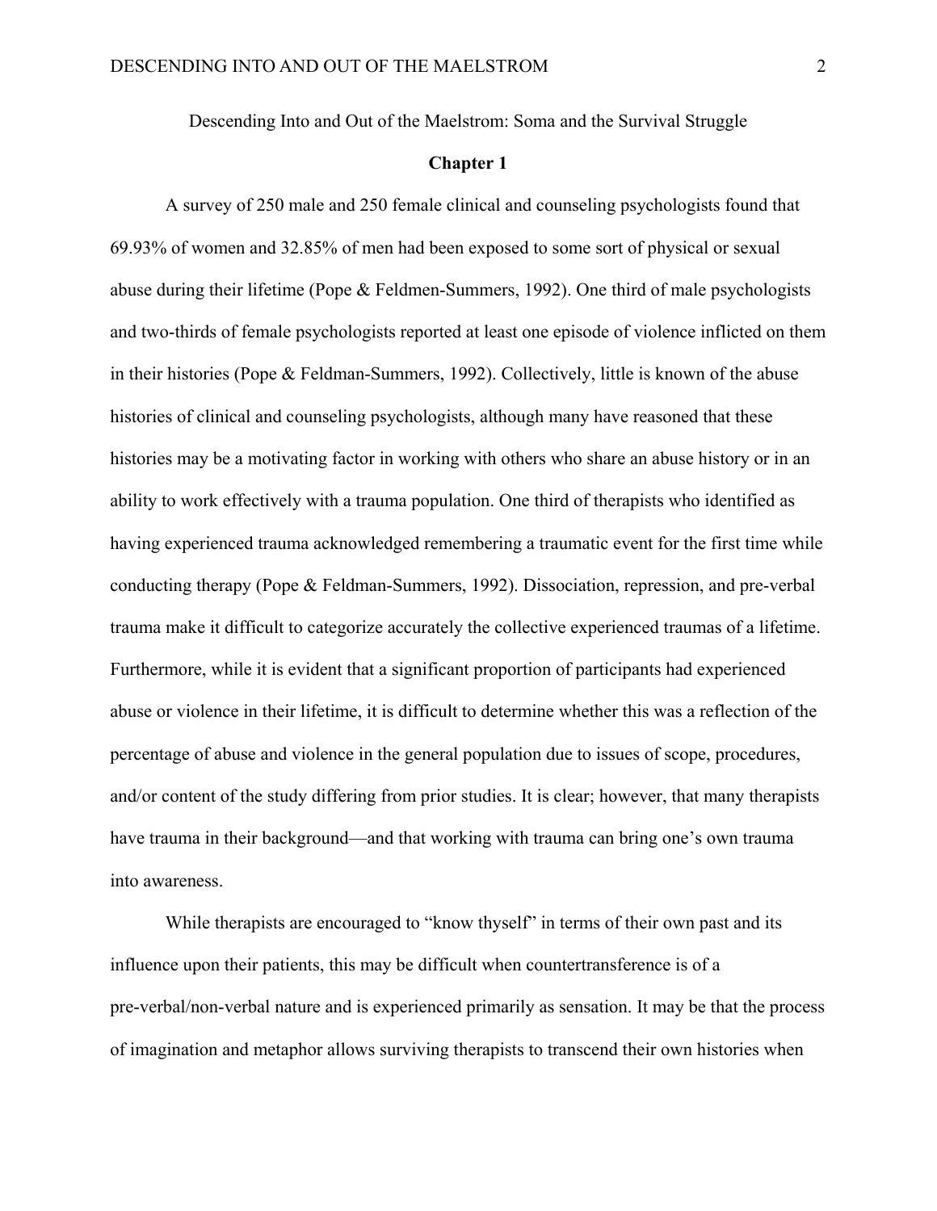Descending Into and Out of the Maelstrom: Soma and the Survival Struggle

## Chapter 1

A survey of 250 male and 250 female clinical and counseling psychologists found that 69.93% of women and 32.85% of men had been exposed to some sort of physical or sexual abuse during their lifetime (Pope & Feldmen-Summers, 1992). One third of male psychologists and two-thirds of female psychologists reported at least one episode of violence inflicted on them in their histories (Pope & Feldman-Summers, 1992). Collectively, little is known of the abuse histories of clinical and counseling psychologists, although many have reasoned that these histories may be a motivating factor in working with others who share an abuse history or in an ability to work effectively with a trauma population. One third of therapists who identified as having experienced trauma acknowledged remembering a traumatic event for the first time while conducting therapy (Pope & Feldman-Summers, 1992). Dissociation, repression, and pre-verbal trauma make it difficult to categorize accurately the collective experienced traumas of a lifetime. Furthermore, while it is evident that a significant proportion of participants had experienced abuse or violence in their lifetime, it is difficult to determine whether this was a reflection of the percentage of abuse and violence in the general population due to issues of scope, procedures, and/or content of the study differing from prior studies. It is clear; however, that many therapists have trauma in their background—and that working with trauma can bring one's own trauma into awareness.

While therapists are encouraged to "know thyself" in terms of their own past and its influence upon their patients, this may be difficult when countertransference is of a pre-verbal/non-verbal nature and is experienced primarily as sensation. It may be that the process of imagination and metaphor allows surviving therapists to transcend their own histories when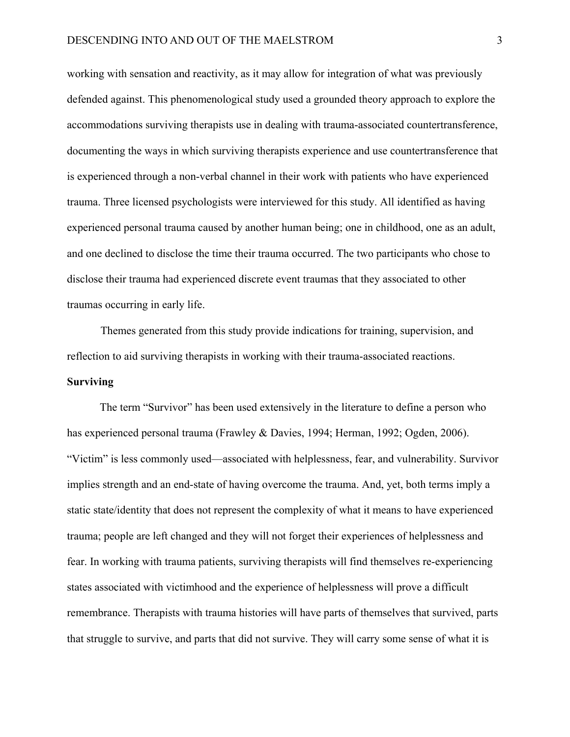working with sensation and reactivity, as it may allow for integration of what was previously defended against. This phenomenological study used a grounded theory approach to explore the accommodations surviving therapists use in dealing with trauma-associated countertransference, documenting the ways in which surviving therapists experience and use countertransference that is experienced through a non-verbal channel in their work with patients who have experienced trauma. Three licensed psychologists were interviewed for this study. All identified as having experienced personal trauma caused by another human being; one in childhood, one as an adult, and one declined to disclose the time their trauma occurred. The two participants who chose to disclose their trauma had experienced discrete event traumas that they associated to other traumas occurring in early life.

Themes generated from this study provide indications for training, supervision, and reflection to aid surviving therapists in working with their trauma-associated reactions.

**Surviving**

The term "Survivor" has been used extensively in the literature to define a person who has experienced personal trauma (Frawley & Davies, 1994; Herman, 1992; Ogden, 2006). "Victim" is less commonly used—associated with helplessness, fear, and vulnerability. Survivor implies strength and an end-state of having overcome the trauma. And, yet, both terms imply a static state/identity that does not represent the complexity of what it means to have experienced trauma; people are left changed and they will not forget their experiences of helplessness and fear. In working with trauma patients, surviving therapists will find themselves re-experiencing states associated with victimhood and the experience of helplessness will prove a difficult remembrance. Therapists with trauma histories will have parts of themselves that survived, parts that struggle to survive, and parts that did not survive. They will carry some sense of what it is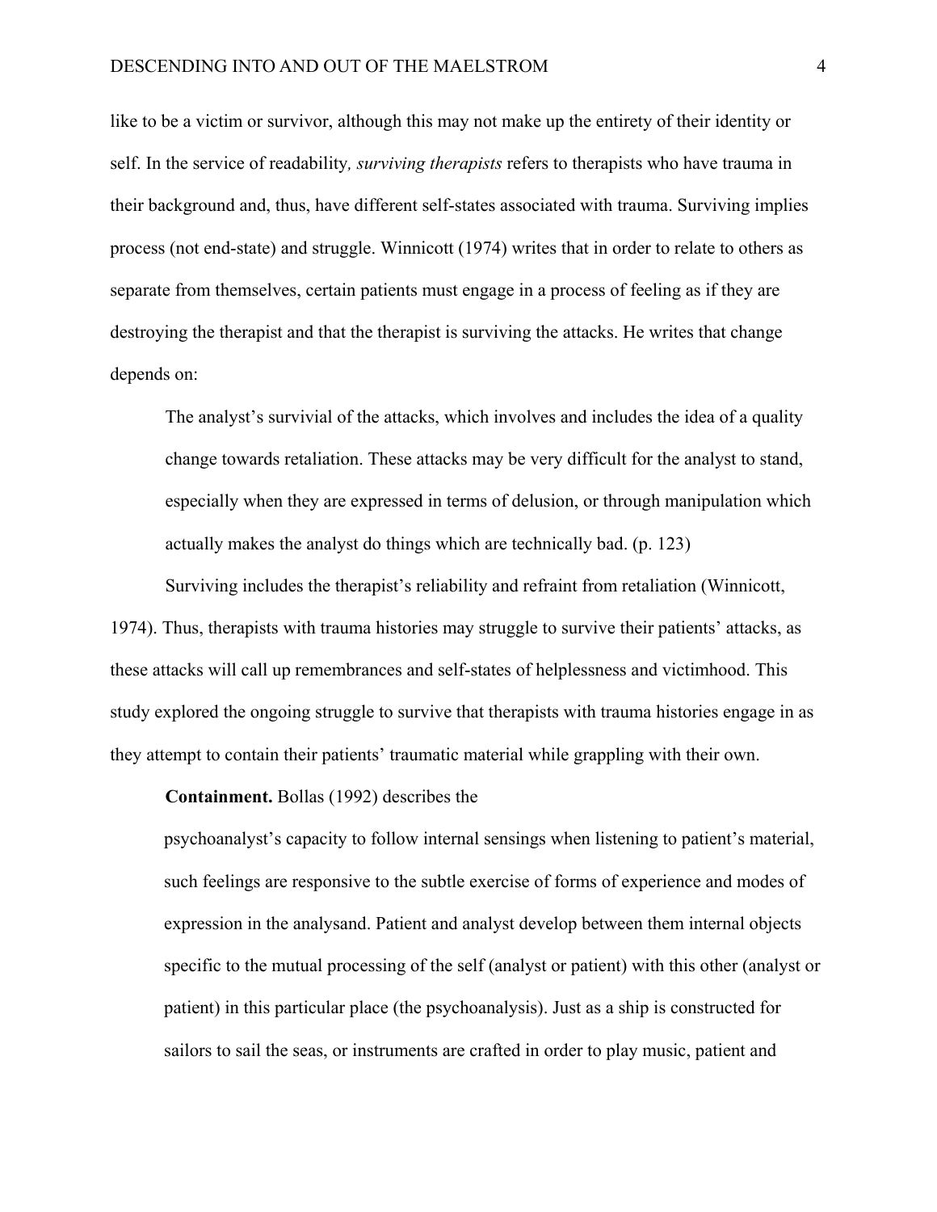like to be a victim or survivor, although this may not make up the entirety of their identity or self. In the service of readability*, surviving therapists* refers to therapists who have trauma in their background and, thus, have different self-states associated with trauma. Surviving implies process (not end-state) and struggle. Winnicott (1974) writes that in order to relate to others as separate from themselves, certain patients must engage in a process of feeling as if they are destroying the therapist and that the therapist is surviving the attacks. He writes that change depends on:

> The analyst's survivial of the attacks, which involves and includes the idea of a quality change towards retaliation. These attacks may be very difficult for the analyst to stand, especially when they are expressed in terms of delusion, or through manipulation which actually makes the analyst do things which are technically bad. (p. 123)

Surviving includes the therapist's reliability and refraint from retaliation (Winnicott, 1974). Thus, therapists with trauma histories may struggle to survive their patients' attacks, as these attacks will call up remembrances and self-states of helplessness and victimhood. This study explored the ongoing struggle to survive that therapists with trauma histories engage in as they attempt to contain their patients' traumatic material while grappling with their own.

**Containment.** Bollas (1992) describes the

> psychoanalyst's capacity to follow internal sensings when listening to patient's material, such feelings are responsive to the subtle exercise of forms of experience and modes of expression in the analysand. Patient and analyst develop between them internal objects specific to the mutual processing of the self (analyst or patient) with this other (analyst or patient) in this particular place (the psychoanalysis). Just as a ship is constructed for sailors to sail the seas, or instruments are crafted in order to play music, patient and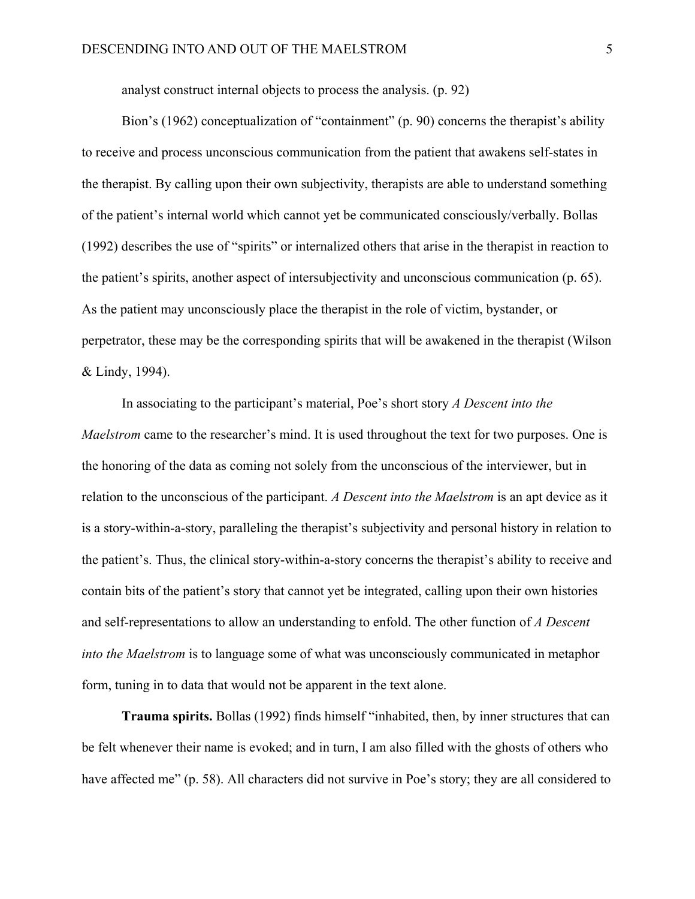analyst construct internal objects to process the analysis. (p. 92)

Bion's (1962) conceptualization of "containment" (p. 90) concerns the therapist's ability to receive and process unconscious communication from the patient that awakens self-states in the therapist. By calling upon their own subjectivity, therapists are able to understand something of the patient's internal world which cannot yet be communicated consciously/verbally. Bollas (1992) describes the use of "spirits" or internalized others that arise in the therapist in reaction to the patient's spirits, another aspect of intersubjectivity and unconscious communication (p. 65). As the patient may unconsciously place the therapist in the role of victim, bystander, or perpetrator, these may be the corresponding spirits that will be awakened in the therapist (Wilson & Lindy, 1994).

In associating to the participant's material, Poe's short story *A Descent into the Maelstrom* came to the researcher's mind. It is used throughout the text for two purposes. One is the honoring of the data as coming not solely from the unconscious of the interviewer, but in relation to the unconscious of the participant. *A Descent into the Maelstrom* is an apt device as it is a story-within-a-story, paralleling the therapist's subjectivity and personal history in relation to the patient's. Thus, the clinical story-within-a-story concerns the therapist's ability to receive and contain bits of the patient's story that cannot yet be integrated, calling upon their own histories and self-representations to allow an understanding to enfold. The other function of *A Descent into the Maelstrom* is to language some of what was unconsciously communicated in metaphor form, tuning in to data that would not be apparent in the text alone.

**Trauma spirits.** Bollas (1992) finds himself "inhabited, then, by inner structures that can be felt whenever their name is evoked; and in turn, I am also filled with the ghosts of others who have affected me" (p. 58). All characters did not survive in Poe's story; they are all considered to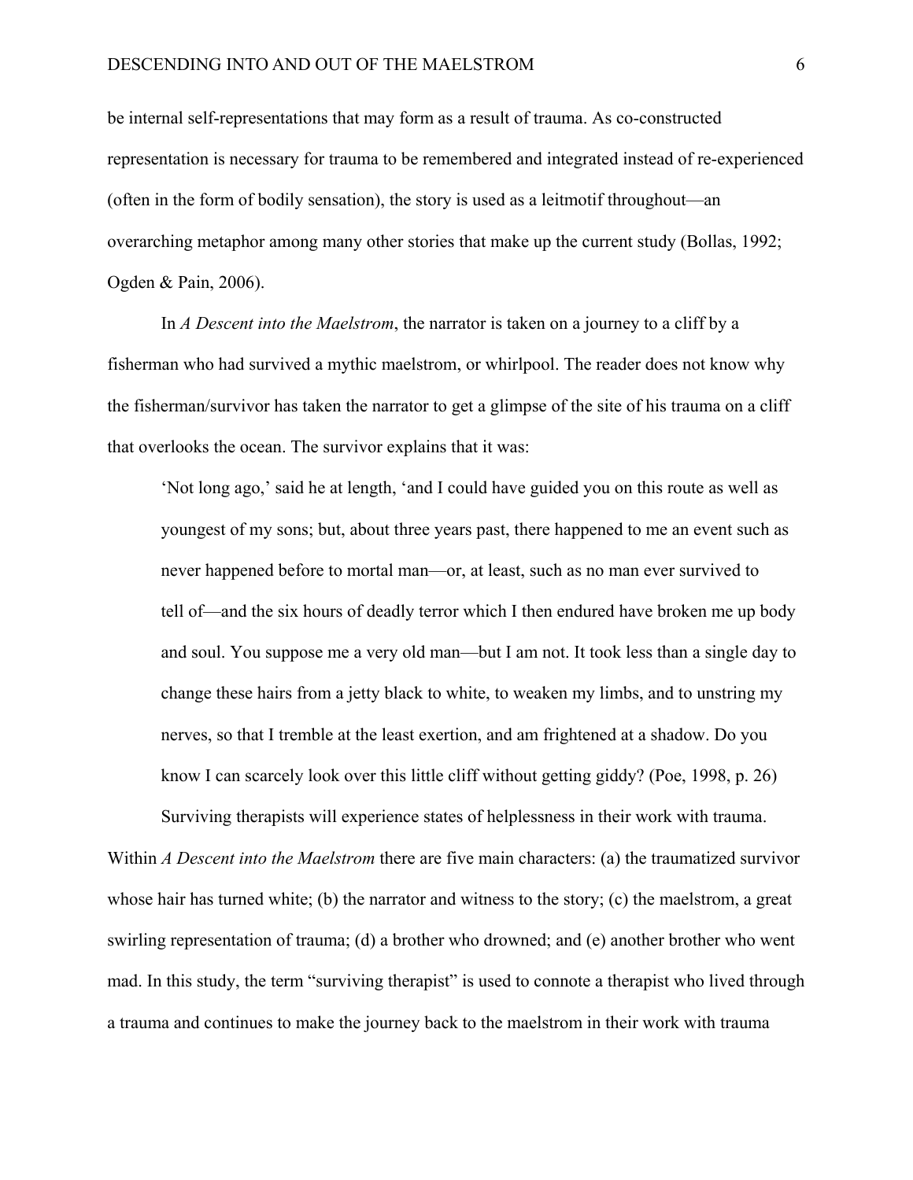be internal self-representations that may form as a result of trauma. As co-constructed representation is necessary for trauma to be remembered and integrated instead of re-experienced (often in the form of bodily sensation), the story is used as a leitmotif throughout—an overarching metaphor among many other stories that make up the current study (Bollas, 1992; Ogden & Pain, 2006).

In *A Descent into the Maelstrom*, the narrator is taken on a journey to a cliff by a fisherman who had survived a mythic maelstrom, or whirlpool. The reader does not know why the fisherman/survivor has taken the narrator to get a glimpse of the site of his trauma on a cliff that overlooks the ocean. The survivor explains that it was:

> 'Not long ago,' said he at length, 'and I could have guided you on this route as well as youngest of my sons; but, about three years past, there happened to me an event such as never happened before to mortal man—or, at least, such as no man ever survived to tell of—and the six hours of deadly terror which I then endured have broken me up body and soul. You suppose me a very old man—but I am not. It took less than a single day to change these hairs from a jetty black to white, to weaken my limbs, and to unstring my nerves, so that I tremble at the least exertion, and am frightened at a shadow. Do you know I can scarcely look over this little cliff without getting giddy? (Poe, 1998, p. 26)

Surviving therapists will experience states of helplessness in their work with trauma. Within *A Descent into the Maelstrom* there are five main characters: (a) the traumatized survivor whose hair has turned white; (b) the narrator and witness to the story; (c) the maelstrom, a great swirling representation of trauma; (d) a brother who drowned; and (e) another brother who went mad. In this study, the term "surviving therapist" is used to connote a therapist who lived through a trauma and continues to make the journey back to the maelstrom in their work with trauma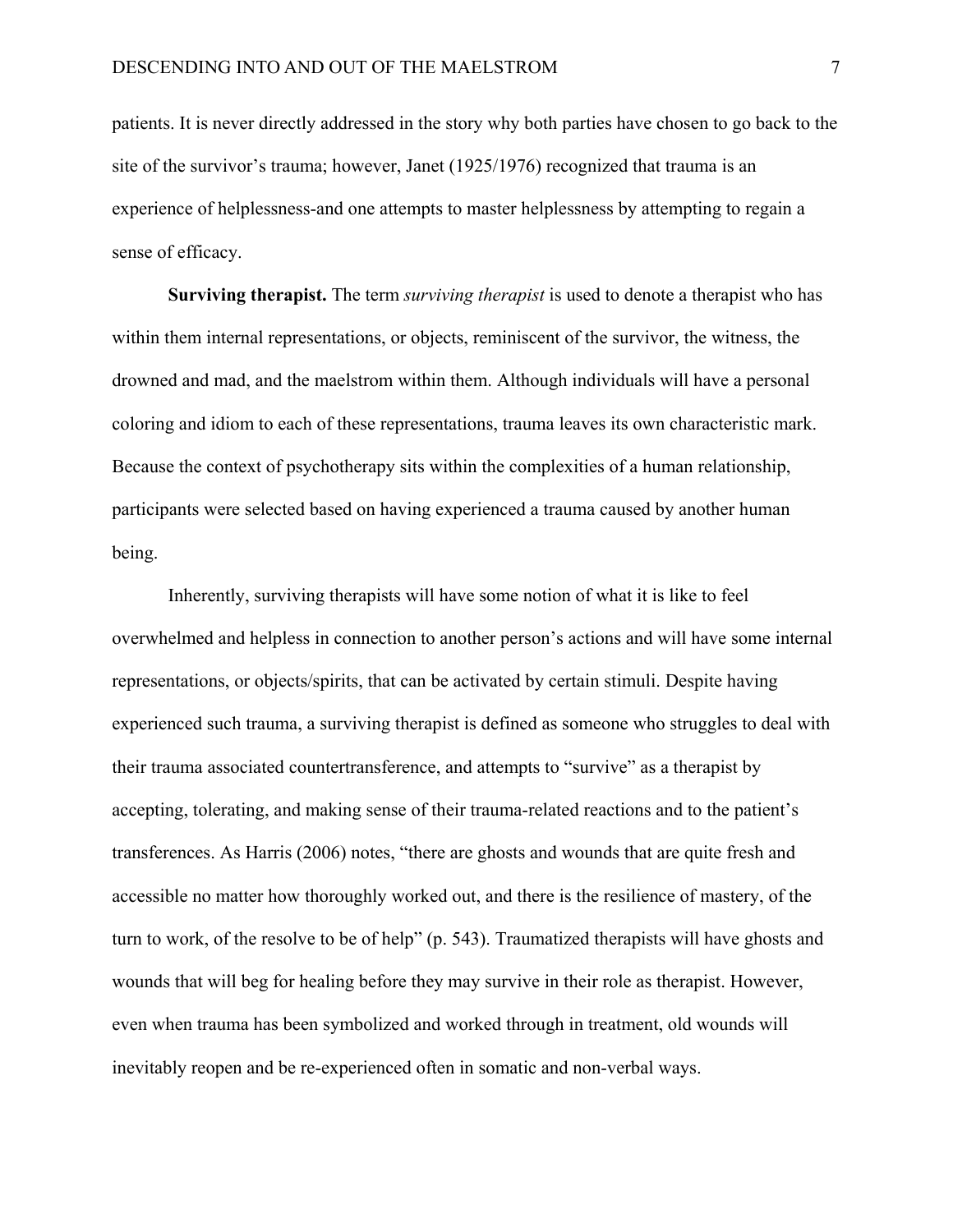patients. It is never directly addressed in the story why both parties have chosen to go back to the site of the survivor's trauma; however, Janet (1925/1976) recognized that trauma is an experience of helplessness-and one attempts to master helplessness by attempting to regain a sense of efficacy.

**Surviving therapist.** The term *surviving therapist* is used to denote a therapist who has within them internal representations, or objects, reminiscent of the survivor, the witness, the drowned and mad, and the maelstrom within them. Although individuals will have a personal coloring and idiom to each of these representations, trauma leaves its own characteristic mark. Because the context of psychotherapy sits within the complexities of a human relationship, participants were selected based on having experienced a trauma caused by another human being.

Inherently, surviving therapists will have some notion of what it is like to feel overwhelmed and helpless in connection to another person's actions and will have some internal representations, or objects/spirits, that can be activated by certain stimuli. Despite having experienced such trauma, a surviving therapist is defined as someone who struggles to deal with their trauma associated countertransference, and attempts to "survive" as a therapist by accepting, tolerating, and making sense of their trauma-related reactions and to the patient's transferences. As Harris (2006) notes, "there are ghosts and wounds that are quite fresh and accessible no matter how thoroughly worked out, and there is the resilience of mastery, of the turn to work, of the resolve to be of help" (p. 543). Traumatized therapists will have ghosts and wounds that will beg for healing before they may survive in their role as therapist. However, even when trauma has been symbolized and worked through in treatment, old wounds will inevitably reopen and be re-experienced often in somatic and non-verbal ways.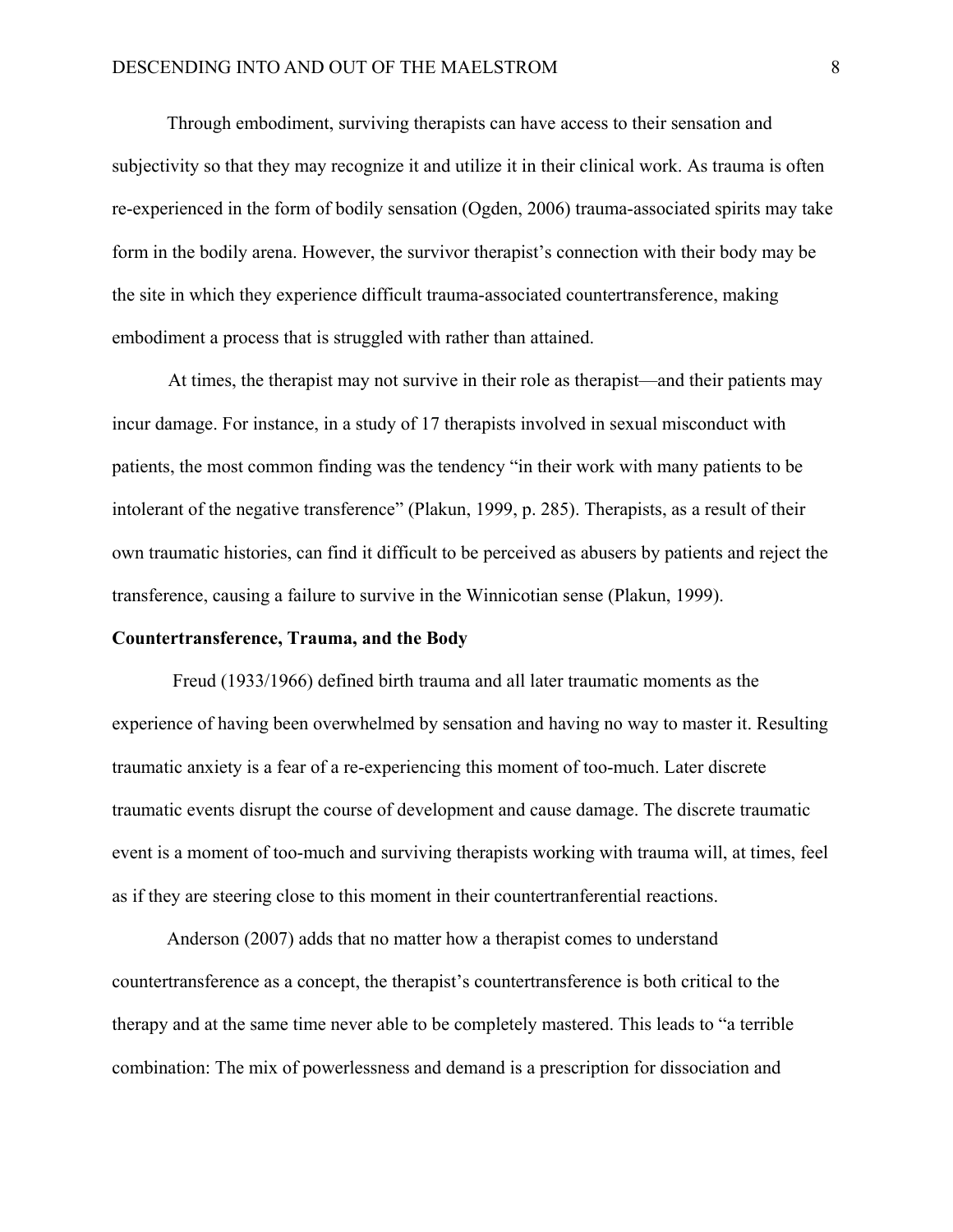Through embodiment, surviving therapists can have access to their sensation and subjectivity so that they may recognize it and utilize it in their clinical work. As trauma is often re-experienced in the form of bodily sensation (Ogden, 2006) trauma-associated spirits may take form in the bodily arena. However, the survivor therapist's connection with their body may be the site in which they experience difficult trauma-associated countertransference, making embodiment a process that is struggled with rather than attained.

At times, the therapist may not survive in their role as therapist—and their patients may incur damage. For instance, in a study of 17 therapists involved in sexual misconduct with patients, the most common finding was the tendency "in their work with many patients to be intolerant of the negative transference" (Plakun, 1999, p. 285). Therapists, as a result of their own traumatic histories, can find it difficult to be perceived as abusers by patients and reject the transference, causing a failure to survive in the Winnicotian sense (Plakun, 1999).

**Countertransference, Trauma, and the Body**

Freud (1933/1966) defined birth trauma and all later traumatic moments as the experience of having been overwhelmed by sensation and having no way to master it. Resulting traumatic anxiety is a fear of a re-experiencing this moment of too-much. Later discrete traumatic events disrupt the course of development and cause damage. The discrete traumatic event is a moment of too-much and surviving therapists working with trauma will, at times, feel as if they are steering close to this moment in their countertranferential reactions.

Anderson (2007) adds that no matter how a therapist comes to understand countertransference as a concept, the therapist's countertransference is both critical to the therapy and at the same time never able to be completely mastered. This leads to "a terrible combination: The mix of powerlessness and demand is a prescription for dissociation and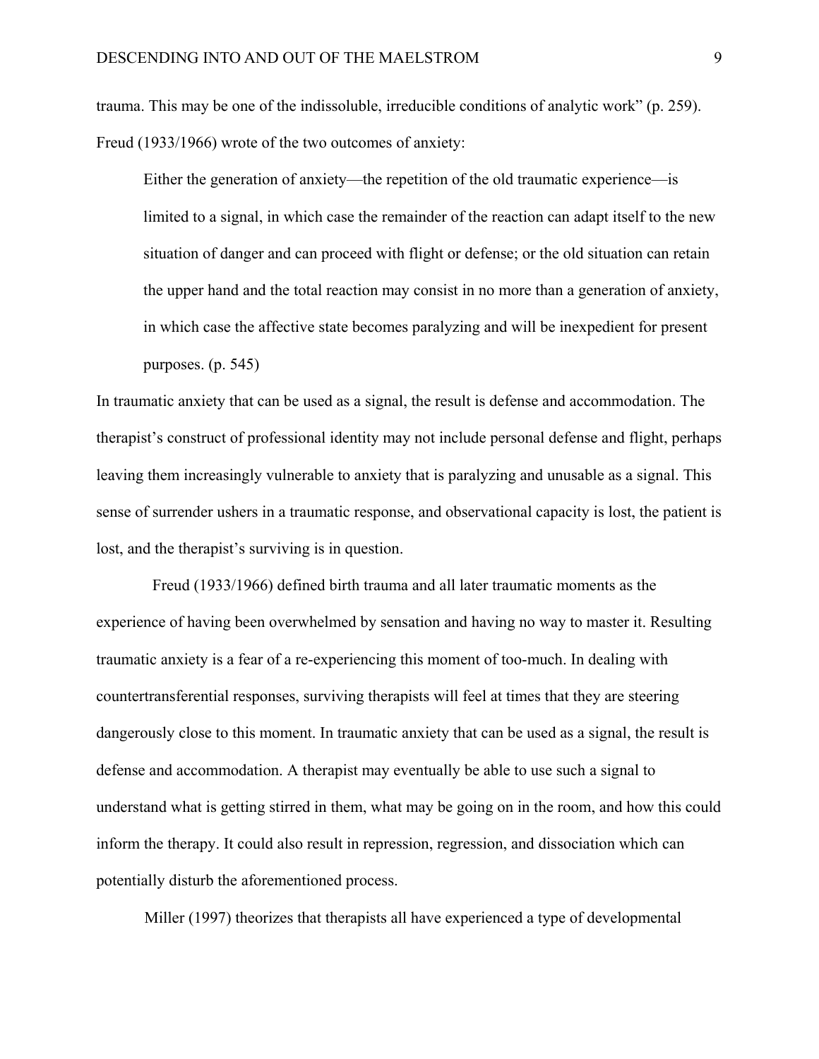trauma. This may be one of the indissoluble, irreducible conditions of analytic work" (p. 259). Freud (1933/1966) wrote of the two outcomes of anxiety:

> Either the generation of anxiety—the repetition of the old traumatic experience—is limited to a signal, in which case the remainder of the reaction can adapt itself to the new situation of danger and can proceed with flight or defense; or the old situation can retain the upper hand and the total reaction may consist in no more than a generation of anxiety, in which case the affective state becomes paralyzing and will be inexpedient for present purposes. (p. 545)

In traumatic anxiety that can be used as a signal, the result is defense and accommodation. The therapist's construct of professional identity may not include personal defense and flight, perhaps leaving them increasingly vulnerable to anxiety that is paralyzing and unusable as a signal. This sense of surrender ushers in a traumatic response, and observational capacity is lost, the patient is lost, and the therapist's surviving is in question.

Freud (1933/1966) defined birth trauma and all later traumatic moments as the experience of having been overwhelmed by sensation and having no way to master it. Resulting traumatic anxiety is a fear of a re-experiencing this moment of too-much. In dealing with countertransferential responses, surviving therapists will feel at times that they are steering dangerously close to this moment. In traumatic anxiety that can be used as a signal, the result is defense and accommodation. A therapist may eventually be able to use such a signal to understand what is getting stirred in them, what may be going on in the room, and how this could inform the therapy. It could also result in repression, regression, and dissociation which can potentially disturb the aforementioned process.

Miller (1997) theorizes that therapists all have experienced a type of developmental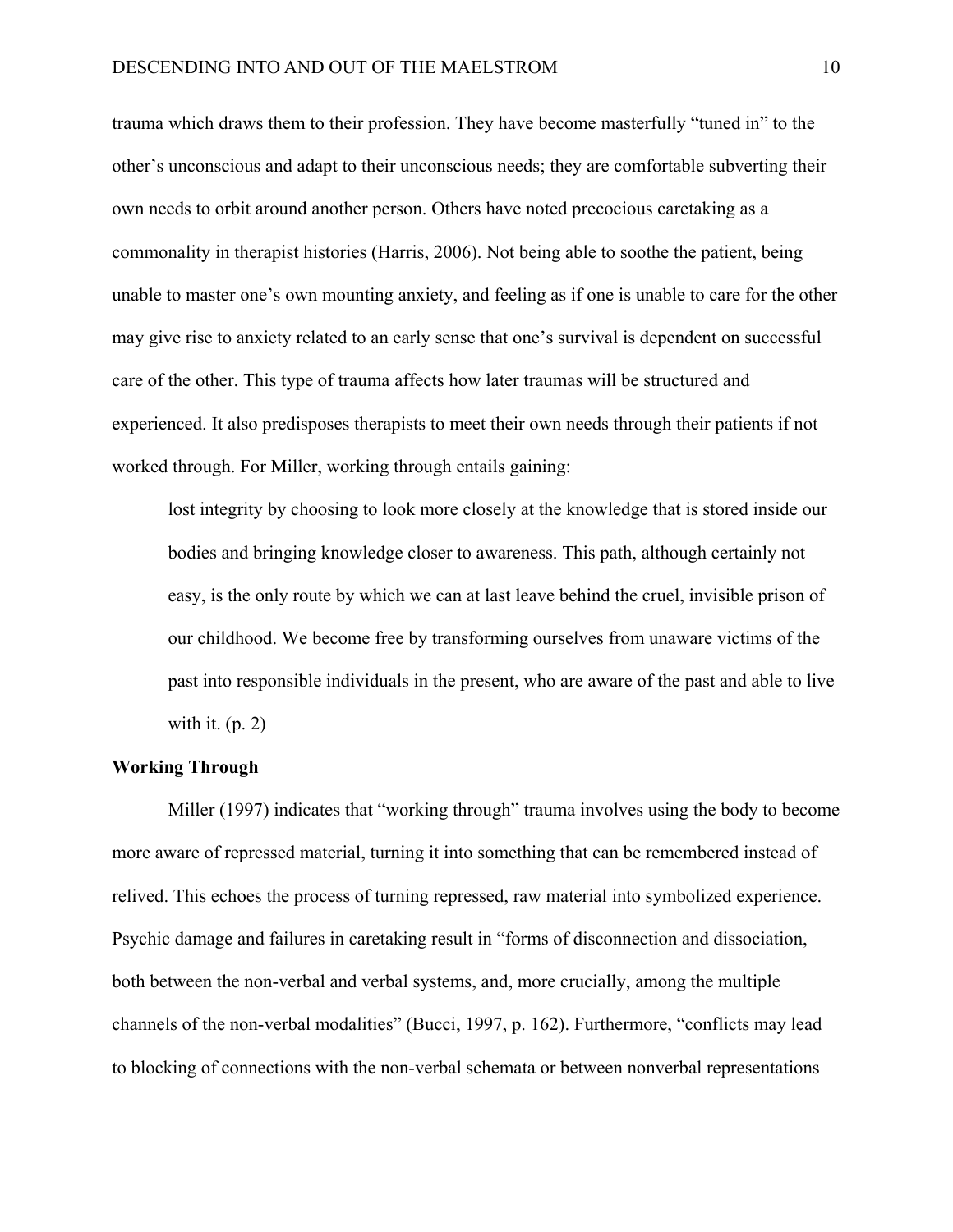trauma which draws them to their profession. They have become masterfully "tuned in" to the other's unconscious and adapt to their unconscious needs; they are comfortable subverting their own needs to orbit around another person. Others have noted precocious caretaking as a commonality in therapist histories (Harris, 2006). Not being able to soothe the patient, being unable to master one's own mounting anxiety, and feeling as if one is unable to care for the other may give rise to anxiety related to an early sense that one's survival is dependent on successful care of the other. This type of trauma affects how later traumas will be structured and experienced. It also predisposes therapists to meet their own needs through their patients if not worked through. For Miller, working through entails gaining:

> lost integrity by choosing to look more closely at the knowledge that is stored inside our bodies and bringing knowledge closer to awareness. This path, although certainly not easy, is the only route by which we can at last leave behind the cruel, invisible prison of our childhood. We become free by transforming ourselves from unaware victims of the past into responsible individuals in the present, who are aware of the past and able to live with it. (p. 2)

**Working Through**

Miller (1997) indicates that "working through" trauma involves using the body to become more aware of repressed material, turning it into something that can be remembered instead of relived. This echoes the process of turning repressed, raw material into symbolized experience. Psychic damage and failures in caretaking result in "forms of disconnection and dissociation, both between the non-verbal and verbal systems, and, more crucially, among the multiple channels of the non-verbal modalities" (Bucci, 1997, p. 162). Furthermore, "conflicts may lead to blocking of connections with the non-verbal schemata or between nonverbal representations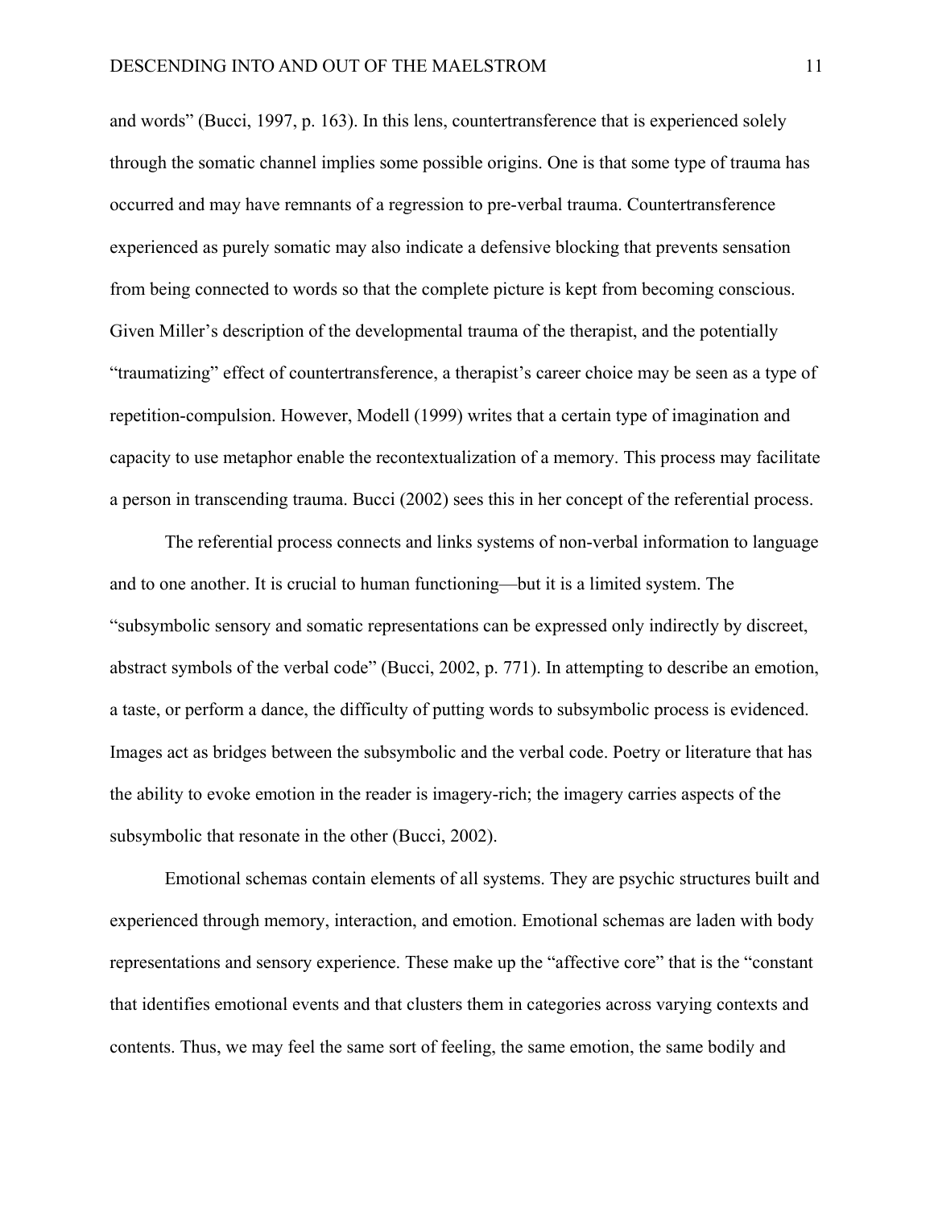and words" (Bucci, 1997, p. 163). In this lens, countertransference that is experienced solely through the somatic channel implies some possible origins. One is that some type of trauma has occurred and may have remnants of a regression to pre-verbal trauma. Countertransference experienced as purely somatic may also indicate a defensive blocking that prevents sensation from being connected to words so that the complete picture is kept from becoming conscious. Given Miller's description of the developmental trauma of the therapist, and the potentially "traumatizing" effect of countertransference, a therapist's career choice may be seen as a type of repetition-compulsion. However, Modell (1999) writes that a certain type of imagination and capacity to use metaphor enable the recontextualization of a memory. This process may facilitate a person in transcending trauma. Bucci (2002) sees this in her concept of the referential process.

The referential process connects and links systems of non-verbal information to language and to one another. It is crucial to human functioning—but it is a limited system. The "subsymbolic sensory and somatic representations can be expressed only indirectly by discreet, abstract symbols of the verbal code" (Bucci, 2002, p. 771). In attempting to describe an emotion, a taste, or perform a dance, the difficulty of putting words to subsymbolic process is evidenced. Images act as bridges between the subsymbolic and the verbal code. Poetry or literature that has the ability to evoke emotion in the reader is imagery-rich; the imagery carries aspects of the subsymbolic that resonate in the other (Bucci, 2002).

Emotional schemas contain elements of all systems. They are psychic structures built and experienced through memory, interaction, and emotion. Emotional schemas are laden with body representations and sensory experience. These make up the "affective core" that is the "constant that identifies emotional events and that clusters them in categories across varying contexts and contents. Thus, we may feel the same sort of feeling, the same emotion, the same bodily and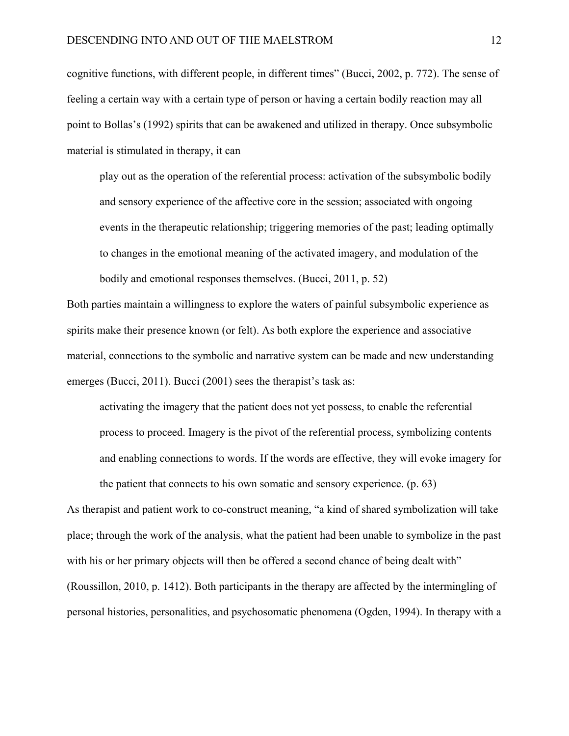cognitive functions, with different people, in different times" (Bucci, 2002, p. 772). The sense of feeling a certain way with a certain type of person or having a certain bodily reaction may all point to Bollas's (1992) spirits that can be awakened and utilized in therapy. Once subsymbolic material is stimulated in therapy, it can

> play out as the operation of the referential process: activation of the subsymbolic bodily and sensory experience of the affective core in the session; associated with ongoing events in the therapeutic relationship; triggering memories of the past; leading optimally to changes in the emotional meaning of the activated imagery, and modulation of the bodily and emotional responses themselves. (Bucci, 2011, p. 52)

Both parties maintain a willingness to explore the waters of painful subsymbolic experience as spirits make their presence known (or felt). As both explore the experience and associative material, connections to the symbolic and narrative system can be made and new understanding emerges (Bucci, 2011). Bucci (2001) sees the therapist's task as:

> activating the imagery that the patient does not yet possess, to enable the referential process to proceed. Imagery is the pivot of the referential process, symbolizing contents and enabling connections to words. If the words are effective, they will evoke imagery for the patient that connects to his own somatic and sensory experience. (p. 63)

As therapist and patient work to co-construct meaning, "a kind of shared symbolization will take place; through the work of the analysis, what the patient had been unable to symbolize in the past with his or her primary objects will then be offered a second chance of being dealt with" (Roussillon, 2010, p. 1412). Both participants in the therapy are affected by the intermingling of personal histories, personalities, and psychosomatic phenomena (Ogden, 1994). In therapy with a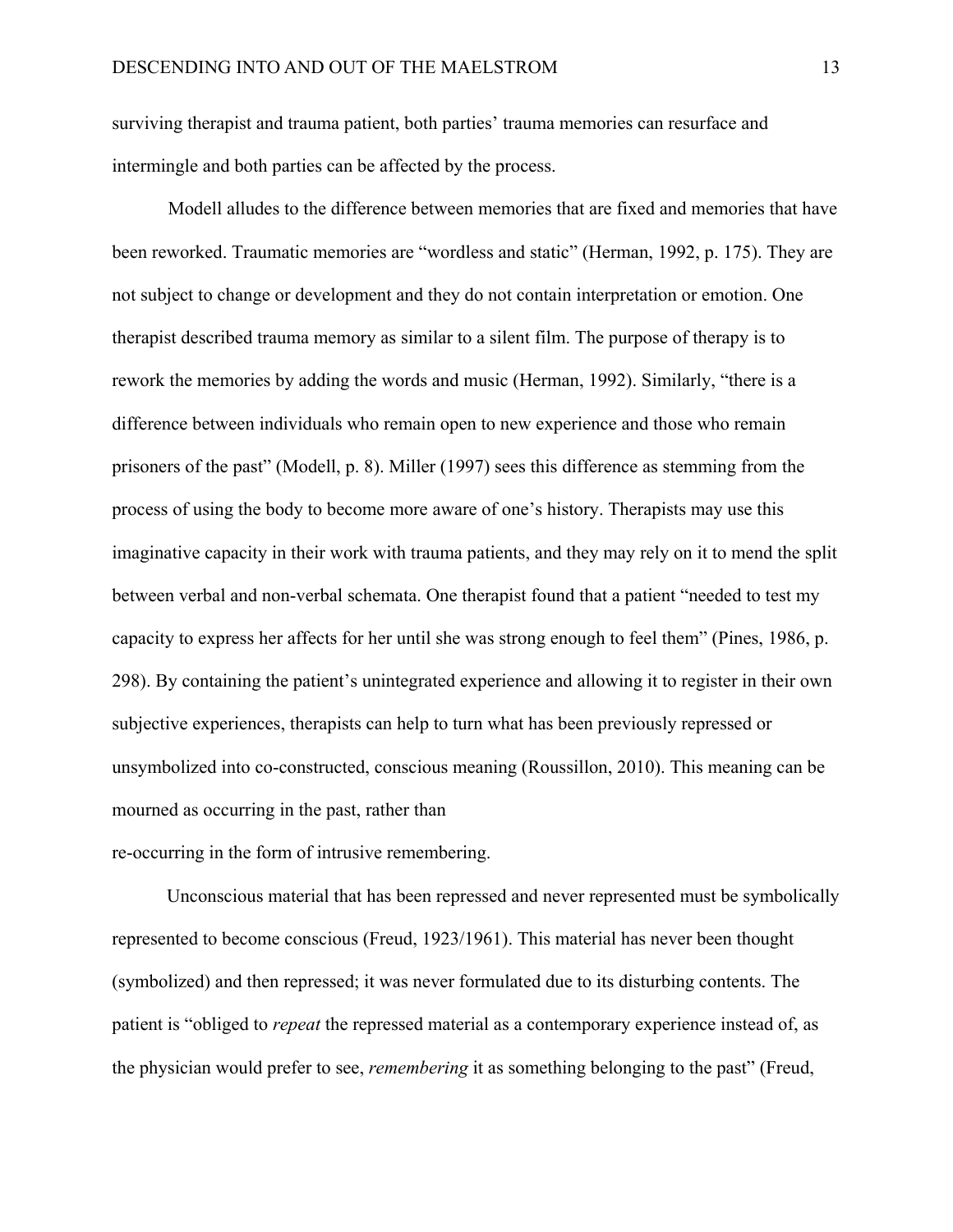surviving therapist and trauma patient, both parties' trauma memories can resurface and intermingle and both parties can be affected by the process.

Modell alludes to the difference between memories that are fixed and memories that have been reworked. Traumatic memories are "wordless and static" (Herman, 1992, p. 175). They are not subject to change or development and they do not contain interpretation or emotion. One therapist described trauma memory as similar to a silent film. The purpose of therapy is to rework the memories by adding the words and music (Herman, 1992). Similarly, "there is a difference between individuals who remain open to new experience and those who remain prisoners of the past" (Modell, p. 8). Miller (1997) sees this difference as stemming from the process of using the body to become more aware of one's history. Therapists may use this imaginative capacity in their work with trauma patients, and they may rely on it to mend the split between verbal and non-verbal schemata. One therapist found that a patient "needed to test my capacity to express her affects for her until she was strong enough to feel them" (Pines, 1986, p. 298). By containing the patient's unintegrated experience and allowing it to register in their own subjective experiences, therapists can help to turn what has been previously repressed or unsymbolized into co-constructed, conscious meaning (Roussillon, 2010). This meaning can be mourned as occurring in the past, rather than re-occurring in the form of intrusive remembering.

Unconscious material that has been repressed and never represented must be symbolically represented to become conscious (Freud, 1923/1961). This material has never been thought (symbolized) and then repressed; it was never formulated due to its disturbing contents. The patient is "obliged to *repeat* the repressed material as a contemporary experience instead of, as the physician would prefer to see, *remembering* it as something belonging to the past" (Freud,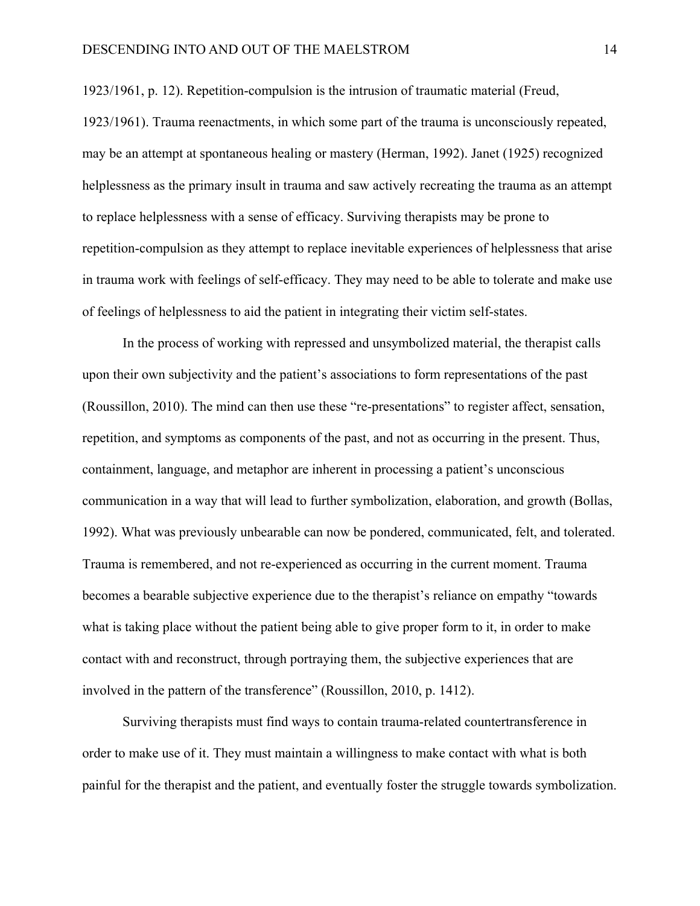1923/1961, p. 12). Repetition-compulsion is the intrusion of traumatic material (Freud, 1923/1961). Trauma reenactments, in which some part of the trauma is unconsciously repeated, may be an attempt at spontaneous healing or mastery (Herman, 1992). Janet (1925) recognized helplessness as the primary insult in trauma and saw actively recreating the trauma as an attempt to replace helplessness with a sense of efficacy. Surviving therapists may be prone to repetition-compulsion as they attempt to replace inevitable experiences of helplessness that arise in trauma work with feelings of self-efficacy. They may need to be able to tolerate and make use of feelings of helplessness to aid the patient in integrating their victim self-states.

In the process of working with repressed and unsymbolized material, the therapist calls upon their own subjectivity and the patient's associations to form representations of the past (Roussillon, 2010). The mind can then use these "re-presentations" to register affect, sensation, repetition, and symptoms as components of the past, and not as occurring in the present. Thus, containment, language, and metaphor are inherent in processing a patient's unconscious communication in a way that will lead to further symbolization, elaboration, and growth (Bollas, 1992). What was previously unbearable can now be pondered, communicated, felt, and tolerated. Trauma is remembered, and not re-experienced as occurring in the current moment. Trauma becomes a bearable subjective experience due to the therapist's reliance on empathy "towards what is taking place without the patient being able to give proper form to it, in order to make contact with and reconstruct, through portraying them, the subjective experiences that are involved in the pattern of the transference" (Roussillon, 2010, p. 1412).

Surviving therapists must find ways to contain trauma-related countertransference in order to make use of it. They must maintain a willingness to make contact with what is both painful for the therapist and the patient, and eventually foster the struggle towards symbolization.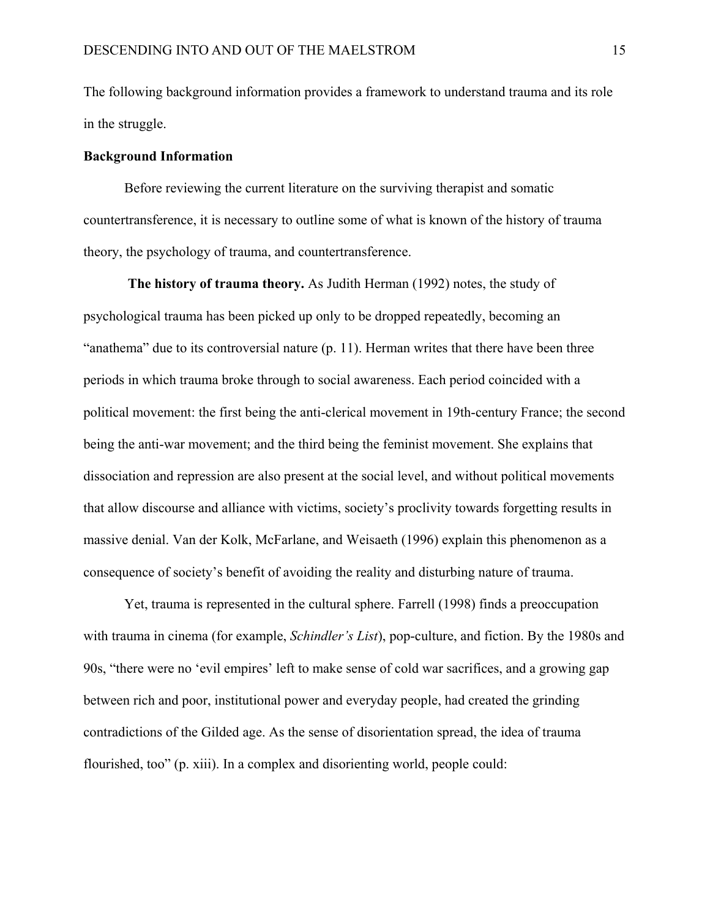The following background information provides a framework to understand trauma and its role in the struggle.

## Background Information

Before reviewing the current literature on the surviving therapist and somatic countertransference, it is necessary to outline some of what is known of the history of trauma theory, the psychology of trauma, and countertransference.

**The history of trauma theory.** As Judith Herman (1992) notes, the study of psychological trauma has been picked up only to be dropped repeatedly, becoming an "anathema" due to its controversial nature (p. 11). Herman writes that there have been three periods in which trauma broke through to social awareness. Each period coincided with a political movement: the first being the anti-clerical movement in 19th-century France; the second being the anti-war movement; and the third being the feminist movement. She explains that dissociation and repression are also present at the social level, and without political movements that allow discourse and alliance with victims, society's proclivity towards forgetting results in massive denial. Van der Kolk, McFarlane, and Weisaeth (1996) explain this phenomenon as a consequence of society's benefit of avoiding the reality and disturbing nature of trauma.

Yet, trauma is represented in the cultural sphere. Farrell (1998) finds a preoccupation with trauma in cinema (for example, *Schindler's List*), pop-culture, and fiction. By the 1980s and 90s, "there were no 'evil empires' left to make sense of cold war sacrifices, and a growing gap between rich and poor, institutional power and everyday people, had created the grinding contradictions of the Gilded age. As the sense of disorientation spread, the idea of trauma flourished, too" (p. xiii). In a complex and disorienting world, people could: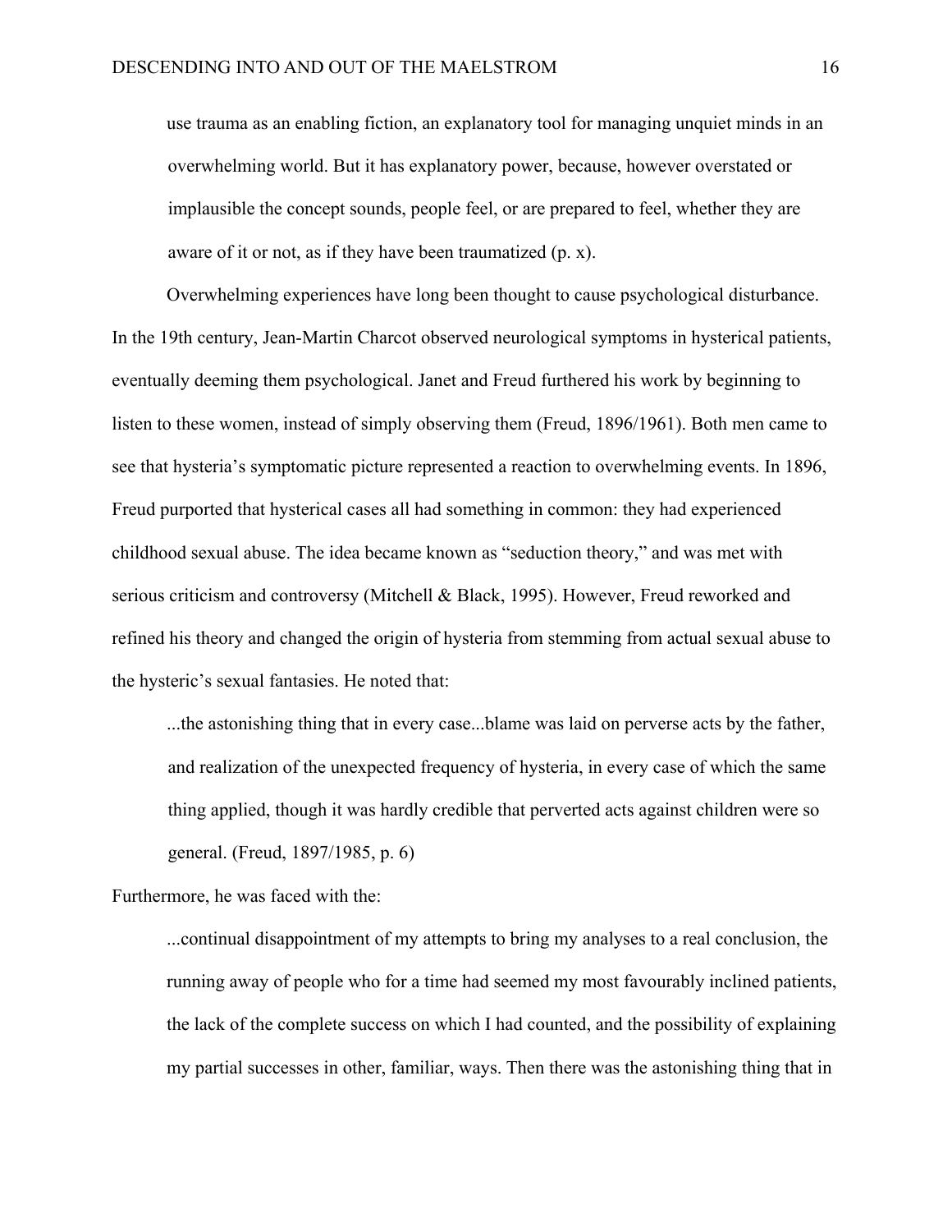> use trauma as an enabling fiction, an explanatory tool for managing unquiet minds in an overwhelming world. But it has explanatory power, because, however overstated or implausible the concept sounds, people feel, or are prepared to feel, whether they are aware of it or not, as if they have been traumatized (p. x).

Overwhelming experiences have long been thought to cause psychological disturbance. In the 19th century, Jean-Martin Charcot observed neurological symptoms in hysterical patients, eventually deeming them psychological. Janet and Freud furthered his work by beginning to listen to these women, instead of simply observing them (Freud, 1896/1961). Both men came to see that hysteria's symptomatic picture represented a reaction to overwhelming events. In 1896, Freud purported that hysterical cases all had something in common: they had experienced childhood sexual abuse. The idea became known as "seduction theory," and was met with serious criticism and controversy (Mitchell & Black, 1995). However, Freud reworked and refined his theory and changed the origin of hysteria from stemming from actual sexual abuse to the hysteric's sexual fantasies. He noted that:

> ...the astonishing thing that in every case...blame was laid on perverse acts by the father, and realization of the unexpected frequency of hysteria, in every case of which the same thing applied, though it was hardly credible that perverted acts against children were so general. (Freud, 1897/1985, p. 6)

Furthermore, he was faced with the:

> ...continual disappointment of my attempts to bring my analyses to a real conclusion, the running away of people who for a time had seemed my most favourably inclined patients, the lack of the complete success on which I had counted, and the possibility of explaining my partial successes in other, familiar, ways. Then there was the astonishing thing that in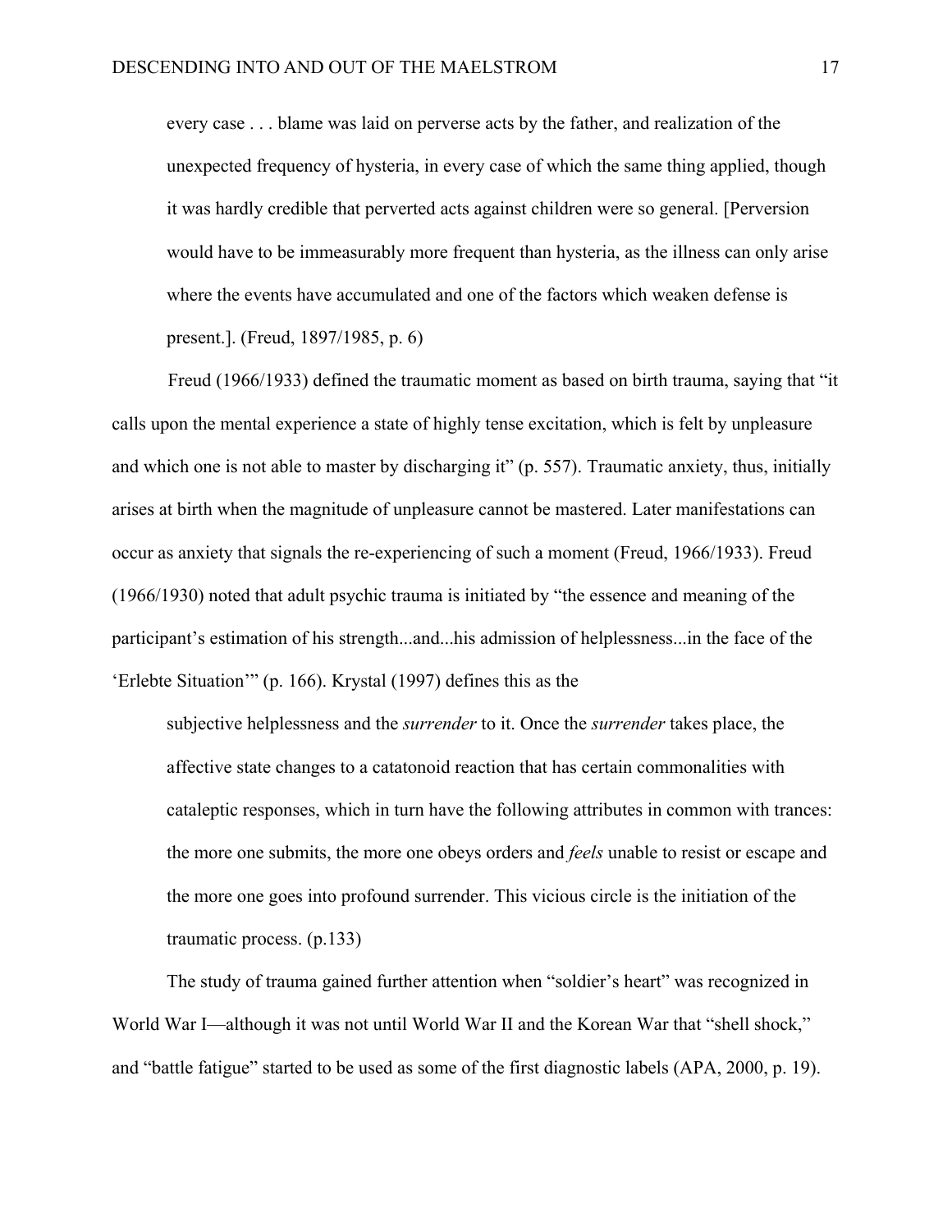> every case . . . blame was laid on perverse acts by the father, and realization of the unexpected frequency of hysteria, in every case of which the same thing applied, though it was hardly credible that perverted acts against children were so general. [Perversion would have to be immeasurably more frequent than hysteria, as the illness can only arise where the events have accumulated and one of the factors which weaken defense is present.]. (Freud, 1897/1985, p. 6)

Freud (1966/1933) defined the traumatic moment as based on birth trauma, saying that "it calls upon the mental experience a state of highly tense excitation, which is felt by unpleasure and which one is not able to master by discharging it" (p. 557). Traumatic anxiety, thus, initially arises at birth when the magnitude of unpleasure cannot be mastered. Later manifestations can occur as anxiety that signals the re-experiencing of such a moment (Freud, 1966/1933). Freud (1966/1930) noted that adult psychic trauma is initiated by "the essence and meaning of the participant's estimation of his strength...and...his admission of helplessness...in the face of the 'Erlebte Situation'" (p. 166). Krystal (1997) defines this as the

> subjective helplessness and the *surrender* to it. Once the *surrender* takes place, the affective state changes to a catatonoid reaction that has certain commonalities with cataleptic responses, which in turn have the following attributes in common with trances: the more one submits, the more one obeys orders and *feels* unable to resist or escape and the more one goes into profound surrender. This vicious circle is the initiation of the traumatic process. (p.133)

The study of trauma gained further attention when "soldier's heart" was recognized in World War I—although it was not until World War II and the Korean War that "shell shock," and "battle fatigue" started to be used as some of the first diagnostic labels (APA, 2000, p. 19).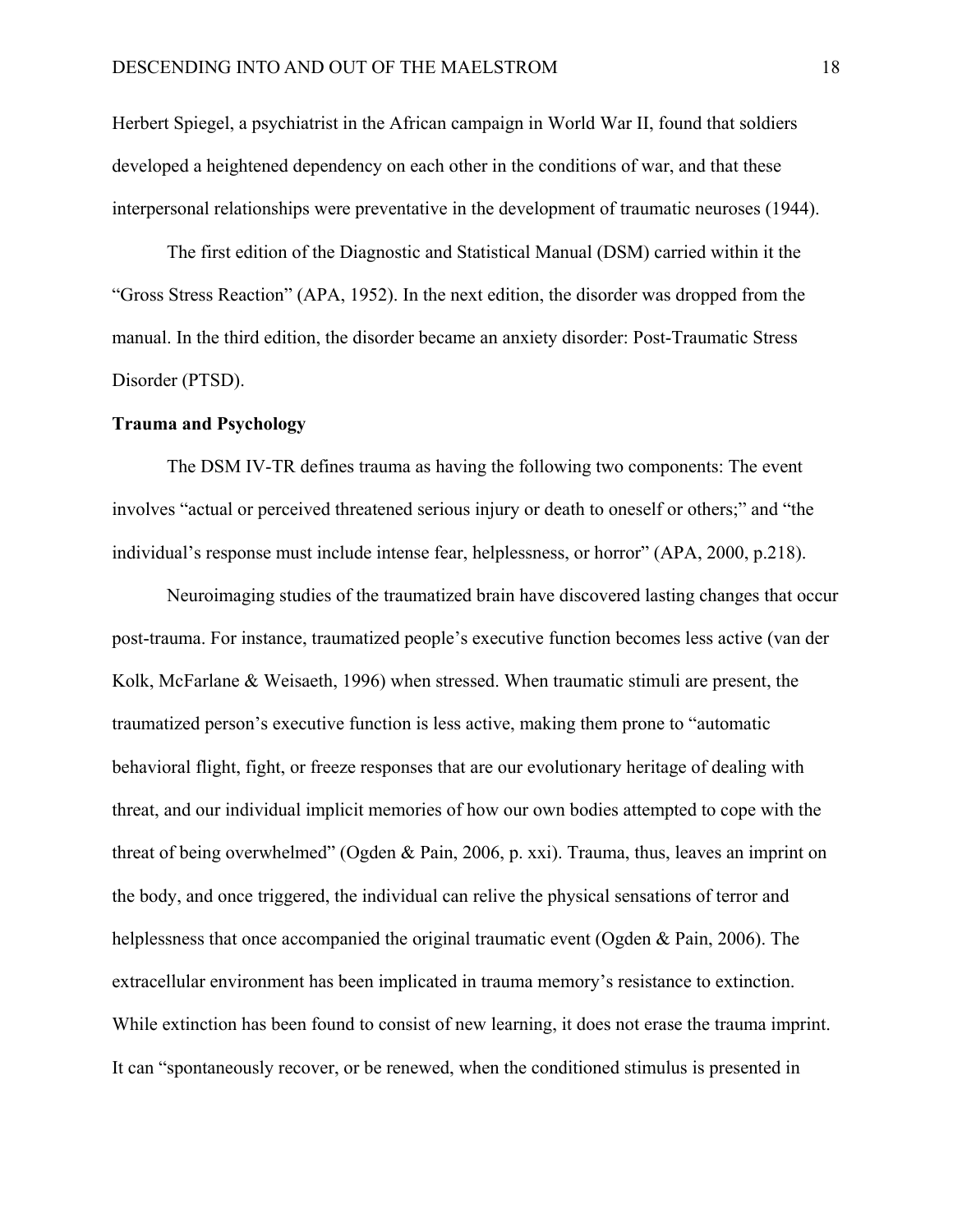Herbert Spiegel, a psychiatrist in the African campaign in World War II, found that soldiers developed a heightened dependency on each other in the conditions of war, and that these interpersonal relationships were preventative in the development of traumatic neuroses (1944).

The first edition of the Diagnostic and Statistical Manual (DSM) carried within it the "Gross Stress Reaction" (APA, 1952). In the next edition, the disorder was dropped from the manual. In the third edition, the disorder became an anxiety disorder: Post-Traumatic Stress Disorder (PTSD).

**Trauma and Psychology**

The DSM IV-TR defines trauma as having the following two components: The event involves "actual or perceived threatened serious injury or death to oneself or others;" and "the individual's response must include intense fear, helplessness, or horror" (APA, 2000, p.218).

Neuroimaging studies of the traumatized brain have discovered lasting changes that occur post-trauma. For instance, traumatized people's executive function becomes less active (van der Kolk, McFarlane & Weisaeth, 1996) when stressed. When traumatic stimuli are present, the traumatized person's executive function is less active, making them prone to "automatic behavioral flight, fight, or freeze responses that are our evolutionary heritage of dealing with threat, and our individual implicit memories of how our own bodies attempted to cope with the threat of being overwhelmed" (Ogden & Pain, 2006, p. xxi). Trauma, thus, leaves an imprint on the body, and once triggered, the individual can relive the physical sensations of terror and helplessness that once accompanied the original traumatic event (Ogden & Pain, 2006). The extracellular environment has been implicated in trauma memory's resistance to extinction. While extinction has been found to consist of new learning, it does not erase the trauma imprint. It can "spontaneously recover, or be renewed, when the conditioned stimulus is presented in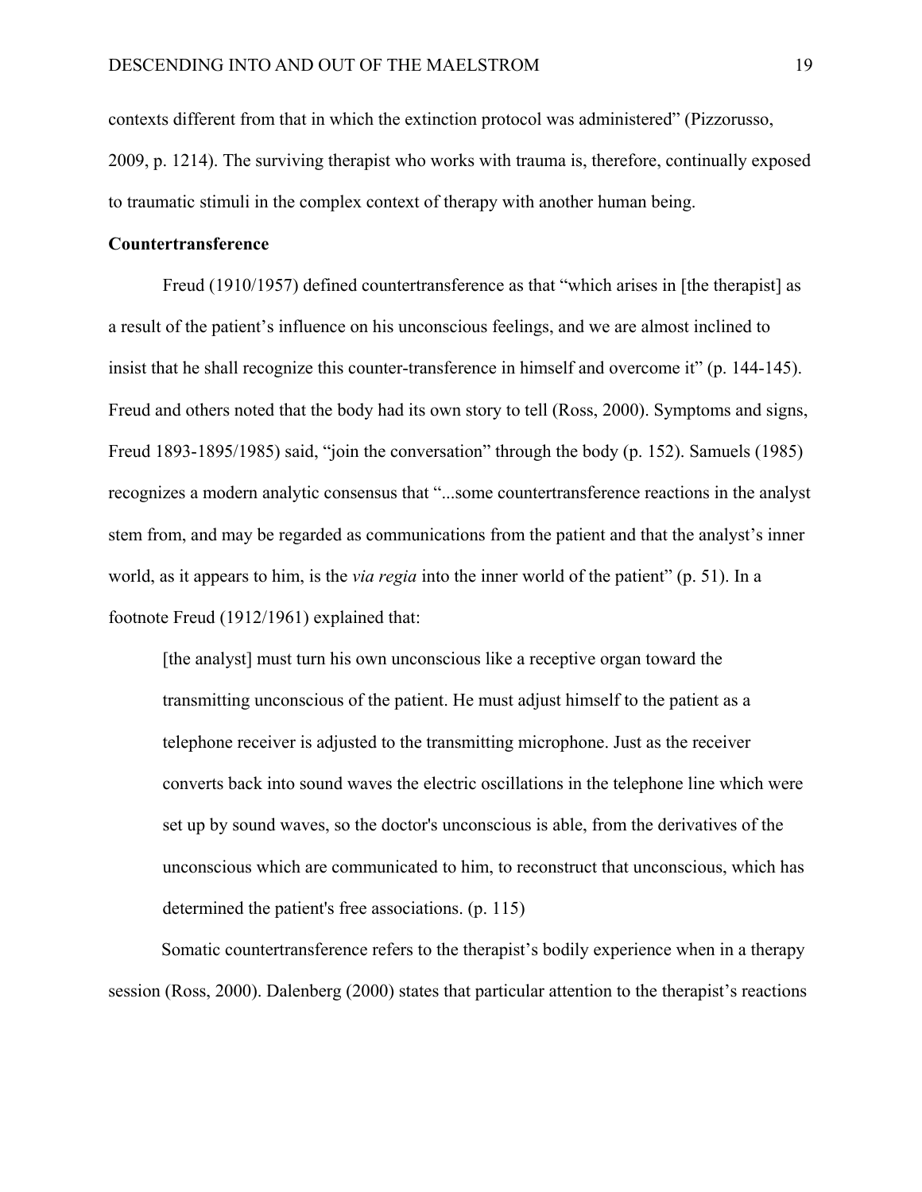contexts different from that in which the extinction protocol was administered" (Pizzorusso, 2009, p. 1214). The surviving therapist who works with trauma is, therefore, continually exposed to traumatic stimuli in the complex context of therapy with another human being.

**Countertransference**

Freud (1910/1957) defined countertransference as that "which arises in [the therapist] as a result of the patient's influence on his unconscious feelings, and we are almost inclined to insist that he shall recognize this counter-transference in himself and overcome it" (p. 144-145). Freud and others noted that the body had its own story to tell (Ross, 2000). Symptoms and signs, Freud 1893-1895/1985) said, "join the conversation" through the body (p. 152). Samuels (1985) recognizes a modern analytic consensus that "...some countertransference reactions in the analyst stem from, and may be regarded as communications from the patient and that the analyst's inner world, as it appears to him, is the *via regia* into the inner world of the patient" (p. 51). In a footnote Freud (1912/1961) explained that:

> [the analyst] must turn his own unconscious like a receptive organ toward the transmitting unconscious of the patient. He must adjust himself to the patient as a telephone receiver is adjusted to the transmitting microphone. Just as the receiver converts back into sound waves the electric oscillations in the telephone line which were set up by sound waves, so the doctor's unconscious is able, from the derivatives of the unconscious which are communicated to him, to reconstruct that unconscious, which has determined the patient's free associations. (p. 115)

Somatic countertransference refers to the therapist's bodily experience when in a therapy session (Ross, 2000). Dalenberg (2000) states that particular attention to the therapist's reactions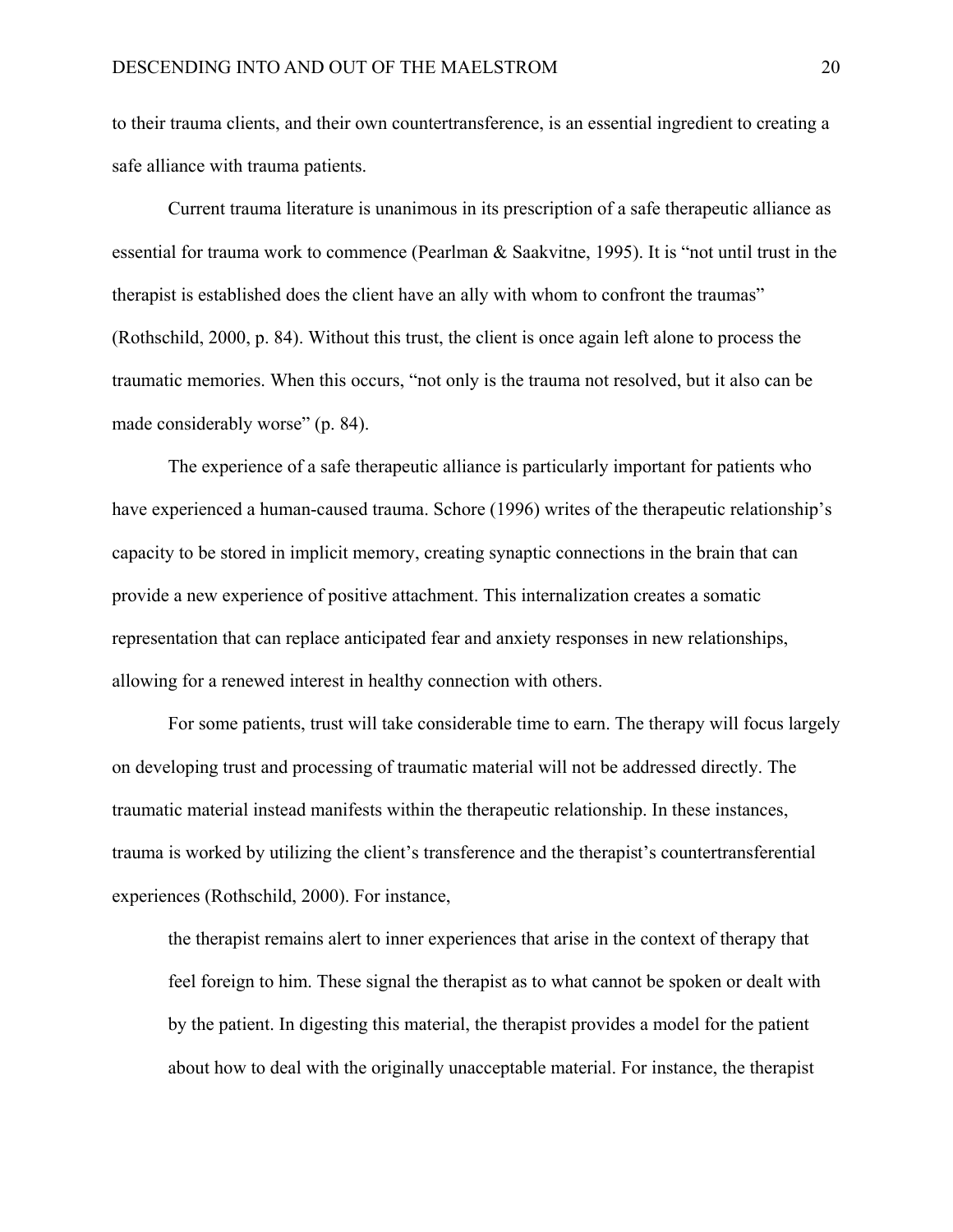to their trauma clients, and their own countertransference, is an essential ingredient to creating a safe alliance with trauma patients.

Current trauma literature is unanimous in its prescription of a safe therapeutic alliance as essential for trauma work to commence (Pearlman & Saakvitne, 1995). It is "not until trust in the therapist is established does the client have an ally with whom to confront the traumas" (Rothschild, 2000, p. 84). Without this trust, the client is once again left alone to process the traumatic memories. When this occurs, "not only is the trauma not resolved, but it also can be made considerably worse" (p. 84).

The experience of a safe therapeutic alliance is particularly important for patients who have experienced a human-caused trauma. Schore (1996) writes of the therapeutic relationship's capacity to be stored in implicit memory, creating synaptic connections in the brain that can provide a new experience of positive attachment. This internalization creates a somatic representation that can replace anticipated fear and anxiety responses in new relationships, allowing for a renewed interest in healthy connection with others.

For some patients, trust will take considerable time to earn. The therapy will focus largely on developing trust and processing of traumatic material will not be addressed directly. The traumatic material instead manifests within the therapeutic relationship. In these instances, trauma is worked by utilizing the client's transference and the therapist's countertransferential experiences (Rothschild, 2000). For instance,

> the therapist remains alert to inner experiences that arise in the context of therapy that feel foreign to him. These signal the therapist as to what cannot be spoken or dealt with by the patient. In digesting this material, the therapist provides a model for the patient about how to deal with the originally unacceptable material. For instance, the therapist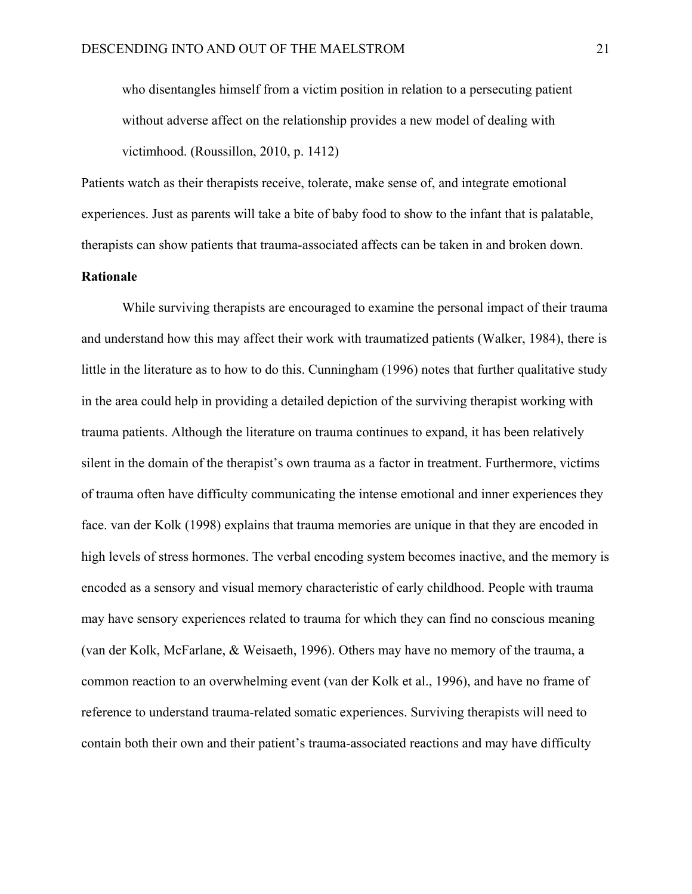> who disentangles himself from a victim position in relation to a persecuting patient without adverse affect on the relationship provides a new model of dealing with victimhood. (Roussillon, 2010, p. 1412)

Patients watch as their therapists receive, tolerate, make sense of, and integrate emotional experiences. Just as parents will take a bite of baby food to show to the infant that is palatable, therapists can show patients that trauma-associated affects can be taken in and broken down.

**Rationale**

While surviving therapists are encouraged to examine the personal impact of their trauma and understand how this may affect their work with traumatized patients (Walker, 1984), there is little in the literature as to how to do this. Cunningham (1996) notes that further qualitative study in the area could help in providing a detailed depiction of the surviving therapist working with trauma patients. Although the literature on trauma continues to expand, it has been relatively silent in the domain of the therapist's own trauma as a factor in treatment. Furthermore, victims of trauma often have difficulty communicating the intense emotional and inner experiences they face. van der Kolk (1998) explains that trauma memories are unique in that they are encoded in high levels of stress hormones. The verbal encoding system becomes inactive, and the memory is encoded as a sensory and visual memory characteristic of early childhood. People with trauma may have sensory experiences related to trauma for which they can find no conscious meaning (van der Kolk, McFarlane, & Weisaeth, 1996). Others may have no memory of the trauma, a common reaction to an overwhelming event (van der Kolk et al., 1996), and have no frame of reference to understand trauma-related somatic experiences. Surviving therapists will need to contain both their own and their patient's trauma-associated reactions and may have difficulty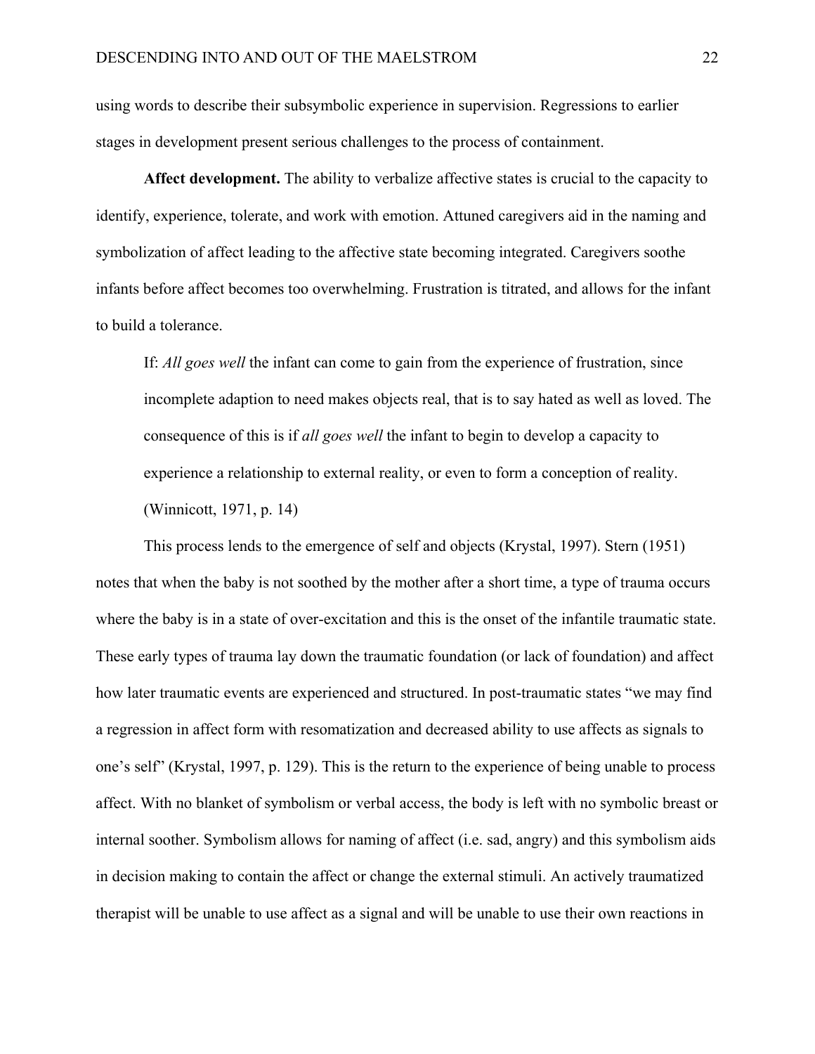using words to describe their subsymbolic experience in supervision. Regressions to earlier stages in development present serious challenges to the process of containment.

**Affect development.** The ability to verbalize affective states is crucial to the capacity to identify, experience, tolerate, and work with emotion. Attuned caregivers aid in the naming and symbolization of affect leading to the affective state becoming integrated. Caregivers soothe infants before affect becomes too overwhelming. Frustration is titrated, and allows for the infant to build a tolerance.

> If: *All goes well* the infant can come to gain from the experience of frustration, since incomplete adaption to need makes objects real, that is to say hated as well as loved. The consequence of this is if *all goes well* the infant to begin to develop a capacity to experience a relationship to external reality, or even to form a conception of reality. (Winnicott, 1971, p. 14)

This process lends to the emergence of self and objects (Krystal, 1997). Stern (1951) notes that when the baby is not soothed by the mother after a short time, a type of trauma occurs where the baby is in a state of over-excitation and this is the onset of the infantile traumatic state. These early types of trauma lay down the traumatic foundation (or lack of foundation) and affect how later traumatic events are experienced and structured. In post-traumatic states "we may find a regression in affect form with resomatization and decreased ability to use affects as signals to one's self" (Krystal, 1997, p. 129). This is the return to the experience of being unable to process affect. With no blanket of symbolism or verbal access, the body is left with no symbolic breast or internal soother. Symbolism allows for naming of affect (i.e. sad, angry) and this symbolism aids in decision making to contain the affect or change the external stimuli. An actively traumatized therapist will be unable to use affect as a signal and will be unable to use their own reactions in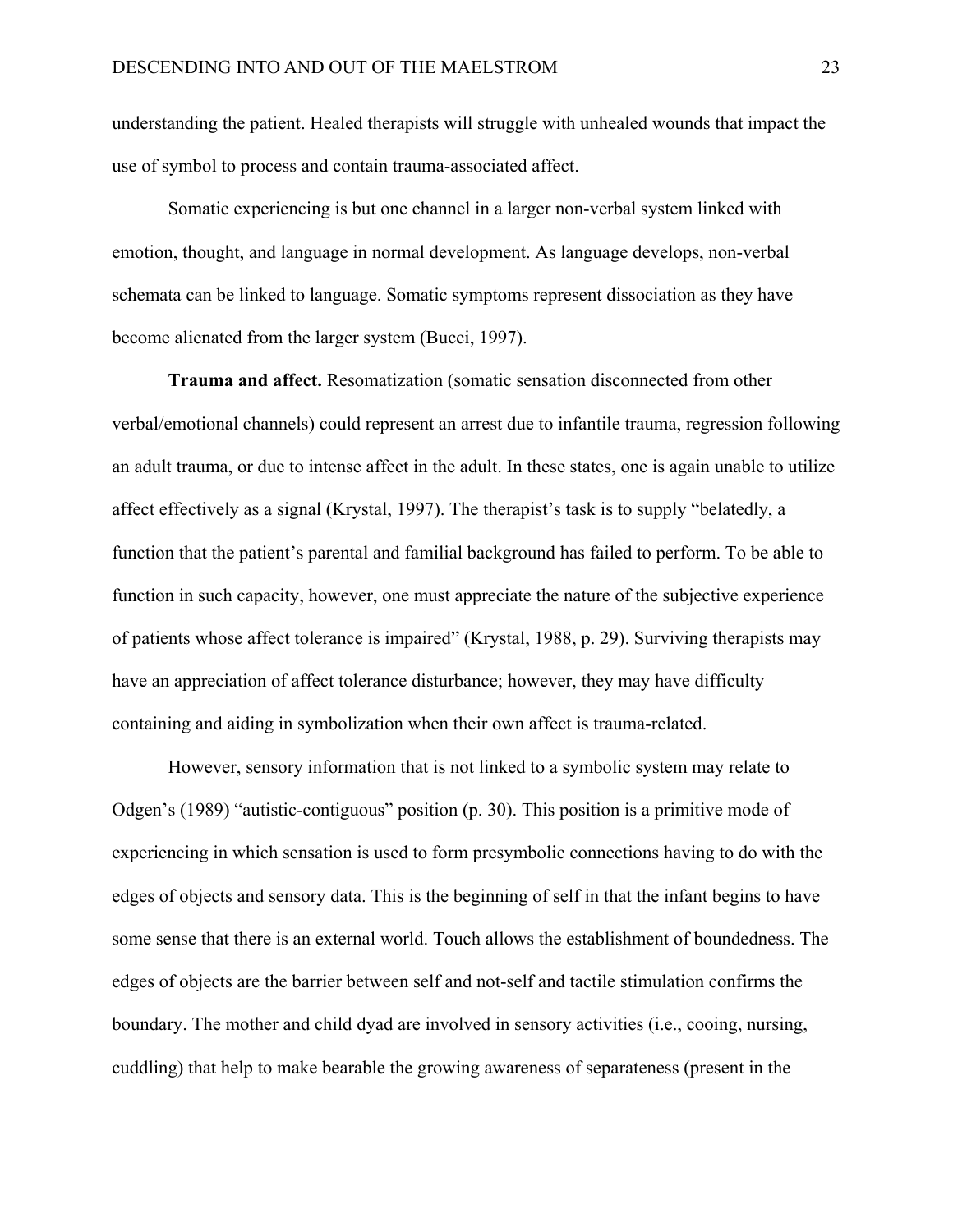understanding the patient. Healed therapists will struggle with unhealed wounds that impact the use of symbol to process and contain trauma-associated affect.

Somatic experiencing is but one channel in a larger non-verbal system linked with emotion, thought, and language in normal development. As language develops, non-verbal schemata can be linked to language. Somatic symptoms represent dissociation as they have become alienated from the larger system (Bucci, 1997).

**Trauma and affect.** Resomatization (somatic sensation disconnected from other verbal/emotional channels) could represent an arrest due to infantile trauma, regression following an adult trauma, or due to intense affect in the adult. In these states, one is again unable to utilize affect effectively as a signal (Krystal, 1997). The therapist's task is to supply "belatedly, a function that the patient's parental and familial background has failed to perform. To be able to function in such capacity, however, one must appreciate the nature of the subjective experience of patients whose affect tolerance is impaired" (Krystal, 1988, p. 29). Surviving therapists may have an appreciation of affect tolerance disturbance; however, they may have difficulty containing and aiding in symbolization when their own affect is trauma-related.

However, sensory information that is not linked to a symbolic system may relate to Odgen's (1989) "autistic-contiguous" position (p. 30). This position is a primitive mode of experiencing in which sensation is used to form presymbolic connections having to do with the edges of objects and sensory data. This is the beginning of self in that the infant begins to have some sense that there is an external world. Touch allows the establishment of boundedness. The edges of objects are the barrier between self and not-self and tactile stimulation confirms the boundary. The mother and child dyad are involved in sensory activities (i.e., cooing, nursing, cuddling) that help to make bearable the growing awareness of separateness (present in the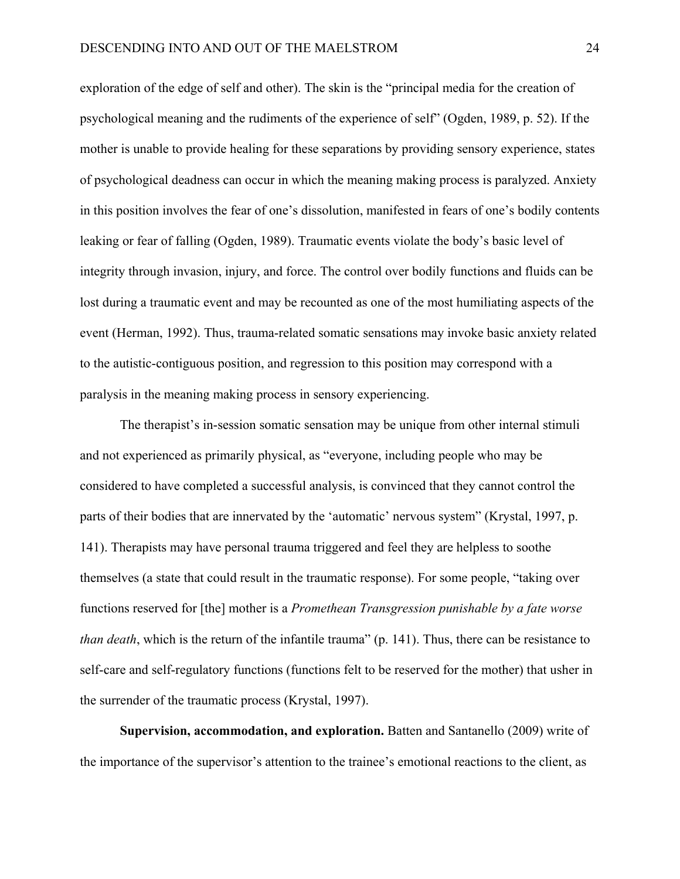exploration of the edge of self and other). The skin is the "principal media for the creation of psychological meaning and the rudiments of the experience of self" (Ogden, 1989, p. 52). If the mother is unable to provide healing for these separations by providing sensory experience, states of psychological deadness can occur in which the meaning making process is paralyzed. Anxiety in this position involves the fear of one's dissolution, manifested in fears of one's bodily contents leaking or fear of falling (Ogden, 1989). Traumatic events violate the body's basic level of integrity through invasion, injury, and force. The control over bodily functions and fluids can be lost during a traumatic event and may be recounted as one of the most humiliating aspects of the event (Herman, 1992). Thus, trauma-related somatic sensations may invoke basic anxiety related to the autistic-contiguous position, and regression to this position may correspond with a paralysis in the meaning making process in sensory experiencing.

The therapist's in-session somatic sensation may be unique from other internal stimuli and not experienced as primarily physical, as "everyone, including people who may be considered to have completed a successful analysis, is convinced that they cannot control the parts of their bodies that are innervated by the 'automatic' nervous system" (Krystal, 1997, p. 141). Therapists may have personal trauma triggered and feel they are helpless to soothe themselves (a state that could result in the traumatic response). For some people, "taking over functions reserved for [the] mother is a *Promethean Transgression punishable by a fate worse than death*, which is the return of the infantile trauma" (p. 141). Thus, there can be resistance to self-care and self-regulatory functions (functions felt to be reserved for the mother) that usher in the surrender of the traumatic process (Krystal, 1997).

**Supervision, accommodation, and exploration.** Batten and Santanello (2009) write of the importance of the supervisor's attention to the trainee's emotional reactions to the client, as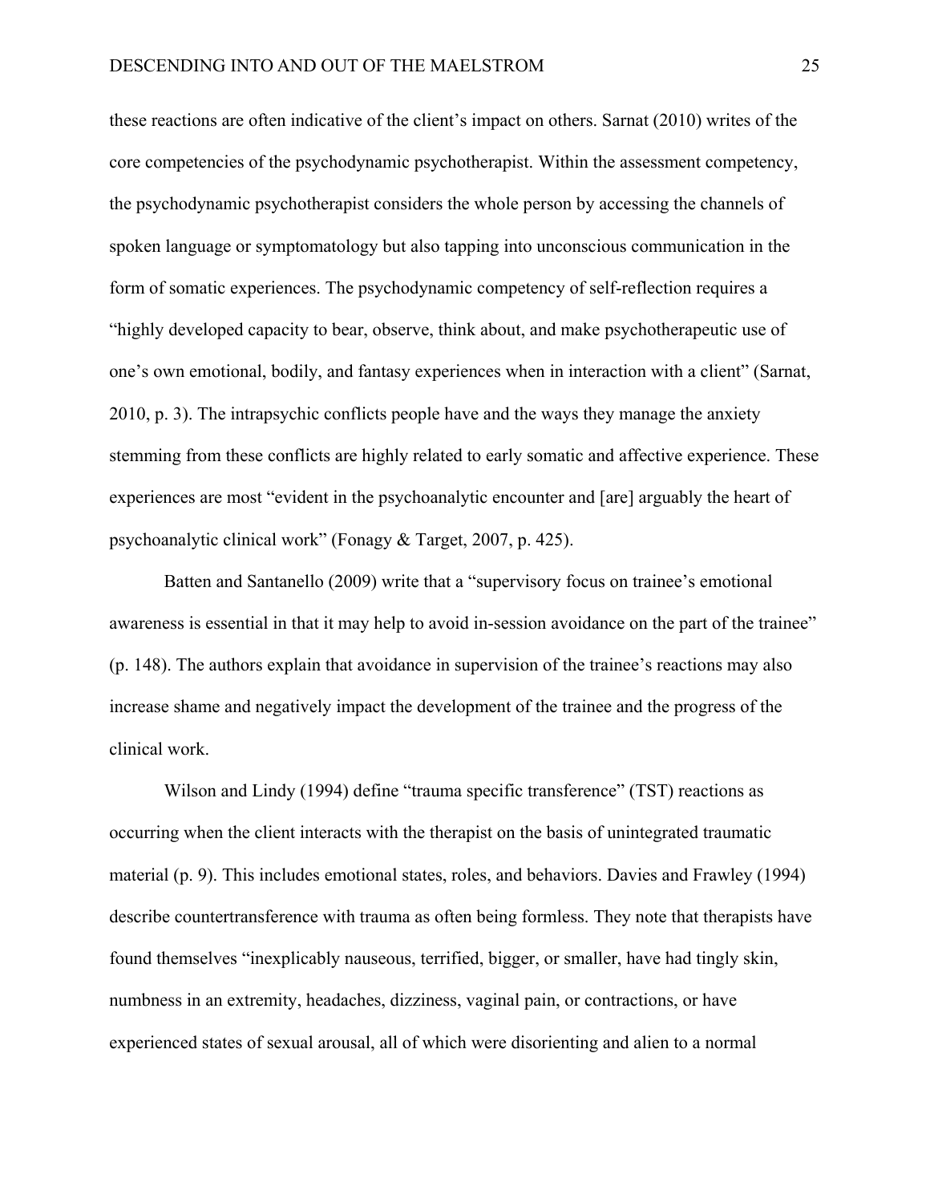these reactions are often indicative of the client's impact on others. Sarnat (2010) writes of the core competencies of the psychodynamic psychotherapist. Within the assessment competency, the psychodynamic psychotherapist considers the whole person by accessing the channels of spoken language or symptomatology but also tapping into unconscious communication in the form of somatic experiences. The psychodynamic competency of self-reflection requires a "highly developed capacity to bear, observe, think about, and make psychotherapeutic use of one's own emotional, bodily, and fantasy experiences when in interaction with a client" (Sarnat, 2010, p. 3). The intrapsychic conflicts people have and the ways they manage the anxiety stemming from these conflicts are highly related to early somatic and affective experience. These experiences are most "evident in the psychoanalytic encounter and [are] arguably the heart of psychoanalytic clinical work" (Fonagy & Target, 2007, p. 425).

Batten and Santanello (2009) write that a "supervisory focus on trainee's emotional awareness is essential in that it may help to avoid in-session avoidance on the part of the trainee" (p. 148). The authors explain that avoidance in supervision of the trainee's reactions may also increase shame and negatively impact the development of the trainee and the progress of the clinical work.

Wilson and Lindy (1994) define "trauma specific transference" (TST) reactions as occurring when the client interacts with the therapist on the basis of unintegrated traumatic material (p. 9). This includes emotional states, roles, and behaviors. Davies and Frawley (1994) describe countertransference with trauma as often being formless. They note that therapists have found themselves "inexplicably nauseous, terrified, bigger, or smaller, have had tingly skin, numbness in an extremity, headaches, dizziness, vaginal pain, or contractions, or have experienced states of sexual arousal, all of which were disorienting and alien to a normal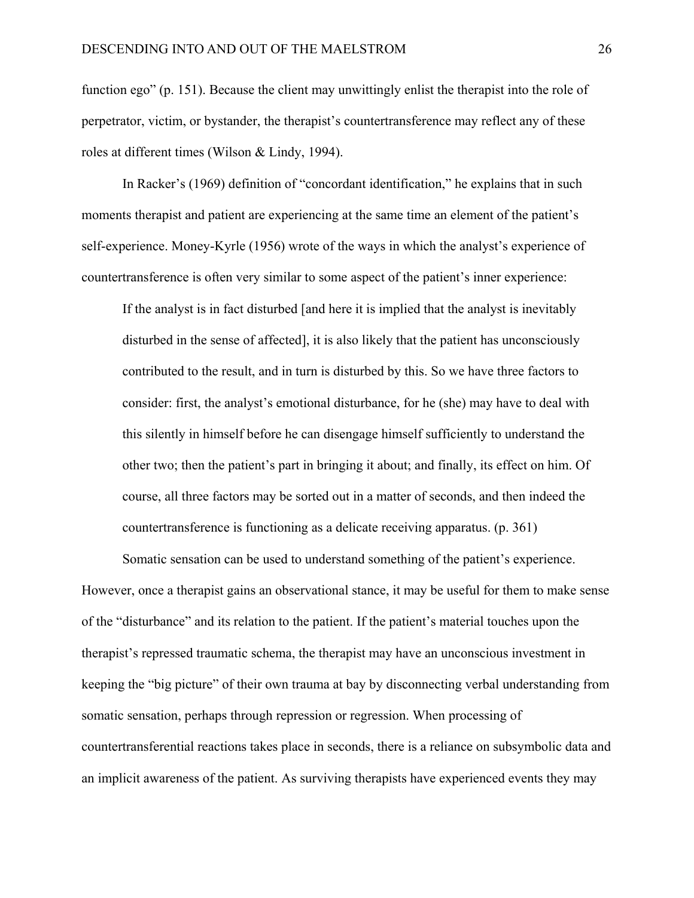function ego" (p. 151). Because the client may unwittingly enlist the therapist into the role of perpetrator, victim, or bystander, the therapist's countertransference may reflect any of these roles at different times (Wilson & Lindy, 1994).

In Racker's (1969) definition of "concordant identification," he explains that in such moments therapist and patient are experiencing at the same time an element of the patient's self-experience. Money-Kyrle (1956) wrote of the ways in which the analyst's experience of countertransference is often very similar to some aspect of the patient's inner experience:

> If the analyst is in fact disturbed [and here it is implied that the analyst is inevitably disturbed in the sense of affected], it is also likely that the patient has unconsciously contributed to the result, and in turn is disturbed by this. So we have three factors to consider: first, the analyst's emotional disturbance, for he (she) may have to deal with this silently in himself before he can disengage himself sufficiently to understand the other two; then the patient's part in bringing it about; and finally, its effect on him. Of course, all three factors may be sorted out in a matter of seconds, and then indeed the countertransference is functioning as a delicate receiving apparatus. (p. 361)

Somatic sensation can be used to understand something of the patient's experience. However, once a therapist gains an observational stance, it may be useful for them to make sense of the "disturbance" and its relation to the patient. If the patient's material touches upon the therapist's repressed traumatic schema, the therapist may have an unconscious investment in keeping the "big picture" of their own trauma at bay by disconnecting verbal understanding from somatic sensation, perhaps through repression or regression. When processing of countertransferential reactions takes place in seconds, there is a reliance on subsymbolic data and an implicit awareness of the patient. As surviving therapists have experienced events they may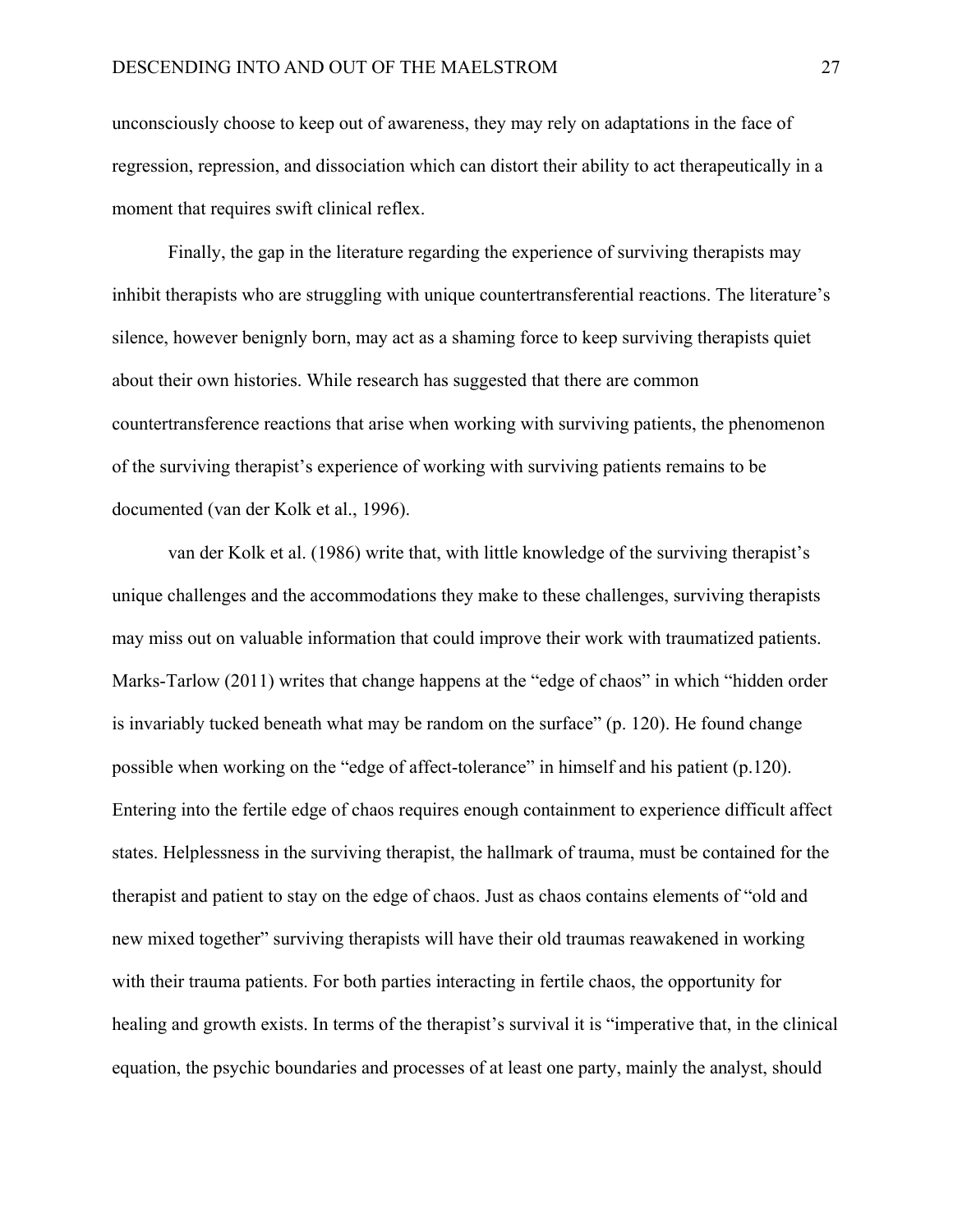unconsciously choose to keep out of awareness, they may rely on adaptations in the face of regression, repression, and dissociation which can distort their ability to act therapeutically in a moment that requires swift clinical reflex.

Finally, the gap in the literature regarding the experience of surviving therapists may inhibit therapists who are struggling with unique countertransferential reactions. The literature's silence, however benignly born, may act as a shaming force to keep surviving therapists quiet about their own histories. While research has suggested that there are common countertransference reactions that arise when working with surviving patients, the phenomenon of the surviving therapist's experience of working with surviving patients remains to be documented (van der Kolk et al., 1996).

van der Kolk et al. (1986) write that, with little knowledge of the surviving therapist's unique challenges and the accommodations they make to these challenges, surviving therapists may miss out on valuable information that could improve their work with traumatized patients. Marks-Tarlow (2011) writes that change happens at the "edge of chaos" in which "hidden order is invariably tucked beneath what may be random on the surface" (p. 120). He found change possible when working on the "edge of affect-tolerance" in himself and his patient (p.120). Entering into the fertile edge of chaos requires enough containment to experience difficult affect states. Helplessness in the surviving therapist, the hallmark of trauma, must be contained for the therapist and patient to stay on the edge of chaos. Just as chaos contains elements of "old and new mixed together" surviving therapists will have their old traumas reawakened in working with their trauma patients. For both parties interacting in fertile chaos, the opportunity for healing and growth exists. In terms of the therapist's survival it is "imperative that, in the clinical equation, the psychic boundaries and processes of at least one party, mainly the analyst, should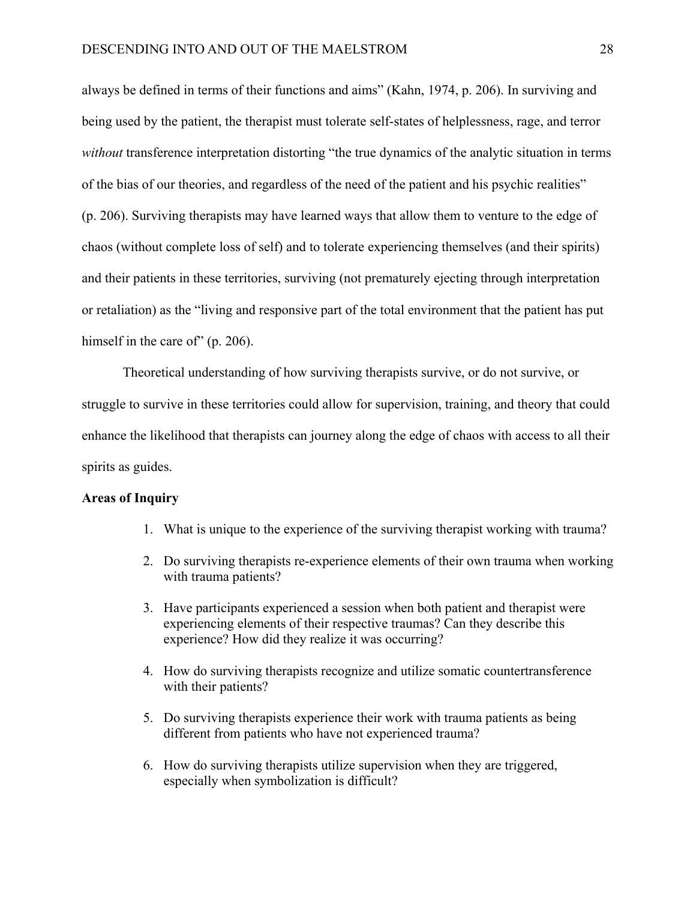always be defined in terms of their functions and aims" (Kahn, 1974, p. 206). In surviving and being used by the patient, the therapist must tolerate self-states of helplessness, rage, and terror *without* transference interpretation distorting "the true dynamics of the analytic situation in terms of the bias of our theories, and regardless of the need of the patient and his psychic realities" (p. 206). Surviving therapists may have learned ways that allow them to venture to the edge of chaos (without complete loss of self) and to tolerate experiencing themselves (and their spirits) and their patients in these territories, surviving (not prematurely ejecting through interpretation or retaliation) as the "living and responsive part of the total environment that the patient has put himself in the care of" (p. 206).

Theoretical understanding of how surviving therapists survive, or do not survive, or struggle to survive in these territories could allow for supervision, training, and theory that could enhance the likelihood that therapists can journey along the edge of chaos with access to all their spirits as guides.

**Areas of Inquiry**

1. What is unique to the experience of the surviving therapist working with trauma?
2. Do surviving therapists re-experience elements of their own trauma when working with trauma patients?
3. Have participants experienced a session when both patient and therapist were experiencing elements of their respective traumas? Can they describe this experience? How did they realize it was occurring?
4. How do surviving therapists recognize and utilize somatic countertransference with their patients?
5. Do surviving therapists experience their work with trauma patients as being different from patients who have not experienced trauma?
6. How do surviving therapists utilize supervision when they are triggered, especially when symbolization is difficult?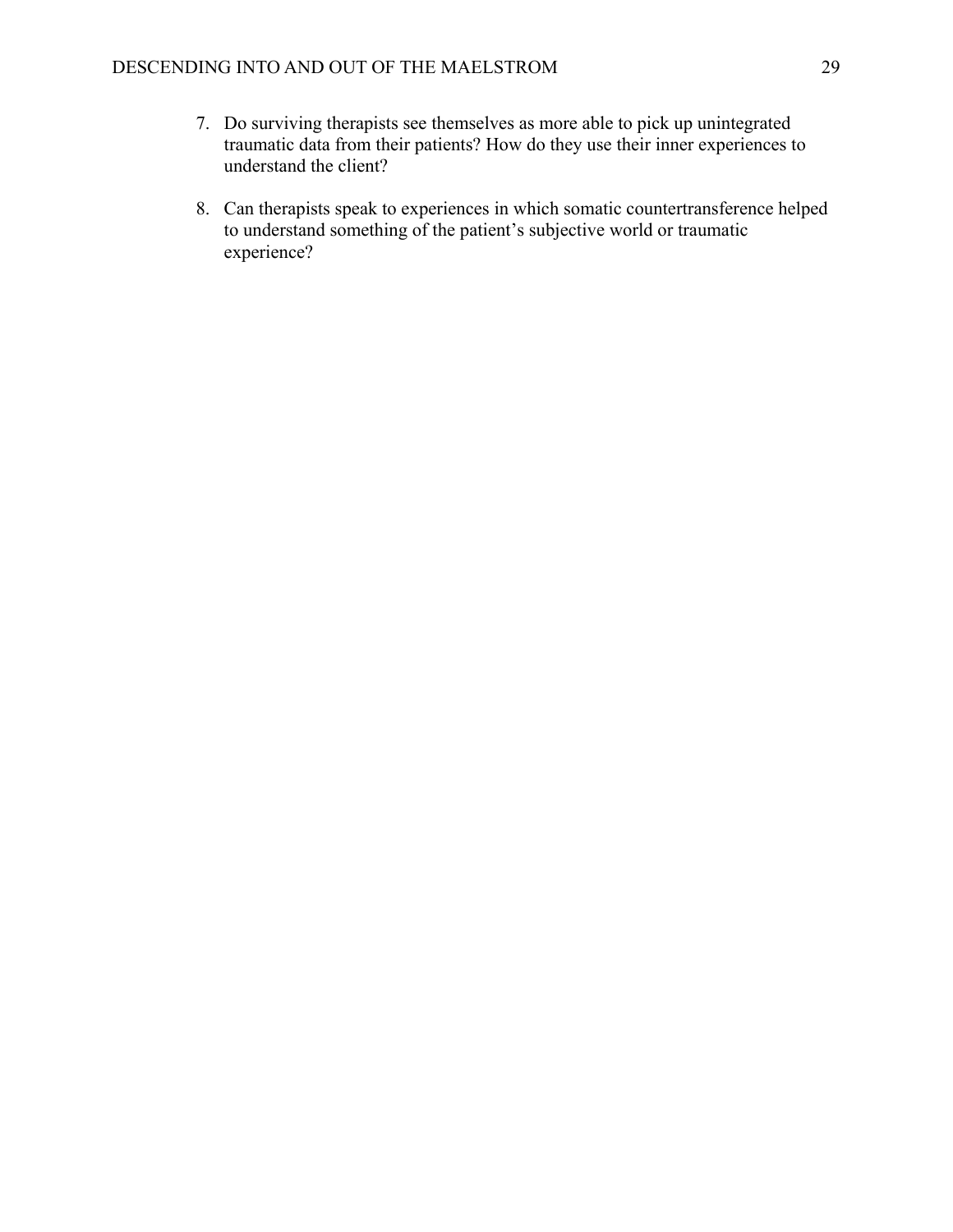7. Do surviving therapists see themselves as more able to pick up unintegrated traumatic data from their patients? How do they use their inner experiences to understand the client?

8. Can therapists speak to experiences in which somatic countertransference helped to understand something of the patient's subjective world or traumatic experience?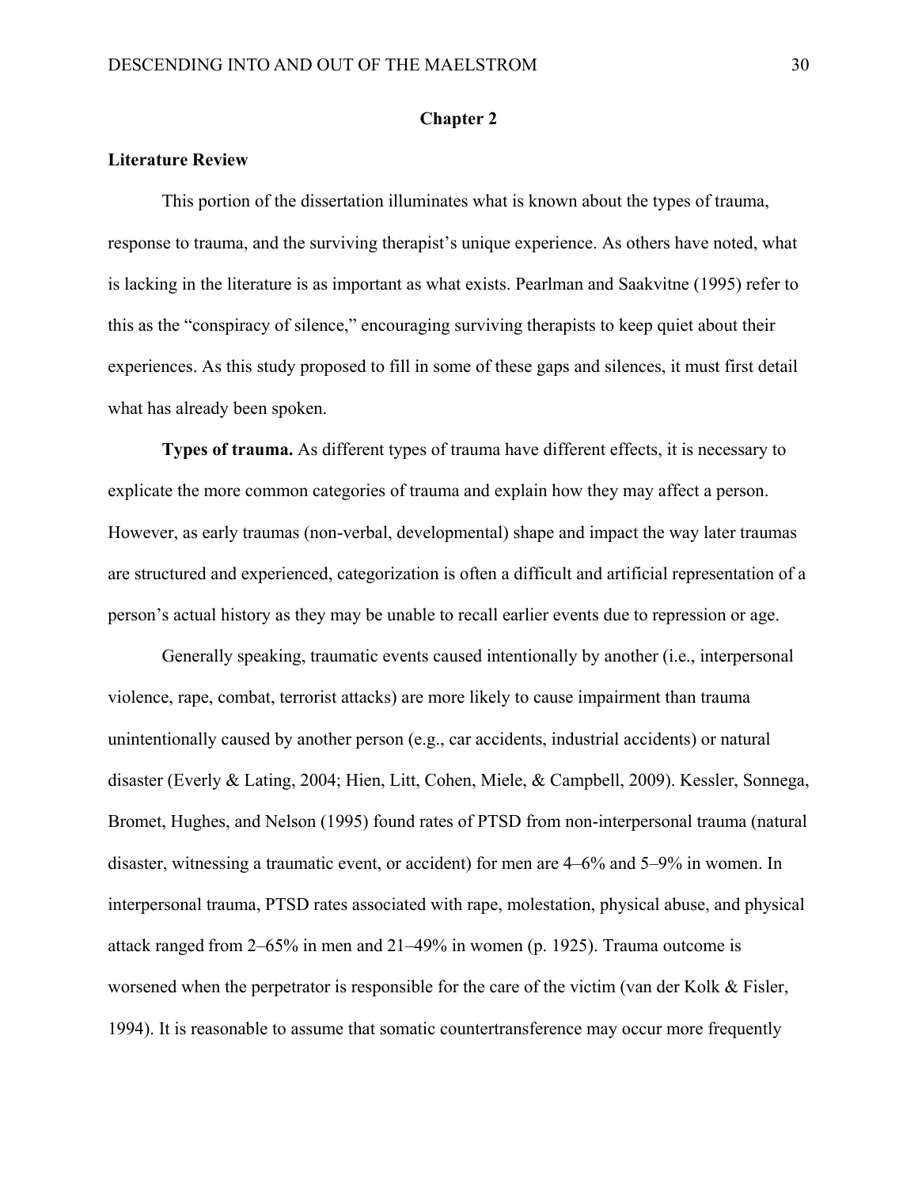## Chapter 2

### Literature Review

This portion of the dissertation illuminates what is known about the types of trauma, response to trauma, and the surviving therapist's unique experience. As others have noted, what is lacking in the literature is as important as what exists. Pearlman and Saakvitne (1995) refer to this as the "conspiracy of silence," encouraging surviving therapists to keep quiet about their experiences. As this study proposed to fill in some of these gaps and silences, it must first detail what has already been spoken.

**Types of trauma.** As different types of trauma have different effects, it is necessary to explicate the more common categories of trauma and explain how they may affect a person. However, as early traumas (non-verbal, developmental) shape and impact the way later traumas are structured and experienced, categorization is often a difficult and artificial representation of a person's actual history as they may be unable to recall earlier events due to repression or age.

Generally speaking, traumatic events caused intentionally by another (i.e., interpersonal violence, rape, combat, terrorist attacks) are more likely to cause impairment than trauma unintentionally caused by another person (e.g., car accidents, industrial accidents) or natural disaster (Everly & Lating, 2004; Hien, Litt, Cohen, Miele, & Campbell, 2009). Kessler, Sonnega, Bromet, Hughes, and Nelson (1995) found rates of PTSD from non-interpersonal trauma (natural disaster, witnessing a traumatic event, or accident) for men are 4–6% and 5–9% in women. In interpersonal trauma, PTSD rates associated with rape, molestation, physical abuse, and physical attack ranged from 2–65% in men and 21–49% in women (p. 1925). Trauma outcome is worsened when the perpetrator is responsible for the care of the victim (van der Kolk & Fisler, 1994). It is reasonable to assume that somatic countertransference may occur more frequently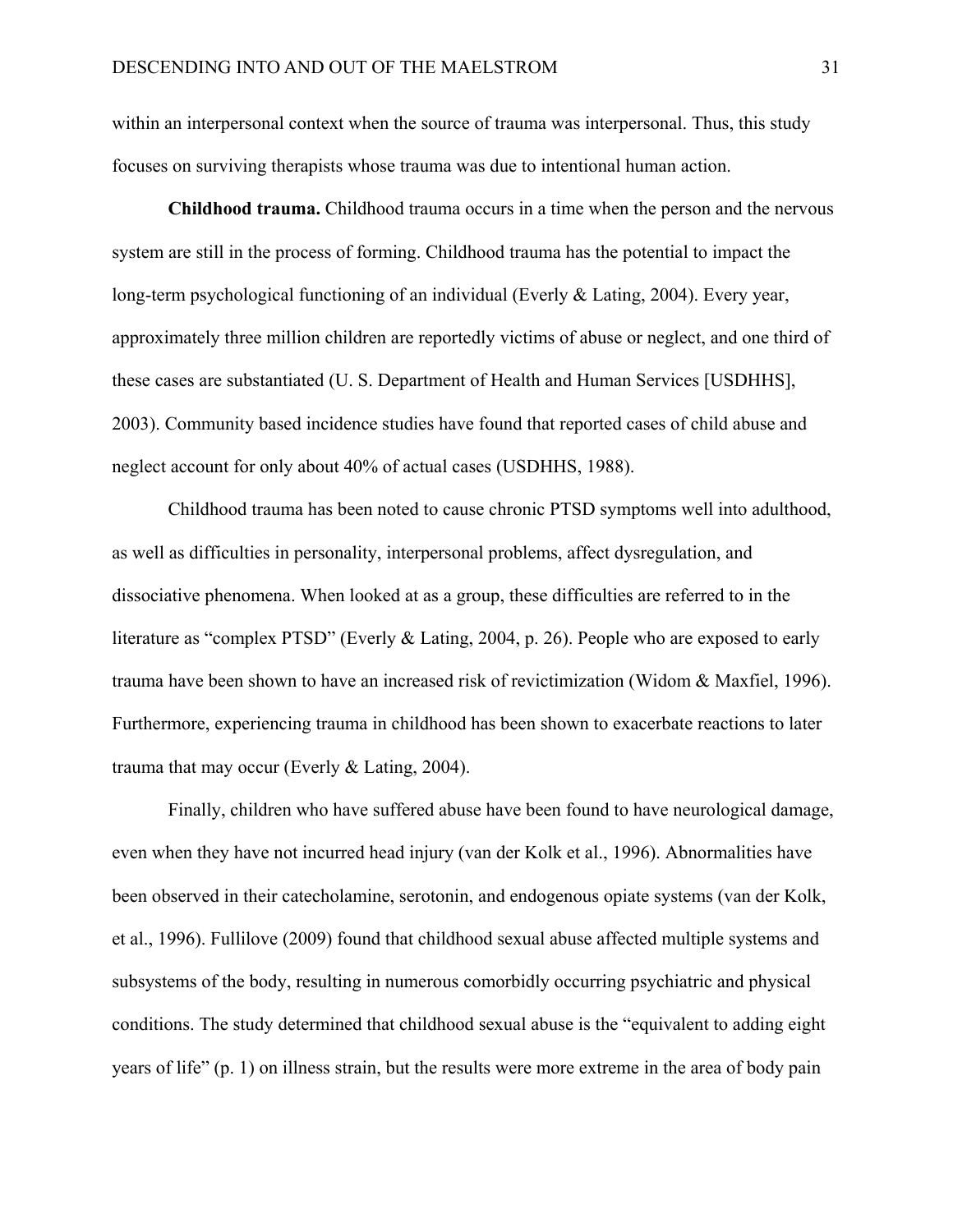within an interpersonal context when the source of trauma was interpersonal. Thus, this study focuses on surviving therapists whose trauma was due to intentional human action.

**Childhood trauma.** Childhood trauma occurs in a time when the person and the nervous system are still in the process of forming. Childhood trauma has the potential to impact the long-term psychological functioning of an individual (Everly & Lating, 2004). Every year, approximately three million children are reportedly victims of abuse or neglect, and one third of these cases are substantiated (U. S. Department of Health and Human Services [USDHHS], 2003). Community based incidence studies have found that reported cases of child abuse and neglect account for only about 40% of actual cases (USDHHS, 1988).

Childhood trauma has been noted to cause chronic PTSD symptoms well into adulthood, as well as difficulties in personality, interpersonal problems, affect dysregulation, and dissociative phenomena. When looked at as a group, these difficulties are referred to in the literature as "complex PTSD" (Everly & Lating, 2004, p. 26). People who are exposed to early trauma have been shown to have an increased risk of revictimization (Widom & Maxfiel, 1996). Furthermore, experiencing trauma in childhood has been shown to exacerbate reactions to later trauma that may occur (Everly & Lating, 2004).

Finally, children who have suffered abuse have been found to have neurological damage, even when they have not incurred head injury (van der Kolk et al., 1996). Abnormalities have been observed in their catecholamine, serotonin, and endogenous opiate systems (van der Kolk, et al., 1996). Fullilove (2009) found that childhood sexual abuse affected multiple systems and subsystems of the body, resulting in numerous comorbidly occurring psychiatric and physical conditions. The study determined that childhood sexual abuse is the "equivalent to adding eight years of life" (p. 1) on illness strain, but the results were more extreme in the area of body pain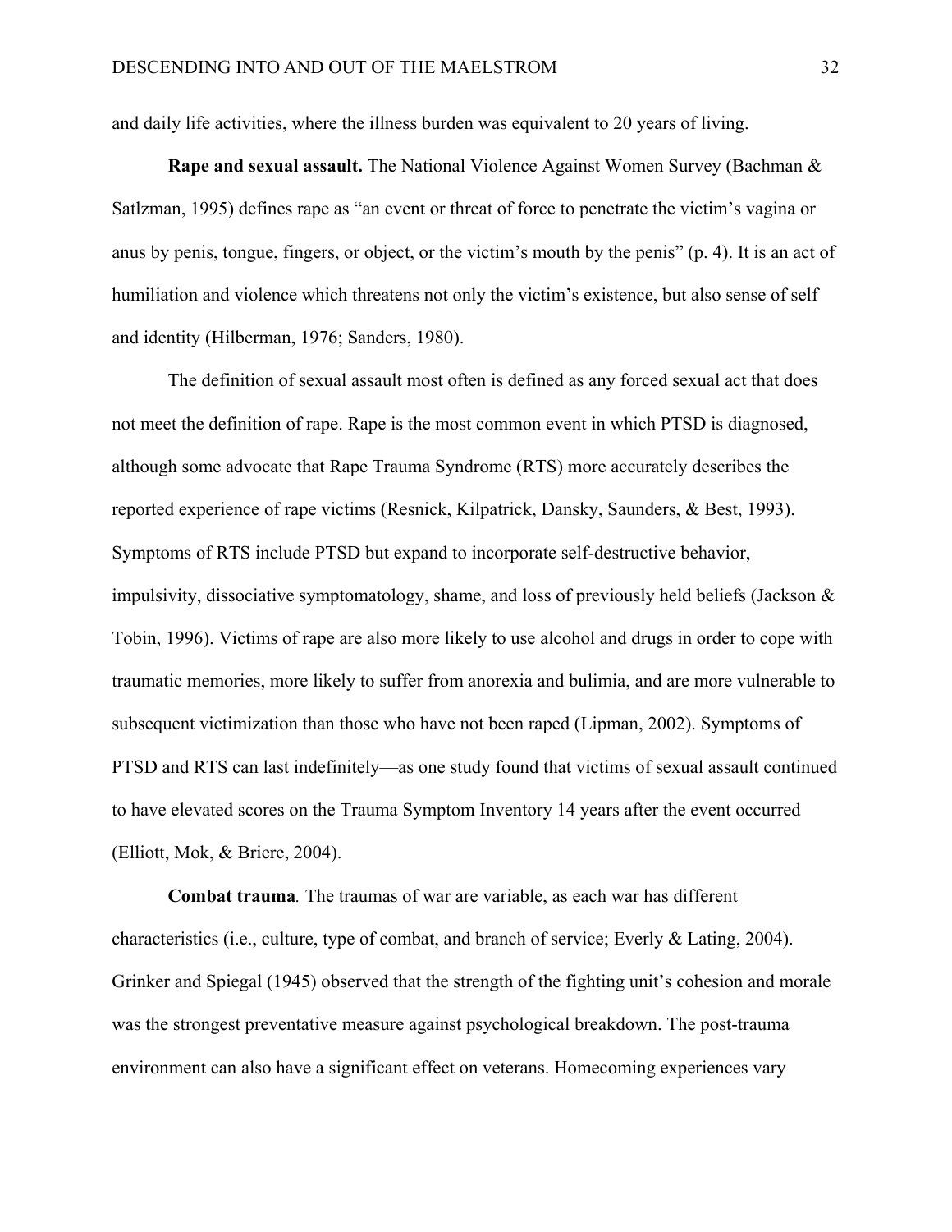and daily life activities, where the illness burden was equivalent to 20 years of living.

**Rape and sexual assault.** The National Violence Against Women Survey (Bachman & Satlzman, 1995) defines rape as "an event or threat of force to penetrate the victim's vagina or anus by penis, tongue, fingers, or object, or the victim's mouth by the penis" (p. 4). It is an act of humiliation and violence which threatens not only the victim's existence, but also sense of self and identity (Hilberman, 1976; Sanders, 1980).

The definition of sexual assault most often is defined as any forced sexual act that does not meet the definition of rape. Rape is the most common event in which PTSD is diagnosed, although some advocate that Rape Trauma Syndrome (RTS) more accurately describes the reported experience of rape victims (Resnick, Kilpatrick, Dansky, Saunders, & Best, 1993). Symptoms of RTS include PTSD but expand to incorporate self-destructive behavior, impulsivity, dissociative symptomatology, shame, and loss of previously held beliefs (Jackson & Tobin, 1996). Victims of rape are also more likely to use alcohol and drugs in order to cope with traumatic memories, more likely to suffer from anorexia and bulimia, and are more vulnerable to subsequent victimization than those who have not been raped (Lipman, 2002). Symptoms of PTSD and RTS can last indefinitely—as one study found that victims of sexual assault continued to have elevated scores on the Trauma Symptom Inventory 14 years after the event occurred (Elliott, Mok, & Briere, 2004).

**Combat trauma***.* The traumas of war are variable, as each war has different characteristics (i.e., culture, type of combat, and branch of service; Everly & Lating, 2004). Grinker and Spiegal (1945) observed that the strength of the fighting unit's cohesion and morale was the strongest preventative measure against psychological breakdown. The post-trauma environment can also have a significant effect on veterans. Homecoming experiences vary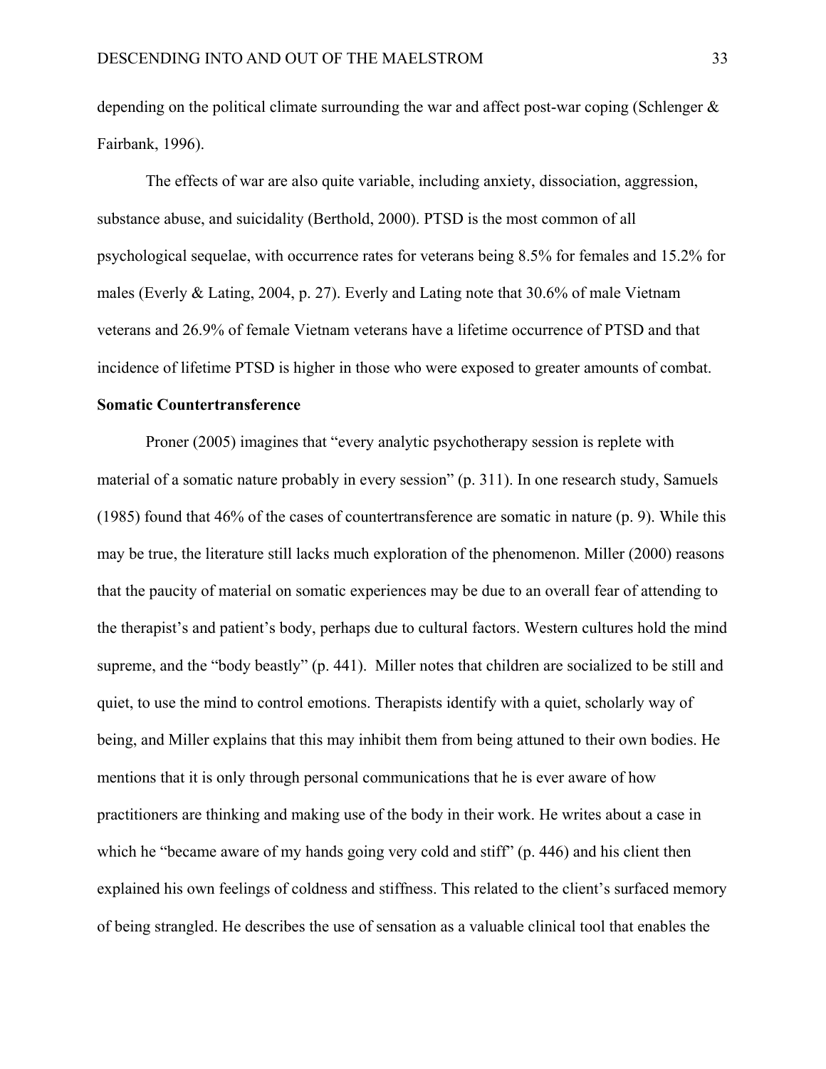depending on the political climate surrounding the war and affect post-war coping (Schlenger & Fairbank, 1996).

The effects of war are also quite variable, including anxiety, dissociation, aggression, substance abuse, and suicidality (Berthold, 2000). PTSD is the most common of all psychological sequelae, with occurrence rates for veterans being 8.5% for females and 15.2% for males (Everly & Lating, 2004, p. 27). Everly and Lating note that 30.6% of male Vietnam veterans and 26.9% of female Vietnam veterans have a lifetime occurrence of PTSD and that incidence of lifetime PTSD is higher in those who were exposed to greater amounts of combat.

**Somatic Countertransference**

Proner (2005) imagines that "every analytic psychotherapy session is replete with material of a somatic nature probably in every session" (p. 311). In one research study, Samuels (1985) found that 46% of the cases of countertransference are somatic in nature (p. 9). While this may be true, the literature still lacks much exploration of the phenomenon. Miller (2000) reasons that the paucity of material on somatic experiences may be due to an overall fear of attending to the therapist's and patient's body, perhaps due to cultural factors. Western cultures hold the mind supreme, and the "body beastly" (p. 441). Miller notes that children are socialized to be still and quiet, to use the mind to control emotions. Therapists identify with a quiet, scholarly way of being, and Miller explains that this may inhibit them from being attuned to their own bodies. He mentions that it is only through personal communications that he is ever aware of how practitioners are thinking and making use of the body in their work. He writes about a case in which he "became aware of my hands going very cold and stiff" (p. 446) and his client then explained his own feelings of coldness and stiffness. This related to the client's surfaced memory of being strangled. He describes the use of sensation as a valuable clinical tool that enables the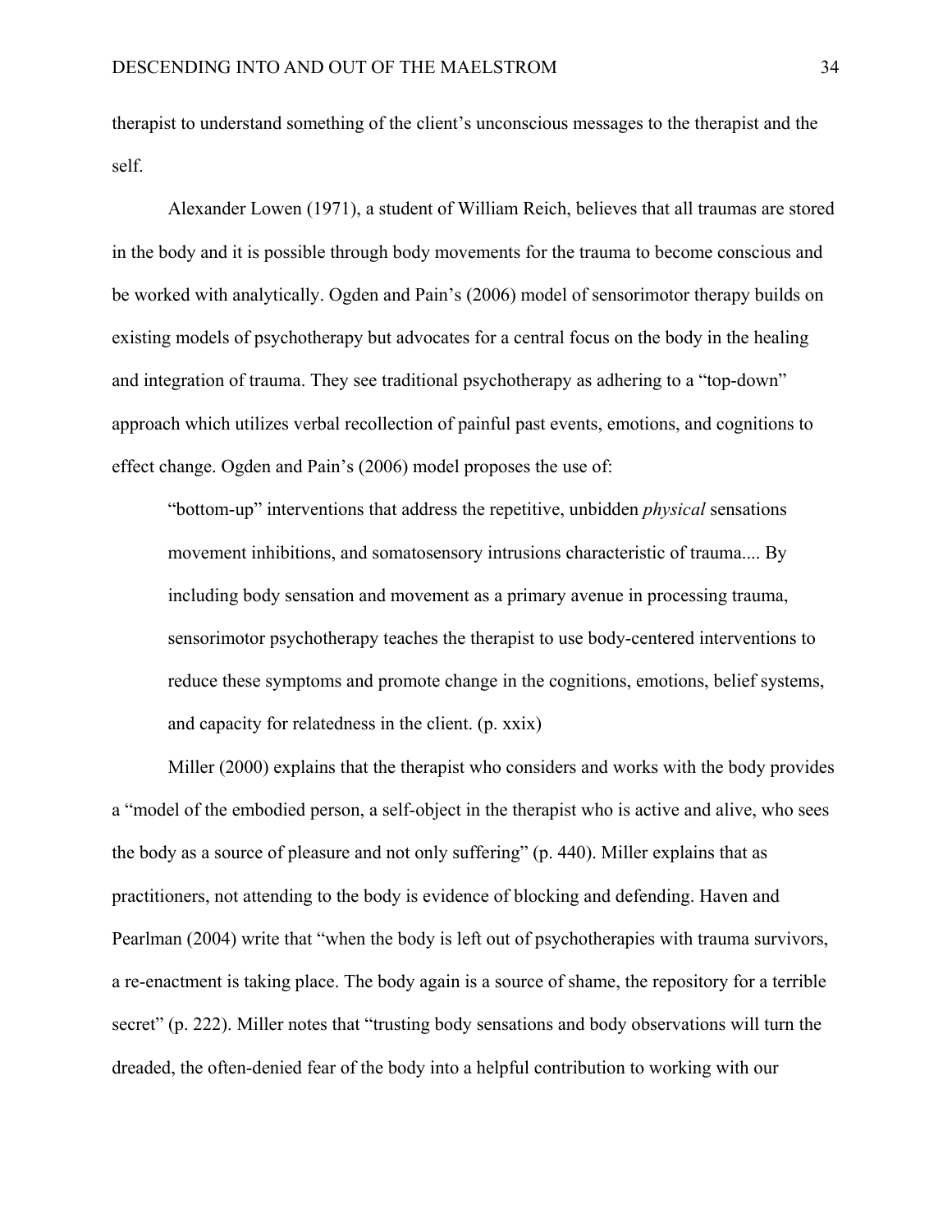therapist to understand something of the client's unconscious messages to the therapist and the self.

Alexander Lowen (1971), a student of William Reich, believes that all traumas are stored in the body and it is possible through body movements for the trauma to become conscious and be worked with analytically. Ogden and Pain's (2006) model of sensorimotor therapy builds on existing models of psychotherapy but advocates for a central focus on the body in the healing and integration of trauma. They see traditional psychotherapy as adhering to a "top-down" approach which utilizes verbal recollection of painful past events, emotions, and cognitions to effect change. Ogden and Pain's (2006) model proposes the use of:

> "bottom-up" interventions that address the repetitive, unbidden *physical* sensations movement inhibitions, and somatosensory intrusions characteristic of trauma.... By including body sensation and movement as a primary avenue in processing trauma, sensorimotor psychotherapy teaches the therapist to use body-centered interventions to reduce these symptoms and promote change in the cognitions, emotions, belief systems, and capacity for relatedness in the client. (p. xxix)

Miller (2000) explains that the therapist who considers and works with the body provides a "model of the embodied person, a self-object in the therapist who is active and alive, who sees the body as a source of pleasure and not only suffering" (p. 440). Miller explains that as practitioners, not attending to the body is evidence of blocking and defending. Haven and Pearlman (2004) write that "when the body is left out of psychotherapies with trauma survivors, a re-enactment is taking place. The body again is a source of shame, the repository for a terrible secret" (p. 222). Miller notes that "trusting body sensations and body observations will turn the dreaded, the often-denied fear of the body into a helpful contribution to working with our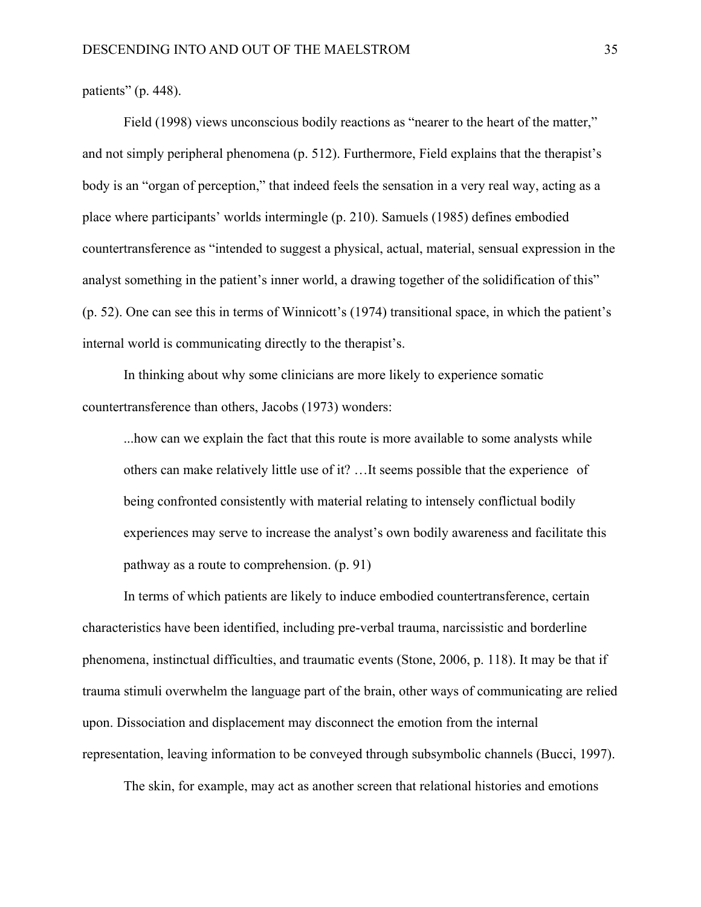patients" (p. 448).

Field (1998) views unconscious bodily reactions as "nearer to the heart of the matter," and not simply peripheral phenomena (p. 512). Furthermore, Field explains that the therapist's body is an "organ of perception," that indeed feels the sensation in a very real way, acting as a place where participants' worlds intermingle (p. 210). Samuels (1985) defines embodied countertransference as "intended to suggest a physical, actual, material, sensual expression in the analyst something in the patient's inner world, a drawing together of the solidification of this" (p. 52). One can see this in terms of Winnicott's (1974) transitional space, in which the patient's internal world is communicating directly to the therapist's.

In thinking about why some clinicians are more likely to experience somatic countertransference than others, Jacobs (1973) wonders:

> ...how can we explain the fact that this route is more available to some analysts while others can make relatively little use of it? …It seems possible that the experience of being confronted consistently with material relating to intensely conflictual bodily experiences may serve to increase the analyst's own bodily awareness and facilitate this pathway as a route to comprehension. (p. 91)

In terms of which patients are likely to induce embodied countertransference, certain characteristics have been identified, including pre-verbal trauma, narcissistic and borderline phenomena, instinctual difficulties, and traumatic events (Stone, 2006, p. 118). It may be that if trauma stimuli overwhelm the language part of the brain, other ways of communicating are relied upon. Dissociation and displacement may disconnect the emotion from the internal representation, leaving information to be conveyed through subsymbolic channels (Bucci, 1997).

The skin, for example, may act as another screen that relational histories and emotions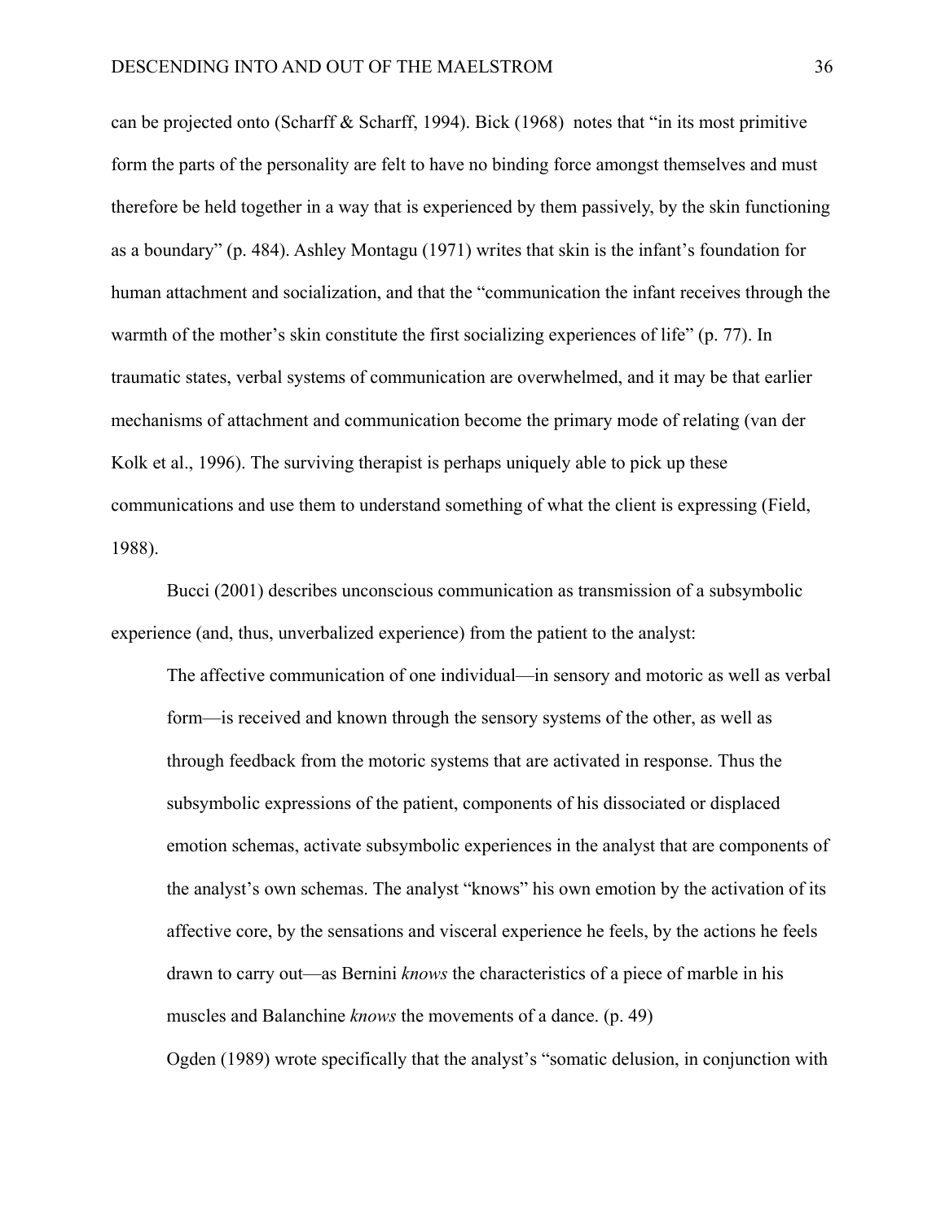can be projected onto (Scharff & Scharff, 1994). Bick (1968) notes that "in its most primitive form the parts of the personality are felt to have no binding force amongst themselves and must therefore be held together in a way that is experienced by them passively, by the skin functioning as a boundary" (p. 484). Ashley Montagu (1971) writes that skin is the infant's foundation for human attachment and socialization, and that the "communication the infant receives through the warmth of the mother's skin constitute the first socializing experiences of life" (p. 77). In traumatic states, verbal systems of communication are overwhelmed, and it may be that earlier mechanisms of attachment and communication become the primary mode of relating (van der Kolk et al., 1996). The surviving therapist is perhaps uniquely able to pick up these communications and use them to understand something of what the client is expressing (Field, 1988).

Bucci (2001) describes unconscious communication as transmission of a subsymbolic experience (and, thus, unverbalized experience) from the patient to the analyst:

> The affective communication of one individual—in sensory and motoric as well as verbal form—is received and known through the sensory systems of the other, as well as through feedback from the motoric systems that are activated in response. Thus the subsymbolic expressions of the patient, components of his dissociated or displaced emotion schemas, activate subsymbolic experiences in the analyst that are components of the analyst's own schemas. The analyst "knows" his own emotion by the activation of its affective core, by the sensations and visceral experience he feels, by the actions he feels drawn to carry out—as Bernini *knows* the characteristics of a piece of marble in his muscles and Balanchine *knows* the movements of a dance. (p. 49)

Ogden (1989) wrote specifically that the analyst's "somatic delusion, in conjunction with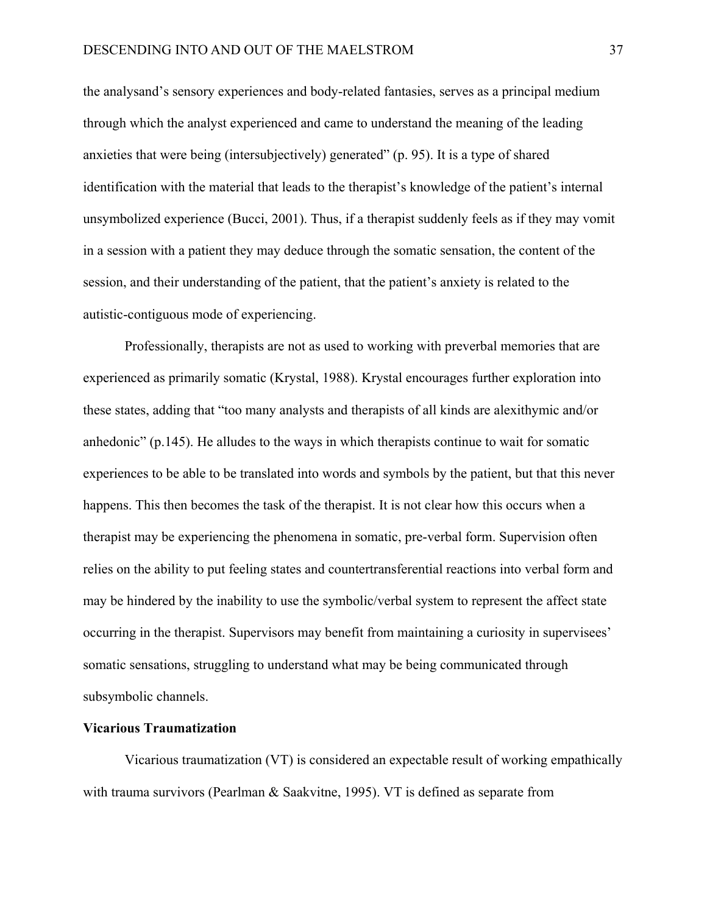the analysand's sensory experiences and body-related fantasies, serves as a principal medium through which the analyst experienced and came to understand the meaning of the leading anxieties that were being (intersubjectively) generated" (p. 95). It is a type of shared identification with the material that leads to the therapist's knowledge of the patient's internal unsymbolized experience (Bucci, 2001). Thus, if a therapist suddenly feels as if they may vomit in a session with a patient they may deduce through the somatic sensation, the content of the session, and their understanding of the patient, that the patient's anxiety is related to the autistic-contiguous mode of experiencing.

Professionally, therapists are not as used to working with preverbal memories that are experienced as primarily somatic (Krystal, 1988). Krystal encourages further exploration into these states, adding that "too many analysts and therapists of all kinds are alexithymic and/or anhedonic" (p.145). He alludes to the ways in which therapists continue to wait for somatic experiences to be able to be translated into words and symbols by the patient, but that this never happens. This then becomes the task of the therapist. It is not clear how this occurs when a therapist may be experiencing the phenomena in somatic, pre-verbal form. Supervision often relies on the ability to put feeling states and countertransferential reactions into verbal form and may be hindered by the inability to use the symbolic/verbal system to represent the affect state occurring in the therapist. Supervisors may benefit from maintaining a curiosity in supervisees' somatic sensations, struggling to understand what may be being communicated through subsymbolic channels.

**Vicarious Traumatization**

Vicarious traumatization (VT) is considered an expectable result of working empathically with trauma survivors (Pearlman & Saakvitne, 1995). VT is defined as separate from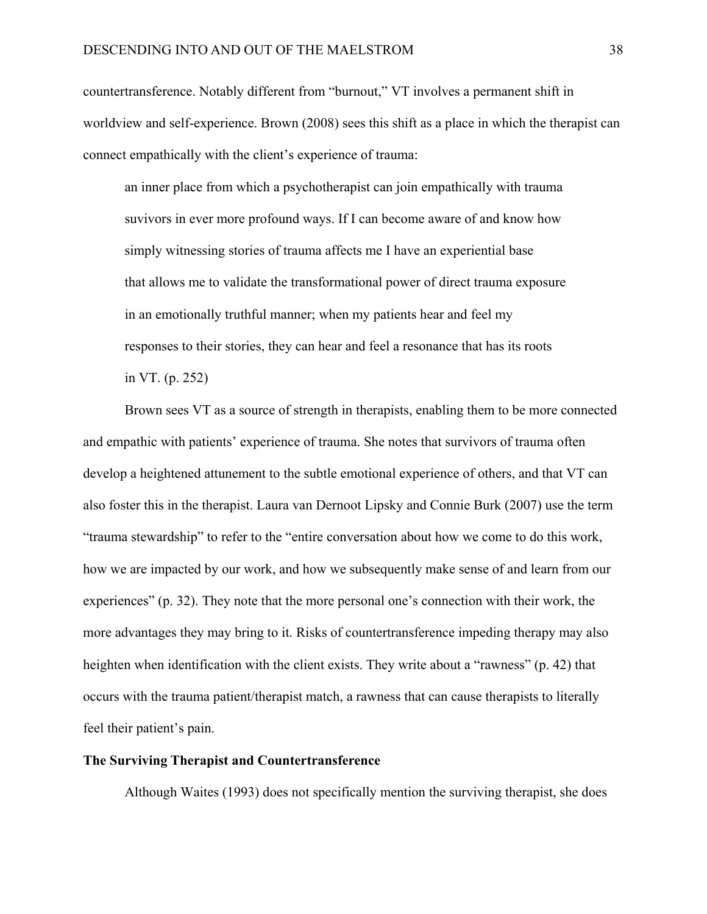countertransference. Notably different from "burnout," VT involves a permanent shift in worldview and self-experience. Brown (2008) sees this shift as a place in which the therapist can connect empathically with the client's experience of trauma:

> an inner place from which a psychotherapist can join empathically with trauma suvivors in ever more profound ways. If I can become aware of and know how simply witnessing stories of trauma affects me I have an experiential base that allows me to validate the transformational power of direct trauma exposure in an emotionally truthful manner; when my patients hear and feel my responses to their stories, they can hear and feel a resonance that has its roots in VT. (p. 252)

Brown sees VT as a source of strength in therapists, enabling them to be more connected and empathic with patients' experience of trauma. She notes that survivors of trauma often develop a heightened attunement to the subtle emotional experience of others, and that VT can also foster this in the therapist. Laura van Dernoot Lipsky and Connie Burk (2007) use the term "trauma stewardship" to refer to the "entire conversation about how we come to do this work, how we are impacted by our work, and how we subsequently make sense of and learn from our experiences" (p. 32). They note that the more personal one's connection with their work, the more advantages they may bring to it. Risks of countertransference impeding therapy may also heighten when identification with the client exists. They write about a "rawness" (p. 42) that occurs with the trauma patient/therapist match, a rawness that can cause therapists to literally feel their patient's pain.

**The Surviving Therapist and Countertransference**

Although Waites (1993) does not specifically mention the surviving therapist, she does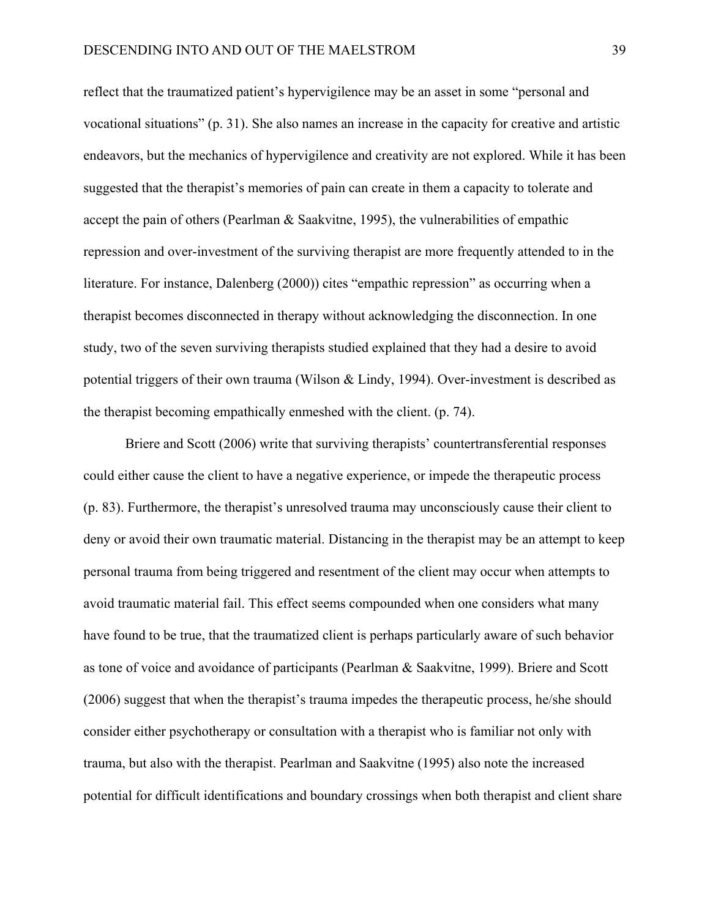reflect that the traumatized patient's hypervigilence may be an asset in some "personal and vocational situations" (p. 31). She also names an increase in the capacity for creative and artistic endeavors, but the mechanics of hypervigilence and creativity are not explored. While it has been suggested that the therapist's memories of pain can create in them a capacity to tolerate and accept the pain of others (Pearlman & Saakvitne, 1995), the vulnerabilities of empathic repression and over-investment of the surviving therapist are more frequently attended to in the literature. For instance, Dalenberg (2000)) cites "empathic repression" as occurring when a therapist becomes disconnected in therapy without acknowledging the disconnection. In one study, two of the seven surviving therapists studied explained that they had a desire to avoid potential triggers of their own trauma (Wilson & Lindy, 1994). Over-investment is described as the therapist becoming empathically enmeshed with the client. (p. 74).

Briere and Scott (2006) write that surviving therapists' countertransferential responses could either cause the client to have a negative experience, or impede the therapeutic process (p. 83). Furthermore, the therapist's unresolved trauma may unconsciously cause their client to deny or avoid their own traumatic material. Distancing in the therapist may be an attempt to keep personal trauma from being triggered and resentment of the client may occur when attempts to avoid traumatic material fail. This effect seems compounded when one considers what many have found to be true, that the traumatized client is perhaps particularly aware of such behavior as tone of voice and avoidance of participants (Pearlman & Saakvitne, 1999). Briere and Scott (2006) suggest that when the therapist's trauma impedes the therapeutic process, he/she should consider either psychotherapy or consultation with a therapist who is familiar not only with trauma, but also with the therapist. Pearlman and Saakvitne (1995) also note the increased potential for difficult identifications and boundary crossings when both therapist and client share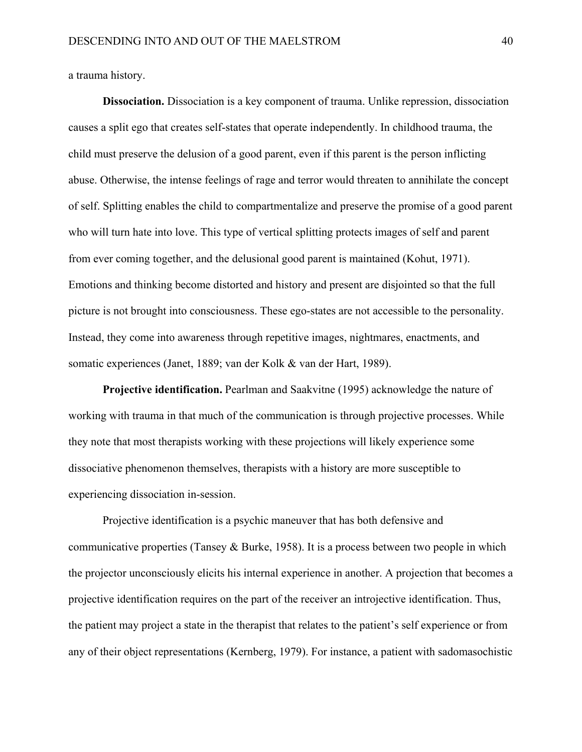a trauma history.

**Dissociation.** Dissociation is a key component of trauma. Unlike repression, dissociation causes a split ego that creates self-states that operate independently. In childhood trauma, the child must preserve the delusion of a good parent, even if this parent is the person inflicting abuse. Otherwise, the intense feelings of rage and terror would threaten to annihilate the concept of self. Splitting enables the child to compartmentalize and preserve the promise of a good parent who will turn hate into love. This type of vertical splitting protects images of self and parent from ever coming together, and the delusional good parent is maintained (Kohut, 1971). Emotions and thinking become distorted and history and present are disjointed so that the full picture is not brought into consciousness. These ego-states are not accessible to the personality. Instead, they come into awareness through repetitive images, nightmares, enactments, and somatic experiences (Janet, 1889; van der Kolk & van der Hart, 1989).

**Projective identification.** Pearlman and Saakvitne (1995) acknowledge the nature of working with trauma in that much of the communication is through projective processes. While they note that most therapists working with these projections will likely experience some dissociative phenomenon themselves, therapists with a history are more susceptible to experiencing dissociation in-session.

Projective identification is a psychic maneuver that has both defensive and communicative properties (Tansey & Burke, 1958). It is a process between two people in which the projector unconsciously elicits his internal experience in another. A projection that becomes a projective identification requires on the part of the receiver an introjective identification. Thus, the patient may project a state in the therapist that relates to the patient's self experience or from any of their object representations (Kernberg, 1979). For instance, a patient with sadomasochistic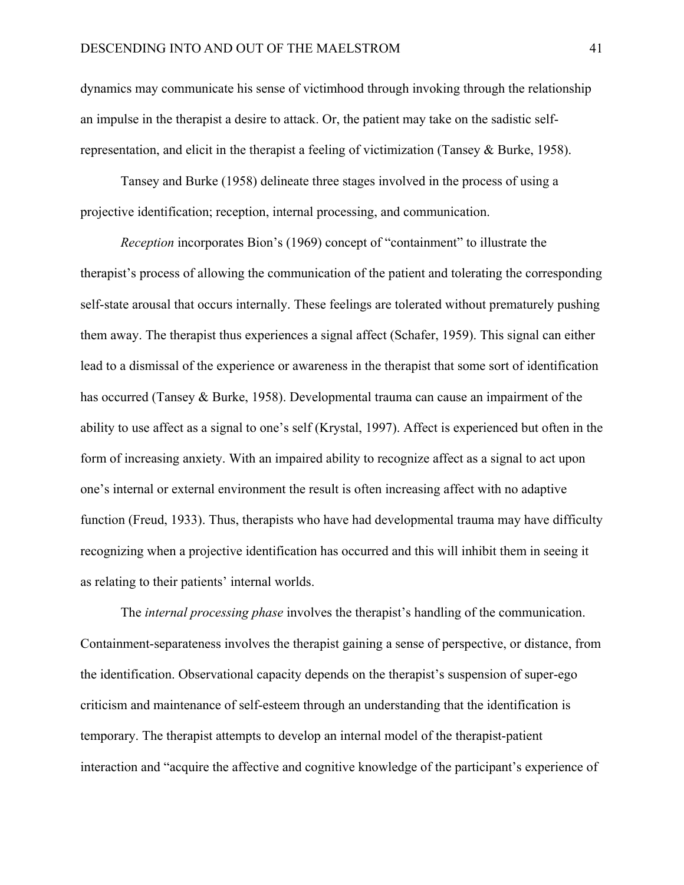dynamics may communicate his sense of victimhood through invoking through the relationship an impulse in the therapist a desire to attack. Or, the patient may take on the sadistic self-representation, and elicit in the therapist a feeling of victimization (Tansey & Burke, 1958).

Tansey and Burke (1958) delineate three stages involved in the process of using a projective identification; reception, internal processing, and communication.

*Reception* incorporates Bion's (1969) concept of "containment" to illustrate the therapist's process of allowing the communication of the patient and tolerating the corresponding self-state arousal that occurs internally. These feelings are tolerated without prematurely pushing them away. The therapist thus experiences a signal affect (Schafer, 1959). This signal can either lead to a dismissal of the experience or awareness in the therapist that some sort of identification has occurred (Tansey & Burke, 1958). Developmental trauma can cause an impairment of the ability to use affect as a signal to one's self (Krystal, 1997). Affect is experienced but often in the form of increasing anxiety. With an impaired ability to recognize affect as a signal to act upon one's internal or external environment the result is often increasing affect with no adaptive function (Freud, 1933). Thus, therapists who have had developmental trauma may have difficulty recognizing when a projective identification has occurred and this will inhibit them in seeing it as relating to their patients' internal worlds.

The *internal processing phase* involves the therapist's handling of the communication. Containment-separateness involves the therapist gaining a sense of perspective, or distance, from the identification. Observational capacity depends on the therapist's suspension of super-ego criticism and maintenance of self-esteem through an understanding that the identification is temporary. The therapist attempts to develop an internal model of the therapist-patient interaction and "acquire the affective and cognitive knowledge of the participant's experience of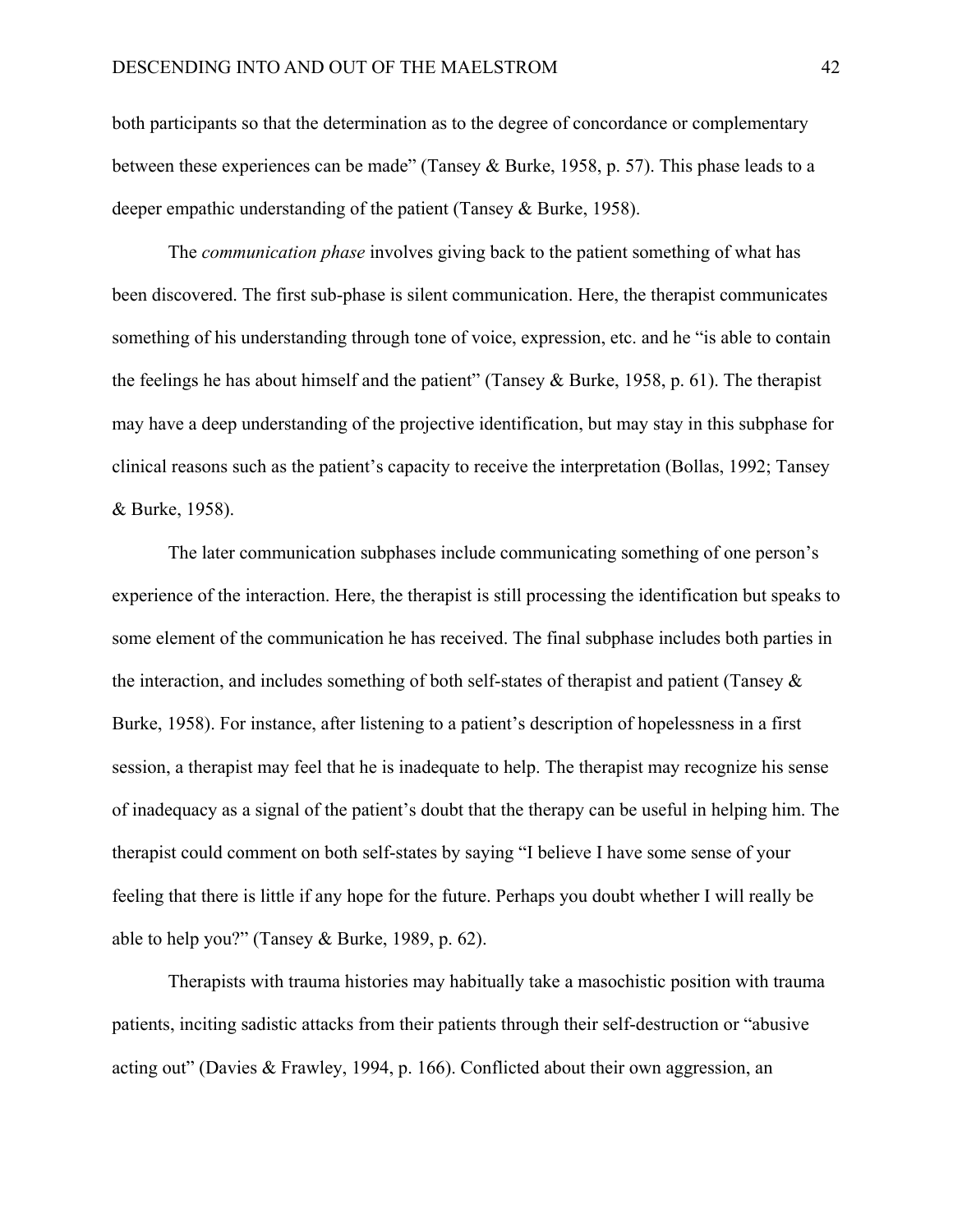both participants so that the determination as to the degree of concordance or complementary between these experiences can be made" (Tansey & Burke, 1958, p. 57). This phase leads to a deeper empathic understanding of the patient (Tansey & Burke, 1958).

The *communication phase* involves giving back to the patient something of what has been discovered. The first sub-phase is silent communication. Here, the therapist communicates something of his understanding through tone of voice, expression, etc. and he "is able to contain the feelings he has about himself and the patient" (Tansey & Burke, 1958, p. 61). The therapist may have a deep understanding of the projective identification, but may stay in this subphase for clinical reasons such as the patient's capacity to receive the interpretation (Bollas, 1992; Tansey & Burke, 1958).

The later communication subphases include communicating something of one person's experience of the interaction. Here, the therapist is still processing the identification but speaks to some element of the communication he has received. The final subphase includes both parties in the interaction, and includes something of both self-states of therapist and patient (Tansey & Burke, 1958). For instance, after listening to a patient's description of hopelessness in a first session, a therapist may feel that he is inadequate to help. The therapist may recognize his sense of inadequacy as a signal of the patient's doubt that the therapy can be useful in helping him. The therapist could comment on both self-states by saying "I believe I have some sense of your feeling that there is little if any hope for the future. Perhaps you doubt whether I will really be able to help you?" (Tansey & Burke, 1989, p. 62).

Therapists with trauma histories may habitually take a masochistic position with trauma patients, inciting sadistic attacks from their patients through their self-destruction or "abusive acting out" (Davies & Frawley, 1994, p. 166). Conflicted about their own aggression, an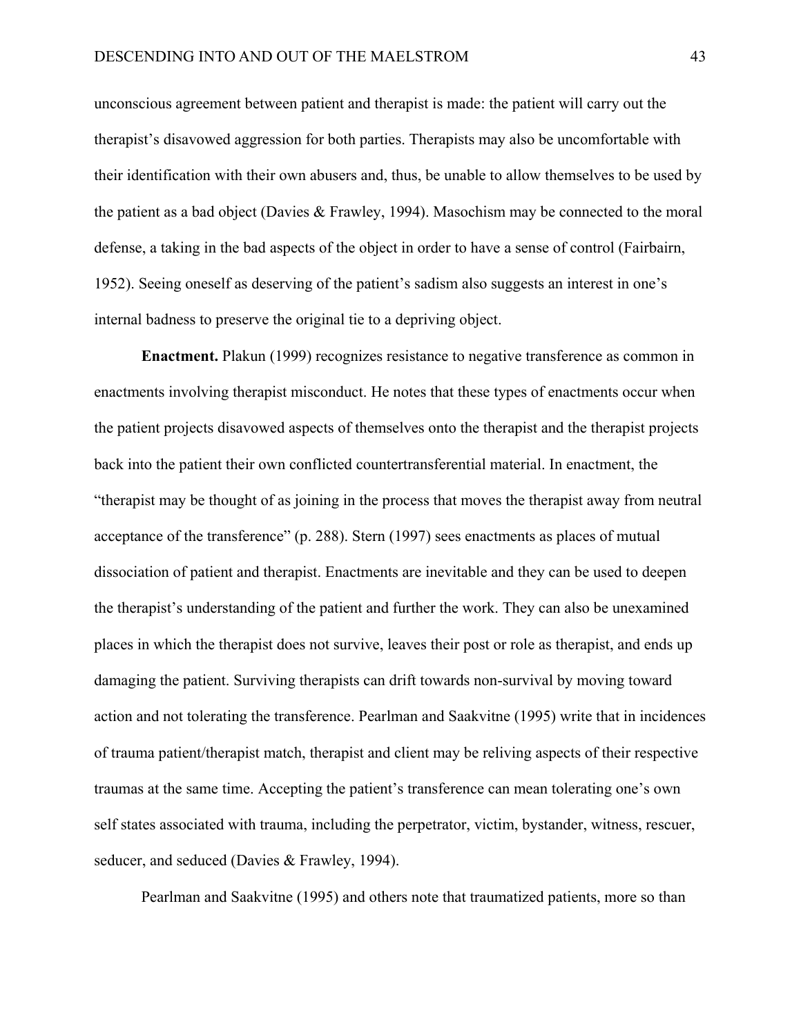unconscious agreement between patient and therapist is made: the patient will carry out the therapist's disavowed aggression for both parties. Therapists may also be uncomfortable with their identification with their own abusers and, thus, be unable to allow themselves to be used by the patient as a bad object (Davies & Frawley, 1994). Masochism may be connected to the moral defense, a taking in the bad aspects of the object in order to have a sense of control (Fairbairn, 1952). Seeing oneself as deserving of the patient's sadism also suggests an interest in one's internal badness to preserve the original tie to a depriving object.

**Enactment.** Plakun (1999) recognizes resistance to negative transference as common in enactments involving therapist misconduct. He notes that these types of enactments occur when the patient projects disavowed aspects of themselves onto the therapist and the therapist projects back into the patient their own conflicted countertransferential material. In enactment, the "therapist may be thought of as joining in the process that moves the therapist away from neutral acceptance of the transference" (p. 288). Stern (1997) sees enactments as places of mutual dissociation of patient and therapist. Enactments are inevitable and they can be used to deepen the therapist's understanding of the patient and further the work. They can also be unexamined places in which the therapist does not survive, leaves their post or role as therapist, and ends up damaging the patient. Surviving therapists can drift towards non-survival by moving toward action and not tolerating the transference. Pearlman and Saakvitne (1995) write that in incidences of trauma patient/therapist match, therapist and client may be reliving aspects of their respective traumas at the same time. Accepting the patient's transference can mean tolerating one's own self states associated with trauma, including the perpetrator, victim, bystander, witness, rescuer, seducer, and seduced (Davies & Frawley, 1994).

Pearlman and Saakvitne (1995) and others note that traumatized patients, more so than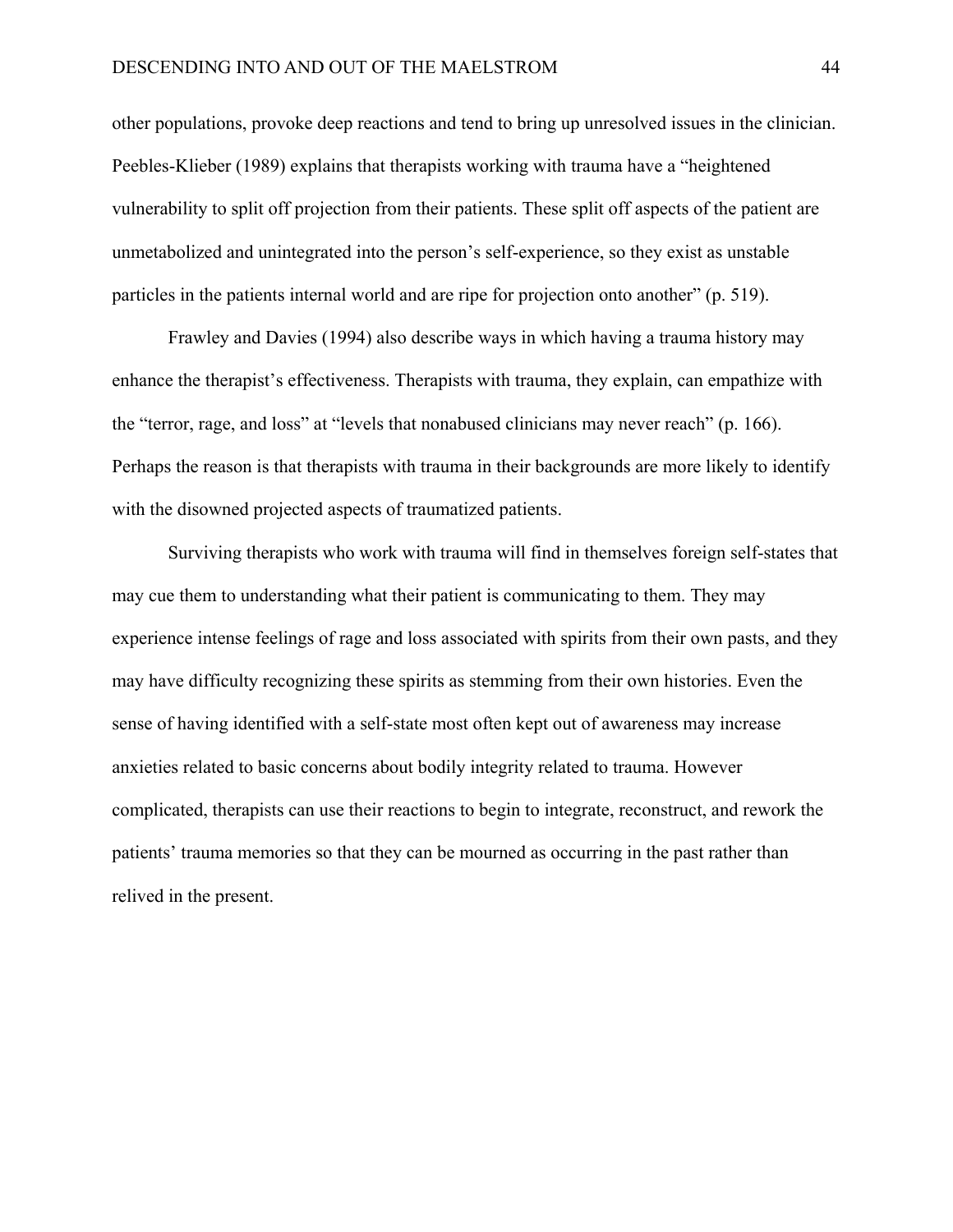other populations, provoke deep reactions and tend to bring up unresolved issues in the clinician. Peebles-Klieber (1989) explains that therapists working with trauma have a "heightened vulnerability to split off projection from their patients. These split off aspects of the patient are unmetabolized and unintegrated into the person's self-experience, so they exist as unstable particles in the patients internal world and are ripe for projection onto another" (p. 519).

Frawley and Davies (1994) also describe ways in which having a trauma history may enhance the therapist's effectiveness. Therapists with trauma, they explain, can empathize with the "terror, rage, and loss" at "levels that nonabused clinicians may never reach" (p. 166). Perhaps the reason is that therapists with trauma in their backgrounds are more likely to identify with the disowned projected aspects of traumatized patients.

Surviving therapists who work with trauma will find in themselves foreign self-states that may cue them to understanding what their patient is communicating to them. They may experience intense feelings of rage and loss associated with spirits from their own pasts, and they may have difficulty recognizing these spirits as stemming from their own histories. Even the sense of having identified with a self-state most often kept out of awareness may increase anxieties related to basic concerns about bodily integrity related to trauma. However complicated, therapists can use their reactions to begin to integrate, reconstruct, and rework the patients' trauma memories so that they can be mourned as occurring in the past rather than relived in the present.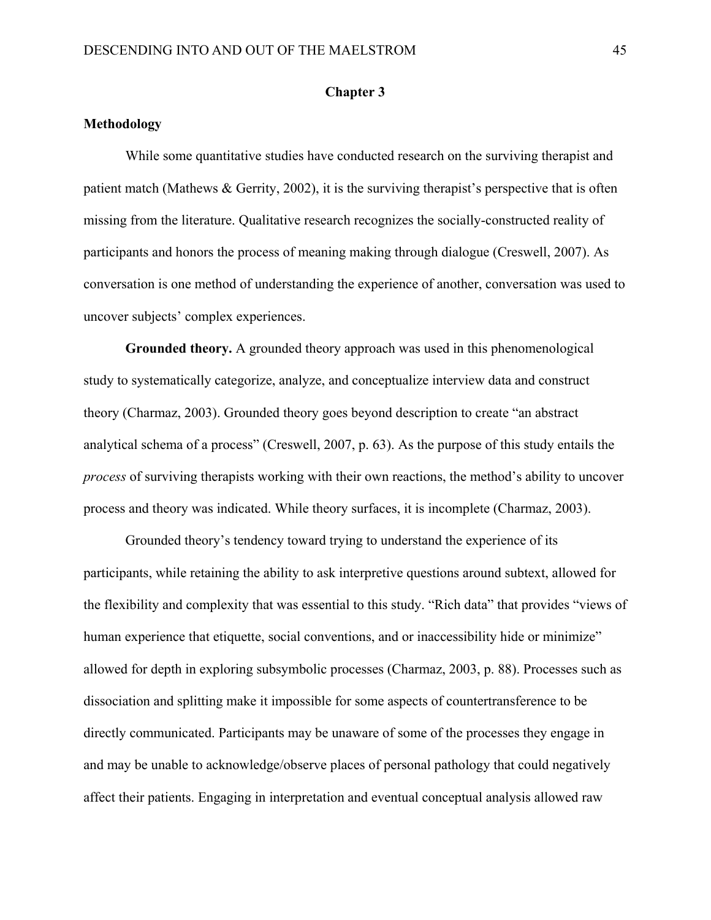# Chapter 3

## Methodology

While some quantitative studies have conducted research on the surviving therapist and patient match (Mathews & Gerrity, 2002), it is the surviving therapist's perspective that is often missing from the literature. Qualitative research recognizes the socially-constructed reality of participants and honors the process of meaning making through dialogue (Creswell, 2007). As conversation is one method of understanding the experience of another, conversation was used to uncover subjects' complex experiences.

**Grounded theory.** A grounded theory approach was used in this phenomenological study to systematically categorize, analyze, and conceptualize interview data and construct theory (Charmaz, 2003). Grounded theory goes beyond description to create "an abstract analytical schema of a process" (Creswell, 2007, p. 63). As the purpose of this study entails the *process* of surviving therapists working with their own reactions, the method's ability to uncover process and theory was indicated. While theory surfaces, it is incomplete (Charmaz, 2003).

Grounded theory's tendency toward trying to understand the experience of its participants, while retaining the ability to ask interpretive questions around subtext, allowed for the flexibility and complexity that was essential to this study. "Rich data" that provides "views of human experience that etiquette, social conventions, and or inaccessibility hide or minimize" allowed for depth in exploring subsymbolic processes (Charmaz, 2003, p. 88). Processes such as dissociation and splitting make it impossible for some aspects of countertransference to be directly communicated. Participants may be unaware of some of the processes they engage in and may be unable to acknowledge/observe places of personal pathology that could negatively affect their patients. Engaging in interpretation and eventual conceptual analysis allowed raw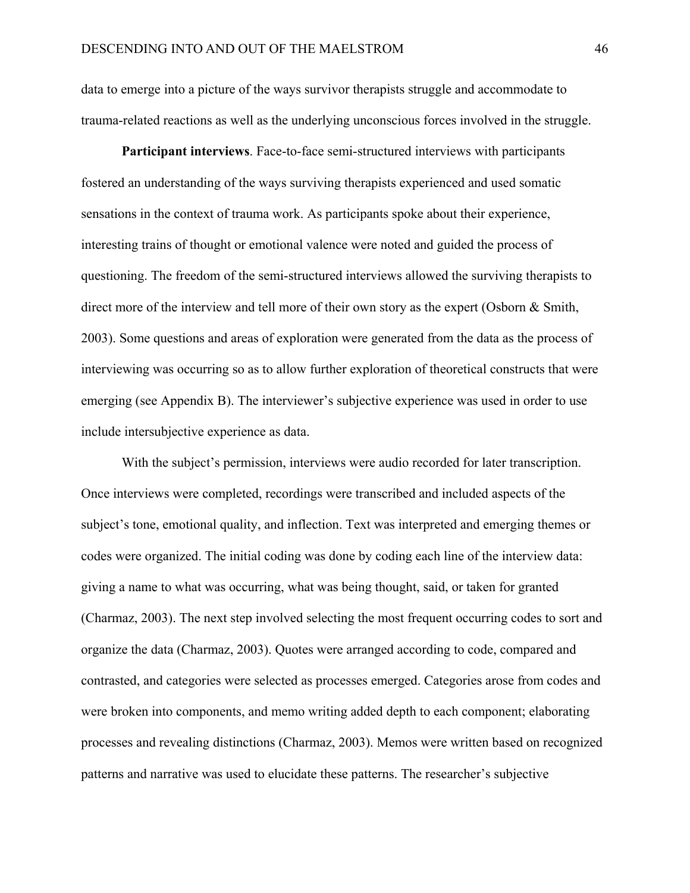data to emerge into a picture of the ways survivor therapists struggle and accommodate to trauma-related reactions as well as the underlying unconscious forces involved in the struggle.

**Participant interviews**. Face-to-face semi-structured interviews with participants fostered an understanding of the ways surviving therapists experienced and used somatic sensations in the context of trauma work. As participants spoke about their experience, interesting trains of thought or emotional valence were noted and guided the process of questioning. The freedom of the semi-structured interviews allowed the surviving therapists to direct more of the interview and tell more of their own story as the expert (Osborn & Smith, 2003). Some questions and areas of exploration were generated from the data as the process of interviewing was occurring so as to allow further exploration of theoretical constructs that were emerging (see Appendix B). The interviewer's subjective experience was used in order to use include intersubjective experience as data.

With the subject's permission, interviews were audio recorded for later transcription. Once interviews were completed, recordings were transcribed and included aspects of the subject's tone, emotional quality, and inflection. Text was interpreted and emerging themes or codes were organized. The initial coding was done by coding each line of the interview data: giving a name to what was occurring, what was being thought, said, or taken for granted (Charmaz, 2003). The next step involved selecting the most frequent occurring codes to sort and organize the data (Charmaz, 2003). Quotes were arranged according to code, compared and contrasted, and categories were selected as processes emerged. Categories arose from codes and were broken into components, and memo writing added depth to each component; elaborating processes and revealing distinctions (Charmaz, 2003). Memos were written based on recognized patterns and narrative was used to elucidate these patterns. The researcher's subjective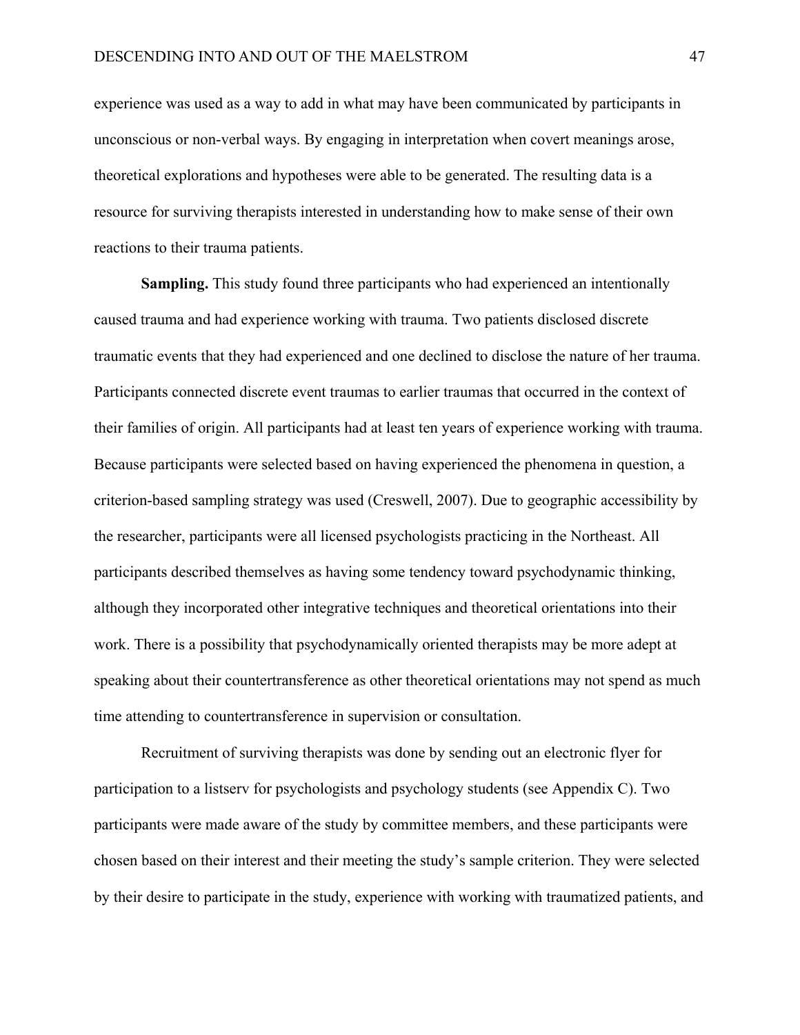experience was used as a way to add in what may have been communicated by participants in unconscious or non-verbal ways. By engaging in interpretation when covert meanings arose, theoretical explorations and hypotheses were able to be generated. The resulting data is a resource for surviving therapists interested in understanding how to make sense of their own reactions to their trauma patients.

**Sampling.** This study found three participants who had experienced an intentionally caused trauma and had experience working with trauma. Two patients disclosed discrete traumatic events that they had experienced and one declined to disclose the nature of her trauma. Participants connected discrete event traumas to earlier traumas that occurred in the context of their families of origin. All participants had at least ten years of experience working with trauma. Because participants were selected based on having experienced the phenomena in question, a criterion-based sampling strategy was used (Creswell, 2007). Due to geographic accessibility by the researcher, participants were all licensed psychologists practicing in the Northeast. All participants described themselves as having some tendency toward psychodynamic thinking, although they incorporated other integrative techniques and theoretical orientations into their work. There is a possibility that psychodynamically oriented therapists may be more adept at speaking about their countertransference as other theoretical orientations may not spend as much time attending to countertransference in supervision or consultation.

Recruitment of surviving therapists was done by sending out an electronic flyer for participation to a listserv for psychologists and psychology students (see Appendix C). Two participants were made aware of the study by committee members, and these participants were chosen based on their interest and their meeting the study's sample criterion. They were selected by their desire to participate in the study, experience with working with traumatized patients, and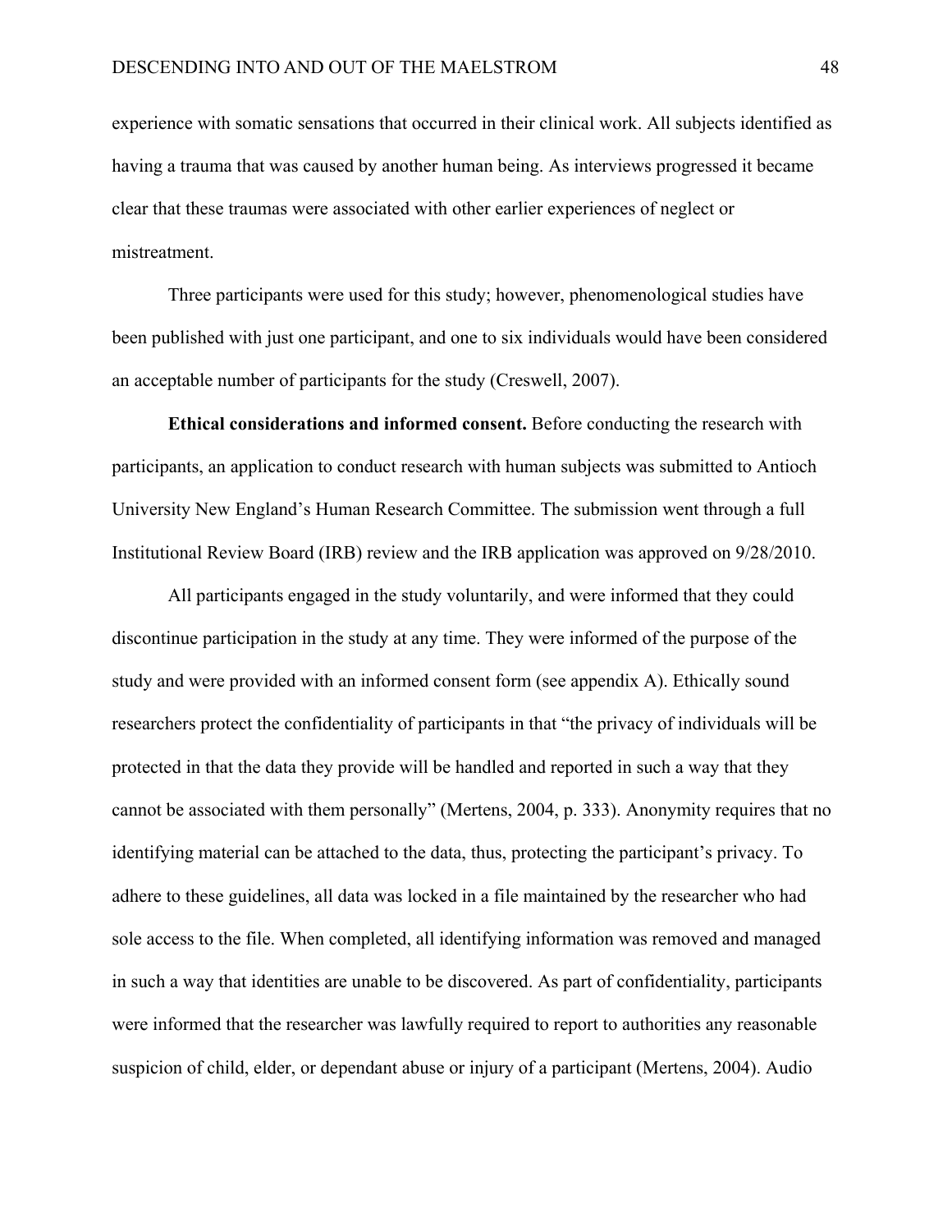experience with somatic sensations that occurred in their clinical work. All subjects identified as having a trauma that was caused by another human being. As interviews progressed it became clear that these traumas were associated with other earlier experiences of neglect or mistreatment.

Three participants were used for this study; however, phenomenological studies have been published with just one participant, and one to six individuals would have been considered an acceptable number of participants for the study (Creswell, 2007).

**Ethical considerations and informed consent.** Before conducting the research with participants, an application to conduct research with human subjects was submitted to Antioch University New England's Human Research Committee. The submission went through a full Institutional Review Board (IRB) review and the IRB application was approved on 9/28/2010.

All participants engaged in the study voluntarily, and were informed that they could discontinue participation in the study at any time. They were informed of the purpose of the study and were provided with an informed consent form (see appendix A). Ethically sound researchers protect the confidentiality of participants in that "the privacy of individuals will be protected in that the data they provide will be handled and reported in such a way that they cannot be associated with them personally" (Mertens, 2004, p. 333). Anonymity requires that no identifying material can be attached to the data, thus, protecting the participant's privacy. To adhere to these guidelines, all data was locked in a file maintained by the researcher who had sole access to the file. When completed, all identifying information was removed and managed in such a way that identities are unable to be discovered. As part of confidentiality, participants were informed that the researcher was lawfully required to report to authorities any reasonable suspicion of child, elder, or dependant abuse or injury of a participant (Mertens, 2004). Audio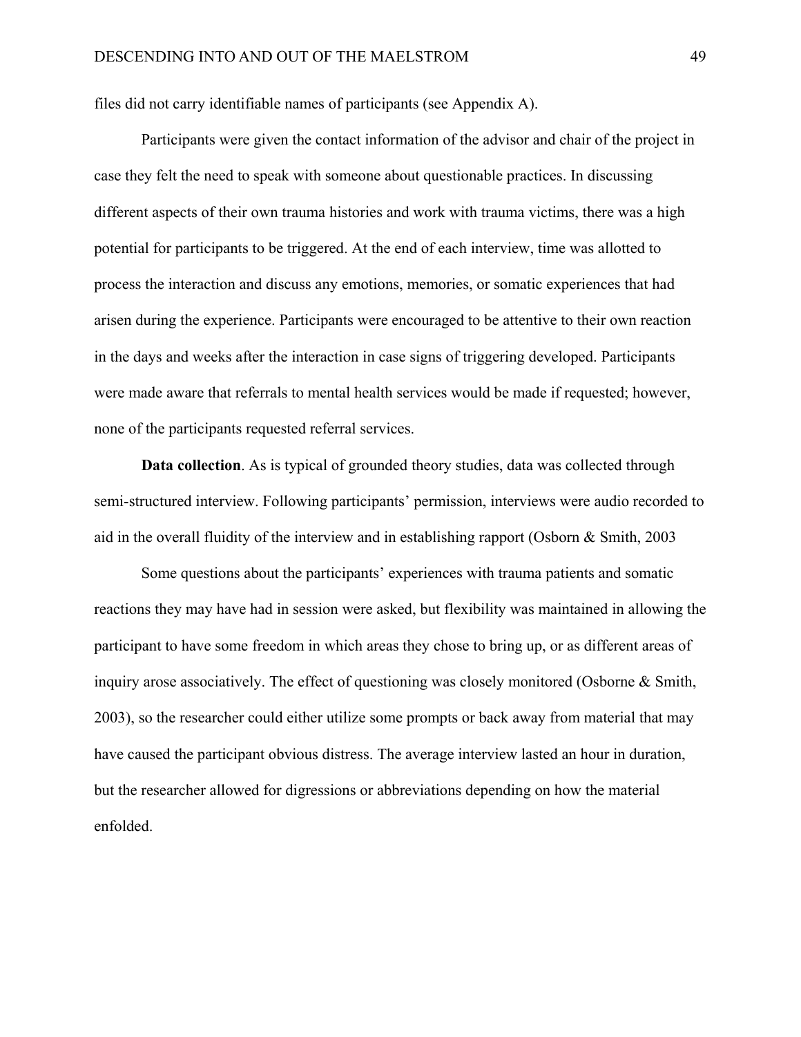files did not carry identifiable names of participants (see Appendix A).

Participants were given the contact information of the advisor and chair of the project in case they felt the need to speak with someone about questionable practices. In discussing different aspects of their own trauma histories and work with trauma victims, there was a high potential for participants to be triggered. At the end of each interview, time was allotted to process the interaction and discuss any emotions, memories, or somatic experiences that had arisen during the experience. Participants were encouraged to be attentive to their own reaction in the days and weeks after the interaction in case signs of triggering developed. Participants were made aware that referrals to mental health services would be made if requested; however, none of the participants requested referral services.

**Data collection**. As is typical of grounded theory studies, data was collected through semi-structured interview. Following participants' permission, interviews were audio recorded to aid in the overall fluidity of the interview and in establishing rapport (Osborn & Smith, 2003

Some questions about the participants' experiences with trauma patients and somatic reactions they may have had in session were asked, but flexibility was maintained in allowing the participant to have some freedom in which areas they chose to bring up, or as different areas of inquiry arose associatively. The effect of questioning was closely monitored (Osborne & Smith, 2003), so the researcher could either utilize some prompts or back away from material that may have caused the participant obvious distress. The average interview lasted an hour in duration, but the researcher allowed for digressions or abbreviations depending on how the material enfolded.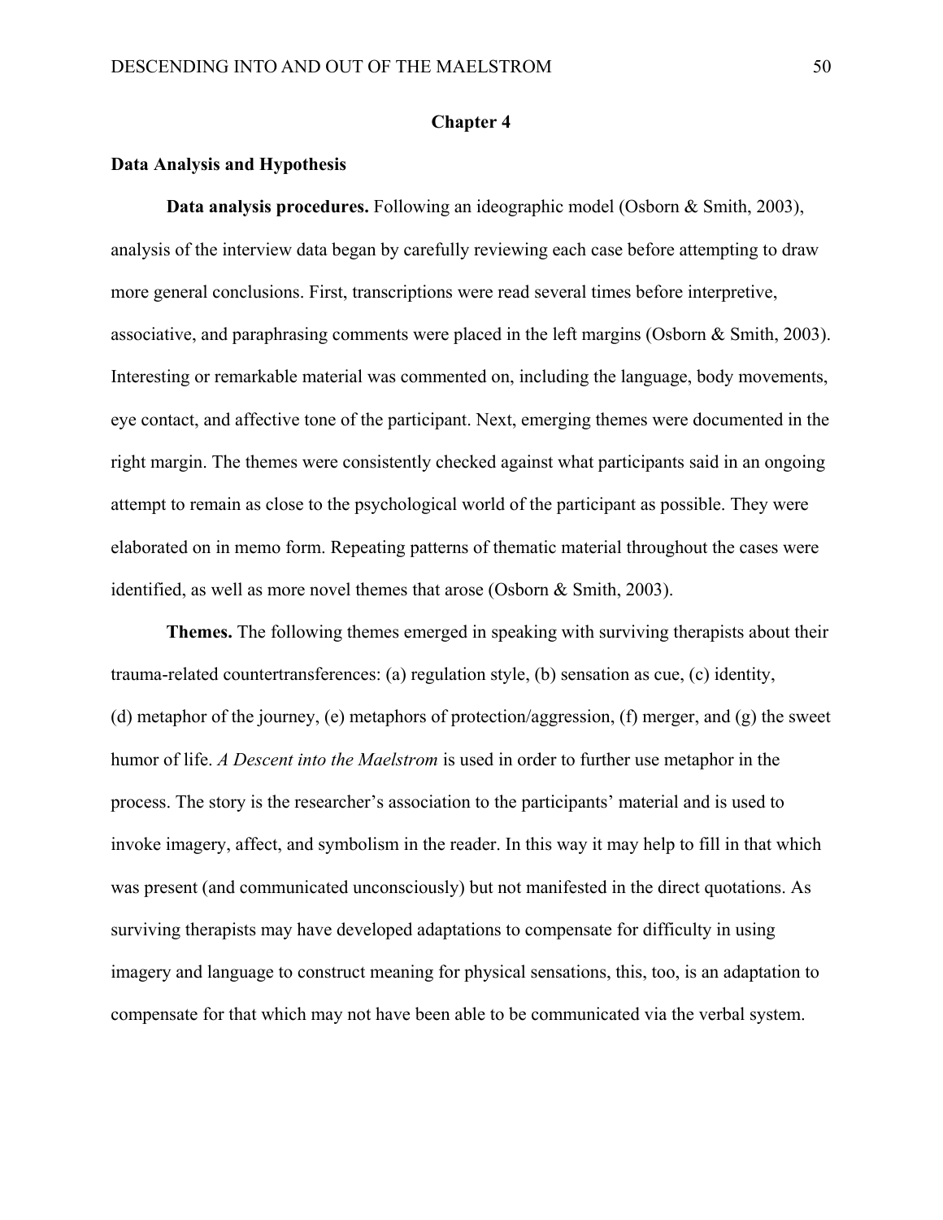# Chapter 4

## Data Analysis and Hypothesis

**Data analysis procedures.** Following an ideographic model (Osborn & Smith, 2003), analysis of the interview data began by carefully reviewing each case before attempting to draw more general conclusions. First, transcriptions were read several times before interpretive, associative, and paraphrasing comments were placed in the left margins (Osborn & Smith, 2003). Interesting or remarkable material was commented on, including the language, body movements, eye contact, and affective tone of the participant. Next, emerging themes were documented in the right margin. The themes were consistently checked against what participants said in an ongoing attempt to remain as close to the psychological world of the participant as possible. They were elaborated on in memo form. Repeating patterns of thematic material throughout the cases were identified, as well as more novel themes that arose (Osborn & Smith, 2003).

**Themes.** The following themes emerged in speaking with surviving therapists about their trauma-related countertransferences: (a) regulation style, (b) sensation as cue, (c) identity, (d) metaphor of the journey, (e) metaphors of protection/aggression, (f) merger, and (g) the sweet humor of life. *A Descent into the Maelstrom* is used in order to further use metaphor in the process. The story is the researcher's association to the participants' material and is used to invoke imagery, affect, and symbolism in the reader. In this way it may help to fill in that which was present (and communicated unconsciously) but not manifested in the direct quotations. As surviving therapists may have developed adaptations to compensate for difficulty in using imagery and language to construct meaning for physical sensations, this, too, is an adaptation to compensate for that which may not have been able to be communicated via the verbal system.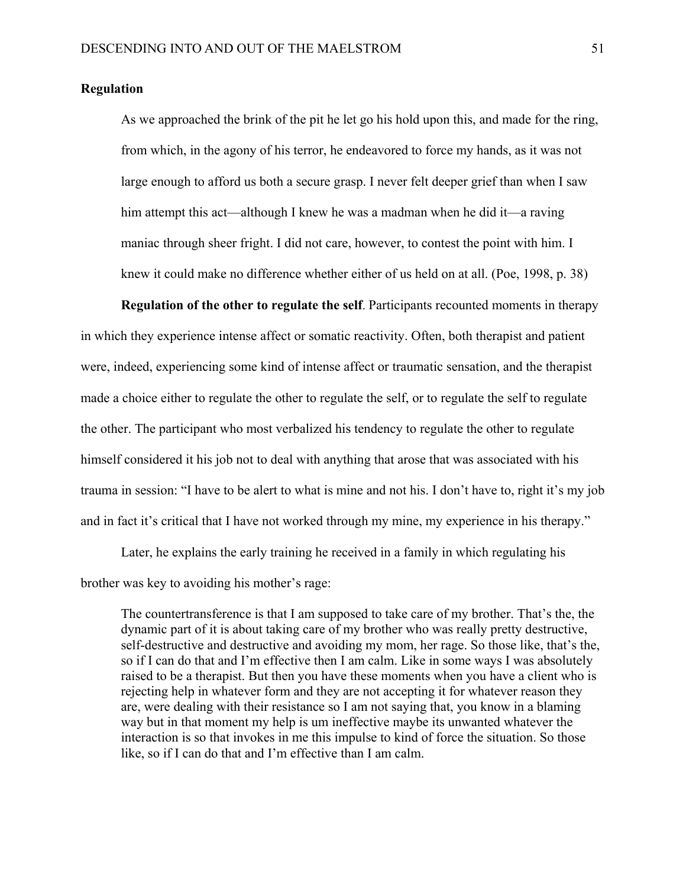## Regulation

> As we approached the brink of the pit he let go his hold upon this, and made for the ring, from which, in the agony of his terror, he endeavored to force my hands, as it was not large enough to afford us both a secure grasp. I never felt deeper grief than when I saw him attempt this act—although I knew he was a madman when he did it—a raving maniac through sheer fright. I did not care, however, to contest the point with him. I knew it could make no difference whether either of us held on at all. (Poe, 1998, p. 38)

**Regulation of the other to regulate the self**. Participants recounted moments in therapy in which they experience intense affect or somatic reactivity. Often, both therapist and patient were, indeed, experiencing some kind of intense affect or traumatic sensation, and the therapist made a choice either to regulate the other to regulate the self, or to regulate the self to regulate the other. The participant who most verbalized his tendency to regulate the other to regulate himself considered it his job not to deal with anything that arose that was associated with his trauma in session: "I have to be alert to what is mine and not his. I don't have to, right it's my job and in fact it's critical that I have not worked through my mine, my experience in his therapy."

Later, he explains the early training he received in a family in which regulating his brother was key to avoiding his mother's rage:

> The countertransference is that I am supposed to take care of my brother. That's the, the dynamic part of it is about taking care of my brother who was really pretty destructive, self-destructive and destructive and avoiding my mom, her rage. So those like, that's the, so if I can do that and I'm effective then I am calm. Like in some ways I was absolutely raised to be a therapist. But then you have these moments when you have a client who is rejecting help in whatever form and they are not accepting it for whatever reason they are, were dealing with their resistance so I am not saying that, you know in a blaming way but in that moment my help is um ineffective maybe its unwanted whatever the interaction is so that invokes in me this impulse to kind of force the situation. So those like, so if I can do that and I'm effective than I am calm.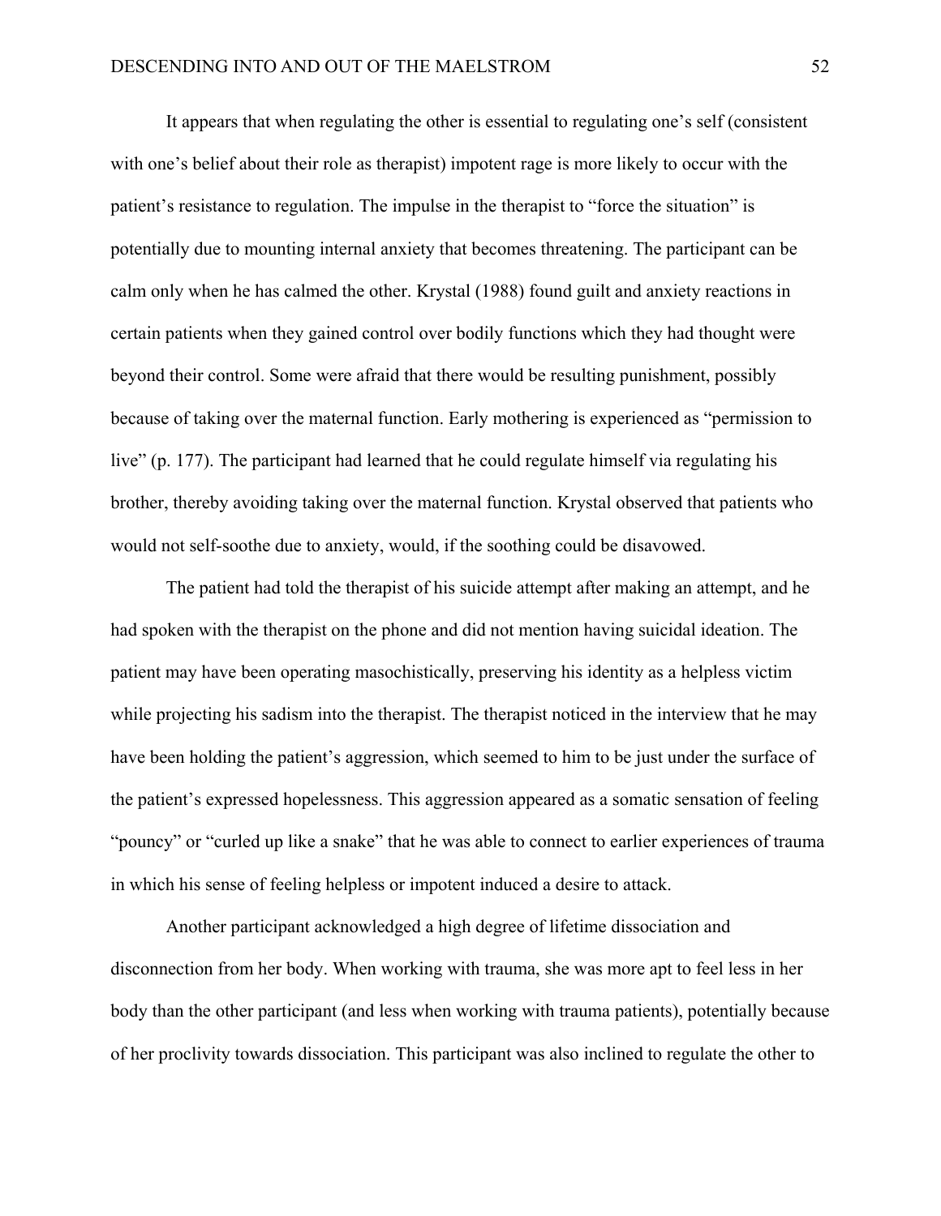It appears that when regulating the other is essential to regulating one's self (consistent with one's belief about their role as therapist) impotent rage is more likely to occur with the patient's resistance to regulation. The impulse in the therapist to "force the situation" is potentially due to mounting internal anxiety that becomes threatening. The participant can be calm only when he has calmed the other. Krystal (1988) found guilt and anxiety reactions in certain patients when they gained control over bodily functions which they had thought were beyond their control. Some were afraid that there would be resulting punishment, possibly because of taking over the maternal function. Early mothering is experienced as "permission to live" (p. 177). The participant had learned that he could regulate himself via regulating his brother, thereby avoiding taking over the maternal function. Krystal observed that patients who would not self-soothe due to anxiety, would, if the soothing could be disavowed.

The patient had told the therapist of his suicide attempt after making an attempt, and he had spoken with the therapist on the phone and did not mention having suicidal ideation. The patient may have been operating masochistically, preserving his identity as a helpless victim while projecting his sadism into the therapist. The therapist noticed in the interview that he may have been holding the patient's aggression, which seemed to him to be just under the surface of the patient's expressed hopelessness. This aggression appeared as a somatic sensation of feeling "pouncy" or "curled up like a snake" that he was able to connect to earlier experiences of trauma in which his sense of feeling helpless or impotent induced a desire to attack.

Another participant acknowledged a high degree of lifetime dissociation and disconnection from her body. When working with trauma, she was more apt to feel less in her body than the other participant (and less when working with trauma patients), potentially because of her proclivity towards dissociation. This participant was also inclined to regulate the other to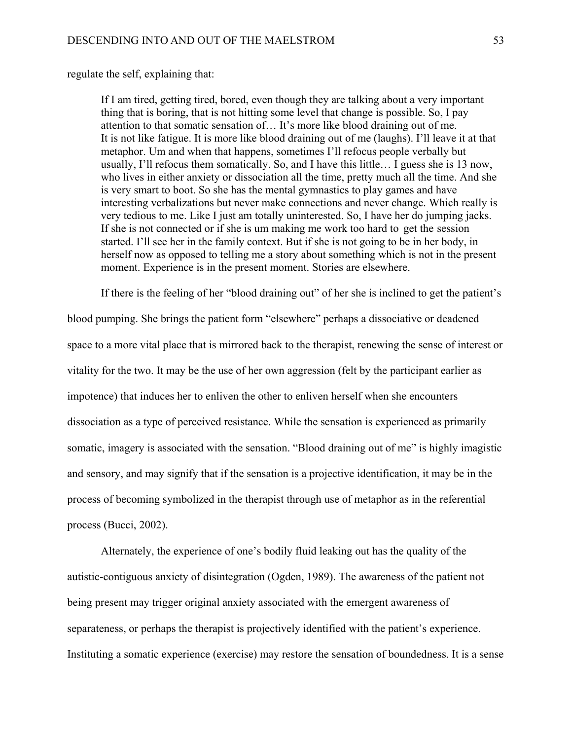regulate the self, explaining that:

> If I am tired, getting tired, bored, even though they are talking about a very important thing that is boring, that is not hitting some level that change is possible. So, I pay attention to that somatic sensation of… It's more like blood draining out of me. It is not like fatigue. It is more like blood draining out of me (laughs). I'll leave it at that metaphor. Um and when that happens, sometimes I'll refocus people verbally but usually, I'll refocus them somatically. So, and I have this little… I guess she is 13 now, who lives in either anxiety or dissociation all the time, pretty much all the time. And she is very smart to boot. So she has the mental gymnastics to play games and have interesting verbalizations but never make connections and never change. Which really is very tedious to me. Like I just am totally uninterested. So, I have her do jumping jacks. If she is not connected or if she is um making me work too hard to get the session started. I'll see her in the family context. But if she is not going to be in her body, in herself now as opposed to telling me a story about something which is not in the present moment. Experience is in the present moment. Stories are elsewhere.

If there is the feeling of her "blood draining out" of her she is inclined to get the patient's blood pumping. She brings the patient form "elsewhere" perhaps a dissociative or deadened space to a more vital place that is mirrored back to the therapist, renewing the sense of interest or vitality for the two. It may be the use of her own aggression (felt by the participant earlier as impotence) that induces her to enliven the other to enliven herself when she encounters dissociation as a type of perceived resistance. While the sensation is experienced as primarily somatic, imagery is associated with the sensation. "Blood draining out of me" is highly imagistic and sensory, and may signify that if the sensation is a projective identification, it may be in the process of becoming symbolized in the therapist through use of metaphor as in the referential process (Bucci, 2002).

Alternately, the experience of one's bodily fluid leaking out has the quality of the autistic-contiguous anxiety of disintegration (Ogden, 1989). The awareness of the patient not being present may trigger original anxiety associated with the emergent awareness of separateness, or perhaps the therapist is projectively identified with the patient's experience. Instituting a somatic experience (exercise) may restore the sensation of boundedness. It is a sense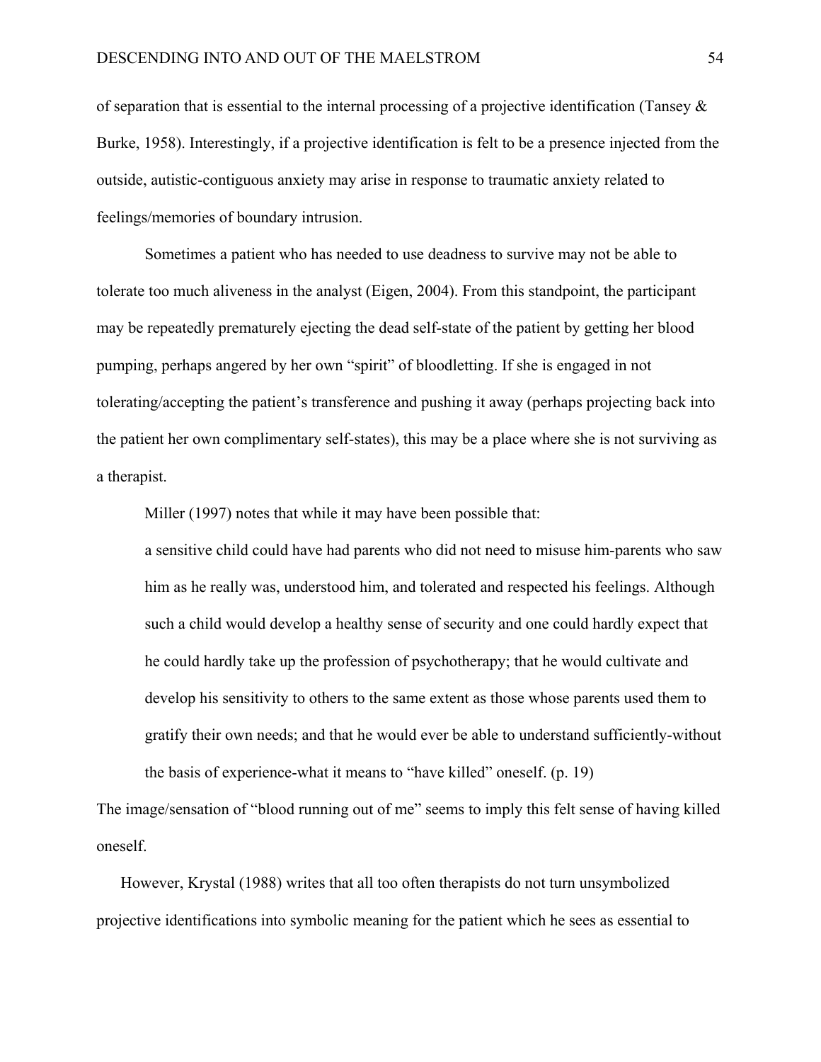of separation that is essential to the internal processing of a projective identification (Tansey & Burke, 1958). Interestingly, if a projective identification is felt to be a presence injected from the outside, autistic-contiguous anxiety may arise in response to traumatic anxiety related to feelings/memories of boundary intrusion.

Sometimes a patient who has needed to use deadness to survive may not be able to tolerate too much aliveness in the analyst (Eigen, 2004). From this standpoint, the participant may be repeatedly prematurely ejecting the dead self-state of the patient by getting her blood pumping, perhaps angered by her own "spirit" of bloodletting. If she is engaged in not tolerating/accepting the patient's transference and pushing it away (perhaps projecting back into the patient her own complimentary self-states), this may be a place where she is not surviving as a therapist.

Miller (1997) notes that while it may have been possible that:

> a sensitive child could have had parents who did not need to misuse him-parents who saw him as he really was, understood him, and tolerated and respected his feelings. Although such a child would develop a healthy sense of security and one could hardly expect that he could hardly take up the profession of psychotherapy; that he would cultivate and develop his sensitivity to others to the same extent as those whose parents used them to gratify their own needs; and that he would ever be able to understand sufficiently-without the basis of experience-what it means to "have killed" oneself. (p. 19)

The image/sensation of "blood running out of me" seems to imply this felt sense of having killed oneself.

However, Krystal (1988) writes that all too often therapists do not turn unsymbolized projective identifications into symbolic meaning for the patient which he sees as essential to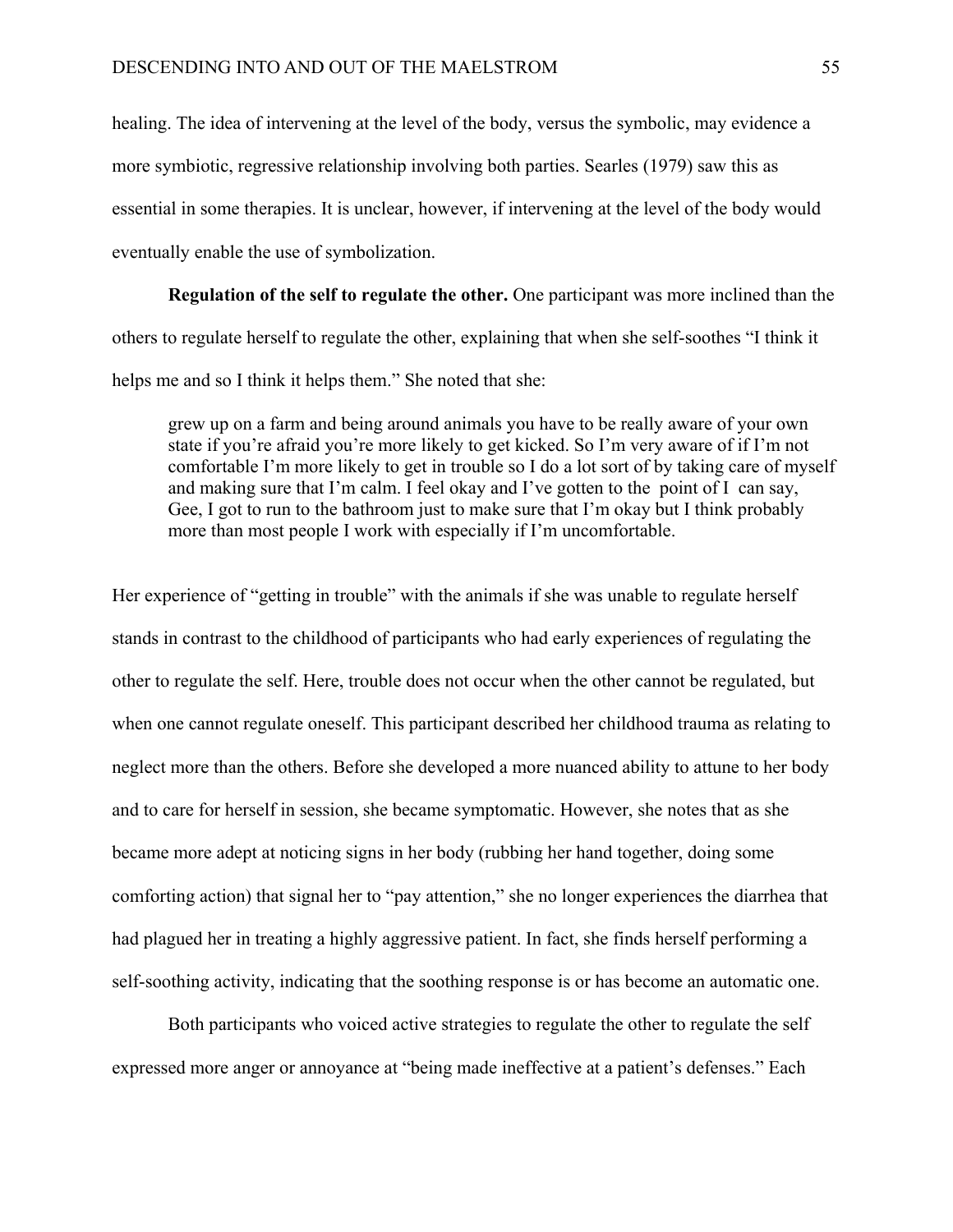healing. The idea of intervening at the level of the body, versus the symbolic, may evidence a more symbiotic, regressive relationship involving both parties. Searles (1979) saw this as essential in some therapies. It is unclear, however, if intervening at the level of the body would eventually enable the use of symbolization.

**Regulation of the self to regulate the other.** One participant was more inclined than the others to regulate herself to regulate the other, explaining that when she self-soothes "I think it helps me and so I think it helps them." She noted that she:

> grew up on a farm and being around animals you have to be really aware of your own state if you're afraid you're more likely to get kicked. So I'm very aware of if I'm not comfortable I'm more likely to get in trouble so I do a lot sort of by taking care of myself and making sure that I'm calm. I feel okay and I've gotten to the point of I can say, Gee, I got to run to the bathroom just to make sure that I'm okay but I think probably more than most people I work with especially if I'm uncomfortable.

Her experience of "getting in trouble" with the animals if she was unable to regulate herself stands in contrast to the childhood of participants who had early experiences of regulating the other to regulate the self. Here, trouble does not occur when the other cannot be regulated, but when one cannot regulate oneself. This participant described her childhood trauma as relating to neglect more than the others. Before she developed a more nuanced ability to attune to her body and to care for herself in session, she became symptomatic. However, she notes that as she became more adept at noticing signs in her body (rubbing her hand together, doing some comforting action) that signal her to "pay attention," she no longer experiences the diarrhea that had plagued her in treating a highly aggressive patient. In fact, she finds herself performing a self-soothing activity, indicating that the soothing response is or has become an automatic one.

Both participants who voiced active strategies to regulate the other to regulate the self expressed more anger or annoyance at "being made ineffective at a patient's defenses." Each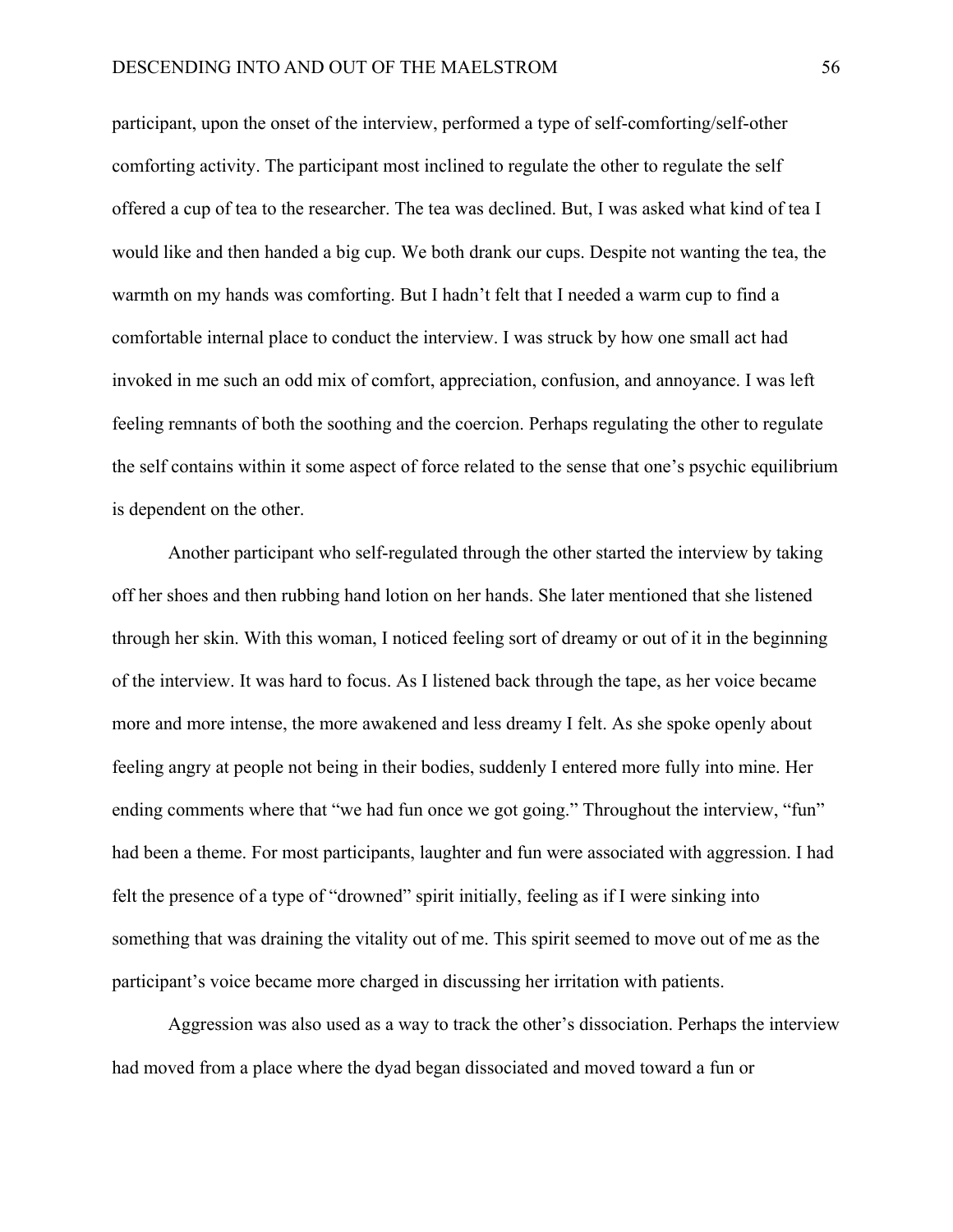participant, upon the onset of the interview, performed a type of self-comforting/self-other comforting activity. The participant most inclined to regulate the other to regulate the self offered a cup of tea to the researcher. The tea was declined. But, I was asked what kind of tea I would like and then handed a big cup. We both drank our cups. Despite not wanting the tea, the warmth on my hands was comforting. But I hadn't felt that I needed a warm cup to find a comfortable internal place to conduct the interview. I was struck by how one small act had invoked in me such an odd mix of comfort, appreciation, confusion, and annoyance. I was left feeling remnants of both the soothing and the coercion. Perhaps regulating the other to regulate the self contains within it some aspect of force related to the sense that one's psychic equilibrium is dependent on the other.

Another participant who self-regulated through the other started the interview by taking off her shoes and then rubbing hand lotion on her hands. She later mentioned that she listened through her skin. With this woman, I noticed feeling sort of dreamy or out of it in the beginning of the interview. It was hard to focus. As I listened back through the tape, as her voice became more and more intense, the more awakened and less dreamy I felt. As she spoke openly about feeling angry at people not being in their bodies, suddenly I entered more fully into mine. Her ending comments where that "we had fun once we got going." Throughout the interview, "fun" had been a theme. For most participants, laughter and fun were associated with aggression. I had felt the presence of a type of "drowned" spirit initially, feeling as if I were sinking into something that was draining the vitality out of me. This spirit seemed to move out of me as the participant's voice became more charged in discussing her irritation with patients.

Aggression was also used as a way to track the other's dissociation. Perhaps the interview had moved from a place where the dyad began dissociated and moved toward a fun or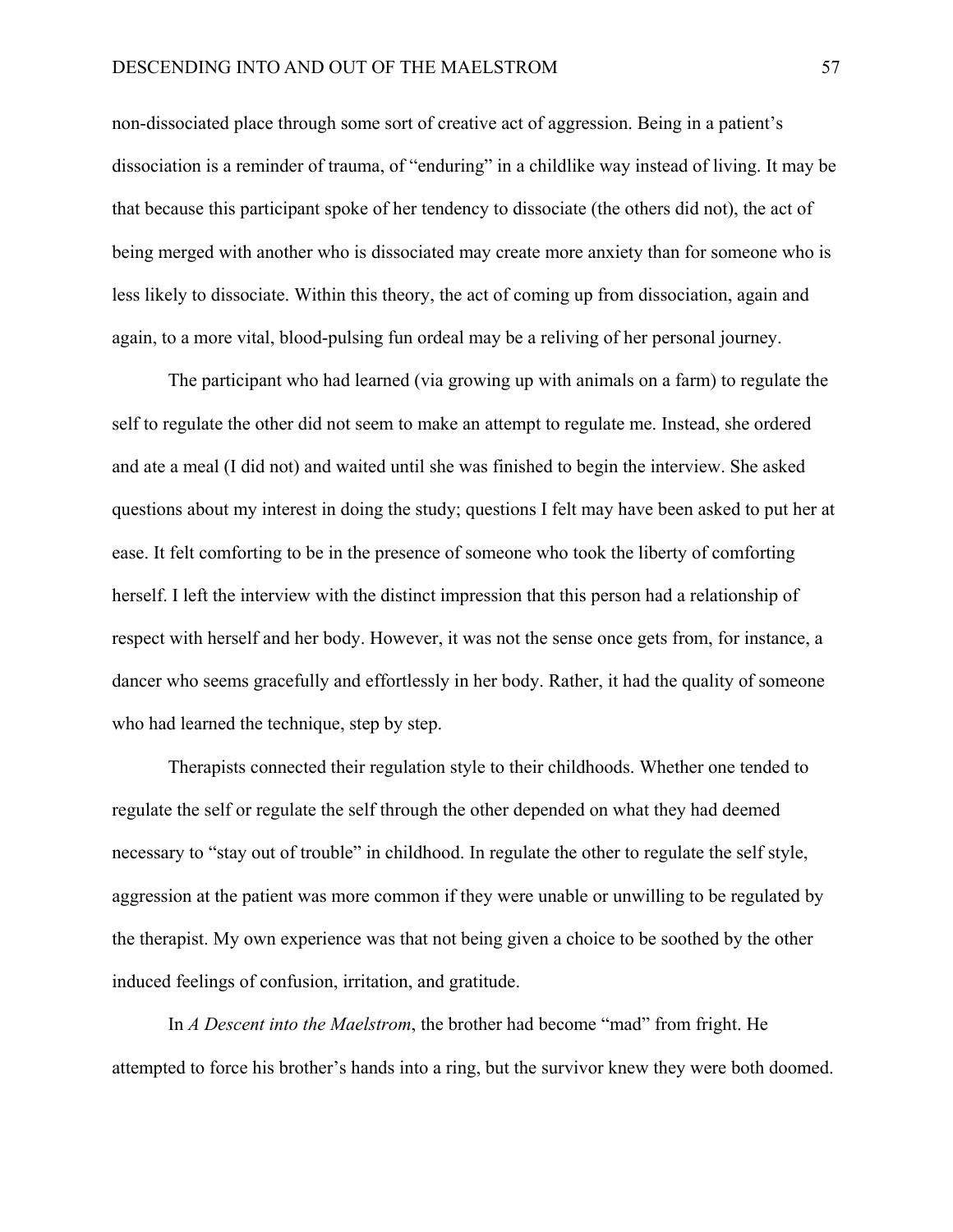non-dissociated place through some sort of creative act of aggression. Being in a patient's dissociation is a reminder of trauma, of "enduring" in a childlike way instead of living. It may be that because this participant spoke of her tendency to dissociate (the others did not), the act of being merged with another who is dissociated may create more anxiety than for someone who is less likely to dissociate. Within this theory, the act of coming up from dissociation, again and again, to a more vital, blood-pulsing fun ordeal may be a reliving of her personal journey.

The participant who had learned (via growing up with animals on a farm) to regulate the self to regulate the other did not seem to make an attempt to regulate me. Instead, she ordered and ate a meal (I did not) and waited until she was finished to begin the interview. She asked questions about my interest in doing the study; questions I felt may have been asked to put her at ease. It felt comforting to be in the presence of someone who took the liberty of comforting herself. I left the interview with the distinct impression that this person had a relationship of respect with herself and her body. However, it was not the sense once gets from, for instance, a dancer who seems gracefully and effortlessly in her body. Rather, it had the quality of someone who had learned the technique, step by step.

Therapists connected their regulation style to their childhoods. Whether one tended to regulate the self or regulate the self through the other depended on what they had deemed necessary to "stay out of trouble" in childhood. In regulate the other to regulate the self style, aggression at the patient was more common if they were unable or unwilling to be regulated by the therapist. My own experience was that not being given a choice to be soothed by the other induced feelings of confusion, irritation, and gratitude.

In *A Descent into the Maelstrom*, the brother had become "mad" from fright. He attempted to force his brother's hands into a ring, but the survivor knew they were both doomed.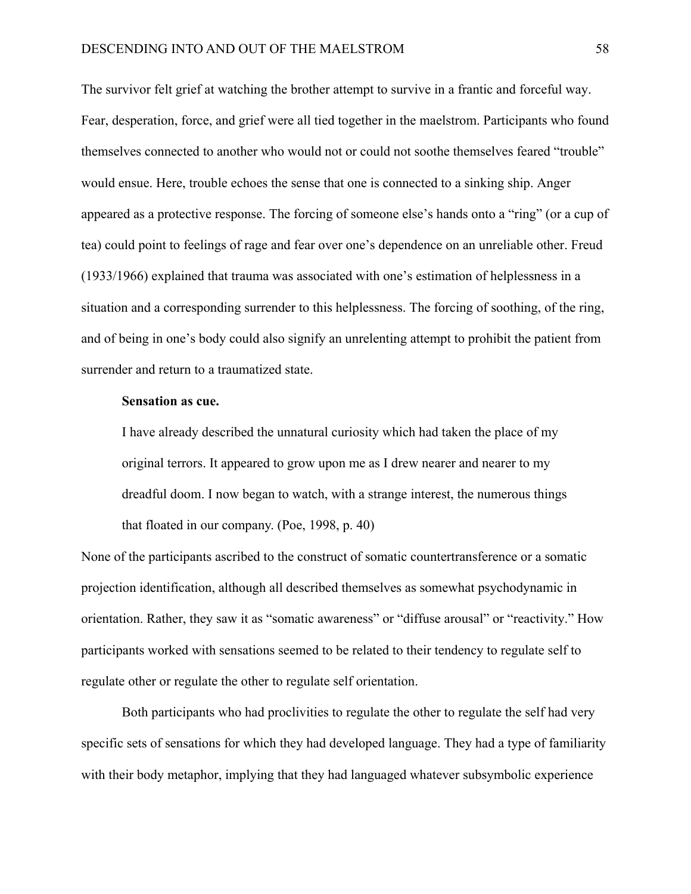The survivor felt grief at watching the brother attempt to survive in a frantic and forceful way. Fear, desperation, force, and grief were all tied together in the maelstrom. Participants who found themselves connected to another who would not or could not soothe themselves feared "trouble" would ensue. Here, trouble echoes the sense that one is connected to a sinking ship. Anger appeared as a protective response. The forcing of someone else's hands onto a "ring" (or a cup of tea) could point to feelings of rage and fear over one's dependence on an unreliable other. Freud (1933/1966) explained that trauma was associated with one's estimation of helplessness in a situation and a corresponding surrender to this helplessness. The forcing of soothing, of the ring, and of being in one's body could also signify an unrelenting attempt to prohibit the patient from surrender and return to a traumatized state.

**Sensation as cue.**

> I have already described the unnatural curiosity which had taken the place of my original terrors. It appeared to grow upon me as I drew nearer and nearer to my dreadful doom. I now began to watch, with a strange interest, the numerous things that floated in our company. (Poe, 1998, p. 40)

None of the participants ascribed to the construct of somatic countertransference or a somatic projection identification, although all described themselves as somewhat psychodynamic in orientation. Rather, they saw it as "somatic awareness" or "diffuse arousal" or "reactivity." How participants worked with sensations seemed to be related to their tendency to regulate self to regulate other or regulate the other to regulate self orientation.

Both participants who had proclivities to regulate the other to regulate the self had very specific sets of sensations for which they had developed language. They had a type of familiarity with their body metaphor, implying that they had languaged whatever subsymbolic experience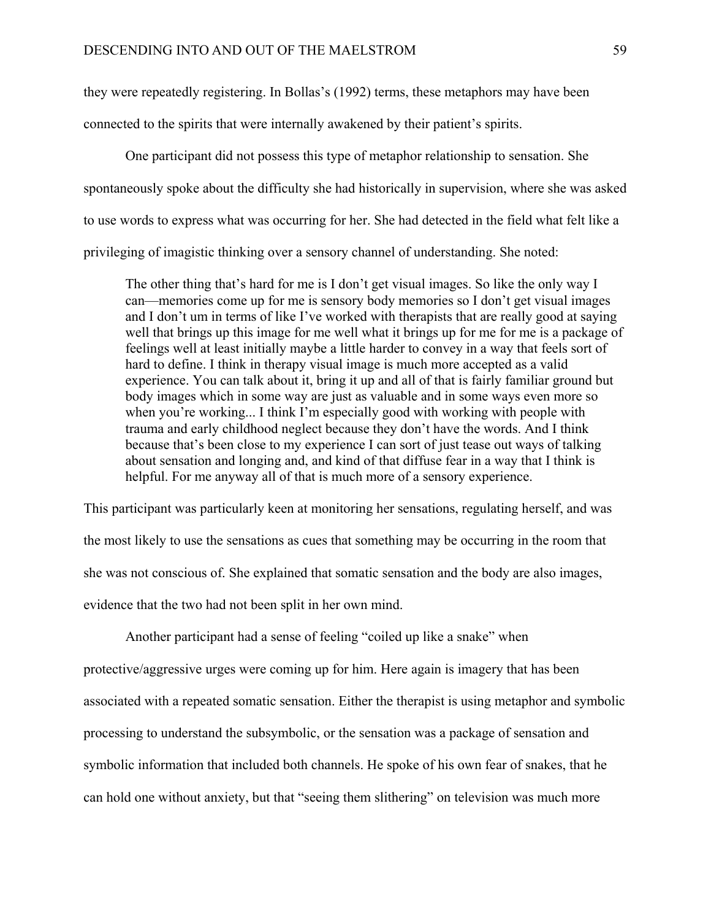they were repeatedly registering. In Bollas's (1992) terms, these metaphors may have been connected to the spirits that were internally awakened by their patient's spirits.

One participant did not possess this type of metaphor relationship to sensation. She spontaneously spoke about the difficulty she had historically in supervision, where she was asked to use words to express what was occurring for her. She had detected in the field what felt like a privileging of imagistic thinking over a sensory channel of understanding. She noted:

> The other thing that's hard for me is I don't get visual images. So like the only way I can—memories come up for me is sensory body memories so I don't get visual images and I don't um in terms of like I've worked with therapists that are really good at saying well that brings up this image for me well what it brings up for me for me is a package of feelings well at least initially maybe a little harder to convey in a way that feels sort of hard to define. I think in therapy visual image is much more accepted as a valid experience. You can talk about it, bring it up and all of that is fairly familiar ground but body images which in some way are just as valuable and in some ways even more so when you're working... I think I'm especially good with working with people with trauma and early childhood neglect because they don't have the words. And I think because that's been close to my experience I can sort of just tease out ways of talking about sensation and longing and, and kind of that diffuse fear in a way that I think is helpful. For me anyway all of that is much more of a sensory experience.

This participant was particularly keen at monitoring her sensations, regulating herself, and was the most likely to use the sensations as cues that something may be occurring in the room that she was not conscious of. She explained that somatic sensation and the body are also images, evidence that the two had not been split in her own mind.

Another participant had a sense of feeling "coiled up like a snake" when protective/aggressive urges were coming up for him. Here again is imagery that has been associated with a repeated somatic sensation. Either the therapist is using metaphor and symbolic processing to understand the subsymbolic, or the sensation was a package of sensation and symbolic information that included both channels. He spoke of his own fear of snakes, that he can hold one without anxiety, but that "seeing them slithering" on television was much more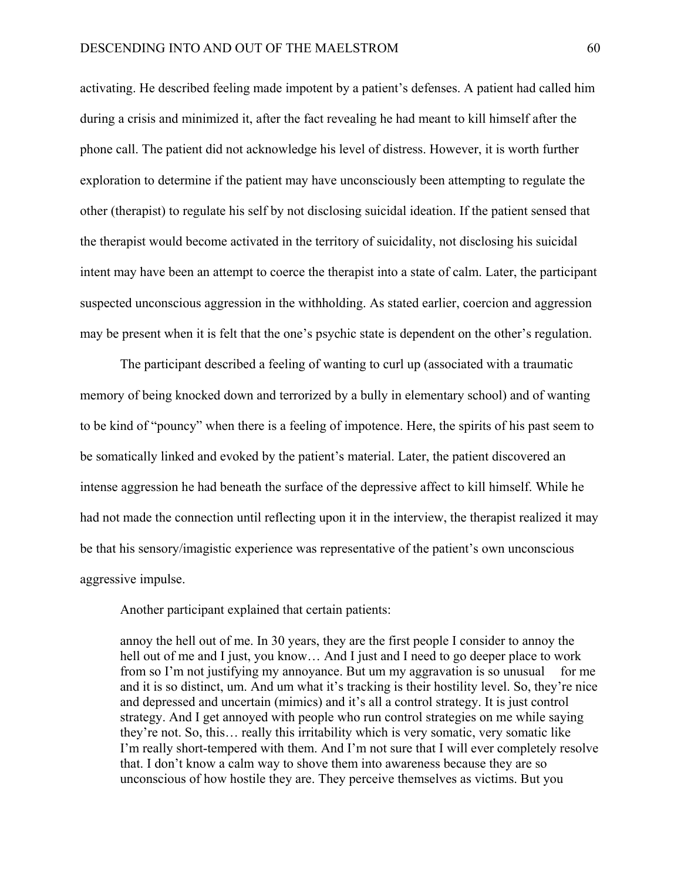activating. He described feeling made impotent by a patient's defenses. A patient had called him during a crisis and minimized it, after the fact revealing he had meant to kill himself after the phone call. The patient did not acknowledge his level of distress. However, it is worth further exploration to determine if the patient may have unconsciously been attempting to regulate the other (therapist) to regulate his self by not disclosing suicidal ideation. If the patient sensed that the therapist would become activated in the territory of suicidality, not disclosing his suicidal intent may have been an attempt to coerce the therapist into a state of calm. Later, the participant suspected unconscious aggression in the withholding. As stated earlier, coercion and aggression may be present when it is felt that the one's psychic state is dependent on the other's regulation.

The participant described a feeling of wanting to curl up (associated with a traumatic memory of being knocked down and terrorized by a bully in elementary school) and of wanting to be kind of "pouncy" when there is a feeling of impotence. Here, the spirits of his past seem to be somatically linked and evoked by the patient's material. Later, the patient discovered an intense aggression he had beneath the surface of the depressive affect to kill himself. While he had not made the connection until reflecting upon it in the interview, the therapist realized it may be that his sensory/imagistic experience was representative of the patient's own unconscious aggressive impulse.

Another participant explained that certain patients:

> annoy the hell out of me. In 30 years, they are the first people I consider to annoy the hell out of me and I just, you know… And I just and I need to go deeper place to work from so I'm not justifying my annoyance. But um my aggravation is so unusual for me and it is so distinct, um. And um what it's tracking is their hostility level. So, they're nice and depressed and uncertain (mimics) and it's all a control strategy. It is just control strategy. And I get annoyed with people who run control strategies on me while saying they're not. So, this… really this irritability which is very somatic, very somatic like I'm really short-tempered with them. And I'm not sure that I will ever completely resolve that. I don't know a calm way to shove them into awareness because they are so unconscious of how hostile they are. They perceive themselves as victims. But you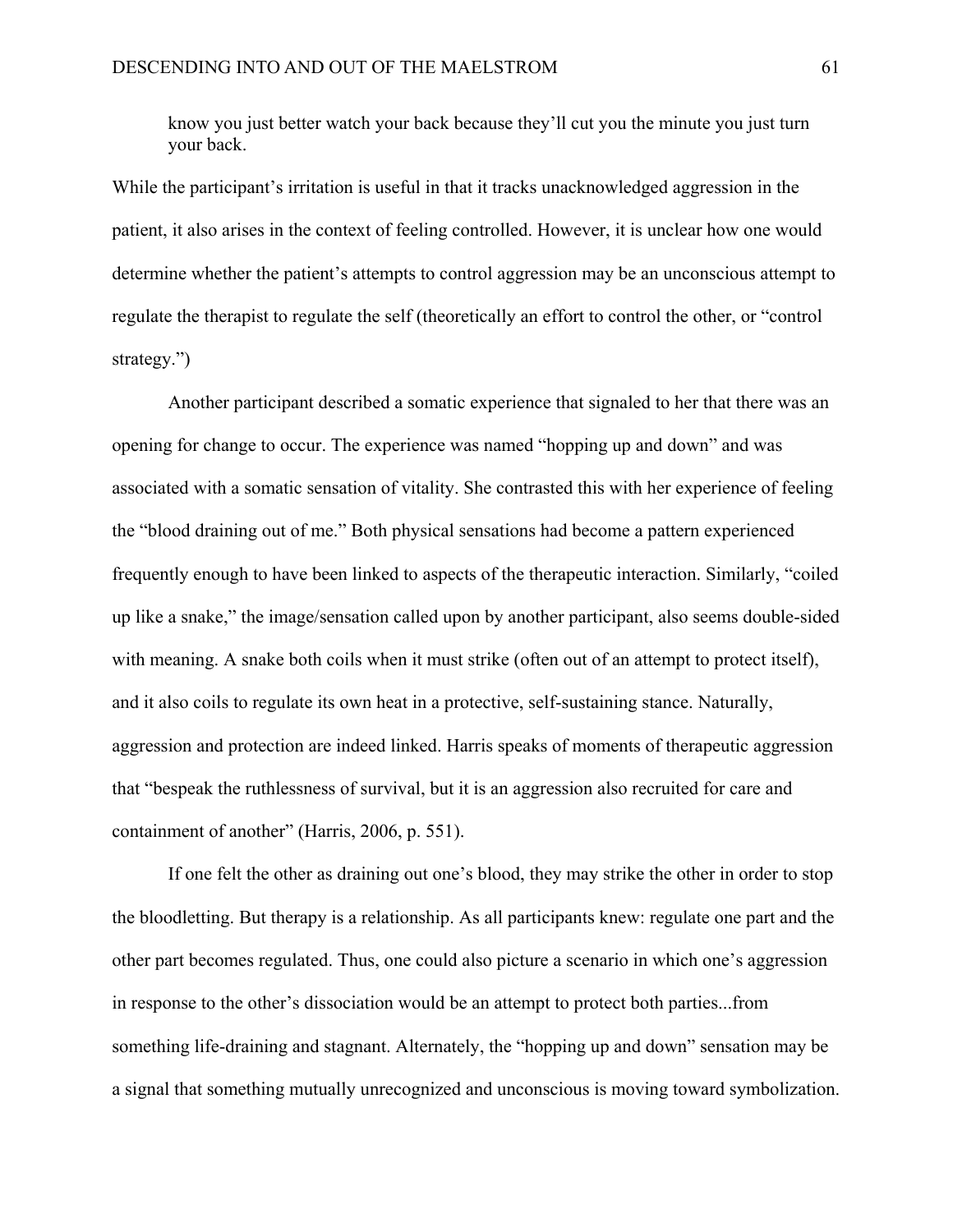> know you just better watch your back because they'll cut you the minute you just turn your back.

While the participant's irritation is useful in that it tracks unacknowledged aggression in the patient, it also arises in the context of feeling controlled. However, it is unclear how one would determine whether the patient's attempts to control aggression may be an unconscious attempt to regulate the therapist to regulate the self (theoretically an effort to control the other, or "control strategy.")

Another participant described a somatic experience that signaled to her that there was an opening for change to occur. The experience was named "hopping up and down" and was associated with a somatic sensation of vitality. She contrasted this with her experience of feeling the "blood draining out of me." Both physical sensations had become a pattern experienced frequently enough to have been linked to aspects of the therapeutic interaction. Similarly, "coiled up like a snake," the image/sensation called upon by another participant, also seems double-sided with meaning. A snake both coils when it must strike (often out of an attempt to protect itself), and it also coils to regulate its own heat in a protective, self-sustaining stance. Naturally, aggression and protection are indeed linked. Harris speaks of moments of therapeutic aggression that "bespeak the ruthlessness of survival, but it is an aggression also recruited for care and containment of another" (Harris, 2006, p. 551).

If one felt the other as draining out one's blood, they may strike the other in order to stop the bloodletting. But therapy is a relationship. As all participants knew: regulate one part and the other part becomes regulated. Thus, one could also picture a scenario in which one's aggression in response to the other's dissociation would be an attempt to protect both parties...from something life-draining and stagnant. Alternately, the "hopping up and down" sensation may be a signal that something mutually unrecognized and unconscious is moving toward symbolization.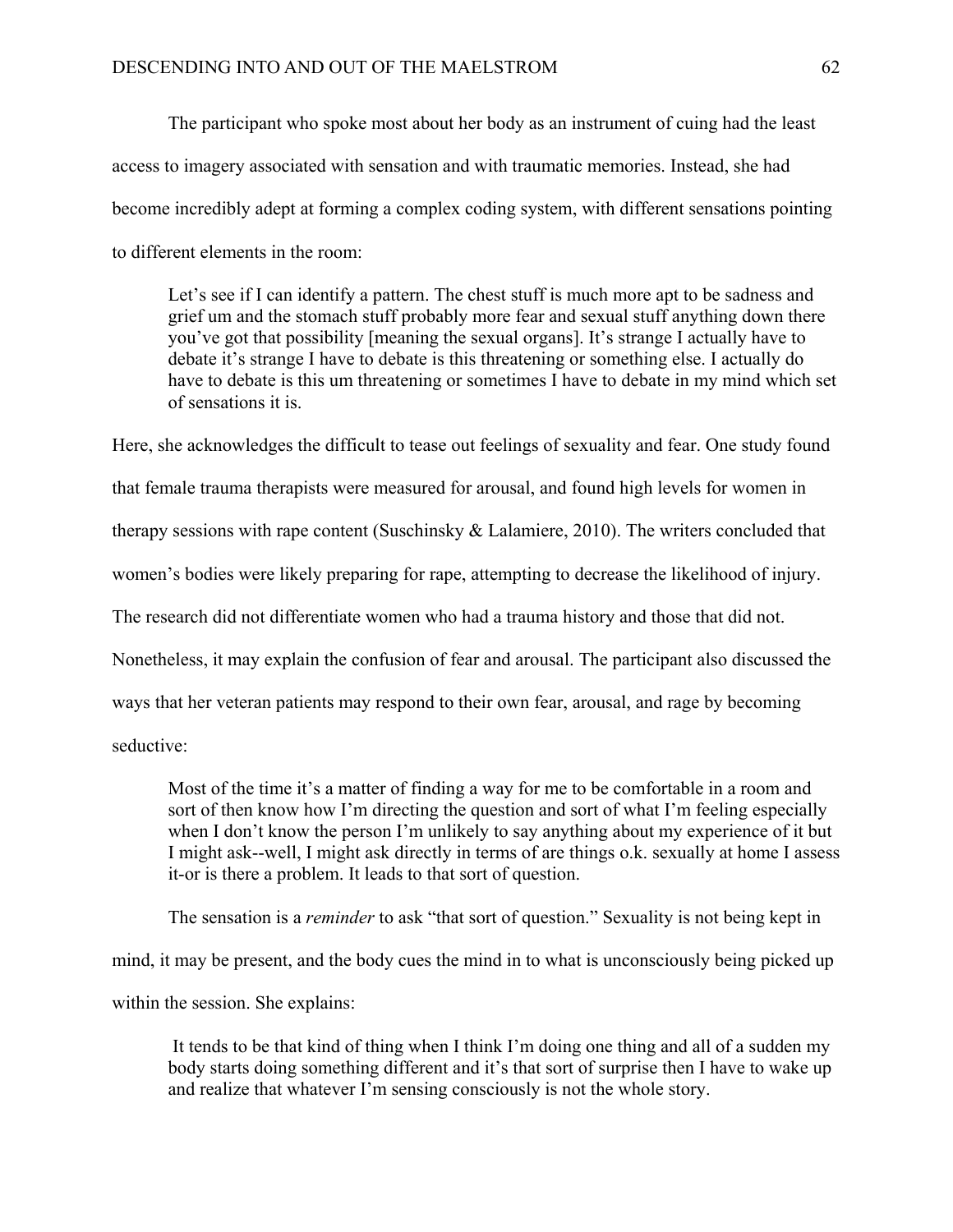The participant who spoke most about her body as an instrument of cuing had the least access to imagery associated with sensation and with traumatic memories. Instead, she had become incredibly adept at forming a complex coding system, with different sensations pointing to different elements in the room:

> Let's see if I can identify a pattern. The chest stuff is much more apt to be sadness and grief um and the stomach stuff probably more fear and sexual stuff anything down there you've got that possibility [meaning the sexual organs]. It's strange I actually have to debate it's strange I have to debate is this threatening or something else. I actually do have to debate is this um threatening or sometimes I have to debate in my mind which set of sensations it is.

Here, she acknowledges the difficult to tease out feelings of sexuality and fear. One study found that female trauma therapists were measured for arousal, and found high levels for women in therapy sessions with rape content (Suschinsky & Lalamiere, 2010). The writers concluded that women's bodies were likely preparing for rape, attempting to decrease the likelihood of injury. The research did not differentiate women who had a trauma history and those that did not. Nonetheless, it may explain the confusion of fear and arousal. The participant also discussed the ways that her veteran patients may respond to their own fear, arousal, and rage by becoming seductive:

> Most of the time it's a matter of finding a way for me to be comfortable in a room and sort of then know how I'm directing the question and sort of what I'm feeling especially when I don't know the person I'm unlikely to say anything about my experience of it but I might ask--well, I might ask directly in terms of are things o.k. sexually at home I assess it-or is there a problem. It leads to that sort of question.

The sensation is a *reminder* to ask "that sort of question." Sexuality is not being kept in mind, it may be present, and the body cues the mind in to what is unconsciously being picked up within the session. She explains:

> It tends to be that kind of thing when I think I'm doing one thing and all of a sudden my body starts doing something different and it's that sort of surprise then I have to wake up and realize that whatever I'm sensing consciously is not the whole story.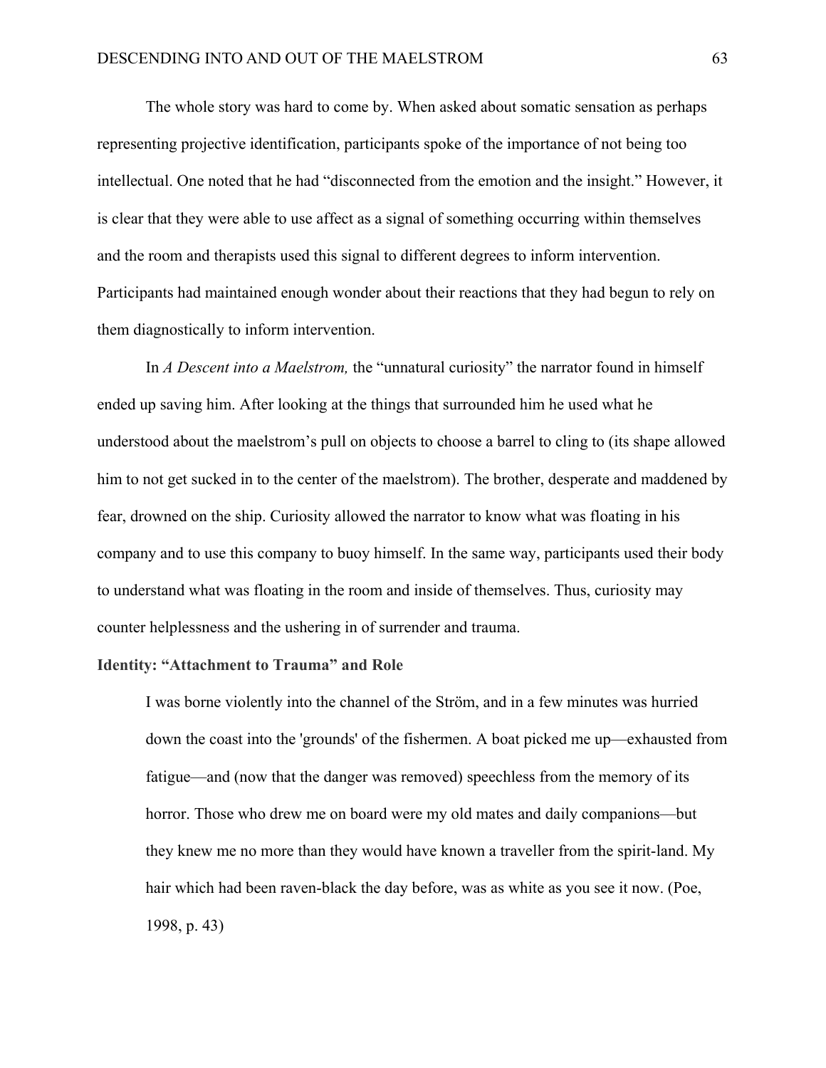The whole story was hard to come by. When asked about somatic sensation as perhaps representing projective identification, participants spoke of the importance of not being too intellectual. One noted that he had "disconnected from the emotion and the insight." However, it is clear that they were able to use affect as a signal of something occurring within themselves and the room and therapists used this signal to different degrees to inform intervention. Participants had maintained enough wonder about their reactions that they had begun to rely on them diagnostically to inform intervention.

In *A Descent into a Maelstrom,* the "unnatural curiosity" the narrator found in himself ended up saving him. After looking at the things that surrounded him he used what he understood about the maelstrom's pull on objects to choose a barrel to cling to (its shape allowed him to not get sucked in to the center of the maelstrom). The brother, desperate and maddened by fear, drowned on the ship. Curiosity allowed the narrator to know what was floating in his company and to use this company to buoy himself. In the same way, participants used their body to understand what was floating in the room and inside of themselves. Thus, curiosity may counter helplessness and the ushering in of surrender and trauma.

### Identity: "Attachment to Trauma" and Role

> I was borne violently into the channel of the Ström, and in a few minutes was hurried down the coast into the 'grounds' of the fishermen. A boat picked me up—exhausted from fatigue—and (now that the danger was removed) speechless from the memory of its horror. Those who drew me on board were my old mates and daily companions—but they knew me no more than they would have known a traveller from the spirit-land. My hair which had been raven-black the day before, was as white as you see it now. (Poe, 1998, p. 43)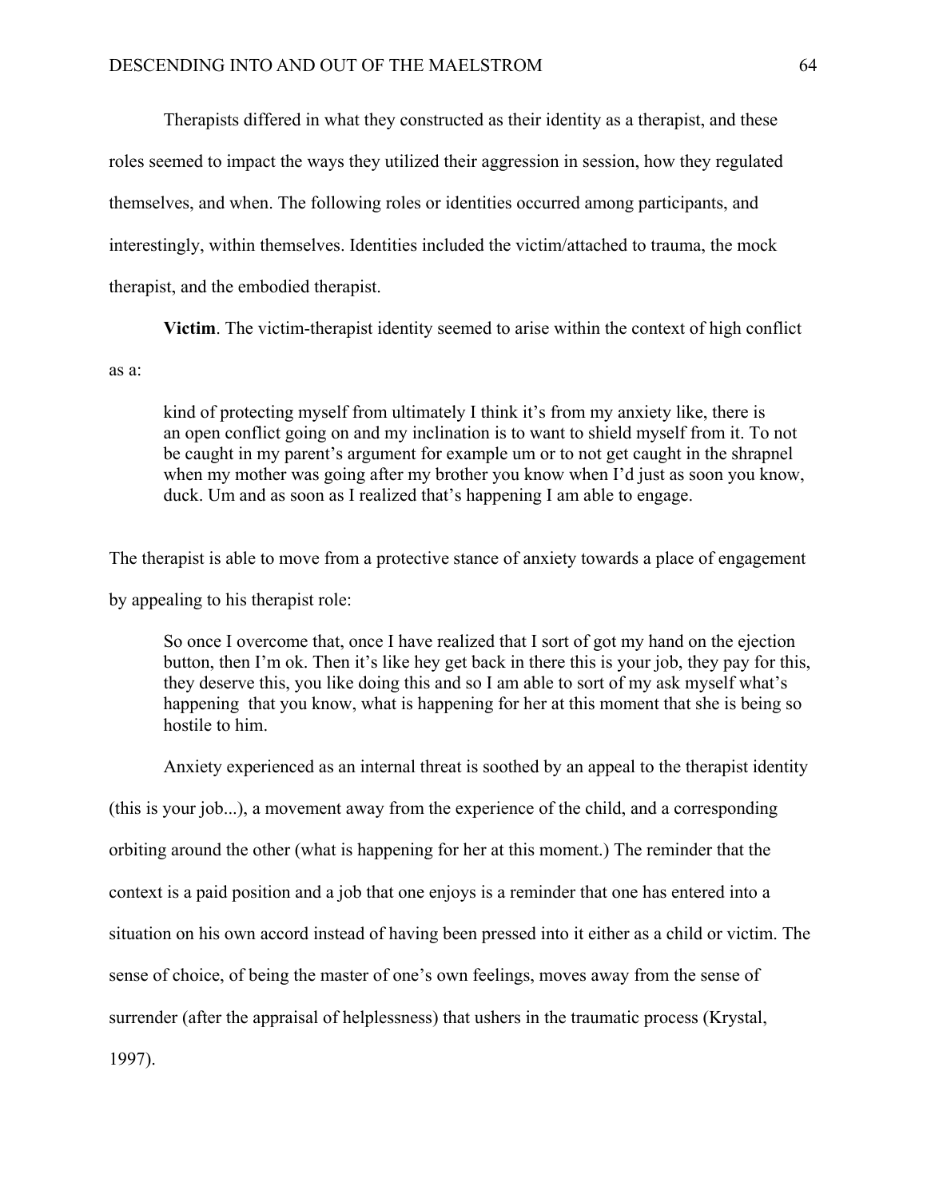Therapists differed in what they constructed as their identity as a therapist, and these roles seemed to impact the ways they utilized their aggression in session, how they regulated themselves, and when. The following roles or identities occurred among participants, and interestingly, within themselves. Identities included the victim/attached to trauma, the mock therapist, and the embodied therapist.

**Victim**. The victim-therapist identity seemed to arise within the context of high conflict as a:

> kind of protecting myself from ultimately I think it's from my anxiety like, there is an open conflict going on and my inclination is to want to shield myself from it. To not be caught in my parent's argument for example um or to not get caught in the shrapnel when my mother was going after my brother you know when I'd just as soon you know, duck. Um and as soon as I realized that's happening I am able to engage.

The therapist is able to move from a protective stance of anxiety towards a place of engagement by appealing to his therapist role:

> So once I overcome that, once I have realized that I sort of got my hand on the ejection button, then I'm ok. Then it's like hey get back in there this is your job, they pay for this, they deserve this, you like doing this and so I am able to sort of my ask myself what's happening that you know, what is happening for her at this moment that she is being so hostile to him.

Anxiety experienced as an internal threat is soothed by an appeal to the therapist identity (this is your job...), a movement away from the experience of the child, and a corresponding orbiting around the other (what is happening for her at this moment.) The reminder that the context is a paid position and a job that one enjoys is a reminder that one has entered into a situation on his own accord instead of having been pressed into it either as a child or victim. The sense of choice, of being the master of one's own feelings, moves away from the sense of surrender (after the appraisal of helplessness) that ushers in the traumatic process (Krystal, 1997).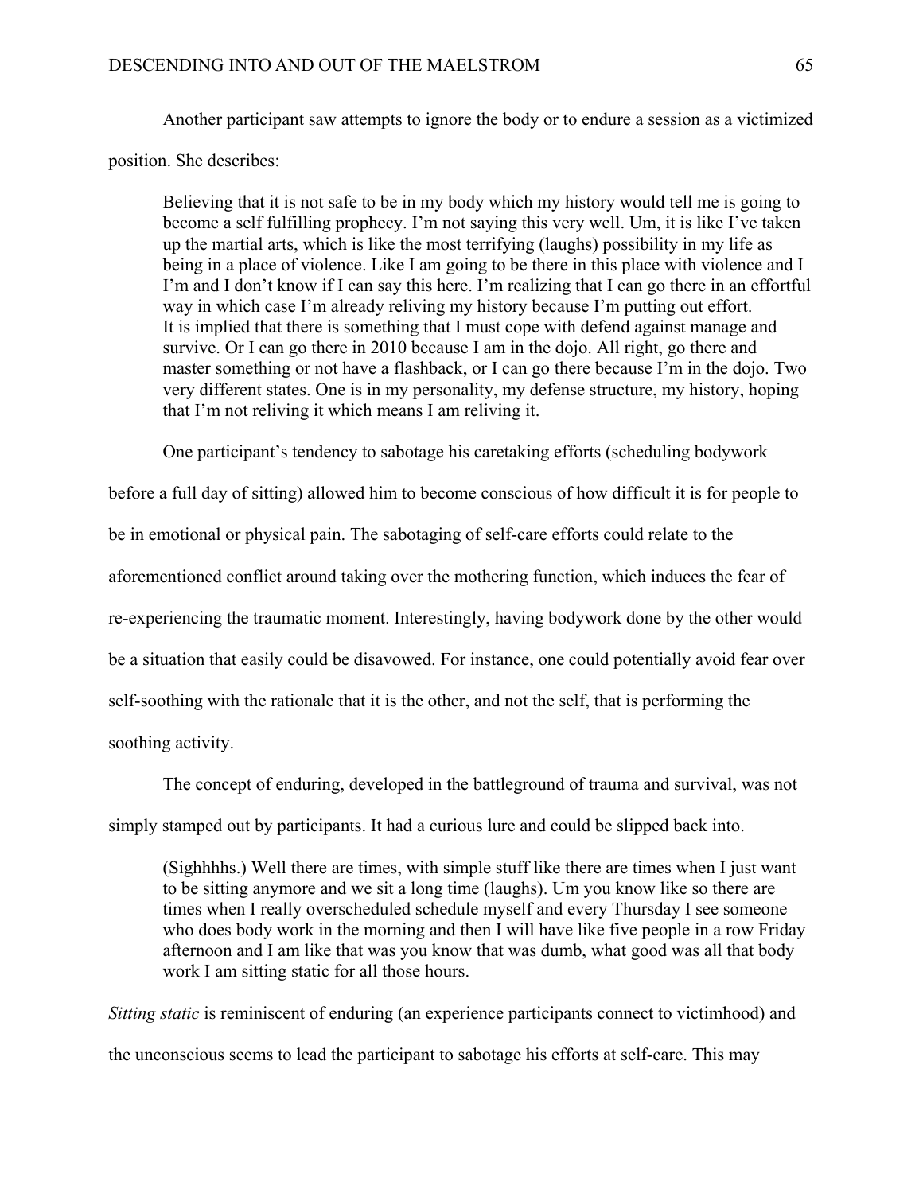Another participant saw attempts to ignore the body or to endure a session as a victimized position. She describes:

> Believing that it is not safe to be in my body which my history would tell me is going to become a self fulfilling prophecy. I'm not saying this very well. Um, it is like I've taken up the martial arts, which is like the most terrifying (laughs) possibility in my life as being in a place of violence. Like I am going to be there in this place with violence and I I'm and I don't know if I can say this here. I'm realizing that I can go there in an effortful way in which case I'm already reliving my history because I'm putting out effort. It is implied that there is something that I must cope with defend against manage and survive. Or I can go there in 2010 because I am in the dojo. All right, go there and master something or not have a flashback, or I can go there because I'm in the dojo. Two very different states. One is in my personality, my defense structure, my history, hoping that I'm not reliving it which means I am reliving it.

One participant's tendency to sabotage his caretaking efforts (scheduling bodywork before a full day of sitting) allowed him to become conscious of how difficult it is for people to be in emotional or physical pain. The sabotaging of self-care efforts could relate to the aforementioned conflict around taking over the mothering function, which induces the fear of re-experiencing the traumatic moment. Interestingly, having bodywork done by the other would be a situation that easily could be disavowed. For instance, one could potentially avoid fear over self-soothing with the rationale that it is the other, and not the self, that is performing the soothing activity.

The concept of enduring, developed in the battleground of trauma and survival, was not simply stamped out by participants. It had a curious lure and could be slipped back into.

> (Sighhhhs.) Well there are times, with simple stuff like there are times when I just want to be sitting anymore and we sit a long time (laughs). Um you know like so there are times when I really overscheduled schedule myself and every Thursday I see someone who does body work in the morning and then I will have like five people in a row Friday afternoon and I am like that was you know that was dumb, what good was all that body work I am sitting static for all those hours.

*Sitting static* is reminiscent of enduring (an experience participants connect to victimhood) and the unconscious seems to lead the participant to sabotage his efforts at self-care. This may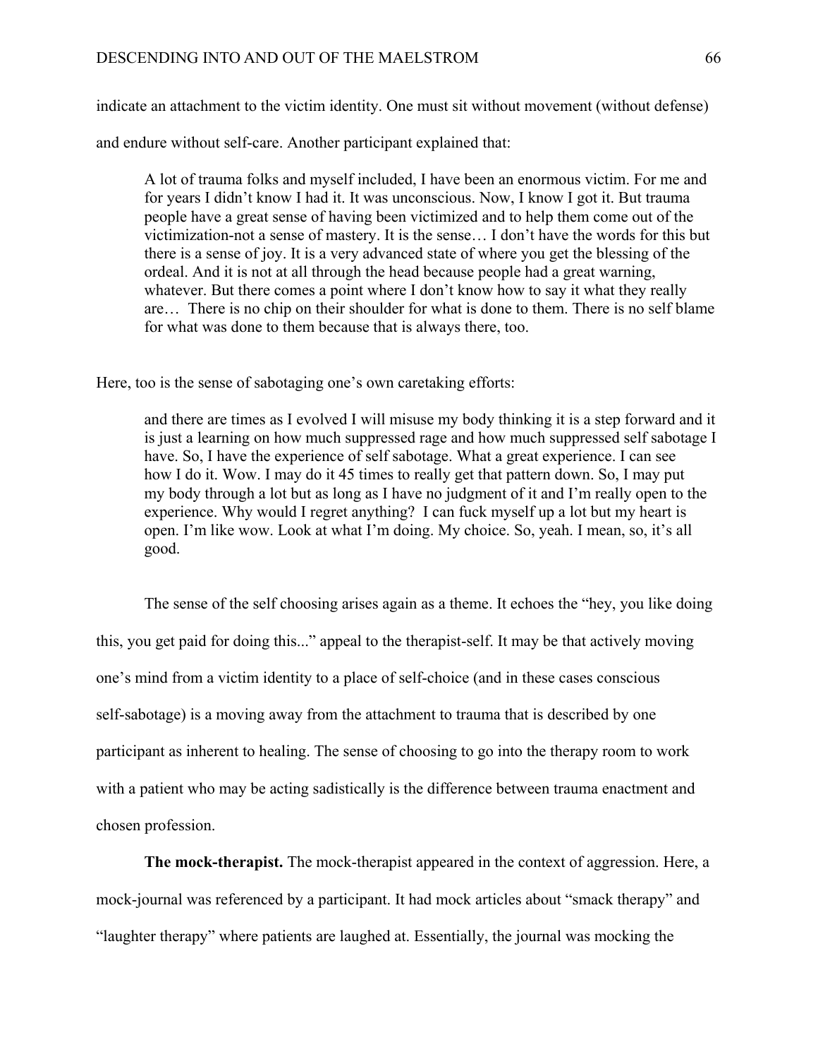indicate an attachment to the victim identity. One must sit without movement (without defense) and endure without self-care. Another participant explained that:

> A lot of trauma folks and myself included, I have been an enormous victim. For me and for years I didn't know I had it. It was unconscious. Now, I know I got it. But trauma people have a great sense of having been victimized and to help them come out of the victimization-not a sense of mastery. It is the sense… I don't have the words for this but there is a sense of joy. It is a very advanced state of where you get the blessing of the ordeal. And it is not at all through the head because people had a great warning, whatever. But there comes a point where I don't know how to say it what they really are… There is no chip on their shoulder for what is done to them. There is no self blame for what was done to them because that is always there, too.

Here, too is the sense of sabotaging one's own caretaking efforts:

> and there are times as I evolved I will misuse my body thinking it is a step forward and it is just a learning on how much suppressed rage and how much suppressed self sabotage I have. So, I have the experience of self sabotage. What a great experience. I can see how I do it. Wow. I may do it 45 times to really get that pattern down. So, I may put my body through a lot but as long as I have no judgment of it and I'm really open to the experience. Why would I regret anything? I can fuck myself up a lot but my heart is open. I'm like wow. Look at what I'm doing. My choice. So, yeah. I mean, so, it's all good.

The sense of the self choosing arises again as a theme. It echoes the "hey, you like doing this, you get paid for doing this..." appeal to the therapist-self. It may be that actively moving one's mind from a victim identity to a place of self-choice (and in these cases conscious self-sabotage) is a moving away from the attachment to trauma that is described by one participant as inherent to healing. The sense of choosing to go into the therapy room to work with a patient who may be acting sadistically is the difference between trauma enactment and chosen profession.

**The mock-therapist.** The mock-therapist appeared in the context of aggression. Here, a mock-journal was referenced by a participant. It had mock articles about "smack therapy" and "laughter therapy" where patients are laughed at. Essentially, the journal was mocking the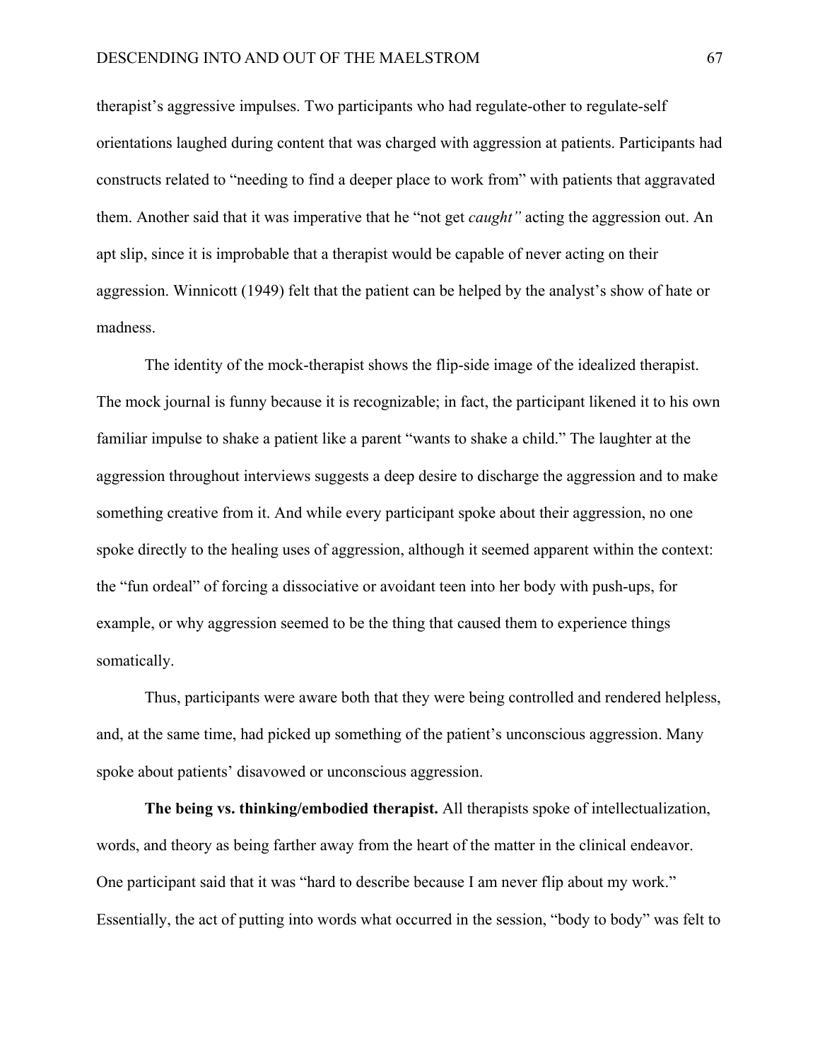therapist's aggressive impulses. Two participants who had regulate-other to regulate-self orientations laughed during content that was charged with aggression at patients. Participants had constructs related to "needing to find a deeper place to work from" with patients that aggravated them. Another said that it was imperative that he "not get *caught"* acting the aggression out. An apt slip, since it is improbable that a therapist would be capable of never acting on their aggression. Winnicott (1949) felt that the patient can be helped by the analyst's show of hate or madness.

The identity of the mock-therapist shows the flip-side image of the idealized therapist. The mock journal is funny because it is recognizable; in fact, the participant likened it to his own familiar impulse to shake a patient like a parent "wants to shake a child." The laughter at the aggression throughout interviews suggests a deep desire to discharge the aggression and to make something creative from it. And while every participant spoke about their aggression, no one spoke directly to the healing uses of aggression, although it seemed apparent within the context: the "fun ordeal" of forcing a dissociative or avoidant teen into her body with push-ups, for example, or why aggression seemed to be the thing that caused them to experience things somatically.

Thus, participants were aware both that they were being controlled and rendered helpless, and, at the same time, had picked up something of the patient's unconscious aggression. Many spoke about patients' disavowed or unconscious aggression.

**The being vs. thinking/embodied therapist.** All therapists spoke of intellectualization, words, and theory as being farther away from the heart of the matter in the clinical endeavor. One participant said that it was "hard to describe because I am never flip about my work." Essentially, the act of putting into words what occurred in the session, "body to body" was felt to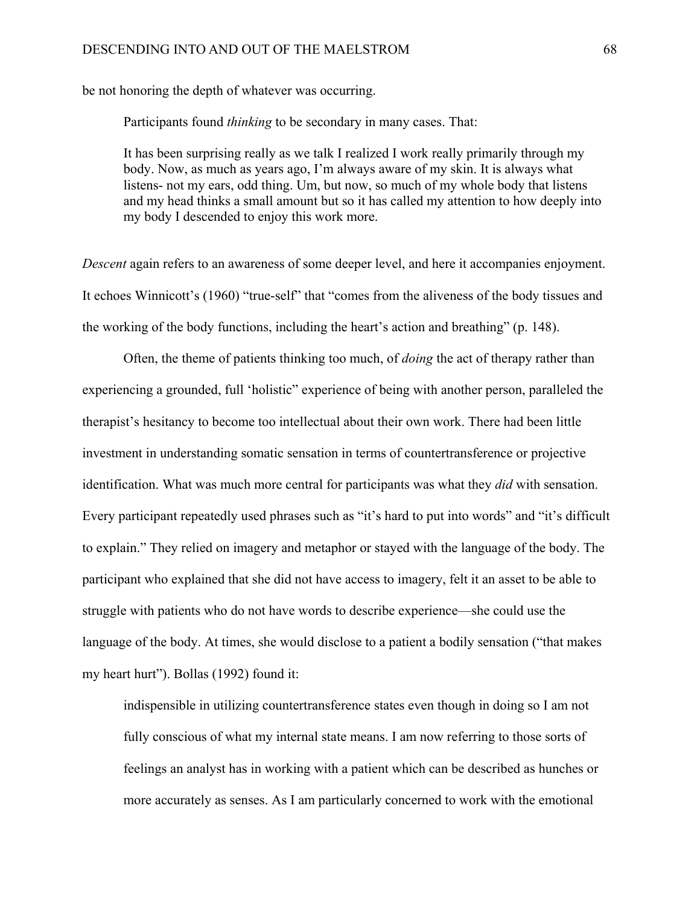be not honoring the depth of whatever was occurring.

Participants found *thinking* to be secondary in many cases. That:

> It has been surprising really as we talk I realized I work really primarily through my body. Now, as much as years ago, I'm always aware of my skin. It is always what listens- not my ears, odd thing. Um, but now, so much of my whole body that listens and my head thinks a small amount but so it has called my attention to how deeply into my body I descended to enjoy this work more.

*Descent* again refers to an awareness of some deeper level, and here it accompanies enjoyment. It echoes Winnicott's (1960) "true-self" that "comes from the aliveness of the body tissues and the working of the body functions, including the heart's action and breathing" (p. 148).

Often, the theme of patients thinking too much, of *doing* the act of therapy rather than experiencing a grounded, full 'holistic" experience of being with another person, paralleled the therapist's hesitancy to become too intellectual about their own work. There had been little investment in understanding somatic sensation in terms of countertransference or projective identification. What was much more central for participants was what they *did* with sensation. Every participant repeatedly used phrases such as "it's hard to put into words" and "it's difficult to explain." They relied on imagery and metaphor or stayed with the language of the body. The participant who explained that she did not have access to imagery, felt it an asset to be able to struggle with patients who do not have words to describe experience—she could use the language of the body. At times, she would disclose to a patient a bodily sensation ("that makes my heart hurt"). Bollas (1992) found it:

> indispensible in utilizing countertransference states even though in doing so I am not fully conscious of what my internal state means. I am now referring to those sorts of feelings an analyst has in working with a patient which can be described as hunches or more accurately as senses. As I am particularly concerned to work with the emotional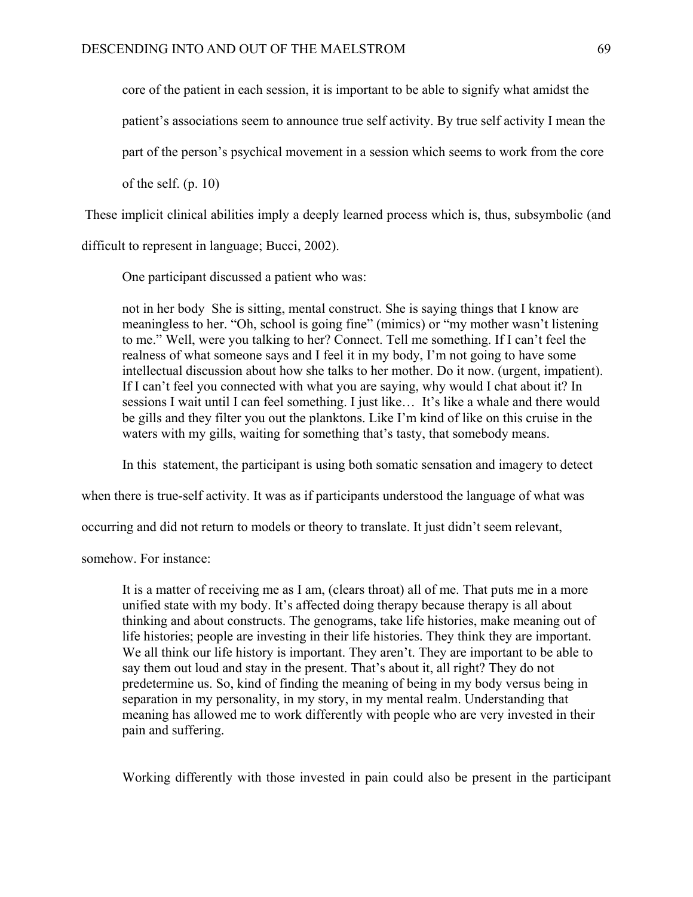> core of the patient in each session, it is important to be able to signify what amidst the patient's associations seem to announce true self activity. By true self activity I mean the part of the person's psychical movement in a session which seems to work from the core of the self. (p. 10)

These implicit clinical abilities imply a deeply learned process which is, thus, subsymbolic (and difficult to represent in language; Bucci, 2002).

One participant discussed a patient who was:

> not in her body  She is sitting, mental construct. She is saying things that I know are meaningless to her. "Oh, school is going fine" (mimics) or "my mother wasn't listening to me." Well, were you talking to her? Connect. Tell me something. If I can't feel the realness of what someone says and I feel it in my body, I'm not going to have some intellectual discussion about how she talks to her mother. Do it now. (urgent, impatient). If I can't feel you connected with what you are saying, why would I chat about it? In sessions I wait until I can feel something. I just like… It's like a whale and there would be gills and they filter you out the planktons. Like I'm kind of like on this cruise in the waters with my gills, waiting for something that's tasty, that somebody means.

In this statement, the participant is using both somatic sensation and imagery to detect when there is true-self activity. It was as if participants understood the language of what was occurring and did not return to models or theory to translate. It just didn't seem relevant, somehow. For instance:

> It is a matter of receiving me as I am, (clears throat) all of me. That puts me in a more unified state with my body. It's affected doing therapy because therapy is all about thinking and about constructs. The genograms, take life histories, make meaning out of life histories; people are investing in their life histories. They think they are important. We all think our life history is important. They aren't. They are important to be able to say them out loud and stay in the present. That's about it, all right? They do not predetermine us. So, kind of finding the meaning of being in my body versus being in separation in my personality, in my story, in my mental realm. Understanding that meaning has allowed me to work differently with people who are very invested in their pain and suffering.

Working differently with those invested in pain could also be present in the participant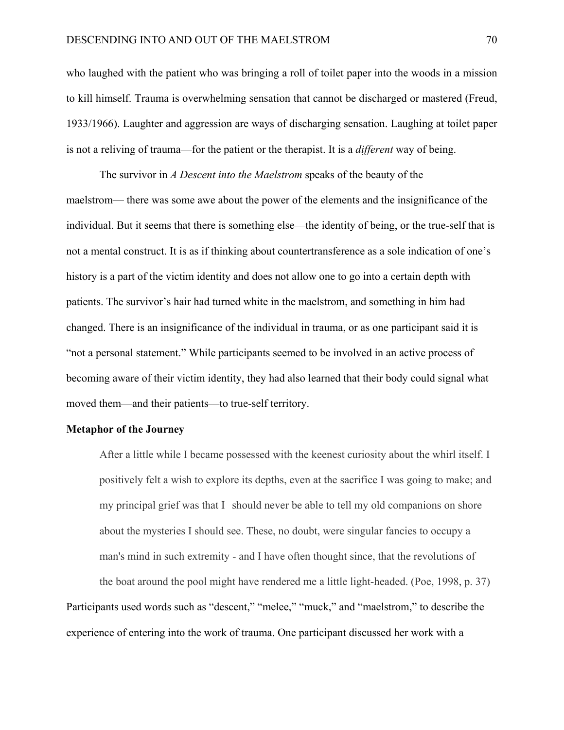who laughed with the patient who was bringing a roll of toilet paper into the woods in a mission to kill himself. Trauma is overwhelming sensation that cannot be discharged or mastered (Freud, 1933/1966). Laughter and aggression are ways of discharging sensation. Laughing at toilet paper is not a reliving of trauma—for the patient or the therapist. It is a *different* way of being.

The survivor in *A Descent into the Maelstrom* speaks of the beauty of the maelstrom— there was some awe about the power of the elements and the insignificance of the individual. But it seems that there is something else—the identity of being, or the true-self that is not a mental construct. It is as if thinking about countertransference as a sole indication of one's history is a part of the victim identity and does not allow one to go into a certain depth with patients. The survivor's hair had turned white in the maelstrom, and something in him had changed. There is an insignificance of the individual in trauma, or as one participant said it is "not a personal statement." While participants seemed to be involved in an active process of becoming aware of their victim identity, they had also learned that their body could signal what moved them—and their patients—to true-self territory.

**Metaphor of the Journey**

> After a little while I became possessed with the keenest curiosity about the whirl itself. I positively felt a wish to explore its depths, even at the sacrifice I was going to make; and my principal grief was that I should never be able to tell my old companions on shore about the mysteries I should see. These, no doubt, were singular fancies to occupy a man's mind in such extremity - and I have often thought since, that the revolutions of the boat around the pool might have rendered me a little light-headed. (Poe, 1998, p. 37)

Participants used words such as "descent," "melee," "muck," and "maelstrom," to describe the experience of entering into the work of trauma. One participant discussed her work with a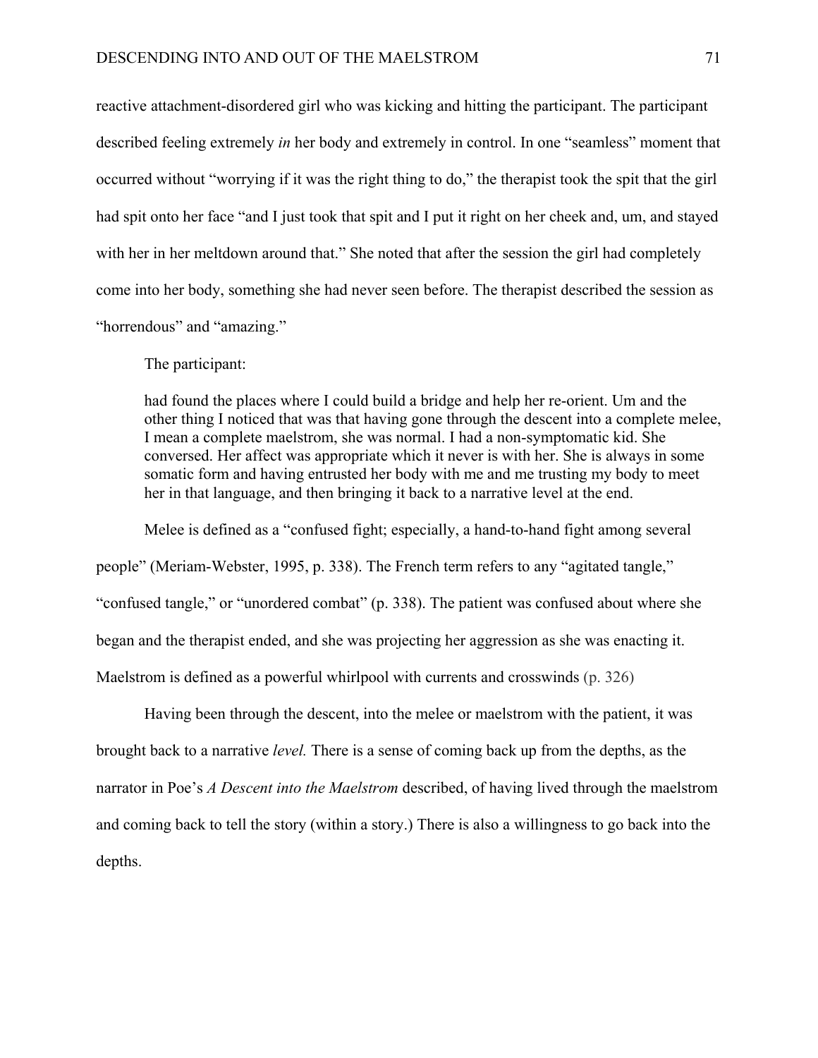reactive attachment-disordered girl who was kicking and hitting the participant. The participant described feeling extremely *in* her body and extremely in control. In one "seamless" moment that occurred without "worrying if it was the right thing to do," the therapist took the spit that the girl had spit onto her face "and I just took that spit and I put it right on her cheek and, um, and stayed with her in her meltdown around that." She noted that after the session the girl had completely come into her body, something she had never seen before. The therapist described the session as "horrendous" and "amazing."

The participant:

> had found the places where I could build a bridge and help her re-orient. Um and the other thing I noticed that was that having gone through the descent into a complete melee, I mean a complete maelstrom, she was normal. I had a non-symptomatic kid. She conversed. Her affect was appropriate which it never is with her. She is always in some somatic form and having entrusted her body with me and me trusting my body to meet her in that language, and then bringing it back to a narrative level at the end.

Melee is defined as a "confused fight; especially, a hand-to-hand fight among several people" (Meriam-Webster, 1995, p. 338). The French term refers to any "agitated tangle," "confused tangle," or "unordered combat" (p. 338). The patient was confused about where she began and the therapist ended, and she was projecting her aggression as she was enacting it. Maelstrom is defined as a powerful whirlpool with currents and crosswinds (p. 326)

Having been through the descent, into the melee or maelstrom with the patient, it was brought back to a narrative *level.* There is a sense of coming back up from the depths, as the narrator in Poe's *A Descent into the Maelstrom* described, of having lived through the maelstrom and coming back to tell the story (within a story.) There is also a willingness to go back into the depths.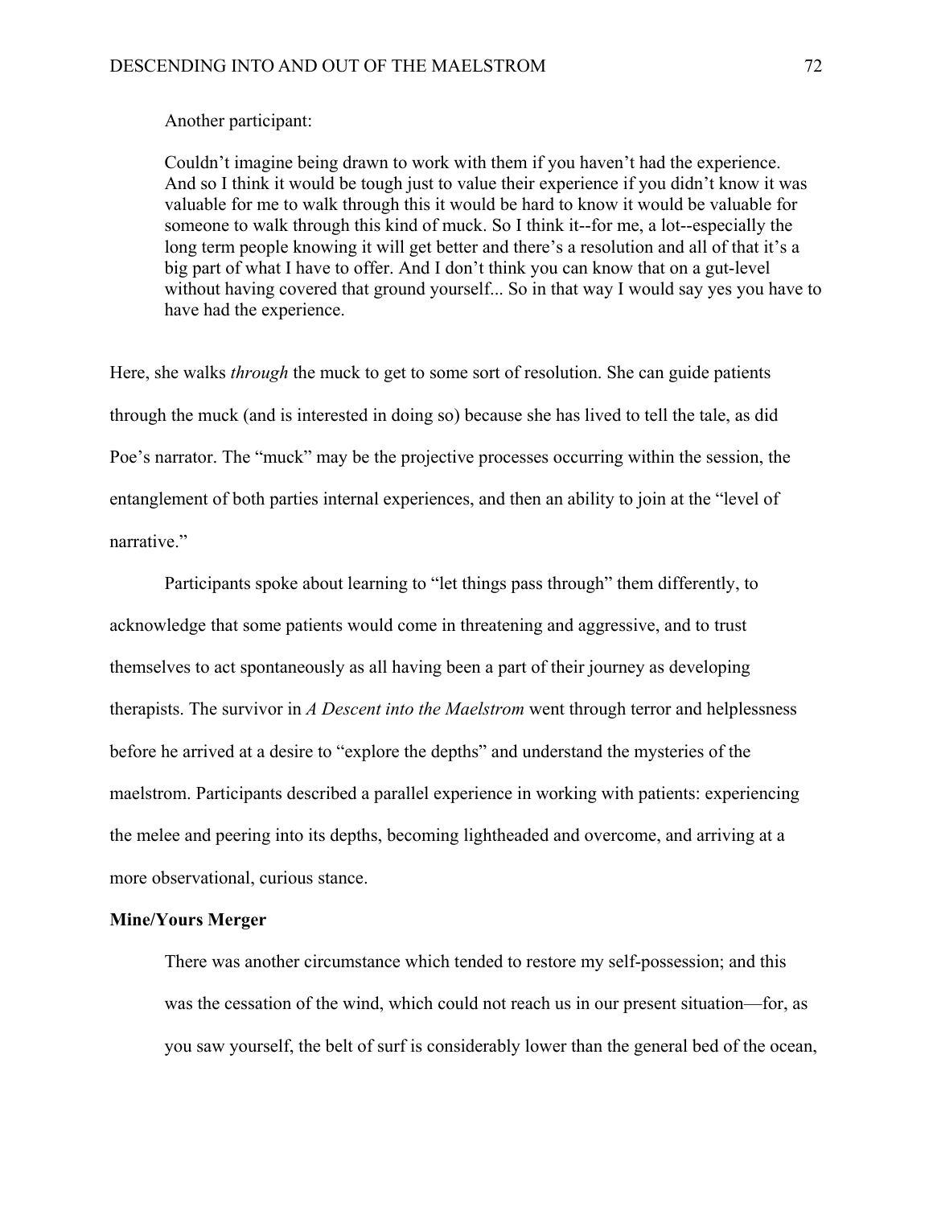Another participant:

> Couldn't imagine being drawn to work with them if you haven't had the experience. And so I think it would be tough just to value their experience if you didn't know it was valuable for me to walk through this it would be hard to know it would be valuable for someone to walk through this kind of muck. So I think it--for me, a lot--especially the long term people knowing it will get better and there's a resolution and all of that it's a big part of what I have to offer. And I don't think you can know that on a gut-level without having covered that ground yourself... So in that way I would say yes you have to have had the experience.

Here, she walks *through* the muck to get to some sort of resolution. She can guide patients through the muck (and is interested in doing so) because she has lived to tell the tale, as did Poe's narrator. The "muck" may be the projective processes occurring within the session, the entanglement of both parties internal experiences, and then an ability to join at the "level of narrative."

Participants spoke about learning to "let things pass through" them differently, to acknowledge that some patients would come in threatening and aggressive, and to trust themselves to act spontaneously as all having been a part of their journey as developing therapists. The survivor in *A Descent into the Maelstrom* went through terror and helplessness before he arrived at a desire to "explore the depths" and understand the mysteries of the maelstrom. Participants described a parallel experience in working with patients: experiencing the melee and peering into its depths, becoming lightheaded and overcome, and arriving at a more observational, curious stance.

**Mine/Yours Merger**

> There was another circumstance which tended to restore my self-possession; and this was the cessation of the wind, which could not reach us in our present situation—for, as you saw yourself, the belt of surf is considerably lower than the general bed of the ocean,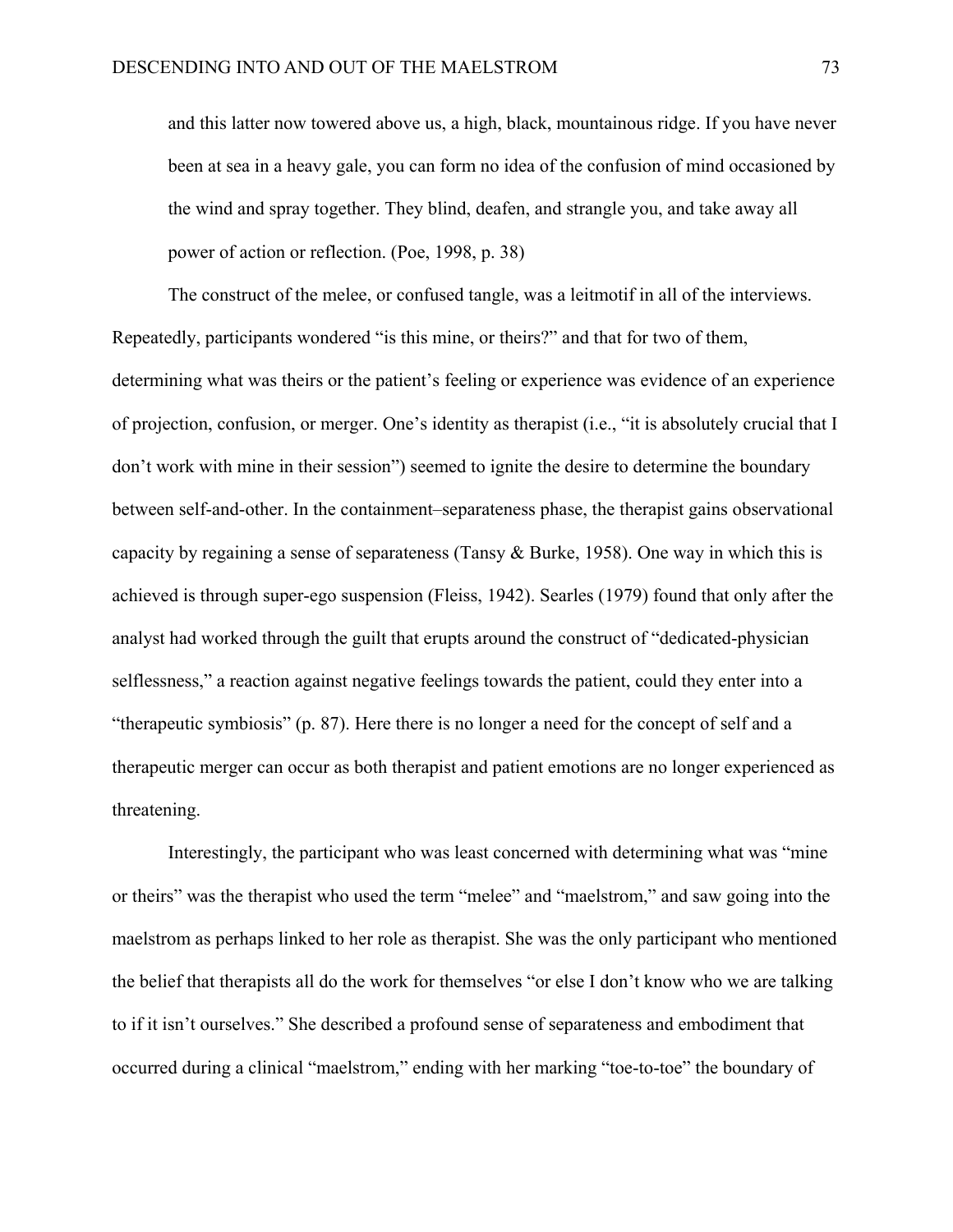> and this latter now towered above us, a high, black, mountainous ridge. If you have never been at sea in a heavy gale, you can form no idea of the confusion of mind occasioned by the wind and spray together. They blind, deafen, and strangle you, and take away all power of action or reflection. (Poe, 1998, p. 38)

The construct of the melee, or confused tangle, was a leitmotif in all of the interviews. Repeatedly, participants wondered "is this mine, or theirs?" and that for two of them, determining what was theirs or the patient's feeling or experience was evidence of an experience of projection, confusion, or merger. One's identity as therapist (i.e., "it is absolutely crucial that I don't work with mine in their session") seemed to ignite the desire to determine the boundary between self-and-other. In the containment–separateness phase, the therapist gains observational capacity by regaining a sense of separateness (Tansy & Burke, 1958). One way in which this is achieved is through super-ego suspension (Fleiss, 1942). Searles (1979) found that only after the analyst had worked through the guilt that erupts around the construct of "dedicated-physician selflessness," a reaction against negative feelings towards the patient, could they enter into a "therapeutic symbiosis" (p. 87). Here there is no longer a need for the concept of self and a therapeutic merger can occur as both therapist and patient emotions are no longer experienced as threatening.

Interestingly, the participant who was least concerned with determining what was "mine or theirs" was the therapist who used the term "melee" and "maelstrom," and saw going into the maelstrom as perhaps linked to her role as therapist. She was the only participant who mentioned the belief that therapists all do the work for themselves "or else I don't know who we are talking to if it isn't ourselves." She described a profound sense of separateness and embodiment that occurred during a clinical "maelstrom," ending with her marking "toe-to-toe" the boundary of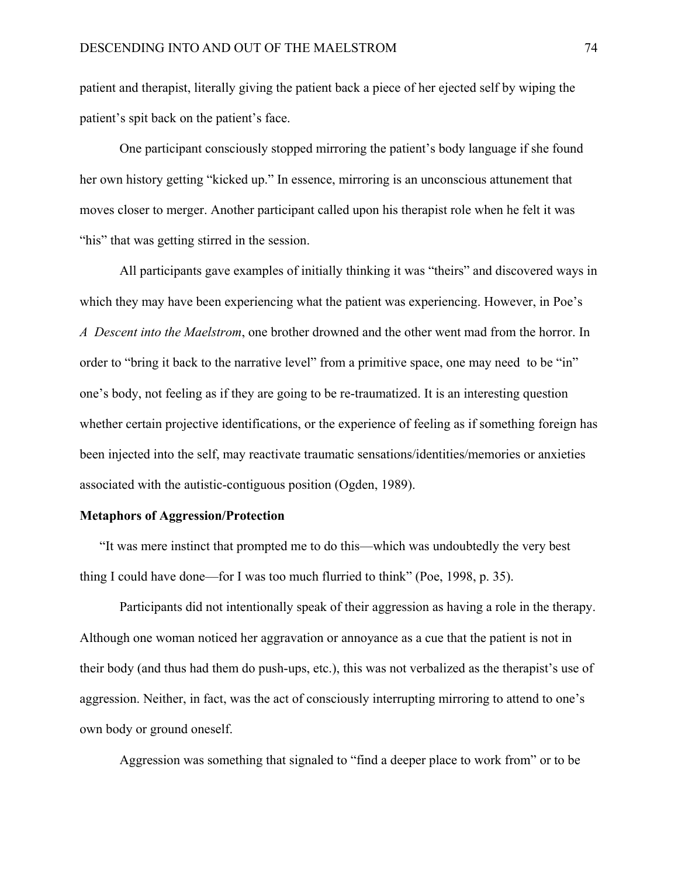patient and therapist, literally giving the patient back a piece of her ejected self by wiping the patient's spit back on the patient's face.

One participant consciously stopped mirroring the patient's body language if she found her own history getting "kicked up." In essence, mirroring is an unconscious attunement that moves closer to merger. Another participant called upon his therapist role when he felt it was "his" that was getting stirred in the session.

All participants gave examples of initially thinking it was "theirs" and discovered ways in which they may have been experiencing what the patient was experiencing. However, in Poe's *A Descent into the Maelstrom*, one brother drowned and the other went mad from the horror. In order to "bring it back to the narrative level" from a primitive space, one may need to be "in" one's body, not feeling as if they are going to be re-traumatized. It is an interesting question whether certain projective identifications, or the experience of feeling as if something foreign has been injected into the self, may reactivate traumatic sensations/identities/memories or anxieties associated with the autistic-contiguous position (Ogden, 1989).

**Metaphors of Aggression/Protection**

"It was mere instinct that prompted me to do this—which was undoubtedly the very best thing I could have done—for I was too much flurried to think" (Poe, 1998, p. 35).

Participants did not intentionally speak of their aggression as having a role in the therapy. Although one woman noticed her aggravation or annoyance as a cue that the patient is not in their body (and thus had them do push-ups, etc.), this was not verbalized as the therapist's use of aggression. Neither, in fact, was the act of consciously interrupting mirroring to attend to one's own body or ground oneself.

Aggression was something that signaled to "find a deeper place to work from" or to be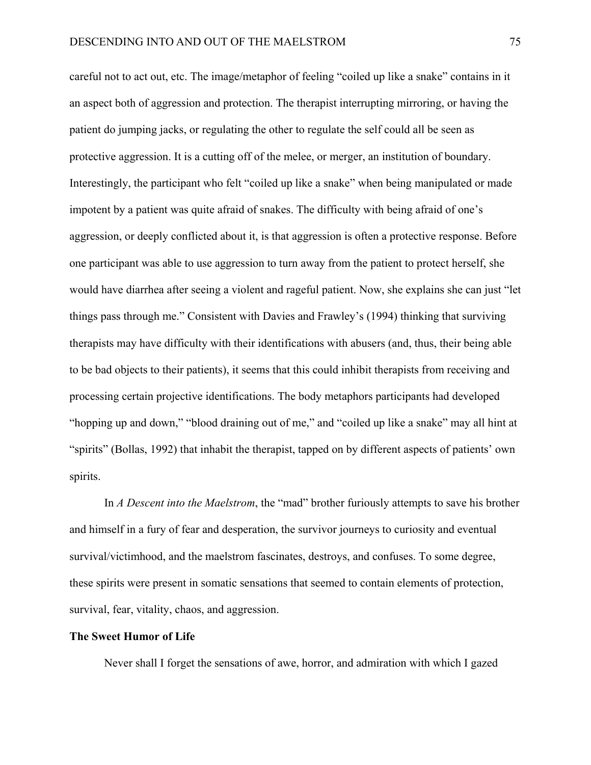careful not to act out, etc. The image/metaphor of feeling "coiled up like a snake" contains in it an aspect both of aggression and protection. The therapist interrupting mirroring, or having the patient do jumping jacks, or regulating the other to regulate the self could all be seen as protective aggression. It is a cutting off of the melee, or merger, an institution of boundary. Interestingly, the participant who felt "coiled up like a snake" when being manipulated or made impotent by a patient was quite afraid of snakes. The difficulty with being afraid of one's aggression, or deeply conflicted about it, is that aggression is often a protective response. Before one participant was able to use aggression to turn away from the patient to protect herself, she would have diarrhea after seeing a violent and rageful patient. Now, she explains she can just "let things pass through me." Consistent with Davies and Frawley's (1994) thinking that surviving therapists may have difficulty with their identifications with abusers (and, thus, their being able to be bad objects to their patients), it seems that this could inhibit therapists from receiving and processing certain projective identifications. The body metaphors participants had developed "hopping up and down," "blood draining out of me," and "coiled up like a snake" may all hint at "spirits" (Bollas, 1992) that inhabit the therapist, tapped on by different aspects of patients' own spirits.

In *A Descent into the Maelstrom*, the "mad" brother furiously attempts to save his brother and himself in a fury of fear and desperation, the survivor journeys to curiosity and eventual survival/victimhood, and the maelstrom fascinates, destroys, and confuses. To some degree, these spirits were present in somatic sensations that seemed to contain elements of protection, survival, fear, vitality, chaos, and aggression.

**The Sweet Humor of Life**

Never shall I forget the sensations of awe, horror, and admiration with which I gazed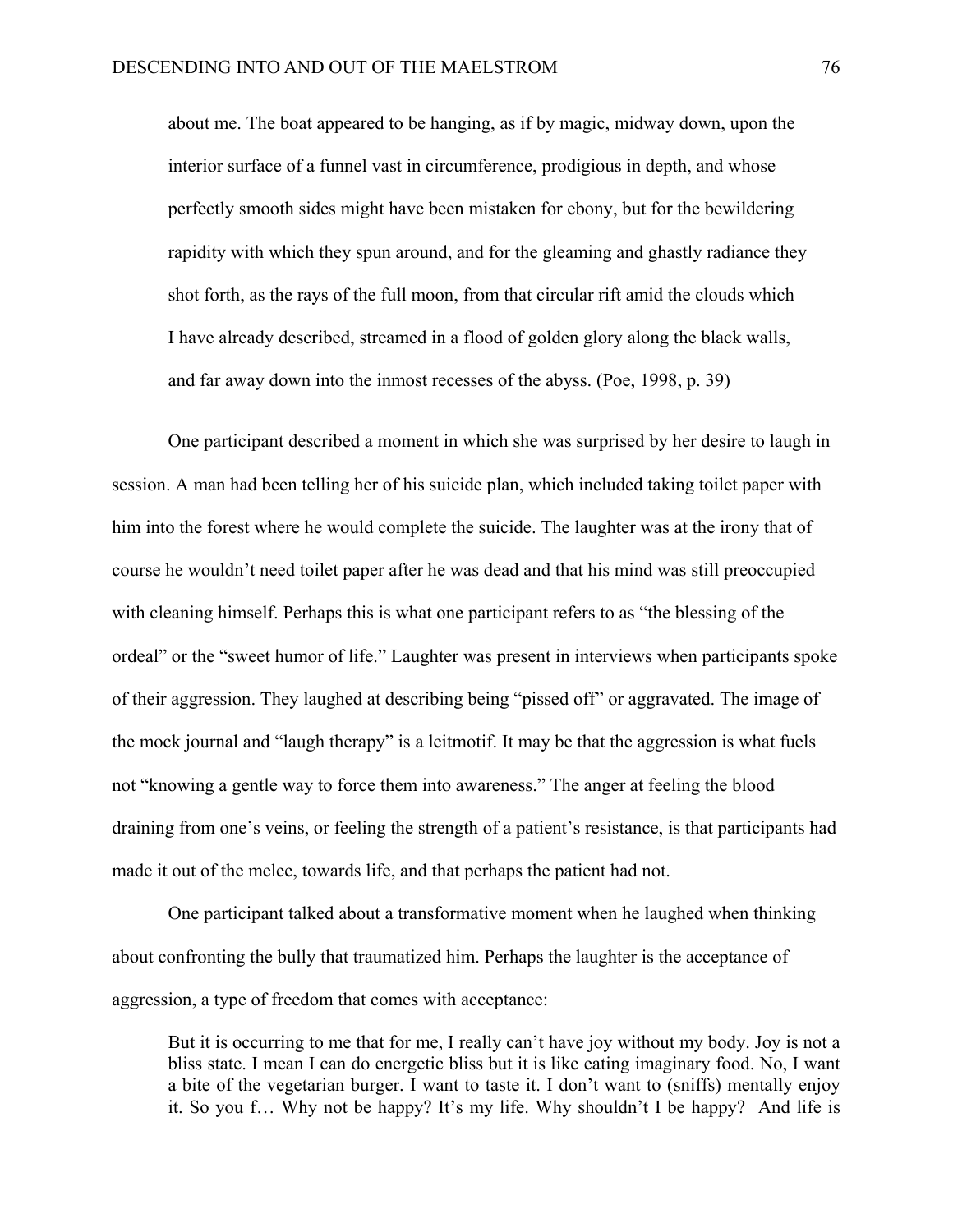> about me. The boat appeared to be hanging, as if by magic, midway down, upon the interior surface of a funnel vast in circumference, prodigious in depth, and whose perfectly smooth sides might have been mistaken for ebony, but for the bewildering rapidity with which they spun around, and for the gleaming and ghastly radiance they shot forth, as the rays of the full moon, from that circular rift amid the clouds which I have already described, streamed in a flood of golden glory along the black walls, and far away down into the inmost recesses of the abyss. (Poe, 1998, p. 39)

One participant described a moment in which she was surprised by her desire to laugh in session. A man had been telling her of his suicide plan, which included taking toilet paper with him into the forest where he would complete the suicide. The laughter was at the irony that of course he wouldn't need toilet paper after he was dead and that his mind was still preoccupied with cleaning himself. Perhaps this is what one participant refers to as "the blessing of the ordeal" or the "sweet humor of life." Laughter was present in interviews when participants spoke of their aggression. They laughed at describing being "pissed off" or aggravated. The image of the mock journal and "laugh therapy" is a leitmotif. It may be that the aggression is what fuels not "knowing a gentle way to force them into awareness." The anger at feeling the blood draining from one's veins, or feeling the strength of a patient's resistance, is that participants had made it out of the melee, towards life, and that perhaps the patient had not.

One participant talked about a transformative moment when he laughed when thinking about confronting the bully that traumatized him. Perhaps the laughter is the acceptance of aggression, a type of freedom that comes with acceptance:

> But it is occurring to me that for me, I really can't have joy without my body. Joy is not a bliss state. I mean I can do energetic bliss but it is like eating imaginary food. No, I want a bite of the vegetarian burger. I want to taste it. I don't want to (sniffs) mentally enjoy it. So you f… Why not be happy? It's my life. Why shouldn't I be happy? And life is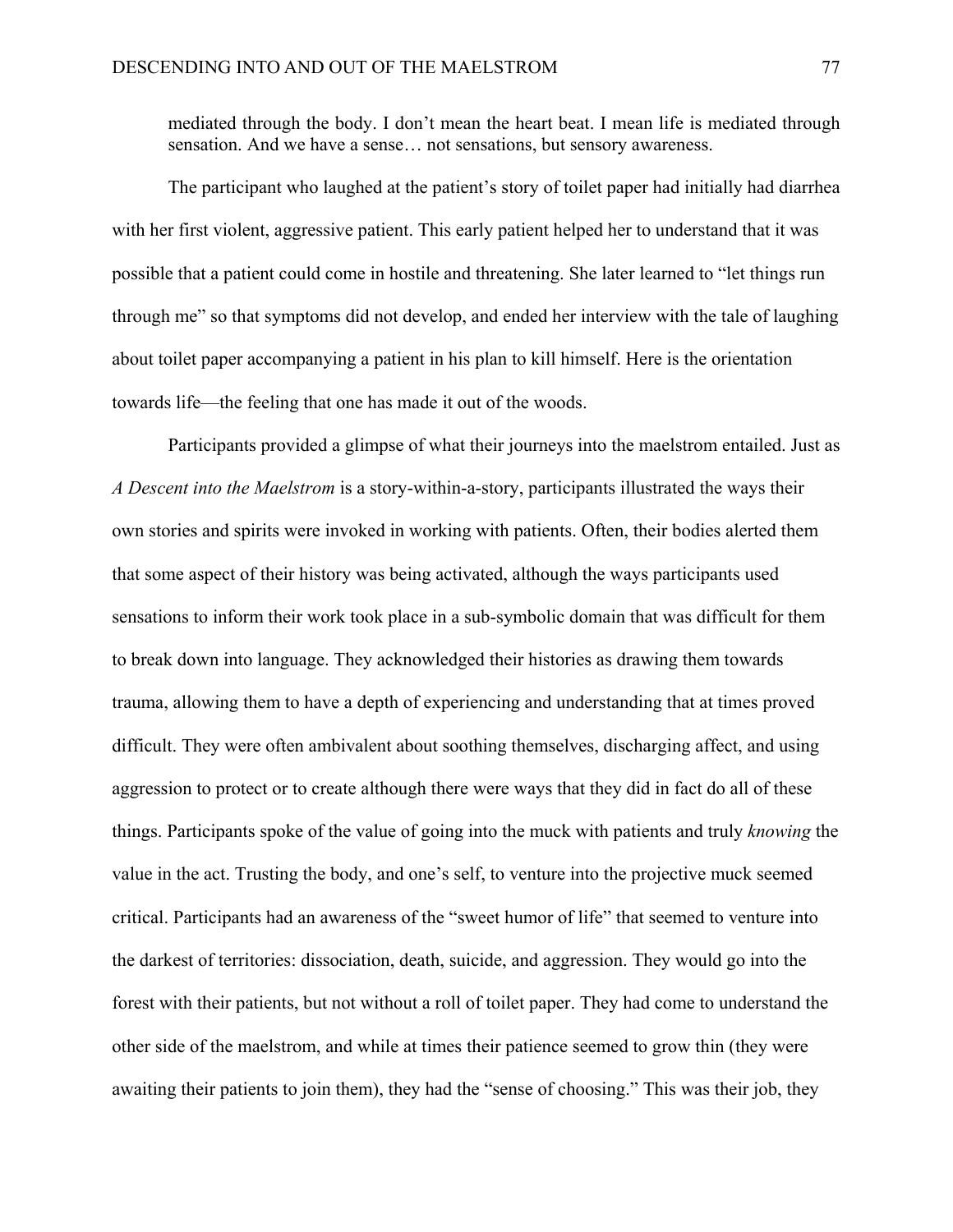mediated through the body. I don't mean the heart beat. I mean life is mediated through sensation. And we have a sense… not sensations, but sensory awareness.

The participant who laughed at the patient's story of toilet paper had initially had diarrhea with her first violent, aggressive patient. This early patient helped her to understand that it was possible that a patient could come in hostile and threatening. She later learned to "let things run through me" so that symptoms did not develop, and ended her interview with the tale of laughing about toilet paper accompanying a patient in his plan to kill himself. Here is the orientation towards life—the feeling that one has made it out of the woods.

Participants provided a glimpse of what their journeys into the maelstrom entailed. Just as *A Descent into the Maelstrom* is a story-within-a-story, participants illustrated the ways their own stories and spirits were invoked in working with patients. Often, their bodies alerted them that some aspect of their history was being activated, although the ways participants used sensations to inform their work took place in a sub-symbolic domain that was difficult for them to break down into language. They acknowledged their histories as drawing them towards trauma, allowing them to have a depth of experiencing and understanding that at times proved difficult. They were often ambivalent about soothing themselves, discharging affect, and using aggression to protect or to create although there were ways that they did in fact do all of these things. Participants spoke of the value of going into the muck with patients and truly *knowing* the value in the act. Trusting the body, and one's self, to venture into the projective muck seemed critical. Participants had an awareness of the "sweet humor of life" that seemed to venture into the darkest of territories: dissociation, death, suicide, and aggression. They would go into the forest with their patients, but not without a roll of toilet paper. They had come to understand the other side of the maelstrom, and while at times their patience seemed to grow thin (they were awaiting their patients to join them), they had the "sense of choosing." This was their job, they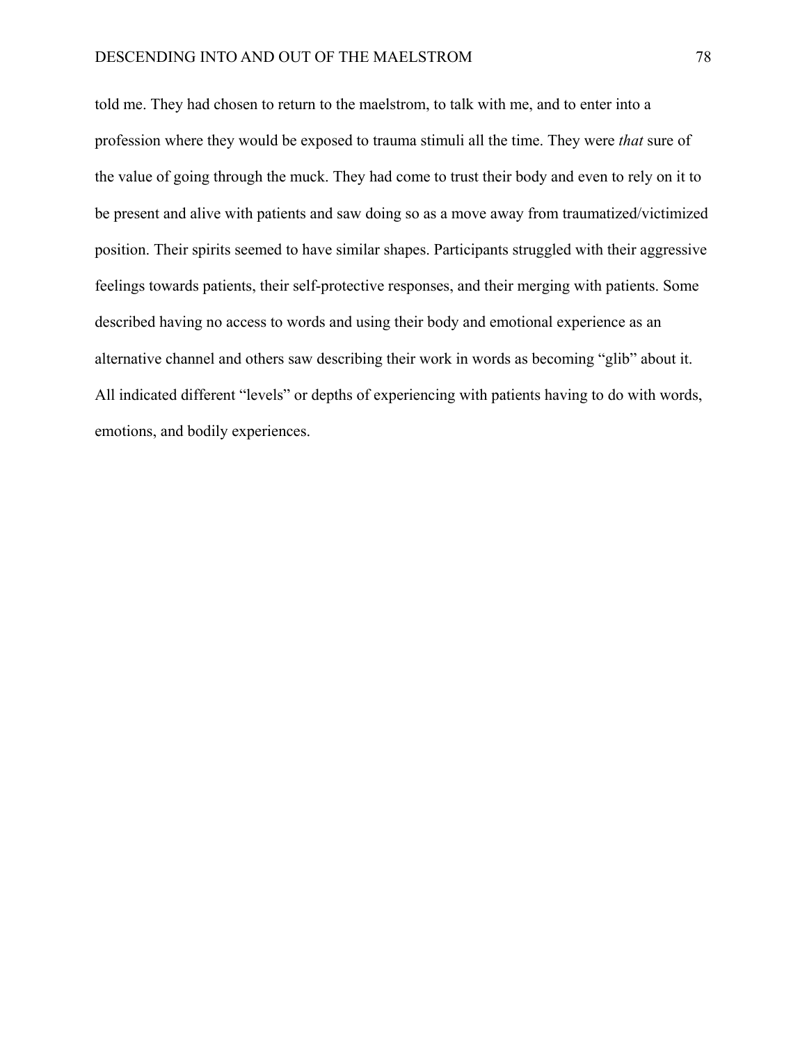told me. They had chosen to return to the maelstrom, to talk with me, and to enter into a profession where they would be exposed to trauma stimuli all the time. They were *that* sure of the value of going through the muck. They had come to trust their body and even to rely on it to be present and alive with patients and saw doing so as a move away from traumatized/victimized position. Their spirits seemed to have similar shapes. Participants struggled with their aggressive feelings towards patients, their self-protective responses, and their merging with patients. Some described having no access to words and using their body and emotional experience as an alternative channel and others saw describing their work in words as becoming "glib" about it. All indicated different "levels" or depths of experiencing with patients having to do with words, emotions, and bodily experiences.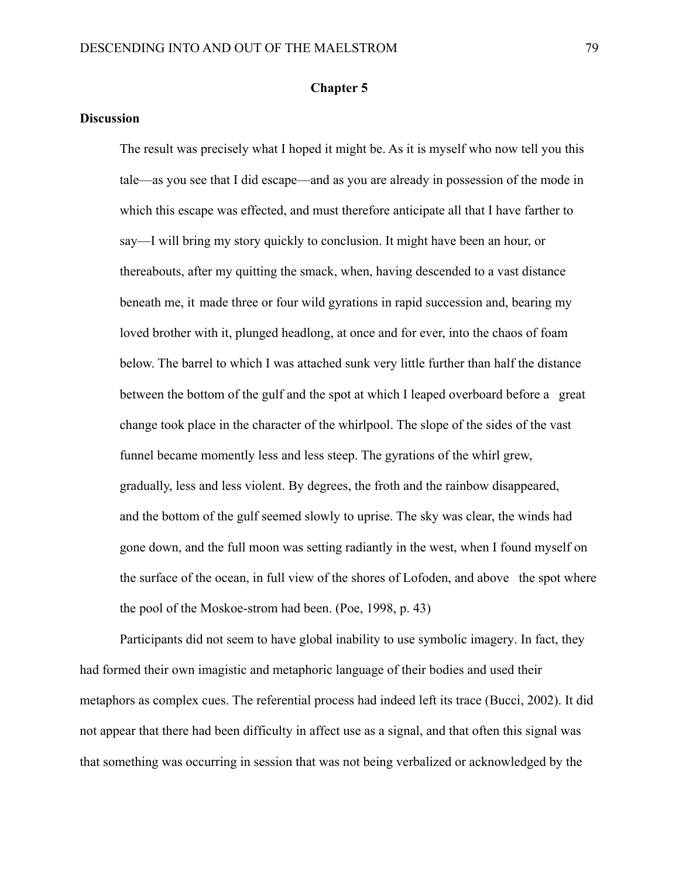# Chapter 5

## Discussion

> The result was precisely what I hoped it might be. As it is myself who now tell you this tale—as you see that I did escape—and as you are already in possession of the mode in which this escape was effected, and must therefore anticipate all that I have farther to say—I will bring my story quickly to conclusion. It might have been an hour, or thereabouts, after my quitting the smack, when, having descended to a vast distance beneath me, it made three or four wild gyrations in rapid succession and, bearing my loved brother with it, plunged headlong, at once and for ever, into the chaos of foam below. The barrel to which I was attached sunk very little further than half the distance between the bottom of the gulf and the spot at which I leaped overboard before a great change took place in the character of the whirlpool. The slope of the sides of the vast funnel became momently less and less steep. The gyrations of the whirl grew, gradually, less and less violent. By degrees, the froth and the rainbow disappeared, and the bottom of the gulf seemed slowly to uprise. The sky was clear, the winds had gone down, and the full moon was setting radiantly in the west, when I found myself on the surface of the ocean, in full view of the shores of Lofoden, and above the spot where the pool of the Moskoe-strom had been. (Poe, 1998, p. 43)

Participants did not seem to have global inability to use symbolic imagery. In fact, they had formed their own imagistic and metaphoric language of their bodies and used their metaphors as complex cues. The referential process had indeed left its trace (Bucci, 2002). It did not appear that there had been difficulty in affect use as a signal, and that often this signal was that something was occurring in session that was not being verbalized or acknowledged by the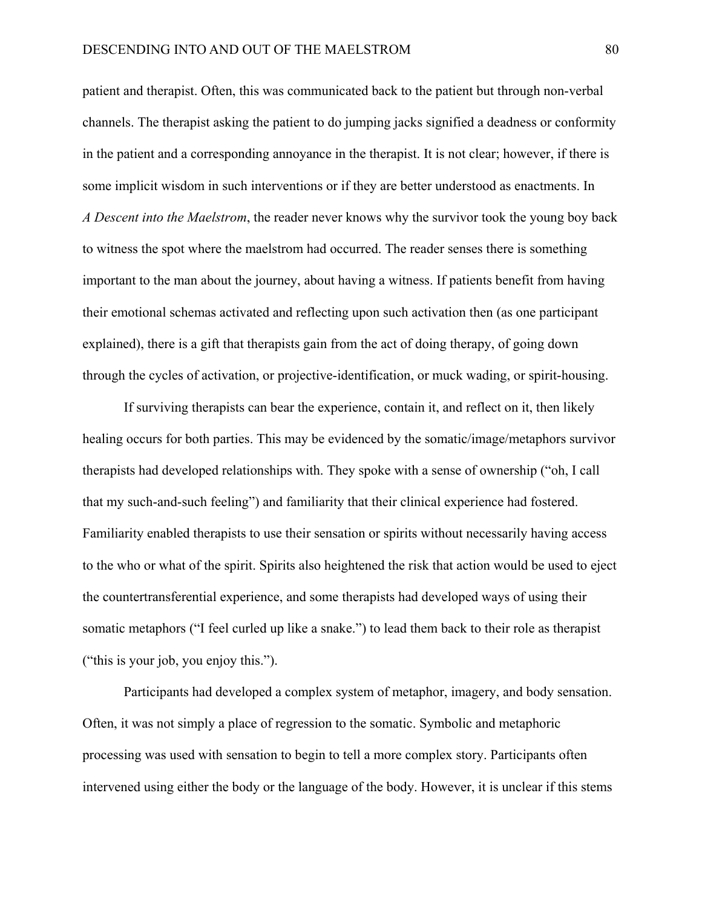patient and therapist. Often, this was communicated back to the patient but through non-verbal channels. The therapist asking the patient to do jumping jacks signified a deadness or conformity in the patient and a corresponding annoyance in the therapist. It is not clear; however, if there is some implicit wisdom in such interventions or if they are better understood as enactments. In *A Descent into the Maelstrom*, the reader never knows why the survivor took the young boy back to witness the spot where the maelstrom had occurred. The reader senses there is something important to the man about the journey, about having a witness. If patients benefit from having their emotional schemas activated and reflecting upon such activation then (as one participant explained), there is a gift that therapists gain from the act of doing therapy, of going down through the cycles of activation, or projective-identification, or muck wading, or spirit-housing.

If surviving therapists can bear the experience, contain it, and reflect on it, then likely healing occurs for both parties. This may be evidenced by the somatic/image/metaphors survivor therapists had developed relationships with. They spoke with a sense of ownership ("oh, I call that my such-and-such feeling") and familiarity that their clinical experience had fostered. Familiarity enabled therapists to use their sensation or spirits without necessarily having access to the who or what of the spirit. Spirits also heightened the risk that action would be used to eject the countertransferential experience, and some therapists had developed ways of using their somatic metaphors ("I feel curled up like a snake.") to lead them back to their role as therapist ("this is your job, you enjoy this.").

Participants had developed a complex system of metaphor, imagery, and body sensation. Often, it was not simply a place of regression to the somatic. Symbolic and metaphoric processing was used with sensation to begin to tell a more complex story. Participants often intervened using either the body or the language of the body. However, it is unclear if this stems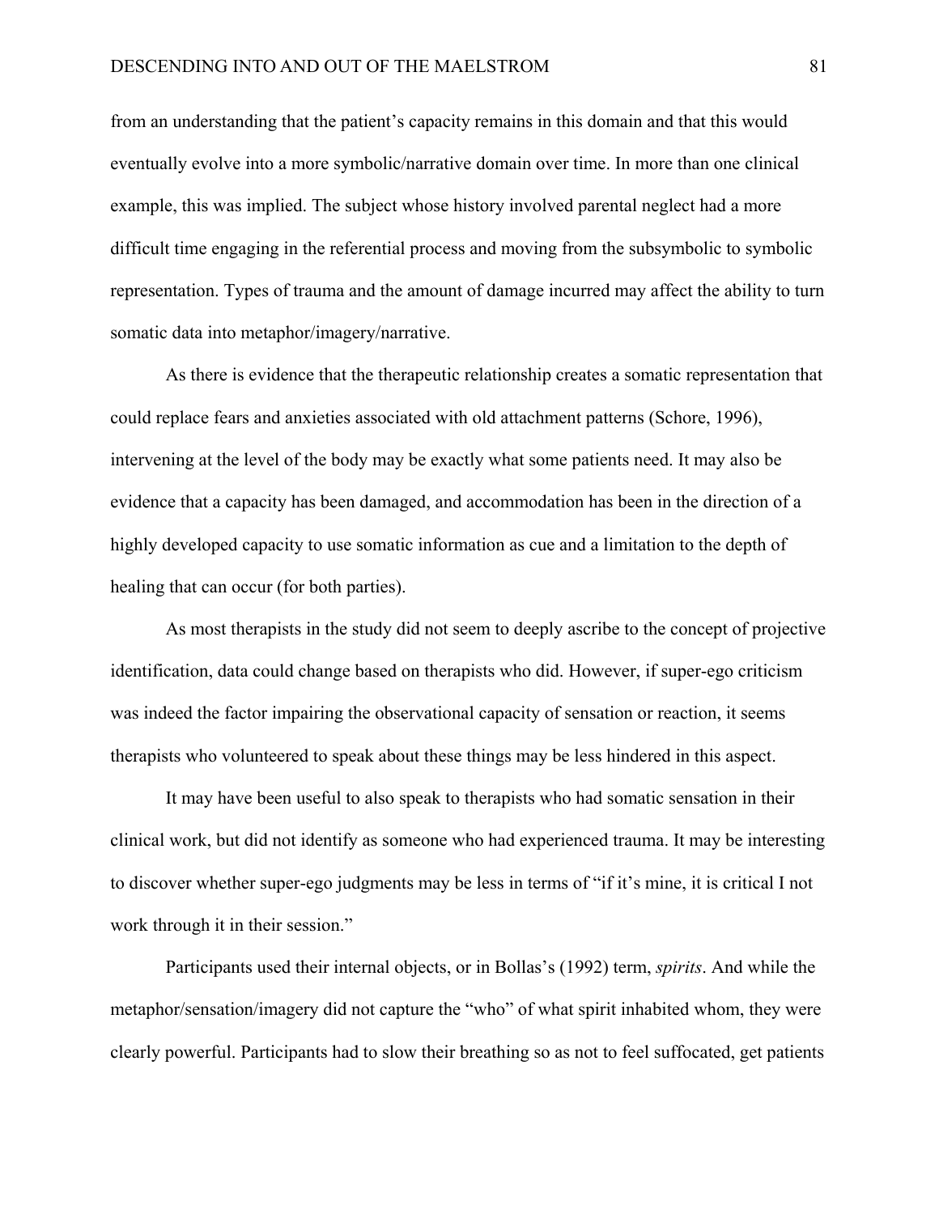from an understanding that the patient's capacity remains in this domain and that this would eventually evolve into a more symbolic/narrative domain over time. In more than one clinical example, this was implied. The subject whose history involved parental neglect had a more difficult time engaging in the referential process and moving from the subsymbolic to symbolic representation. Types of trauma and the amount of damage incurred may affect the ability to turn somatic data into metaphor/imagery/narrative.

As there is evidence that the therapeutic relationship creates a somatic representation that could replace fears and anxieties associated with old attachment patterns (Schore, 1996), intervening at the level of the body may be exactly what some patients need. It may also be evidence that a capacity has been damaged, and accommodation has been in the direction of a highly developed capacity to use somatic information as cue and a limitation to the depth of healing that can occur (for both parties).

As most therapists in the study did not seem to deeply ascribe to the concept of projective identification, data could change based on therapists who did. However, if super-ego criticism was indeed the factor impairing the observational capacity of sensation or reaction, it seems therapists who volunteered to speak about these things may be less hindered in this aspect.

It may have been useful to also speak to therapists who had somatic sensation in their clinical work, but did not identify as someone who had experienced trauma. It may be interesting to discover whether super-ego judgments may be less in terms of "if it's mine, it is critical I not work through it in their session."

Participants used their internal objects, or in Bollas's (1992) term, *spirits*. And while the metaphor/sensation/imagery did not capture the "who" of what spirit inhabited whom, they were clearly powerful. Participants had to slow their breathing so as not to feel suffocated, get patients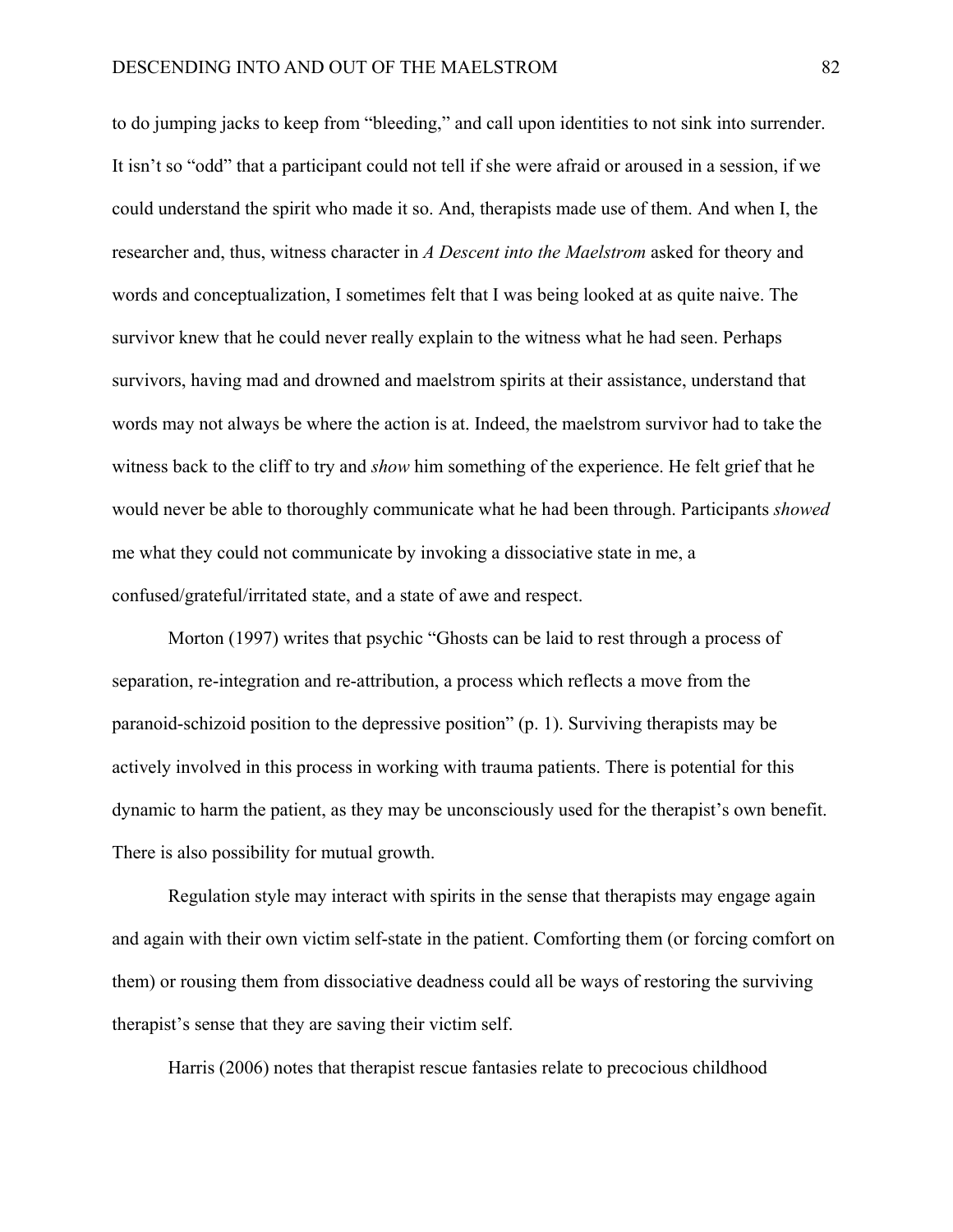to do jumping jacks to keep from "bleeding," and call upon identities to not sink into surrender. It isn't so "odd" that a participant could not tell if she were afraid or aroused in a session, if we could understand the spirit who made it so. And, therapists made use of them. And when I, the researcher and, thus, witness character in *A Descent into the Maelstrom* asked for theory and words and conceptualization, I sometimes felt that I was being looked at as quite naive. The survivor knew that he could never really explain to the witness what he had seen. Perhaps survivors, having mad and drowned and maelstrom spirits at their assistance, understand that words may not always be where the action is at. Indeed, the maelstrom survivor had to take the witness back to the cliff to try and *show* him something of the experience. He felt grief that he would never be able to thoroughly communicate what he had been through. Participants *showed* me what they could not communicate by invoking a dissociative state in me, a confused/grateful/irritated state, and a state of awe and respect.

Morton (1997) writes that psychic "Ghosts can be laid to rest through a process of separation, re-integration and re-attribution, a process which reflects a move from the paranoid-schizoid position to the depressive position" (p. 1). Surviving therapists may be actively involved in this process in working with trauma patients. There is potential for this dynamic to harm the patient, as they may be unconsciously used for the therapist's own benefit. There is also possibility for mutual growth.

Regulation style may interact with spirits in the sense that therapists may engage again and again with their own victim self-state in the patient. Comforting them (or forcing comfort on them) or rousing them from dissociative deadness could all be ways of restoring the surviving therapist's sense that they are saving their victim self.

Harris (2006) notes that therapist rescue fantasies relate to precocious childhood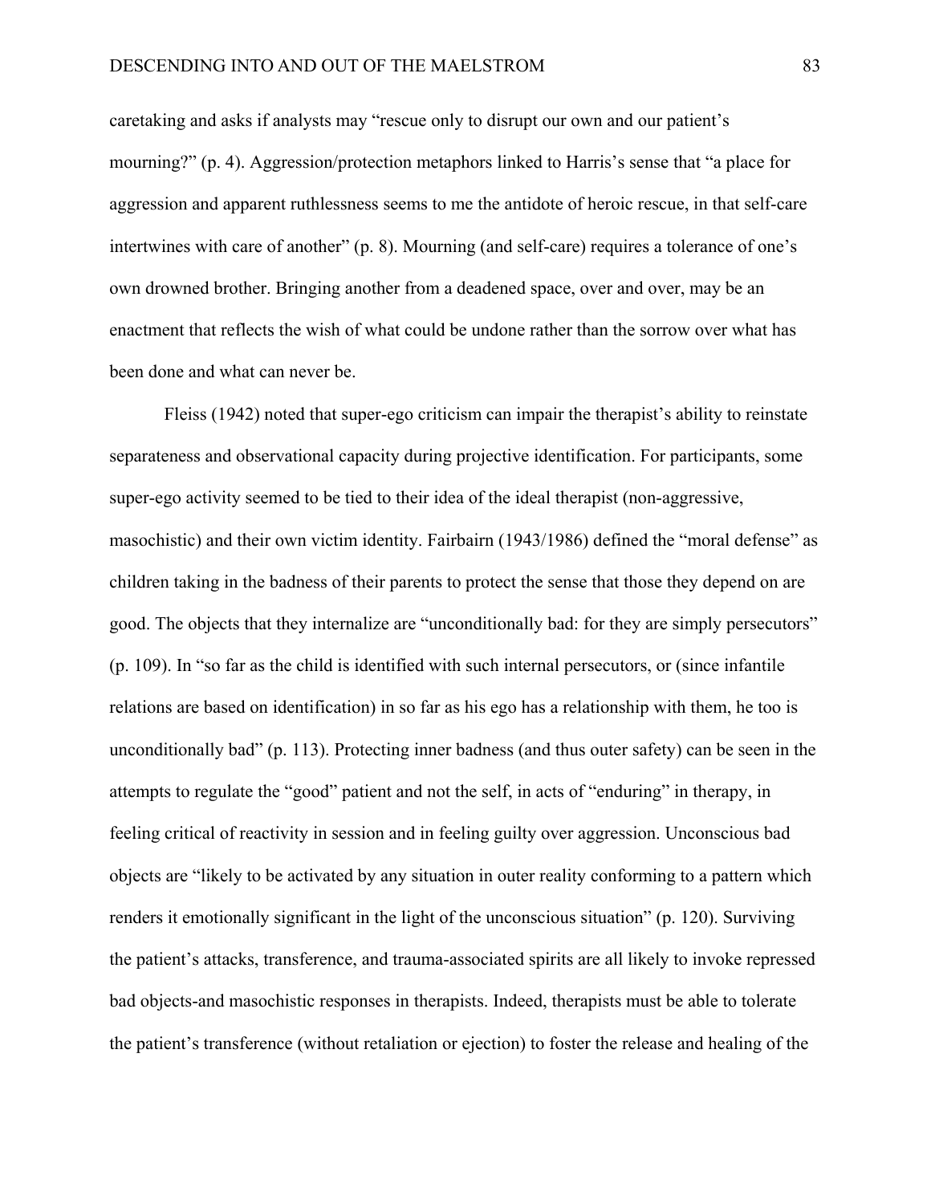caretaking and asks if analysts may "rescue only to disrupt our own and our patient's mourning?" (p. 4). Aggression/protection metaphors linked to Harris's sense that "a place for aggression and apparent ruthlessness seems to me the antidote of heroic rescue, in that self-care intertwines with care of another" (p. 8). Mourning (and self-care) requires a tolerance of one's own drowned brother. Bringing another from a deadened space, over and over, may be an enactment that reflects the wish of what could be undone rather than the sorrow over what has been done and what can never be.

Fleiss (1942) noted that super-ego criticism can impair the therapist's ability to reinstate separateness and observational capacity during projective identification. For participants, some super-ego activity seemed to be tied to their idea of the ideal therapist (non-aggressive, masochistic) and their own victim identity. Fairbairn (1943/1986) defined the "moral defense" as children taking in the badness of their parents to protect the sense that those they depend on are good. The objects that they internalize are "unconditionally bad: for they are simply persecutors" (p. 109). In "so far as the child is identified with such internal persecutors, or (since infantile relations are based on identification) in so far as his ego has a relationship with them, he too is unconditionally bad" (p. 113). Protecting inner badness (and thus outer safety) can be seen in the attempts to regulate the "good" patient and not the self, in acts of "enduring" in therapy, in feeling critical of reactivity in session and in feeling guilty over aggression. Unconscious bad objects are "likely to be activated by any situation in outer reality conforming to a pattern which renders it emotionally significant in the light of the unconscious situation" (p. 120). Surviving the patient's attacks, transference, and trauma-associated spirits are all likely to invoke repressed bad objects-and masochistic responses in therapists. Indeed, therapists must be able to tolerate the patient's transference (without retaliation or ejection) to foster the release and healing of the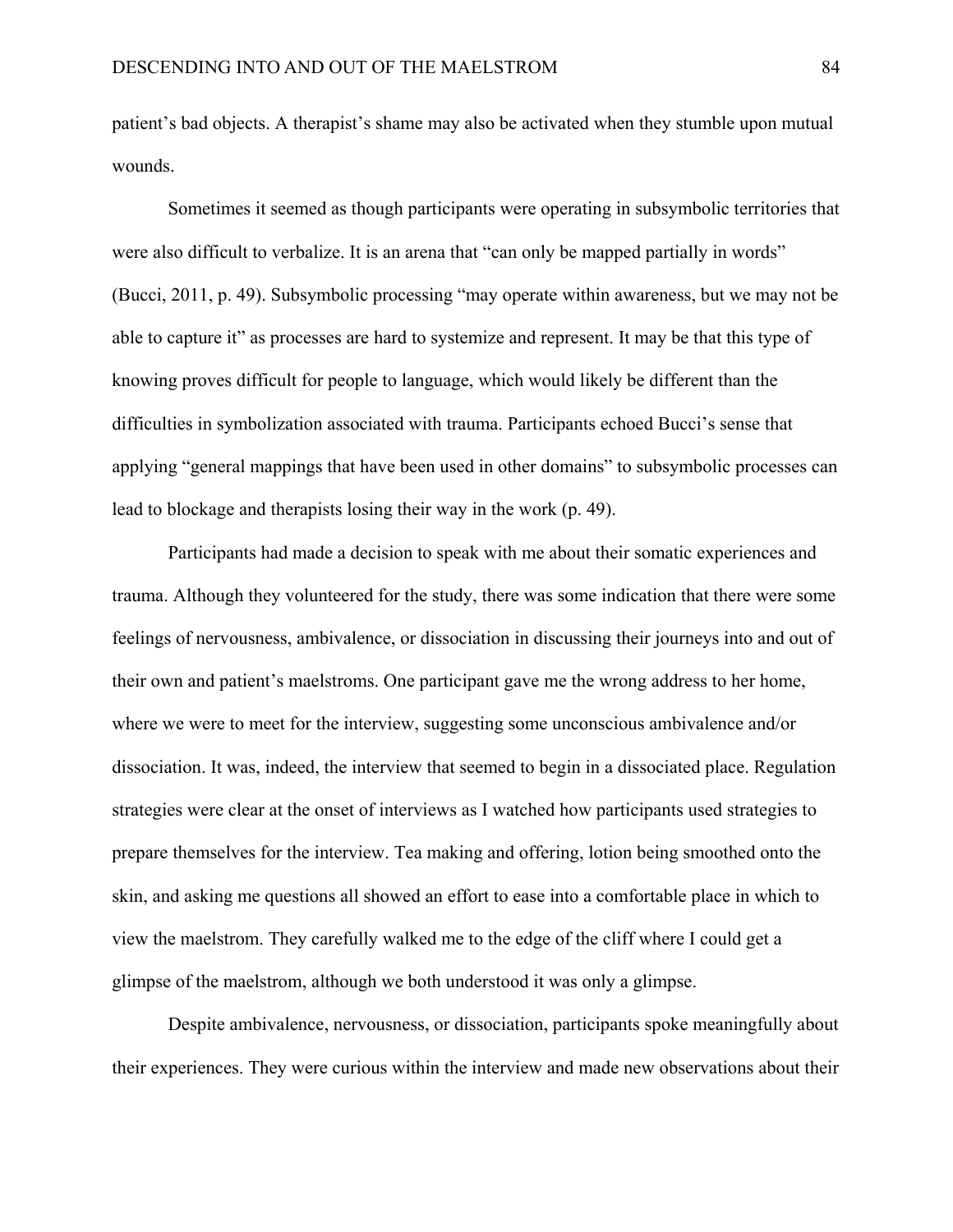patient's bad objects. A therapist's shame may also be activated when they stumble upon mutual wounds.

Sometimes it seemed as though participants were operating in subsymbolic territories that were also difficult to verbalize. It is an arena that "can only be mapped partially in words" (Bucci, 2011, p. 49). Subsymbolic processing "may operate within awareness, but we may not be able to capture it" as processes are hard to systemize and represent. It may be that this type of knowing proves difficult for people to language, which would likely be different than the difficulties in symbolization associated with trauma. Participants echoed Bucci's sense that applying "general mappings that have been used in other domains" to subsymbolic processes can lead to blockage and therapists losing their way in the work (p. 49).

Participants had made a decision to speak with me about their somatic experiences and trauma. Although they volunteered for the study, there was some indication that there were some feelings of nervousness, ambivalence, or dissociation in discussing their journeys into and out of their own and patient's maelstroms. One participant gave me the wrong address to her home, where we were to meet for the interview, suggesting some unconscious ambivalence and/or dissociation. It was, indeed, the interview that seemed to begin in a dissociated place. Regulation strategies were clear at the onset of interviews as I watched how participants used strategies to prepare themselves for the interview. Tea making and offering, lotion being smoothed onto the skin, and asking me questions all showed an effort to ease into a comfortable place in which to view the maelstrom. They carefully walked me to the edge of the cliff where I could get a glimpse of the maelstrom, although we both understood it was only a glimpse.

Despite ambivalence, nervousness, or dissociation, participants spoke meaningfully about their experiences. They were curious within the interview and made new observations about their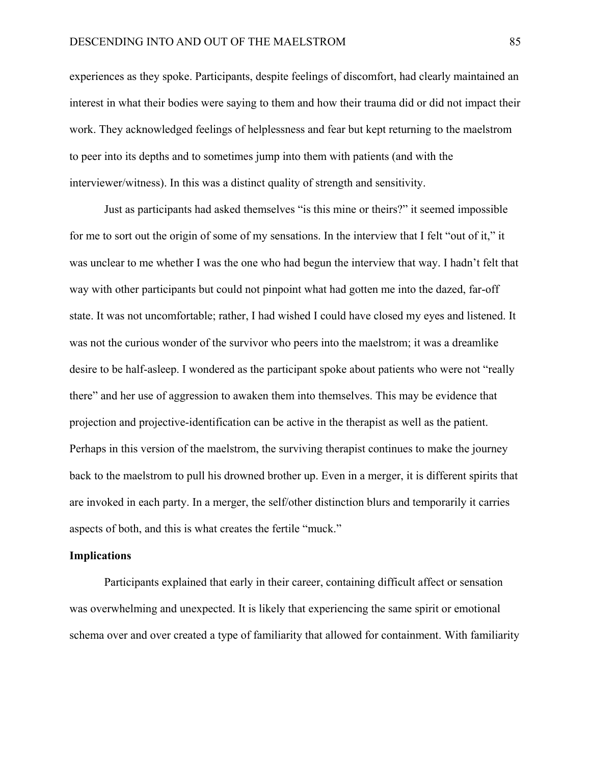experiences as they spoke. Participants, despite feelings of discomfort, had clearly maintained an interest in what their bodies were saying to them and how their trauma did or did not impact their work. They acknowledged feelings of helplessness and fear but kept returning to the maelstrom to peer into its depths and to sometimes jump into them with patients (and with the interviewer/witness). In this was a distinct quality of strength and sensitivity.

Just as participants had asked themselves "is this mine or theirs?" it seemed impossible for me to sort out the origin of some of my sensations. In the interview that I felt "out of it," it was unclear to me whether I was the one who had begun the interview that way. I hadn't felt that way with other participants but could not pinpoint what had gotten me into the dazed, far-off state. It was not uncomfortable; rather, I had wished I could have closed my eyes and listened. It was not the curious wonder of the survivor who peers into the maelstrom; it was a dreamlike desire to be half-asleep. I wondered as the participant spoke about patients who were not "really there" and her use of aggression to awaken them into themselves. This may be evidence that projection and projective-identification can be active in the therapist as well as the patient. Perhaps in this version of the maelstrom, the surviving therapist continues to make the journey back to the maelstrom to pull his drowned brother up. Even in a merger, it is different spirits that are invoked in each party. In a merger, the self/other distinction blurs and temporarily it carries aspects of both, and this is what creates the fertile "muck."

**Implications**

Participants explained that early in their career, containing difficult affect or sensation was overwhelming and unexpected. It is likely that experiencing the same spirit or emotional schema over and over created a type of familiarity that allowed for containment. With familiarity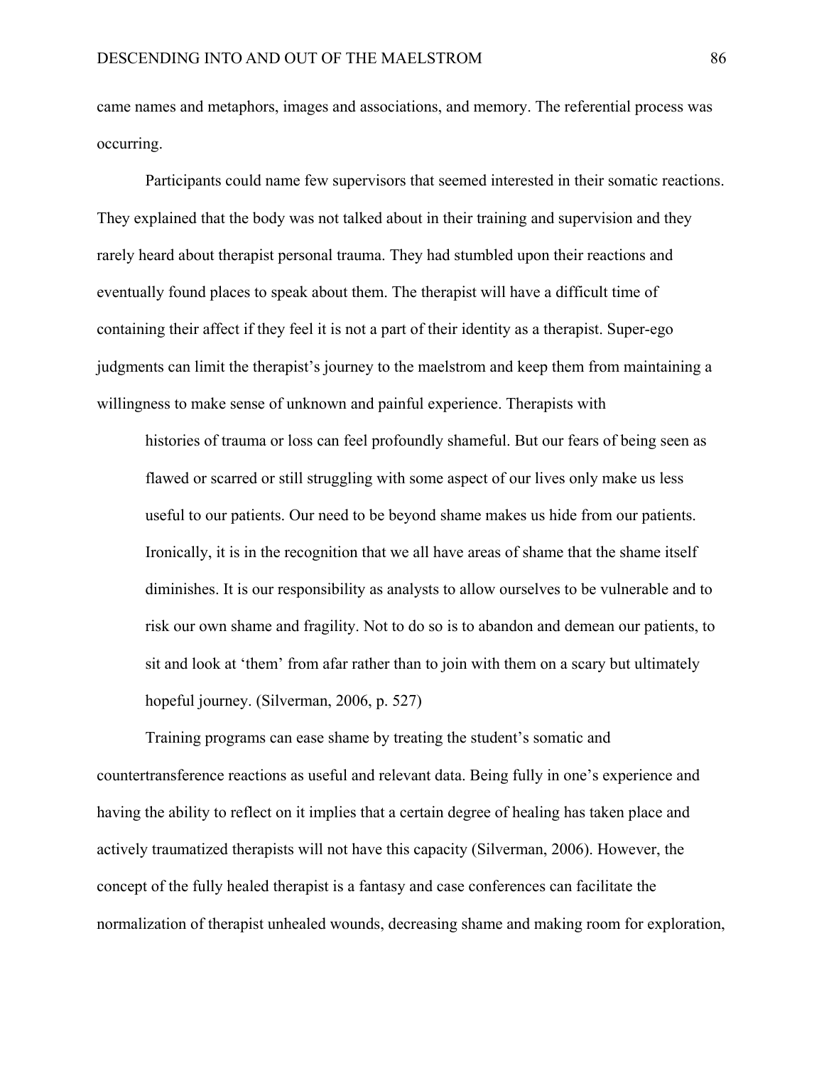came names and metaphors, images and associations, and memory. The referential process was occurring.

Participants could name few supervisors that seemed interested in their somatic reactions. They explained that the body was not talked about in their training and supervision and they rarely heard about therapist personal trauma. They had stumbled upon their reactions and eventually found places to speak about them. The therapist will have a difficult time of containing their affect if they feel it is not a part of their identity as a therapist. Super-ego judgments can limit the therapist's journey to the maelstrom and keep them from maintaining a willingness to make sense of unknown and painful experience. Therapists with

> histories of trauma or loss can feel profoundly shameful. But our fears of being seen as flawed or scarred or still struggling with some aspect of our lives only make us less useful to our patients. Our need to be beyond shame makes us hide from our patients. Ironically, it is in the recognition that we all have areas of shame that the shame itself diminishes. It is our responsibility as analysts to allow ourselves to be vulnerable and to risk our own shame and fragility. Not to do so is to abandon and demean our patients, to sit and look at 'them' from afar rather than to join with them on a scary but ultimately hopeful journey. (Silverman, 2006, p. 527)

Training programs can ease shame by treating the student's somatic and countertransference reactions as useful and relevant data. Being fully in one's experience and having the ability to reflect on it implies that a certain degree of healing has taken place and actively traumatized therapists will not have this capacity (Silverman, 2006). However, the concept of the fully healed therapist is a fantasy and case conferences can facilitate the normalization of therapist unhealed wounds, decreasing shame and making room for exploration,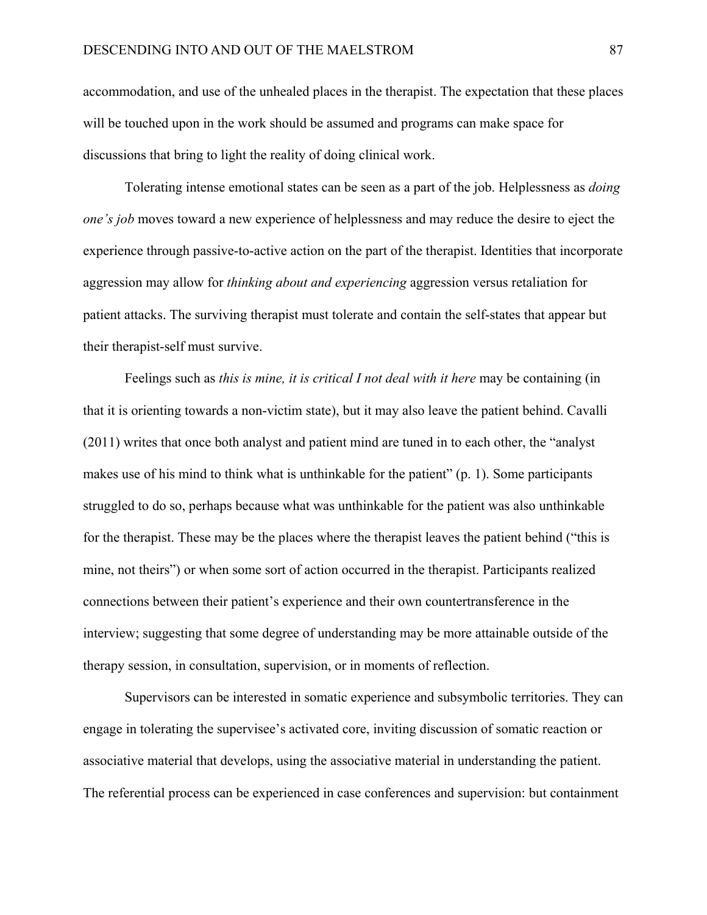accommodation, and use of the unhealed places in the therapist. The expectation that these places will be touched upon in the work should be assumed and programs can make space for discussions that bring to light the reality of doing clinical work.

Tolerating intense emotional states can be seen as a part of the job. Helplessness as *doing one's job* moves toward a new experience of helplessness and may reduce the desire to eject the experience through passive-to-active action on the part of the therapist. Identities that incorporate aggression may allow for *thinking about and experiencing* aggression versus retaliation for patient attacks. The surviving therapist must tolerate and contain the self-states that appear but their therapist-self must survive.

Feelings such as *this is mine, it is critical I not deal with it here* may be containing (in that it is orienting towards a non-victim state), but it may also leave the patient behind. Cavalli (2011) writes that once both analyst and patient mind are tuned in to each other, the "analyst makes use of his mind to think what is unthinkable for the patient" (p. 1). Some participants struggled to do so, perhaps because what was unthinkable for the patient was also unthinkable for the therapist. These may be the places where the therapist leaves the patient behind ("this is mine, not theirs") or when some sort of action occurred in the therapist. Participants realized connections between their patient's experience and their own countertransference in the interview; suggesting that some degree of understanding may be more attainable outside of the therapy session, in consultation, supervision, or in moments of reflection.

Supervisors can be interested in somatic experience and subsymbolic territories. They can engage in tolerating the supervisee's activated core, inviting discussion of somatic reaction or associative material that develops, using the associative material in understanding the patient. The referential process can be experienced in case conferences and supervision: but containment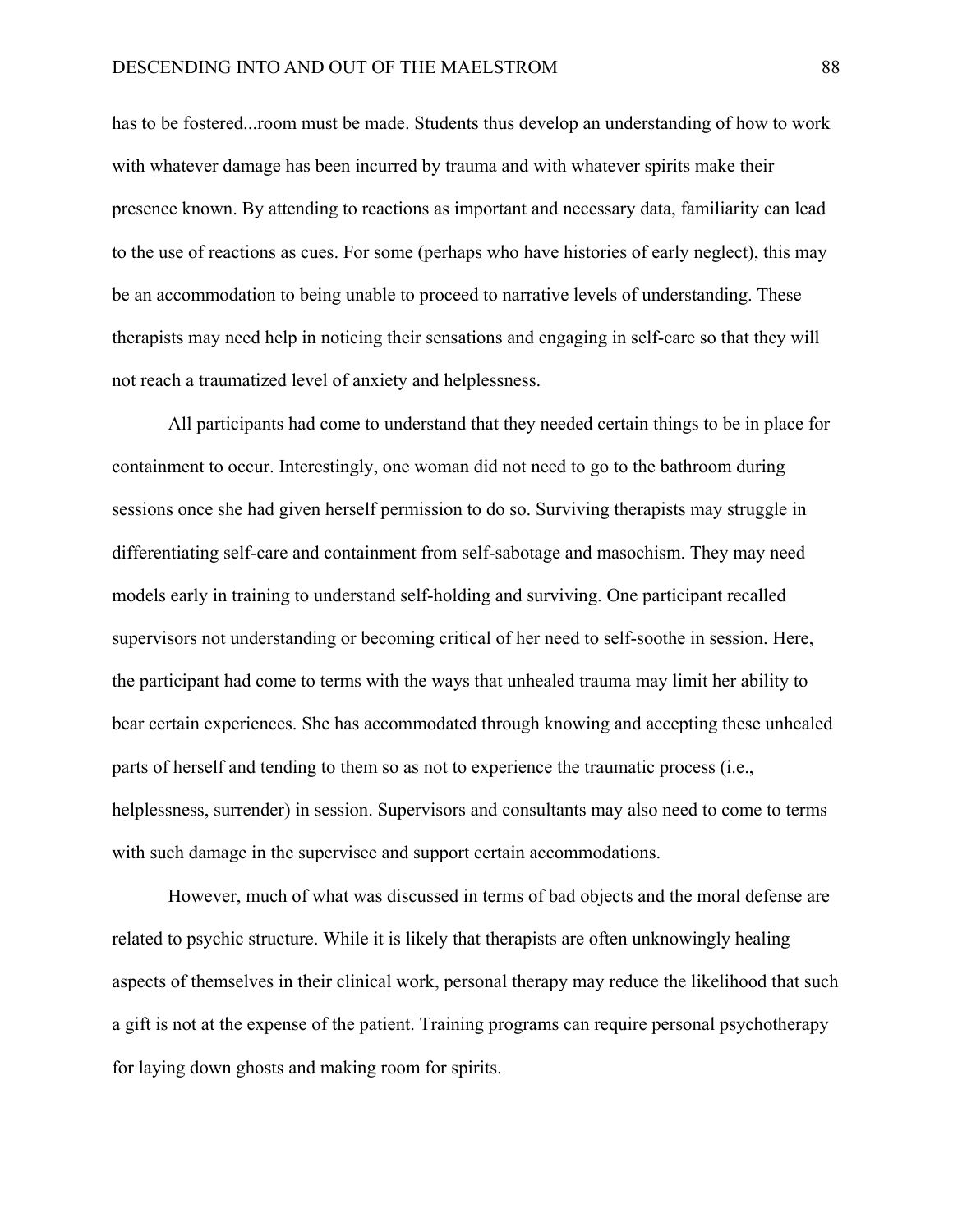has to be fostered...room must be made. Students thus develop an understanding of how to work with whatever damage has been incurred by trauma and with whatever spirits make their presence known. By attending to reactions as important and necessary data, familiarity can lead to the use of reactions as cues. For some (perhaps who have histories of early neglect), this may be an accommodation to being unable to proceed to narrative levels of understanding. These therapists may need help in noticing their sensations and engaging in self-care so that they will not reach a traumatized level of anxiety and helplessness.

All participants had come to understand that they needed certain things to be in place for containment to occur. Interestingly, one woman did not need to go to the bathroom during sessions once she had given herself permission to do so. Surviving therapists may struggle in differentiating self-care and containment from self-sabotage and masochism. They may need models early in training to understand self-holding and surviving. One participant recalled supervisors not understanding or becoming critical of her need to self-soothe in session. Here, the participant had come to terms with the ways that unhealed trauma may limit her ability to bear certain experiences. She has accommodated through knowing and accepting these unhealed parts of herself and tending to them so as not to experience the traumatic process (i.e., helplessness, surrender) in session. Supervisors and consultants may also need to come to terms with such damage in the supervisee and support certain accommodations.

However, much of what was discussed in terms of bad objects and the moral defense are related to psychic structure. While it is likely that therapists are often unknowingly healing aspects of themselves in their clinical work, personal therapy may reduce the likelihood that such a gift is not at the expense of the patient. Training programs can require personal psychotherapy for laying down ghosts and making room for spirits.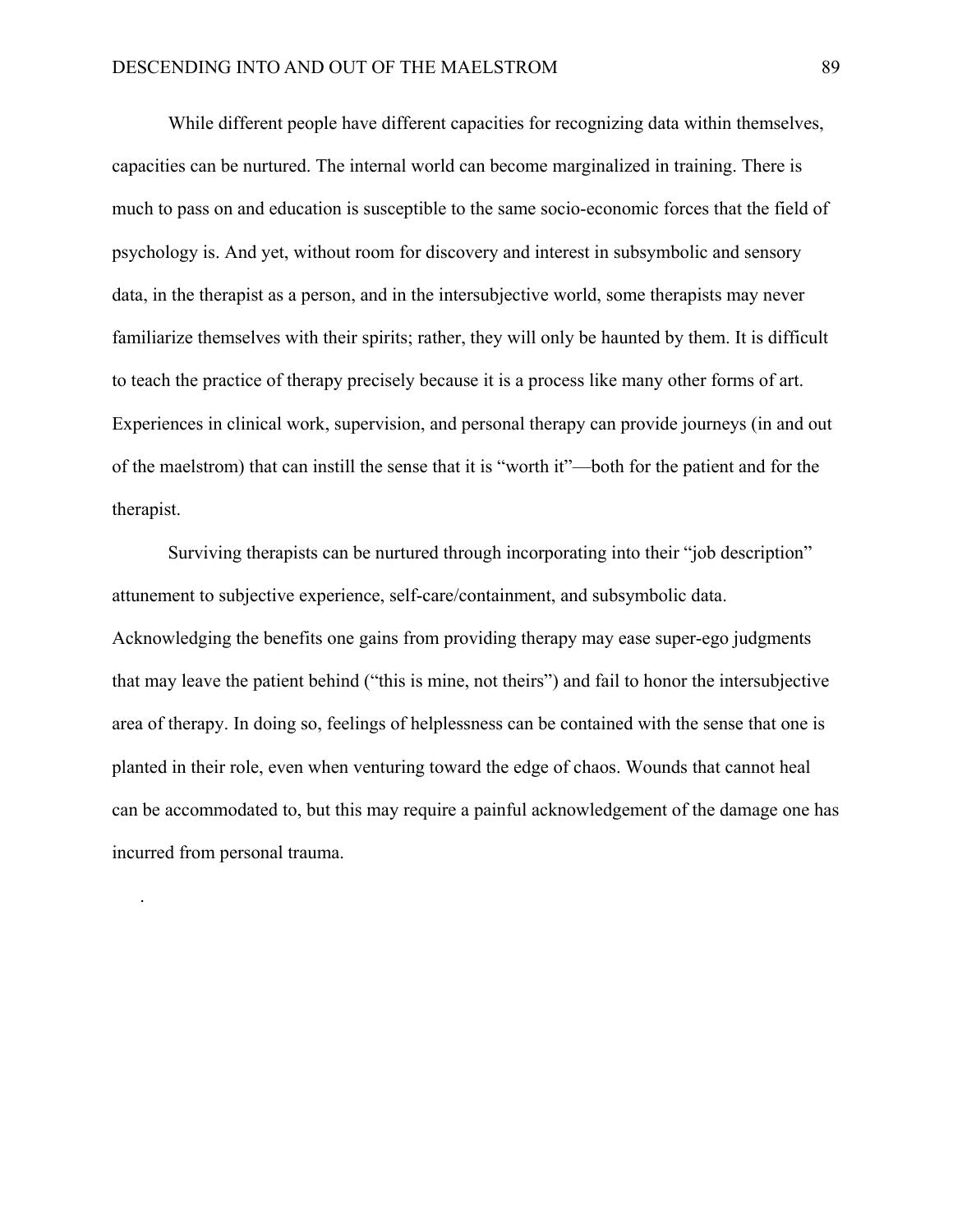While different people have different capacities for recognizing data within themselves, capacities can be nurtured. The internal world can become marginalized in training. There is much to pass on and education is susceptible to the same socio-economic forces that the field of psychology is. And yet, without room for discovery and interest in subsymbolic and sensory data, in the therapist as a person, and in the intersubjective world, some therapists may never familiarize themselves with their spirits; rather, they will only be haunted by them. It is difficult to teach the practice of therapy precisely because it is a process like many other forms of art. Experiences in clinical work, supervision, and personal therapy can provide journeys (in and out of the maelstrom) that can instill the sense that it is "worth it"—both for the patient and for the therapist.

Surviving therapists can be nurtured through incorporating into their "job description" attunement to subjective experience, self-care/containment, and subsymbolic data. Acknowledging the benefits one gains from providing therapy may ease super-ego judgments that may leave the patient behind ("this is mine, not theirs") and fail to honor the intersubjective area of therapy. In doing so, feelings of helplessness can be contained with the sense that one is planted in their role, even when venturing toward the edge of chaos. Wounds that cannot heal can be accommodated to, but this may require a painful acknowledgement of the damage one has incurred from personal trauma.

.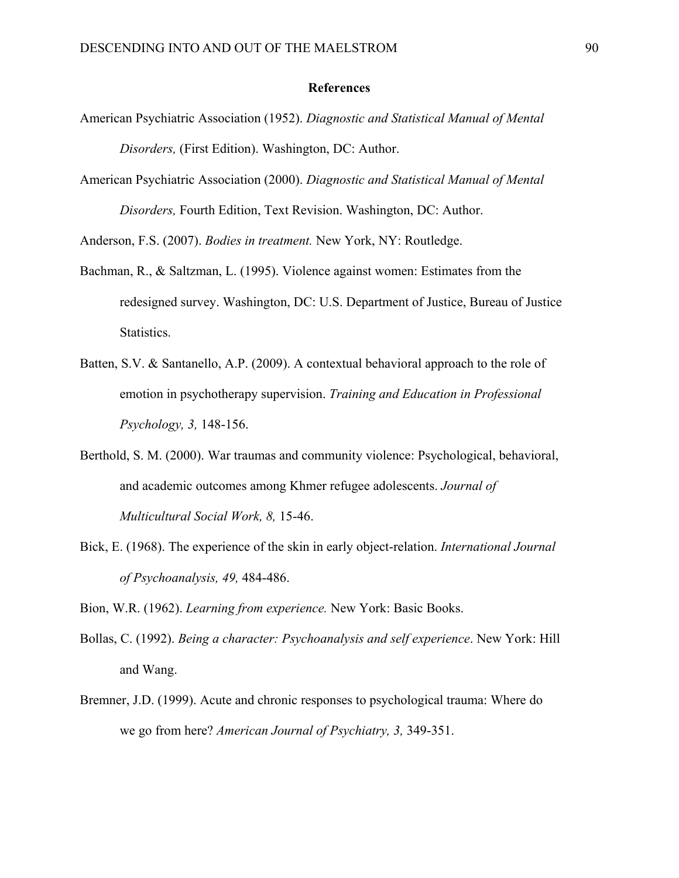## References

American Psychiatric Association (1952). *Diagnostic and Statistical Manual of Mental Disorders,* (First Edition). Washington, DC: Author.

American Psychiatric Association (2000). *Diagnostic and Statistical Manual of Mental Disorders,* Fourth Edition, Text Revision. Washington, DC: Author.

Anderson, F.S. (2007). *Bodies in treatment.* New York, NY: Routledge.

Bachman, R., & Saltzman, L. (1995). Violence against women: Estimates from the redesigned survey. Washington, DC: U.S. Department of Justice, Bureau of Justice Statistics.

Batten, S.V. & Santanello, A.P. (2009). A contextual behavioral approach to the role of emotion in psychotherapy supervision. *Training and Education in Professional Psychology, 3,* 148-156.

Berthold, S. M. (2000). War traumas and community violence: Psychological, behavioral, and academic outcomes among Khmer refugee adolescents. *Journal of Multicultural Social Work, 8,* 15-46.

Bick, E. (1968). The experience of the skin in early object-relation. *International Journal of Psychoanalysis, 49,* 484-486.

Bion, W.R. (1962). *Learning from experience.* New York: Basic Books.

Bollas, C. (1992). *Being a character: Psychoanalysis and self experience*. New York: Hill and Wang.

Bremner, J.D. (1999). Acute and chronic responses to psychological trauma: Where do we go from here? *American Journal of Psychiatry, 3,* 349-351.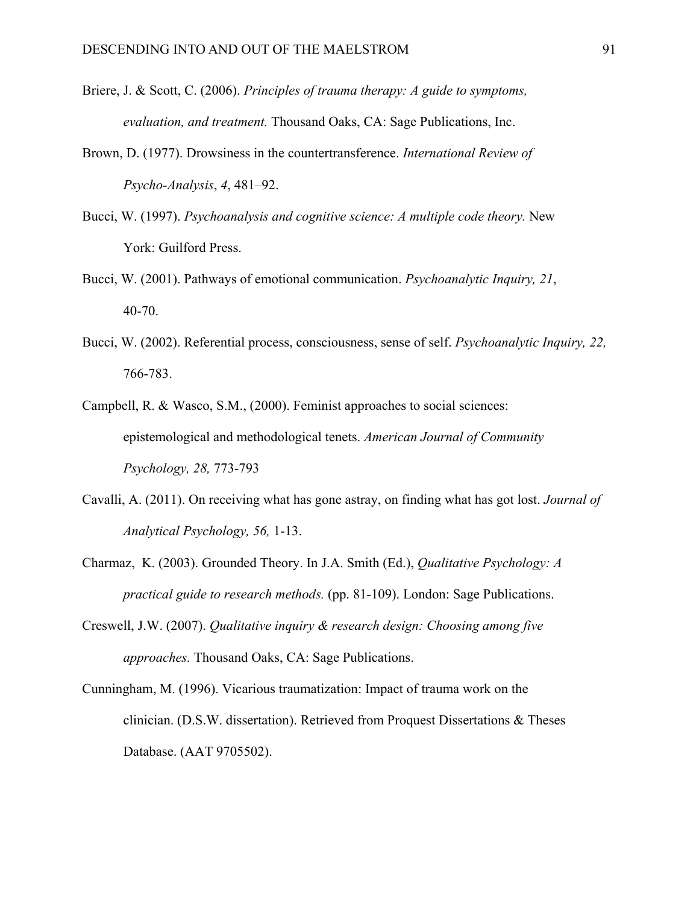Briere, J. & Scott, C. (2006). *Principles of trauma therapy: A guide to symptoms, evaluation, and treatment.* Thousand Oaks, CA: Sage Publications, Inc.

Brown, D. (1977). Drowsiness in the countertransference. *International Review of Psycho-Analysis*, *4*, 481–92.

Bucci, W. (1997). *Psychoanalysis and cognitive science: A multiple code theory.* New York: Guilford Press.

Bucci, W. (2001). Pathways of emotional communication. *Psychoanalytic Inquiry, 21*, 40-70.

Bucci, W. (2002). Referential process, consciousness, sense of self. *Psychoanalytic Inquiry, 22,* 766-783.

Campbell, R. & Wasco, S.M., (2000). Feminist approaches to social sciences: epistemological and methodological tenets. *American Journal of Community Psychology, 28,* 773-793

Cavalli, A. (2011). On receiving what has gone astray, on finding what has got lost. *Journal of Analytical Psychology, 56,* 1-13.

Charmaz, K. (2003). Grounded Theory. In J.A. Smith (Ed.), *Qualitative Psychology: A practical guide to research methods.* (pp. 81-109). London: Sage Publications.

Creswell, J.W. (2007). *Qualitative inquiry & research design: Choosing among five approaches.* Thousand Oaks, CA: Sage Publications.

Cunningham, M. (1996). Vicarious traumatization: Impact of trauma work on the clinician. (D.S.W. dissertation). Retrieved from Proquest Dissertations & Theses Database. (AAT 9705502).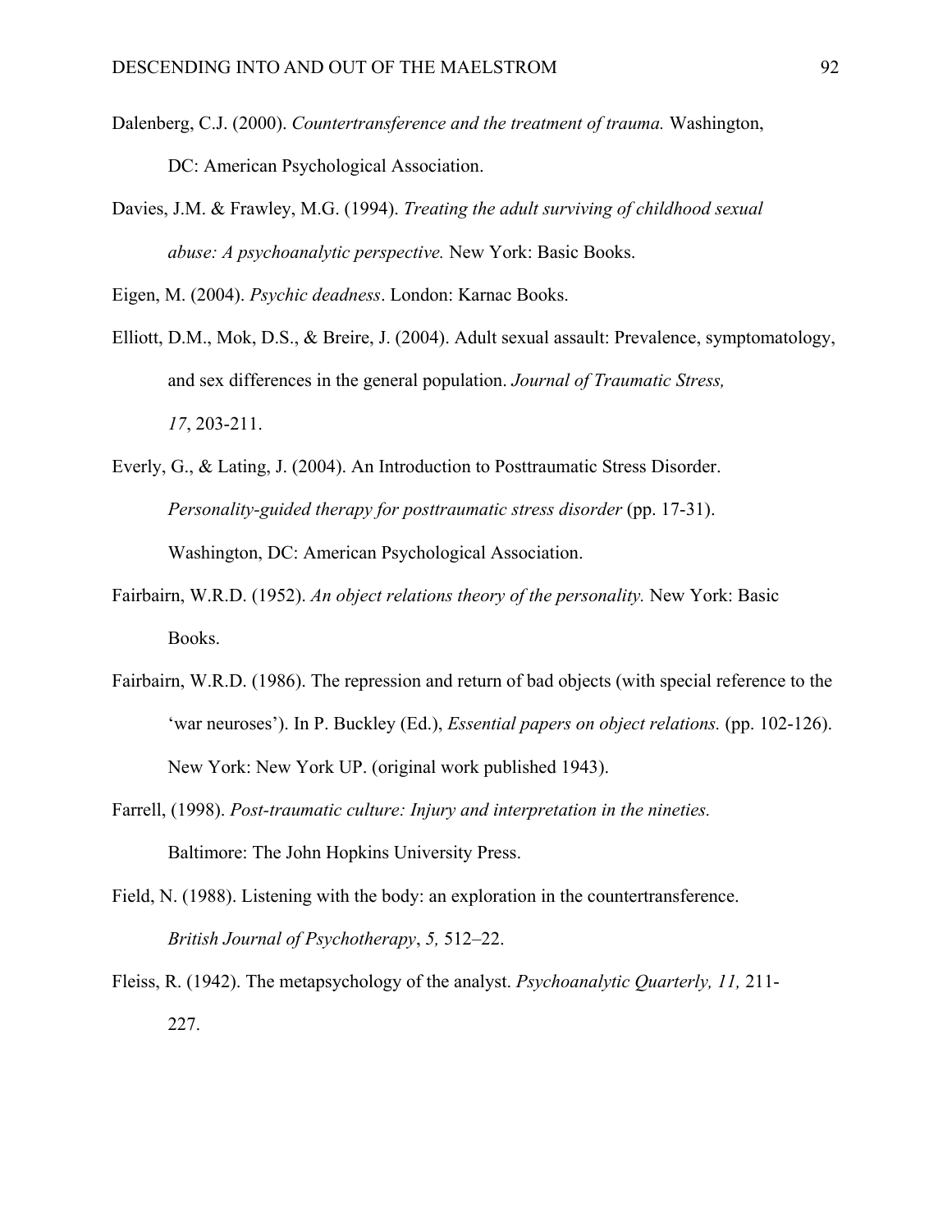Dalenberg, C.J. (2000). *Countertransference and the treatment of trauma.* Washington, DC: American Psychological Association.

Davies, J.M. & Frawley, M.G. (1994). *Treating the adult surviving of childhood sexual abuse: A psychoanalytic perspective.* New York: Basic Books.

Eigen, M. (2004). *Psychic deadness*. London: Karnac Books.

Elliott, D.M., Mok, D.S., & Breire, J. (2004). Adult sexual assault: Prevalence, symptomatology, and sex differences in the general population. *Journal of Traumatic Stress, 17*, 203-211.

Everly, G., & Lating, J. (2004). An Introduction to Posttraumatic Stress Disorder. *Personality-guided therapy for posttraumatic stress disorder* (pp. 17-31). Washington, DC: American Psychological Association.

Fairbairn, W.R.D. (1952). *An object relations theory of the personality.* New York: Basic Books.

Fairbairn, W.R.D. (1986). The repression and return of bad objects (with special reference to the 'war neuroses'). In P. Buckley (Ed.), *Essential papers on object relations.* (pp. 102-126). New York: New York UP. (original work published 1943).

Farrell, (1998). *Post-traumatic culture: Injury and interpretation in the nineties.* Baltimore: The John Hopkins University Press.

Field, N. (1988). Listening with the body: an exploration in the countertransference. *British Journal of Psychotherapy*, *5,* 512–22.

Fleiss, R. (1942). The metapsychology of the analyst. *Psychoanalytic Quarterly, 11,* 211-227.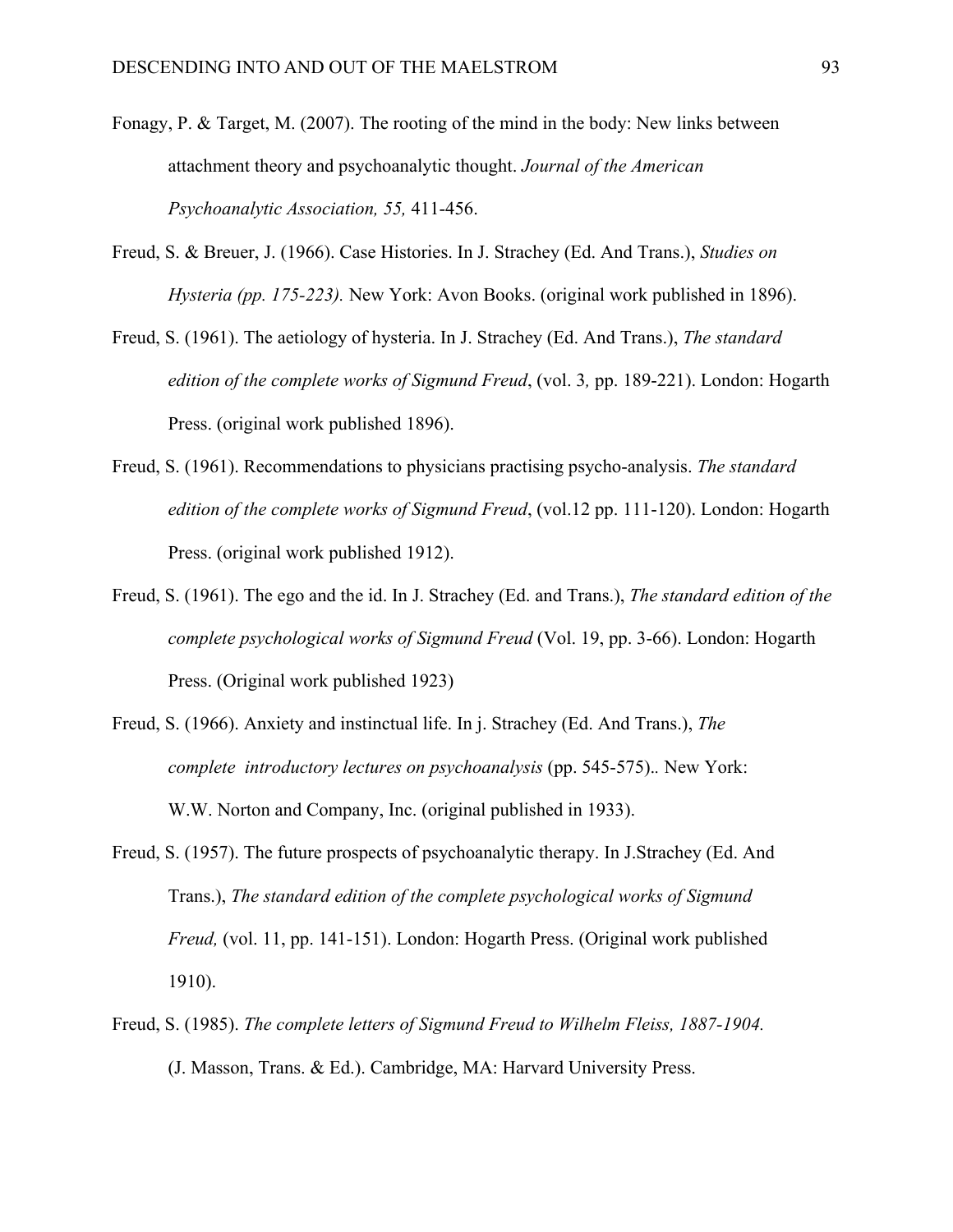Fonagy, P. & Target, M. (2007). The rooting of the mind in the body: New links between attachment theory and psychoanalytic thought. *Journal of the American Psychoanalytic Association, 55,* 411-456.

Freud, S. & Breuer, J. (1966). Case Histories. In J. Strachey (Ed. And Trans.), *Studies on Hysteria (pp. 175-223).* New York: Avon Books. (original work published in 1896).

Freud, S. (1961). The aetiology of hysteria. In J. Strachey (Ed. And Trans.), *The standard edition of the complete works of Sigmund Freud*, (vol. 3*,* pp. 189-221). London: Hogarth Press. (original work published 1896).

Freud, S. (1961). Recommendations to physicians practising psycho-analysis. *The standard edition of the complete works of Sigmund Freud*, (vol.12 pp. 111-120). London: Hogarth Press. (original work published 1912).

Freud, S. (1961). The ego and the id. In J. Strachey (Ed. and Trans.), *The standard edition of the complete psychological works of Sigmund Freud* (Vol. 19, pp. 3-66). London: Hogarth Press. (Original work published 1923)

Freud, S. (1966). Anxiety and instinctual life. In j. Strachey (Ed. And Trans.), *The complete introductory lectures on psychoanalysis* (pp. 545-575).*.* New York: W.W. Norton and Company, Inc. (original published in 1933).

Freud, S. (1957). The future prospects of psychoanalytic therapy. In J.Strachey (Ed. And Trans.), *The standard edition of the complete psychological works of Sigmund Freud,* (vol. 11, pp. 141-151). London: Hogarth Press. (Original work published 1910).

Freud, S. (1985). *The complete letters of Sigmund Freud to Wilhelm Fleiss, 1887-1904.* (J. Masson, Trans. & Ed.). Cambridge, MA: Harvard University Press.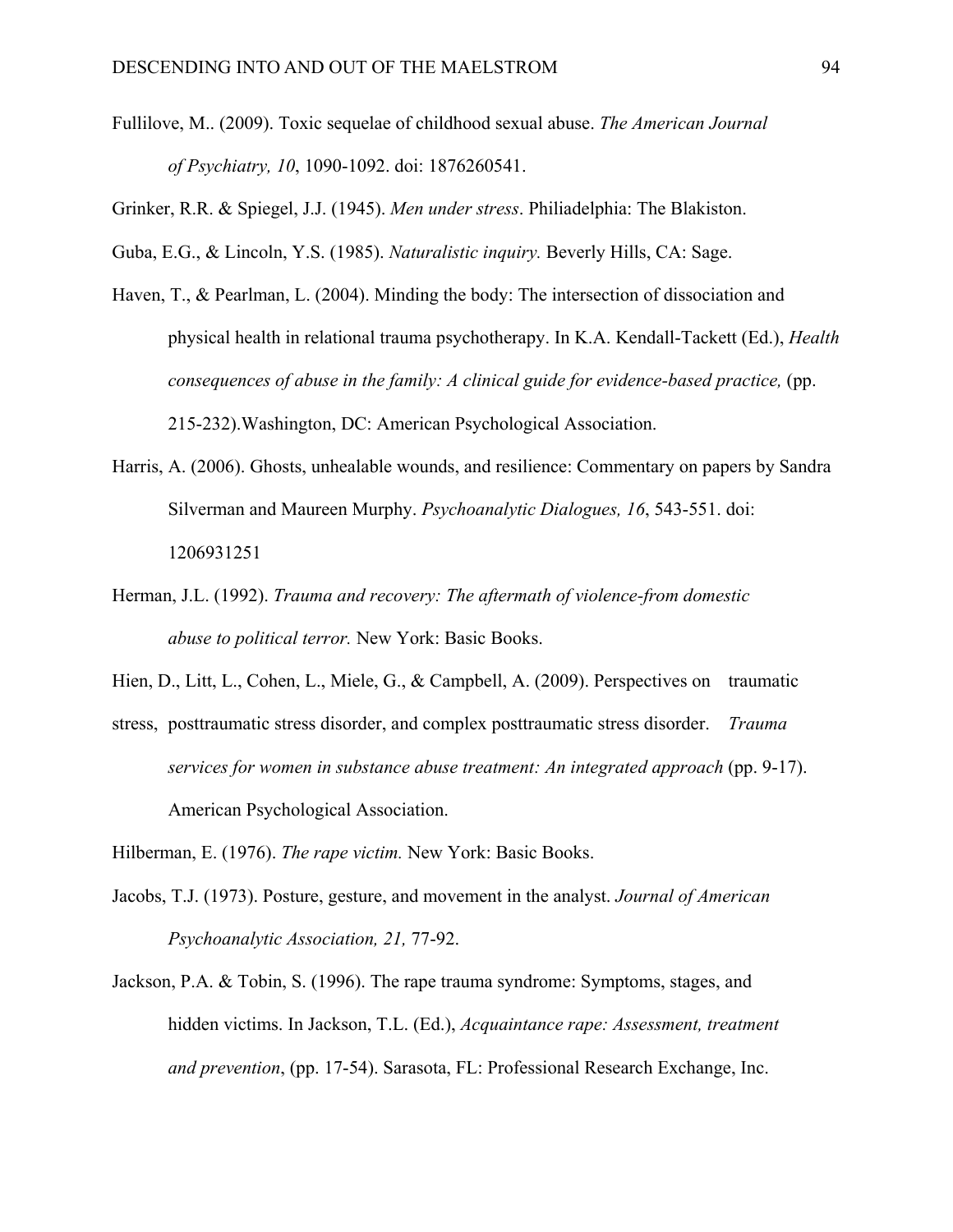Fullilove, M.. (2009). Toxic sequelae of childhood sexual abuse. *The American Journal of Psychiatry, 10*, 1090-1092. doi: 1876260541.

Grinker, R.R. & Spiegel, J.J. (1945). *Men under stress*. Philiadelphia: The Blakiston.

Guba, E.G., & Lincoln, Y.S. (1985). *Naturalistic inquiry.* Beverly Hills, CA: Sage.

Haven, T., & Pearlman, L. (2004). Minding the body: The intersection of dissociation and physical health in relational trauma psychotherapy. In K.A. Kendall-Tackett (Ed.), *Health consequences of abuse in the family: A clinical guide for evidence-based practice,* (pp. 215-232).Washington, DC: American Psychological Association.

Harris, A. (2006). Ghosts, unhealable wounds, and resilience: Commentary on papers by Sandra Silverman and Maureen Murphy. *Psychoanalytic Dialogues, 16*, 543-551. doi: 1206931251

Herman, J.L. (1992). *Trauma and recovery: The aftermath of violence-from domestic abuse to political terror.* New York: Basic Books.

Hien, D., Litt, L., Cohen, L., Miele, G., & Campbell, A. (2009). Perspectives on traumatic stress, posttraumatic stress disorder, and complex posttraumatic stress disorder. *Trauma services for women in substance abuse treatment: An integrated approach* (pp. 9-17). American Psychological Association.

Hilberman, E. (1976). *The rape victim.* New York: Basic Books.

Jacobs, T.J. (1973). Posture, gesture, and movement in the analyst. *Journal of American Psychoanalytic Association, 21,* 77-92.

Jackson, P.A. & Tobin, S. (1996). The rape trauma syndrome: Symptoms, stages, and hidden victims. In Jackson, T.L. (Ed.), *Acquaintance rape: Assessment, treatment and prevention*, (pp. 17-54). Sarasota, FL: Professional Research Exchange, Inc.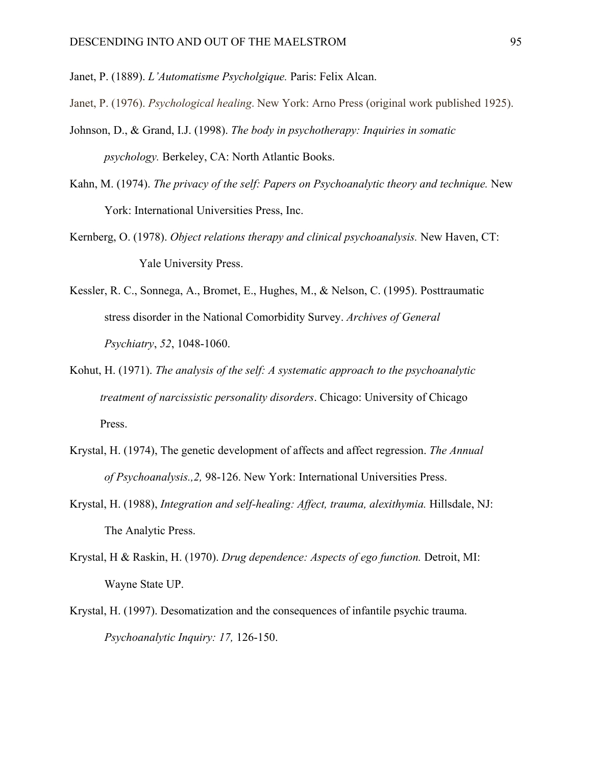Janet, P. (1889). *L'Automatisme Psycholgique.* Paris: Felix Alcan.

Janet, P. (1976). *Psychological healing*. New York: Arno Press (original work published 1925).

Johnson, D., & Grand, I.J. (1998). *The body in psychotherapy: Inquiries in somatic psychology.* Berkeley, CA: North Atlantic Books.

Kahn, M. (1974). *The privacy of the self: Papers on Psychoanalytic theory and technique.* New York: International Universities Press, Inc.

Kernberg, O. (1978). *Object relations therapy and clinical psychoanalysis.* New Haven, CT: Yale University Press.

Kessler, R. C., Sonnega, A., Bromet, E., Hughes, M., & Nelson, C. (1995). Posttraumatic stress disorder in the National Comorbidity Survey. *Archives of General Psychiatry*, *52*, 1048-1060.

Kohut, H. (1971). *The analysis of the self: A systematic approach to the psychoanalytic treatment of narcissistic personality disorders*. Chicago: University of Chicago Press.

Krystal, H. (1974), The genetic development of affects and affect regression. *The Annual of Psychoanalysis.,2,* 98-126. New York: International Universities Press.

Krystal, H. (1988), *Integration and self-healing: Affect, trauma, alexithymia.* Hillsdale, NJ: The Analytic Press.

Krystal, H & Raskin, H. (1970). *Drug dependence: Aspects of ego function.* Detroit, MI: Wayne State UP.

Krystal, H. (1997). Desomatization and the consequences of infantile psychic trauma. *Psychoanalytic Inquiry: 17,* 126-150.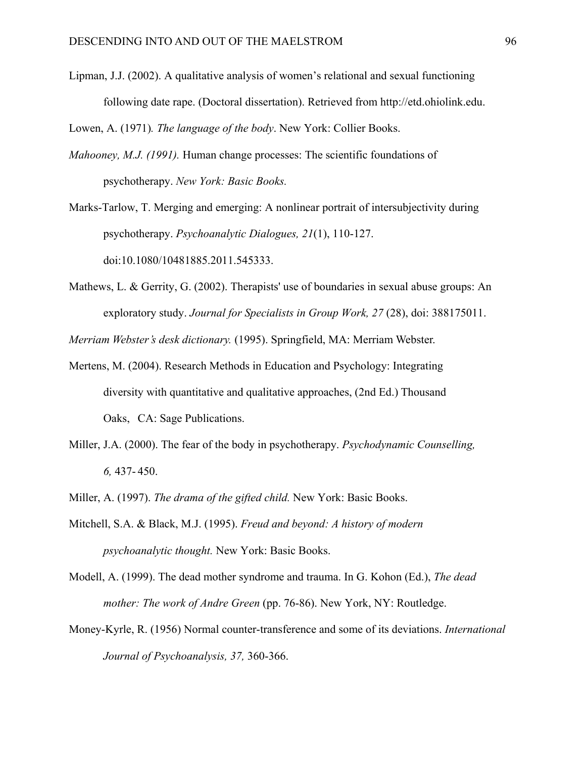Lipman, J.J. (2002). A qualitative analysis of women's relational and sexual functioning following date rape. (Doctoral dissertation). Retrieved from http://etd.ohiolink.edu.

Lowen, A. (1971). *The language of the body*. New York: Collier Books.

*Mahooney, M.J. (1991).* Human change processes: The scientific foundations of psychotherapy. *New York: Basic Books.*

Marks-Tarlow, T. Merging and emerging: A nonlinear portrait of intersubjectivity during psychotherapy. *Psychoanalytic Dialogues, 21*(1), 110-127. doi:10.1080/10481885.2011.545333.

Mathews, L. & Gerrity, G. (2002). Therapists' use of boundaries in sexual abuse groups: An exploratory study. *Journal for Specialists in Group Work, 27* (28), doi: 388175011.

*Merriam Webster's desk dictionary.* (1995). Springfield, MA: Merriam Webster.

Mertens, M. (2004). Research Methods in Education and Psychology: Integrating diversity with quantitative and qualitative approaches, (2nd Ed.) Thousand Oaks, CA: Sage Publications.

Miller, J.A. (2000). The fear of the body in psychotherapy. *Psychodynamic Counselling, 6,* 437- 450.

Miller, A. (1997). *The drama of the gifted child.* New York: Basic Books.

Mitchell, S.A. & Black, M.J. (1995). *Freud and beyond: A history of modern psychoanalytic thought.* New York: Basic Books.

Modell, A. (1999). The dead mother syndrome and trauma. In G. Kohon (Ed.), *The dead mother: The work of Andre Green* (pp. 76-86). New York, NY: Routledge.

Money-Kyrle, R. (1956) Normal counter-transference and some of its deviations. *International Journal of Psychoanalysis, 37,* 360-366.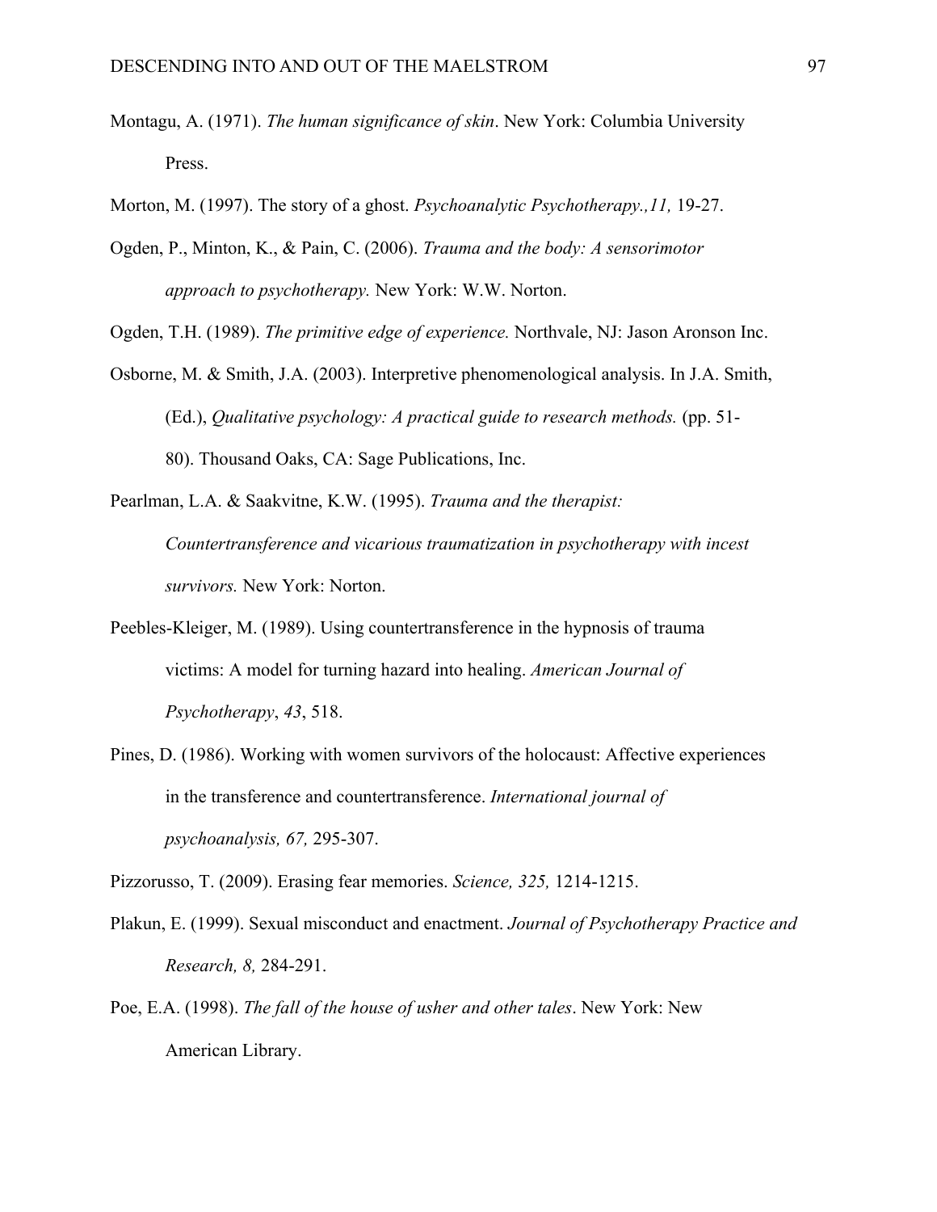Montagu, A. (1971). *The human significance of skin*. New York: Columbia University Press.

Morton, M. (1997). The story of a ghost. *Psychoanalytic Psychotherapy.,11,* 19-27.

Ogden, P., Minton, K., & Pain, C. (2006). *Trauma and the body: A sensorimotor approach to psychotherapy.* New York: W.W. Norton.

Ogden, T.H. (1989). *The primitive edge of experience.* Northvale, NJ: Jason Aronson Inc.

Osborne, M. & Smith, J.A. (2003). Interpretive phenomenological analysis. In J.A. Smith, (Ed.), *Qualitative psychology: A practical guide to research methods.* (pp. 51-80). Thousand Oaks, CA: Sage Publications, Inc.

Pearlman, L.A. & Saakvitne, K.W. (1995). *Trauma and the therapist: Countertransference and vicarious traumatization in psychotherapy with incest survivors.* New York: Norton.

Peebles-Kleiger, M. (1989). Using countertransference in the hypnosis of trauma victims: A model for turning hazard into healing. *American Journal of Psychotherapy*, *43*, 518.

Pines, D. (1986). Working with women survivors of the holocaust: Affective experiences in the transference and countertransference. *International journal of psychoanalysis, 67,* 295-307.

Pizzorusso, T. (2009). Erasing fear memories. *Science, 325,* 1214-1215.

Plakun, E. (1999). Sexual misconduct and enactment. *Journal of Psychotherapy Practice and Research, 8,* 284-291.

Poe, E.A. (1998). *The fall of the house of usher and other tales*. New York: New American Library.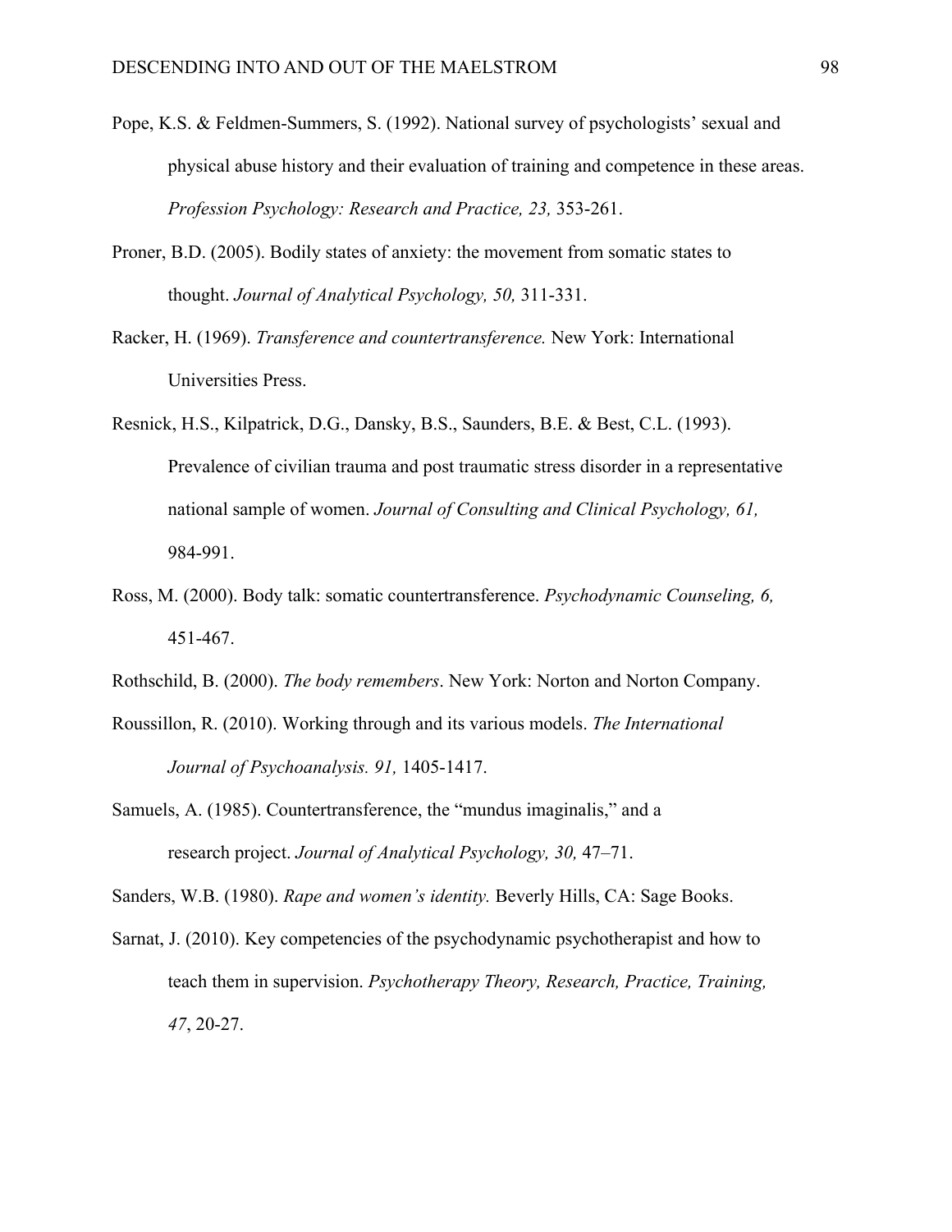Pope, K.S. & Feldmen-Summers, S. (1992). National survey of psychologists' sexual and physical abuse history and their evaluation of training and competence in these areas. *Profession Psychology: Research and Practice, 23,* 353-261.

Proner, B.D. (2005). Bodily states of anxiety: the movement from somatic states to thought. *Journal of Analytical Psychology, 50,* 311-331.

Racker, H. (1969). *Transference and countertransference.* New York: International Universities Press.

Resnick, H.S., Kilpatrick, D.G., Dansky, B.S., Saunders, B.E. & Best, C.L. (1993). Prevalence of civilian trauma and post traumatic stress disorder in a representative national sample of women. *Journal of Consulting and Clinical Psychology, 61,* 984-991.

Ross, M. (2000). Body talk: somatic countertransference. *Psychodynamic Counseling, 6,* 451-467.

Rothschild, B. (2000). *The body remembers*. New York: Norton and Norton Company.

Roussillon, R. (2010). Working through and its various models. *The International Journal of Psychoanalysis. 91,* 1405-1417.

Samuels, A. (1985). Countertransference, the "mundus imaginalis," and a research project. *Journal of Analytical Psychology, 30,* 47–71.

Sanders, W.B. (1980). *Rape and women's identity.* Beverly Hills, CA: Sage Books.

Sarnat, J. (2010). Key competencies of the psychodynamic psychotherapist and how to teach them in supervision. *Psychotherapy Theory, Research, Practice, Training, 47*, 20-27.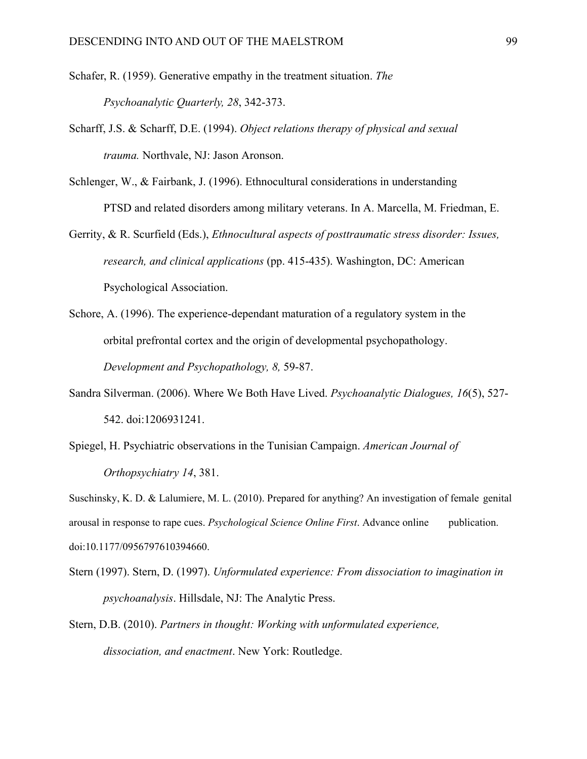Schafer, R. (1959). Generative empathy in the treatment situation. *The Psychoanalytic Quarterly, 28*, 342-373.

Scharff, J.S. & Scharff, D.E. (1994). *Object relations therapy of physical and sexual trauma.* Northvale, NJ: Jason Aronson.

Schlenger, W., & Fairbank, J. (1996). Ethnocultural considerations in understanding PTSD and related disorders among military veterans. In A. Marcella, M. Friedman, E. Gerrity, & R. Scurfield (Eds.), *Ethnocultural aspects of posttraumatic stress disorder: Issues, research, and clinical applications* (pp. 415-435). Washington, DC: American Psychological Association.

Schore, A. (1996). The experience-dependant maturation of a regulatory system in the orbital prefrontal cortex and the origin of developmental psychopathology. *Development and Psychopathology, 8,* 59-87.

Sandra Silverman. (2006). Where We Both Have Lived. *Psychoanalytic Dialogues, 16*(5), 527-542. doi:1206931241.

Spiegel, H. Psychiatric observations in the Tunisian Campaign. *American Journal of Orthopsychiatry 14*, 381.

Suschinsky, K. D. & Lalumiere, M. L. (2010). Prepared for anything? An investigation of female genital arousal in response to rape cues. *Psychological Science Online First*. Advance online publication. doi:10.1177/0956797610394660.

Stern (1997). Stern, D. (1997). *Unformulated experience: From dissociation to imagination in psychoanalysis*. Hillsdale, NJ: The Analytic Press.

Stern, D.B. (2010). *Partners in thought: Working with unformulated experience, dissociation, and enactment*. New York: Routledge.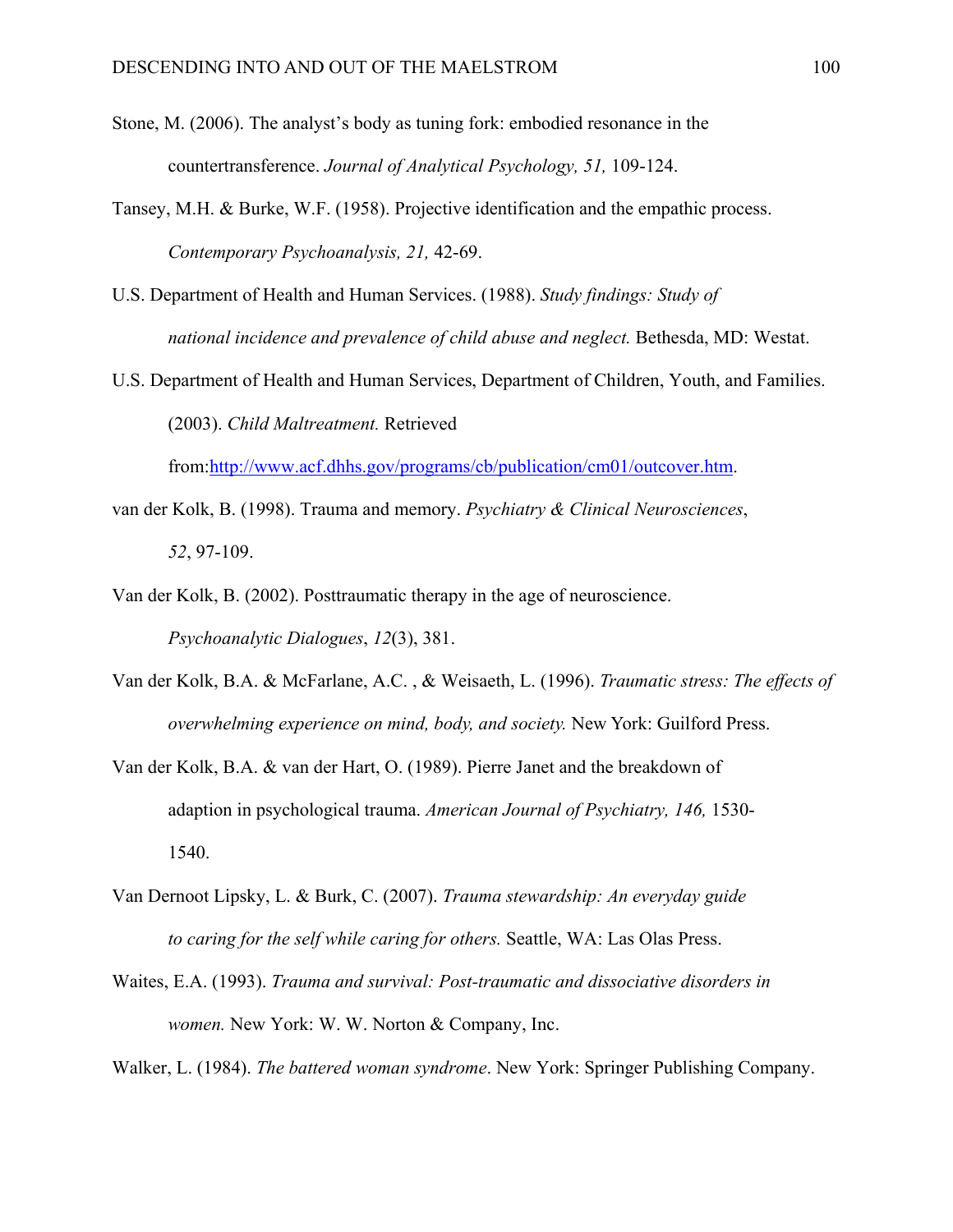Stone, M. (2006). The analyst's body as tuning fork: embodied resonance in the countertransference. *Journal of Analytical Psychology, 51,* 109-124.

Tansey, M.H. & Burke, W.F. (1958). Projective identification and the empathic process. *Contemporary Psychoanalysis, 21,* 42-69.

U.S. Department of Health and Human Services. (1988). *Study findings: Study of national incidence and prevalence of child abuse and neglect.* Bethesda, MD: Westat.

U.S. Department of Health and Human Services, Department of Children, Youth, and Families. (2003). *Child Maltreatment.* Retrieved from:[http://www.acf.dhhs.gov/programs/cb/publication/cm01/outcover.htm](http://www.acf.dhhs.gov/programs/cb/publication/cm01/outcover.htm).

van der Kolk, B. (1998). Trauma and memory. *Psychiatry & Clinical Neurosciences*, *52*, 97-109.

Van der Kolk, B. (2002). Posttraumatic therapy in the age of neuroscience. *Psychoanalytic Dialogues*, *12*(3), 381.

Van der Kolk, B.A. & McFarlane, A.C. , & Weisaeth, L. (1996). *Traumatic stress: The effects of overwhelming experience on mind, body, and society.* New York: Guilford Press.

Van der Kolk, B.A. & van der Hart, O. (1989). Pierre Janet and the breakdown of adaption in psychological trauma. *American Journal of Psychiatry, 146,* 1530-1540.

Van Dernoot Lipsky, L. & Burk, C. (2007). *Trauma stewardship: An everyday guide to caring for the self while caring for others.* Seattle, WA: Las Olas Press.

Waites, E.A. (1993). *Trauma and survival: Post-traumatic and dissociative disorders in women.* New York: W. W. Norton & Company, Inc.

Walker, L. (1984). *The battered woman syndrome*. New York: Springer Publishing Company.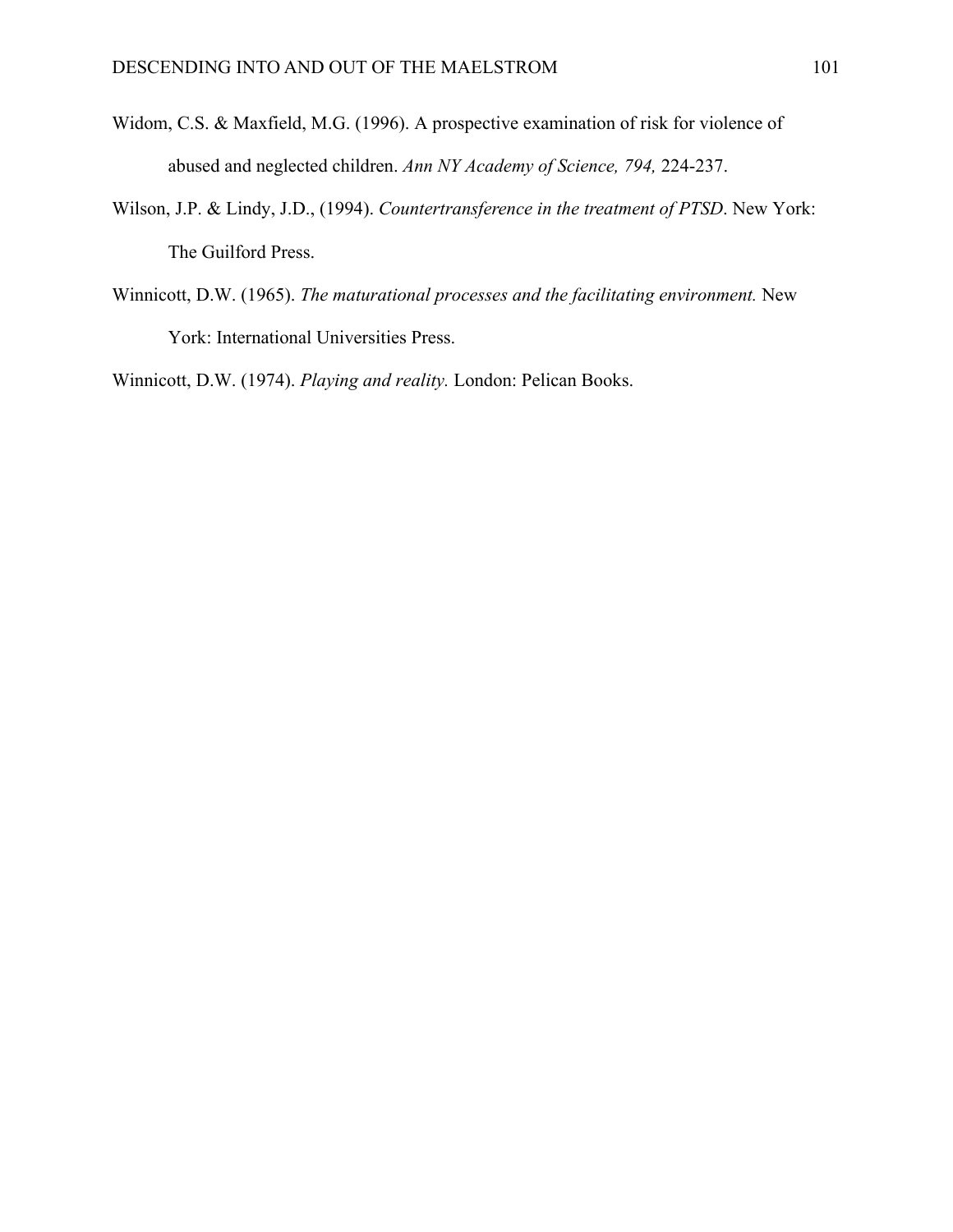Widom, C.S. & Maxfield, M.G. (1996). A prospective examination of risk for violence of abused and neglected children. *Ann NY Academy of Science, 794,* 224-237.

Wilson, J.P. & Lindy, J.D., (1994). *Countertransference in the treatment of PTSD*. New York: The Guilford Press.

Winnicott, D.W. (1965). *The maturational processes and the facilitating environment.* New York: International Universities Press.

Winnicott, D.W. (1974). *Playing and reality.* London: Pelican Books.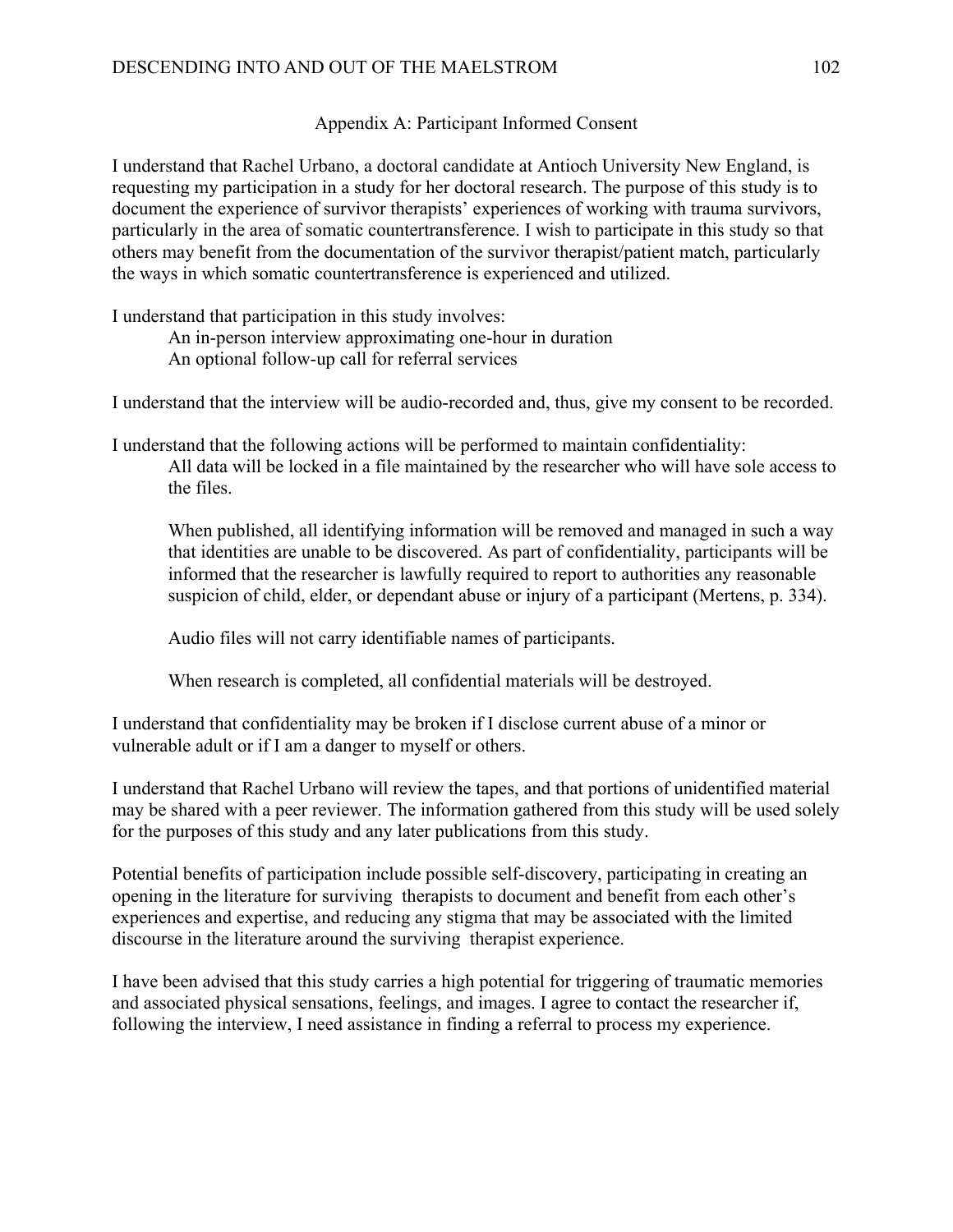## Appendix A: Participant Informed Consent

I understand that Rachel Urbano, a doctoral candidate at Antioch University New England, is requesting my participation in a study for her doctoral research. The purpose of this study is to document the experience of survivor therapists' experiences of working with trauma survivors, particularly in the area of somatic countertransference. I wish to participate in this study so that others may benefit from the documentation of the survivor therapist/patient match, particularly the ways in which somatic countertransference is experienced and utilized.

I understand that participation in this study involves:

An in-person interview approximating one-hour in duration
An optional follow-up call for referral services

I understand that the interview will be audio-recorded and, thus, give my consent to be recorded.

I understand that the following actions will be performed to maintain confidentiality:

All data will be locked in a file maintained by the researcher who will have sole access to the files.

When published, all identifying information will be removed and managed in such a way that identities are unable to be discovered. As part of confidentiality, participants will be informed that the researcher is lawfully required to report to authorities any reasonable suspicion of child, elder, or dependant abuse or injury of a participant (Mertens, p. 334).

Audio files will not carry identifiable names of participants.

When research is completed, all confidential materials will be destroyed.

I understand that confidentiality may be broken if I disclose current abuse of a minor or vulnerable adult or if I am a danger to myself or others.

I understand that Rachel Urbano will review the tapes, and that portions of unidentified material may be shared with a peer reviewer. The information gathered from this study will be used solely for the purposes of this study and any later publications from this study.

Potential benefits of participation include possible self-discovery, participating in creating an opening in the literature for surviving therapists to document and benefit from each other's experiences and expertise, and reducing any stigma that may be associated with the limited discourse in the literature around the surviving therapist experience.

I have been advised that this study carries a high potential for triggering of traumatic memories and associated physical sensations, feelings, and images. I agree to contact the researcher if, following the interview, I need assistance in finding a referral to process my experience.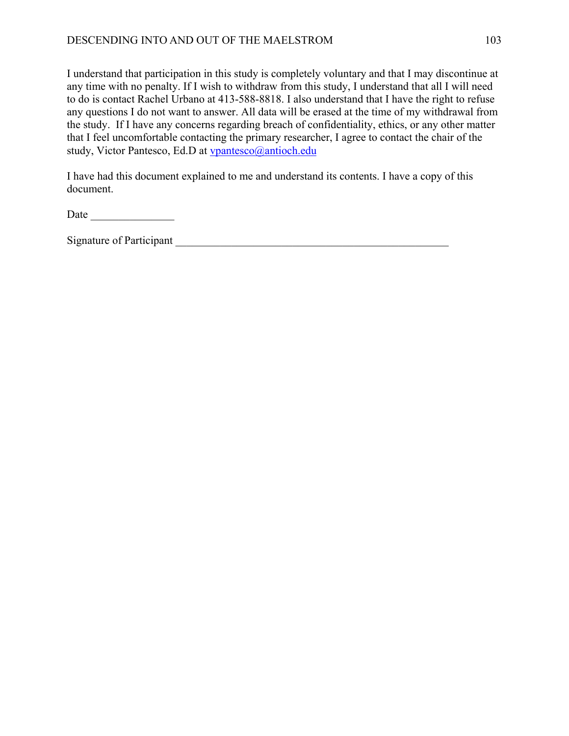I understand that participation in this study is completely voluntary and that I may discontinue at any time with no penalty. If I wish to withdraw from this study, I understand that all I will need to do is contact Rachel Urbano at 413-588-8818. I also understand that I have the right to refuse any questions I do not want to answer. All data will be erased at the time of my withdrawal from the study. If I have any concerns regarding breach of confidentiality, ethics, or any other matter that I feel uncomfortable contacting the primary researcher, I agree to contact the chair of the study, Victor Pantesco, Ed.D at vpantesco@antioch.edu

I have had this document explained to me and understand its contents. I have a copy of this document.

Date _______________

Signature of Participant ___________________________________________________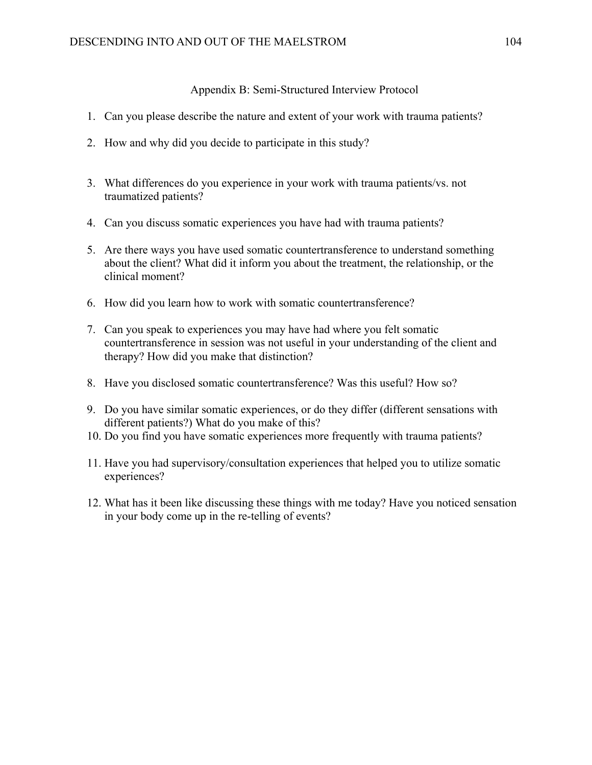## Appendix B: Semi-Structured Interview Protocol

1. Can you please describe the nature and extent of your work with trauma patients?
2. How and why did you decide to participate in this study?
3. What differences do you experience in your work with trauma patients/vs. not traumatized patients?
4. Can you discuss somatic experiences you have had with trauma patients?
5. Are there ways you have used somatic countertransference to understand something about the client? What did it inform you about the treatment, the relationship, or the clinical moment?
6. How did you learn how to work with somatic countertransference?
7. Can you speak to experiences you may have had where you felt somatic countertransference in session was not useful in your understanding of the client and therapy? How did you make that distinction?
8. Have you disclosed somatic countertransference? Was this useful? How so?
9. Do you have similar somatic experiences, or do they differ (different sensations with different patients?) What do you make of this?
10. Do you find you have somatic experiences more frequently with trauma patients?
11. Have you had supervisory/consultation experiences that helped you to utilize somatic experiences?
12. What has it been like discussing these things with me today? Have you noticed sensation in your body come up in the re-telling of events?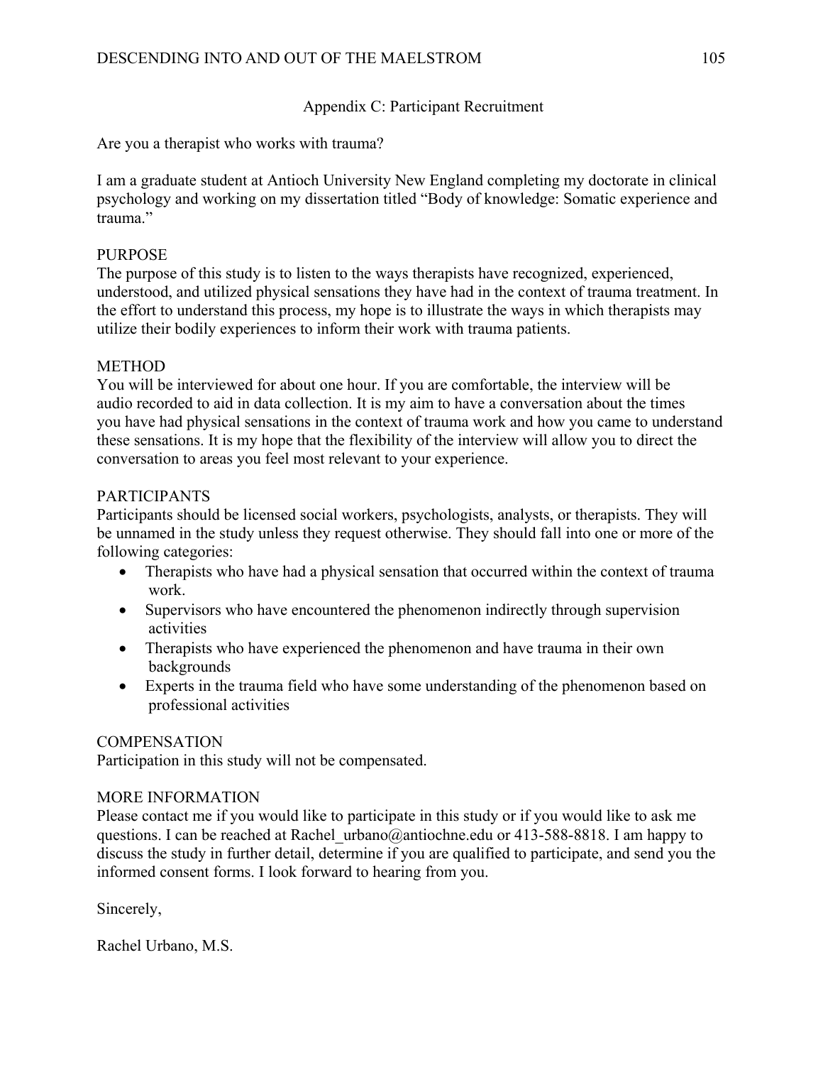## Appendix C: Participant Recruitment

Are you a therapist who works with trauma?

I am a graduate student at Antioch University New England completing my doctorate in clinical psychology and working on my dissertation titled "Body of knowledge: Somatic experience and trauma."

### PURPOSE

The purpose of this study is to listen to the ways therapists have recognized, experienced, understood, and utilized physical sensations they have had in the context of trauma treatment. In the effort to understand this process, my hope is to illustrate the ways in which therapists may utilize their bodily experiences to inform their work with trauma patients.

### METHOD

You will be interviewed for about one hour. If you are comfortable, the interview will be audio recorded to aid in data collection. It is my aim to have a conversation about the times you have had physical sensations in the context of trauma work and how you came to understand these sensations. It is my hope that the flexibility of the interview will allow you to direct the conversation to areas you feel most relevant to your experience.

### PARTICIPANTS

Participants should be licensed social workers, psychologists, analysts, or therapists. They will be unnamed in the study unless they request otherwise. They should fall into one or more of the following categories:

- Therapists who have had a physical sensation that occurred within the context of trauma work.
- Supervisors who have encountered the phenomenon indirectly through supervision activities
- Therapists who have experienced the phenomenon and have trauma in their own backgrounds
- Experts in the trauma field who have some understanding of the phenomenon based on professional activities

### COMPENSATION

Participation in this study will not be compensated.

### MORE INFORMATION

Please contact me if you would like to participate in this study or if you would like to ask me questions. I can be reached at Rachel_urbano@antiochne.edu or 413-588-8818. I am happy to discuss the study in further detail, determine if you are qualified to participate, and send you the informed consent forms. I look forward to hearing from you.

Sincerely,

Rachel Urbano, M.S.